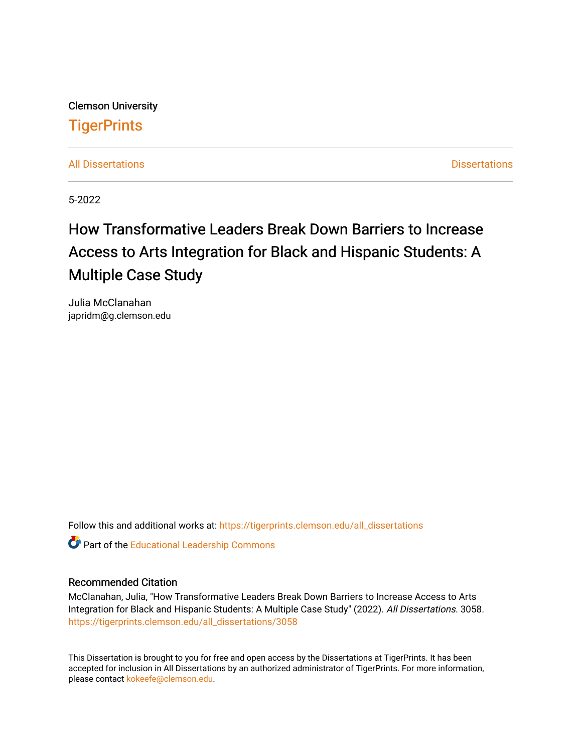Clemson University

# TigerPrints

All Dissertations | Dissertations

5-2022

# How Transformative Leaders Break Down Barriers to Increase Access to Arts Integration for Black and Hispanic Students: A Multiple Case Study

Julia McClanahan
japridm@g.clemson.edu

Follow this and additional works at: https://tigerprints.clemson.edu/all_dissertations

Part of the Educational Leadership Commons

## Recommended Citation

McClanahan, Julia, "How Transformative Leaders Break Down Barriers to Increase Access to Arts Integration for Black and Hispanic Students: A Multiple Case Study" (2022). *All Dissertations*. 3058.
https://tigerprints.clemson.edu/all_dissertations/3058

This Dissertation is brought to you for free and open access by the Dissertations at TigerPrints. It has been accepted for inclusion in All Dissertations by an authorized administrator of TigerPrints. For more information, please contact kokeefe@clemson.edu.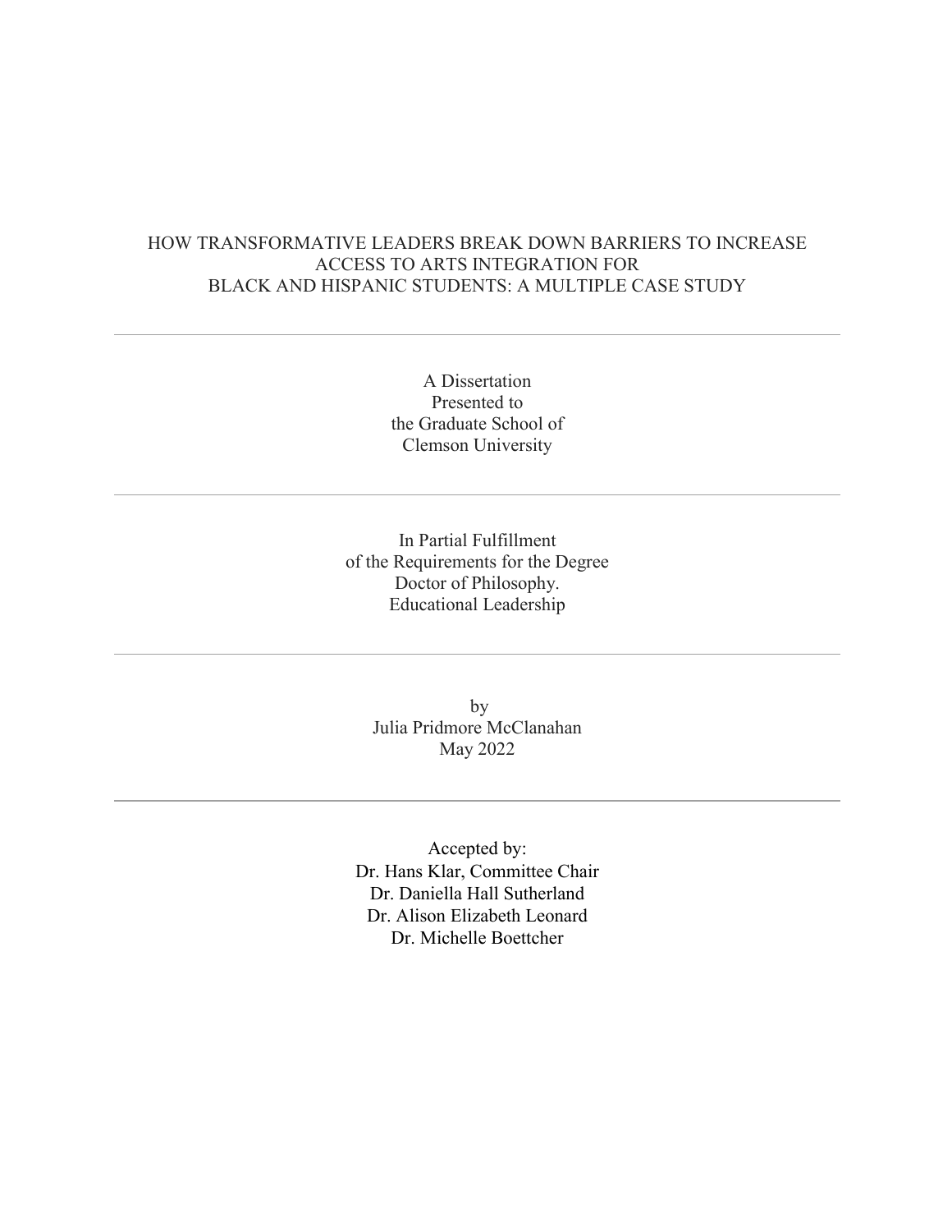# HOW TRANSFORMATIVE LEADERS BREAK DOWN BARRIERS TO INCREASE ACCESS TO ARTS INTEGRATION FOR BLACK AND HISPANIC STUDENTS: A MULTIPLE CASE STUDY

---

A Dissertation
Presented to
the Graduate School of
Clemson University

---

In Partial Fulfillment
of the Requirements for the Degree
Doctor of Philosophy.
Educational Leadership

---

by
Julia Pridmore McClanahan
May 2022

---

Accepted by:
Dr. Hans Klar, Committee Chair
Dr. Daniella Hall Sutherland
Dr. Alison Elizabeth Leonard
Dr. Michelle Boettcher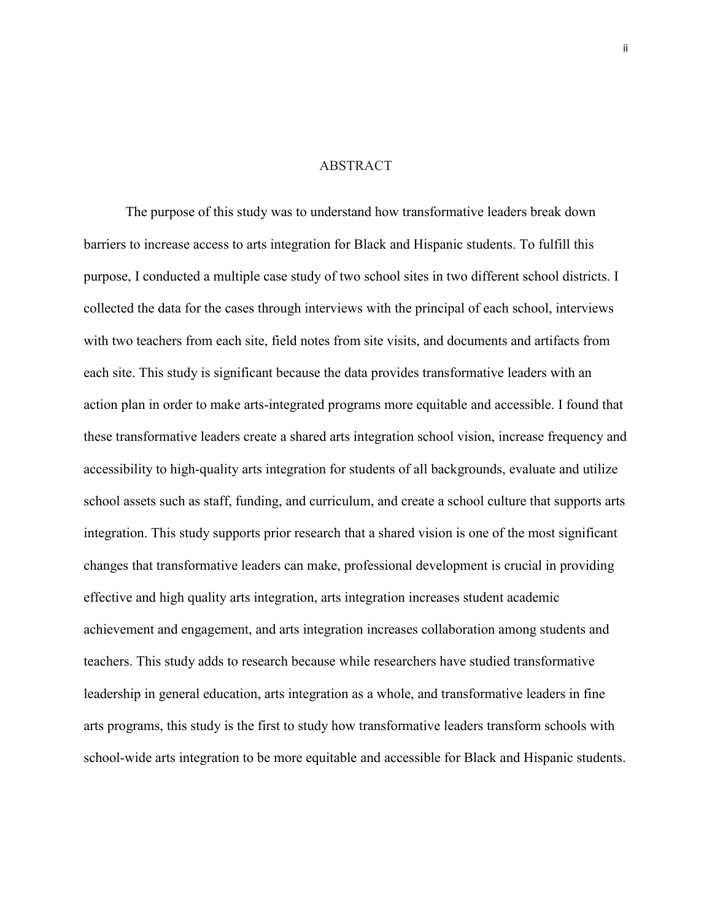# ABSTRACT

The purpose of this study was to understand how transformative leaders break down barriers to increase access to arts integration for Black and Hispanic students. To fulfill this purpose, I conducted a multiple case study of two school sites in two different school districts. I collected the data for the cases through interviews with the principal of each school, interviews with two teachers from each site, field notes from site visits, and documents and artifacts from each site. This study is significant because the data provides transformative leaders with an action plan in order to make arts-integrated programs more equitable and accessible. I found that these transformative leaders create a shared arts integration school vision, increase frequency and accessibility to high-quality arts integration for students of all backgrounds, evaluate and utilize school assets such as staff, funding, and curriculum, and create a school culture that supports arts integration. This study supports prior research that a shared vision is one of the most significant changes that transformative leaders can make, professional development is crucial in providing effective and high quality arts integration, arts integration increases student academic achievement and engagement, and arts integration increases collaboration among students and teachers. This study adds to research because while researchers have studied transformative leadership in general education, arts integration as a whole, and transformative leaders in fine arts programs, this study is the first to study how transformative leaders transform schools with school-wide arts integration to be more equitable and accessible for Black and Hispanic students.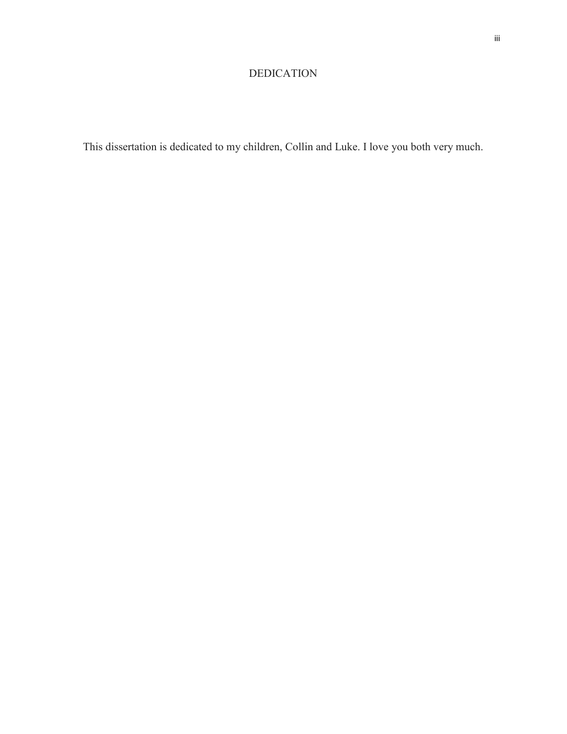# DEDICATION

This dissertation is dedicated to my children, Collin and Luke. I love you both very much.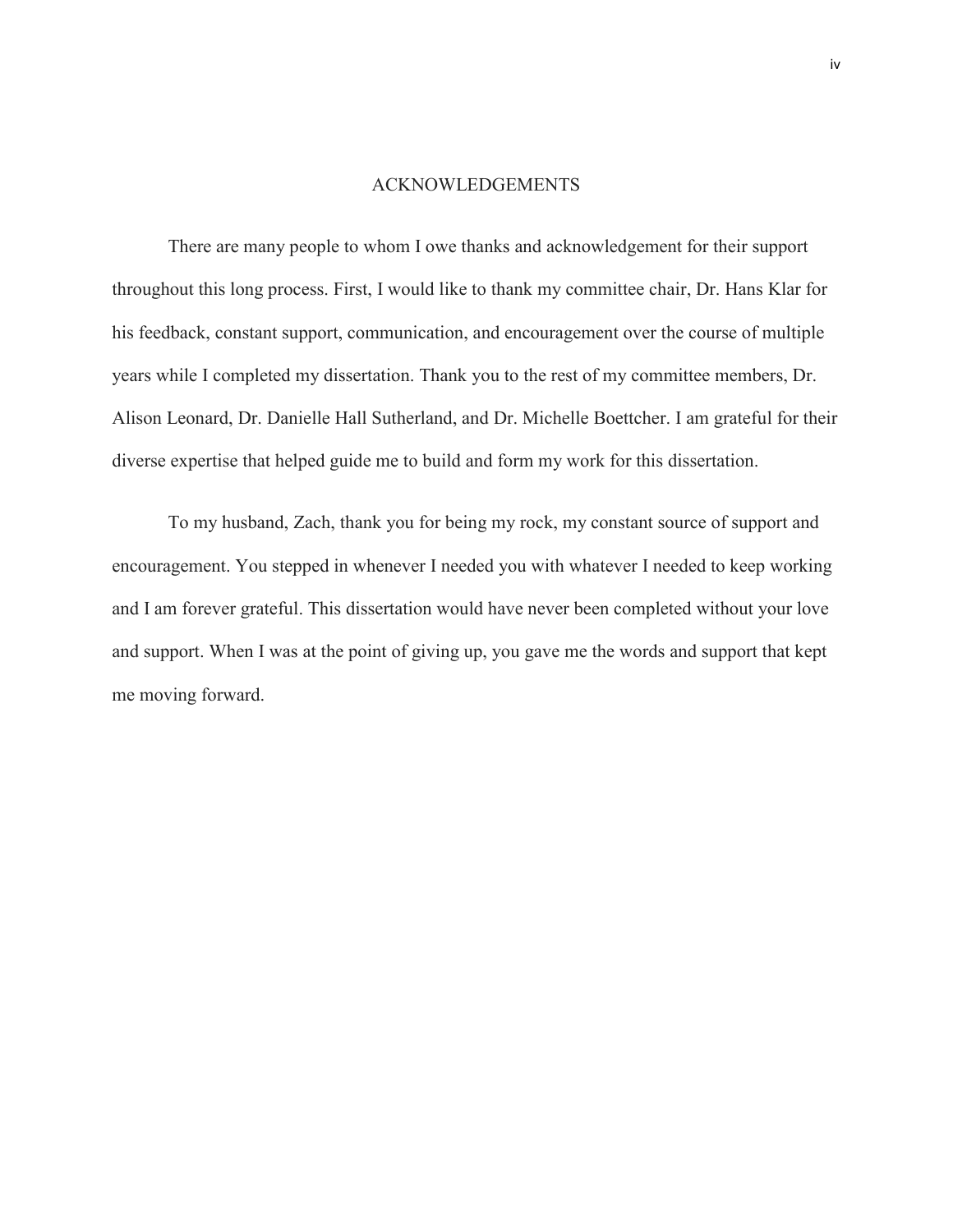# ACKNOWLEDGEMENTS

There are many people to whom I owe thanks and acknowledgement for their support throughout this long process. First, I would like to thank my committee chair, Dr. Hans Klar for his feedback, constant support, communication, and encouragement over the course of multiple years while I completed my dissertation. Thank you to the rest of my committee members, Dr. Alison Leonard, Dr. Danielle Hall Sutherland, and Dr. Michelle Boettcher. I am grateful for their diverse expertise that helped guide me to build and form my work for this dissertation.

To my husband, Zach, thank you for being my rock, my constant source of support and encouragement. You stepped in whenever I needed you with whatever I needed to keep working and I am forever grateful. This dissertation would have never been completed without your love and support. When I was at the point of giving up, you gave me the words and support that kept me moving forward.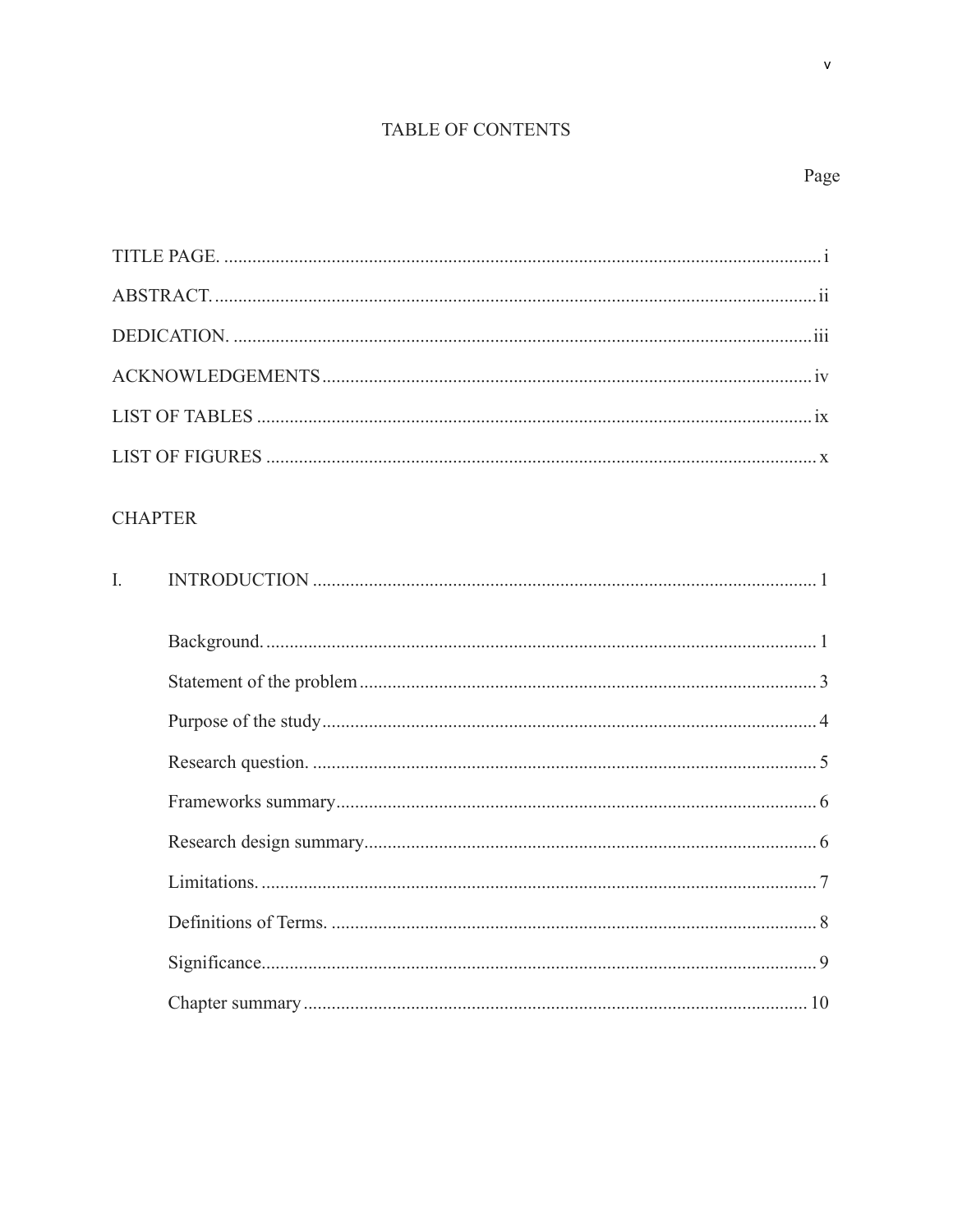# TABLE OF CONTENTS

Page

TITLE PAGE. ............................................................................................................... i

ABSTRACT. ................................................................................................................ ii

DEDICATION. ........................................................................................................... iii

ACKNOWLEDGEMENTS ......................................................................................... iv

LIST OF TABLES ....................................................................................................... ix

LIST OF FIGURES ...................................................................................................... x

CHAPTER

I. INTRODUCTION ........................................................................................... 1

Background. ..................................................................................................... 1

Statement of the problem ................................................................................. 3

Purpose of the study ......................................................................................... 4

Research question. ........................................................................................... 5

Frameworks summary ...................................................................................... 6

Research design summary ................................................................................ 6

Limitations. ...................................................................................................... 7

Definitions of Terms. ....................................................................................... 8

Significance. ..................................................................................................... 9

Chapter summary ........................................................................................... 10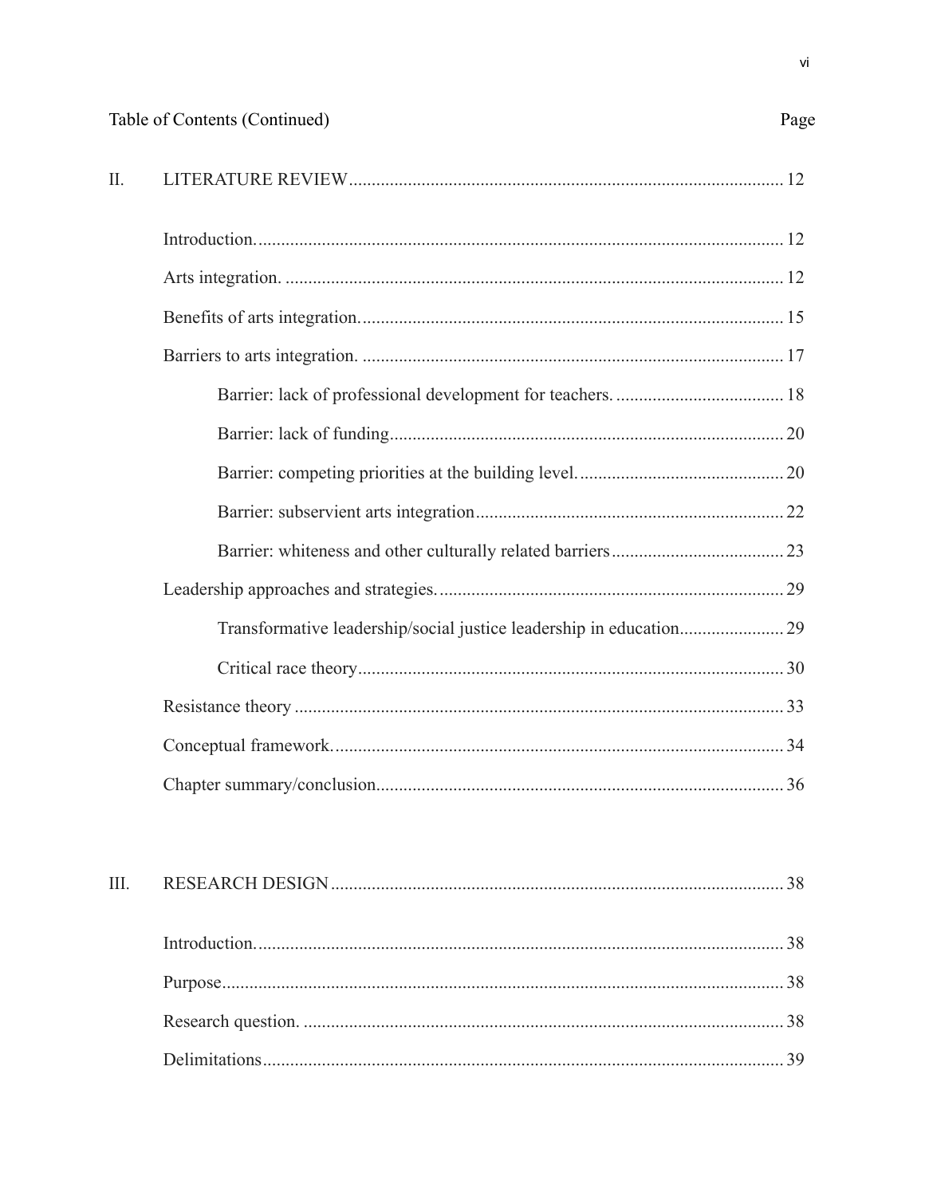Table of Contents (Continued)

| | | Page |
|---|---|---|
| II. | LITERATURE REVIEW | 12 |
| | Introduction. | 12 |
| | Arts integration. | 12 |
| | Benefits of arts integration. | 15 |
| | Barriers to arts integration. | 17 |
| | Barrier: lack of professional development for teachers. | 18 |
| | Barrier: lack of funding | 20 |
| | Barrier: competing priorities at the building level. | 20 |
| | Barrier: subservient arts integration | 22 |
| | Barrier: whiteness and other culturally related barriers | 23 |
| | Leadership approaches and strategies. | 29 |
| | Transformative leadership/social justice leadership in education | 29 |
| | Critical race theory | 30 |
| | Resistance theory | 33 |
| | Conceptual framework. | 34 |
| | Chapter summary/conclusion | 36 |
| III. | RESEARCH DESIGN | 38 |
| | Introduction. | 38 |
| | Purpose | 38 |
| | Research question. | 38 |
| | Delimitations | 39 |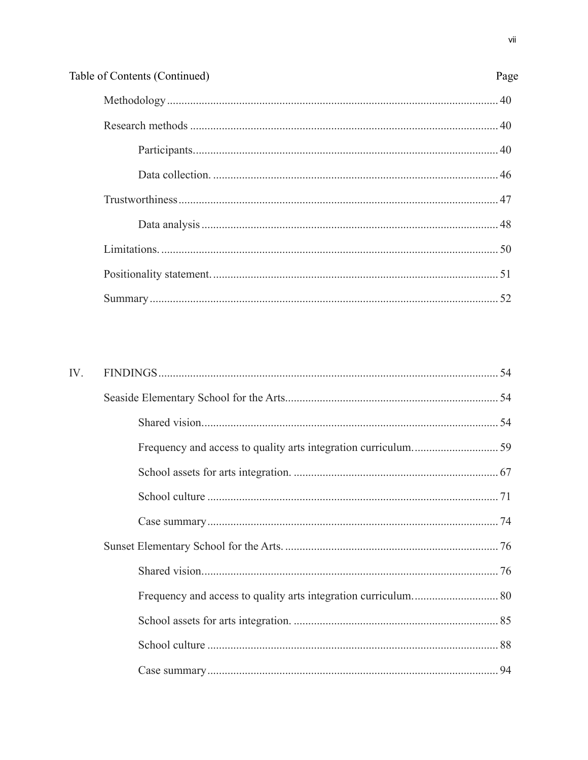Table of Contents (Continued)

| | | Page |
|---|---|---|
| | Methodology | 40 |
| | Research methods | 40 |
| | Participants. | 40 |
| | Data collection. | 46 |
| | Trustworthiness | 47 |
| | Data analysis | 48 |
| | Limitations. | 50 |
| | Positionality statement. | 51 |
| | Summary | 52 |
| IV. | FINDINGS | 54 |
| | Seaside Elementary School for the Arts | 54 |
| | Shared vision. | 54 |
| | Frequency and access to quality arts integration curriculum. | 59 |
| | School assets for arts integration. | 67 |
| | School culture | 71 |
| | Case summary | 74 |
| | Sunset Elementary School for the Arts. | 76 |
| | Shared vision. | 76 |
| | Frequency and access to quality arts integration curriculum. | 80 |
| | School assets for arts integration. | 85 |
| | School culture | 88 |
| | Case summary | 94 |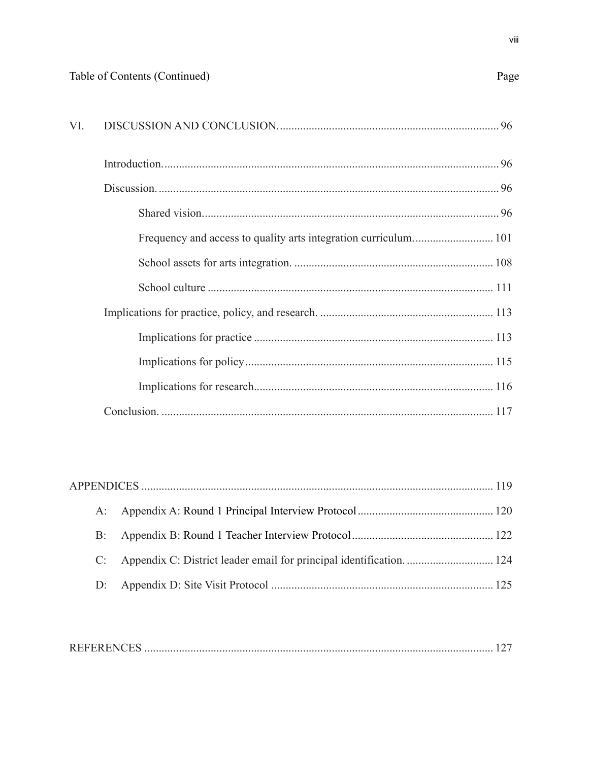Table of Contents (Continued) Page

VI. DISCUSSION AND CONCLUSION. 96

- Introduction. 96
- Discussion. 96
  - Shared vision. 96
  - Frequency and access to quality arts integration curriculum. 101
  - School assets for arts integration. 108
  - School culture 111
- Implications for practice, policy, and research. 113
  - Implications for practice 113
  - Implications for policy 115
  - Implications for research 116
- Conclusion. 117

APPENDICES 119

- A: Appendix A: Round 1 Principal Interview Protocol 120
- B: Appendix B: Round 1 Teacher Interview Protocol 122
- C: Appendix C: District leader email for principal identification. 124
- D: Appendix D: Site Visit Protocol 125

REFERENCES 127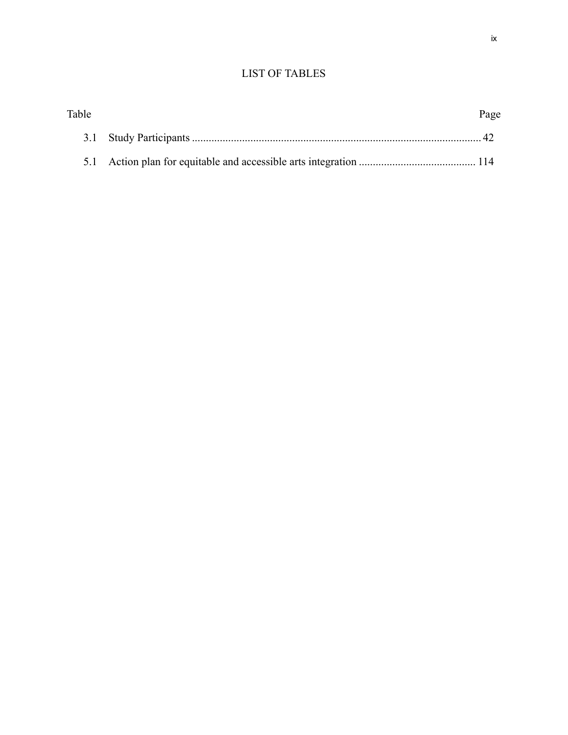# LIST OF TABLES

| Table | | Page |
|---|---|---|
| 3.1 | Study Participants | 42 |
| 5.1 | Action plan for equitable and accessible arts integration | 114 |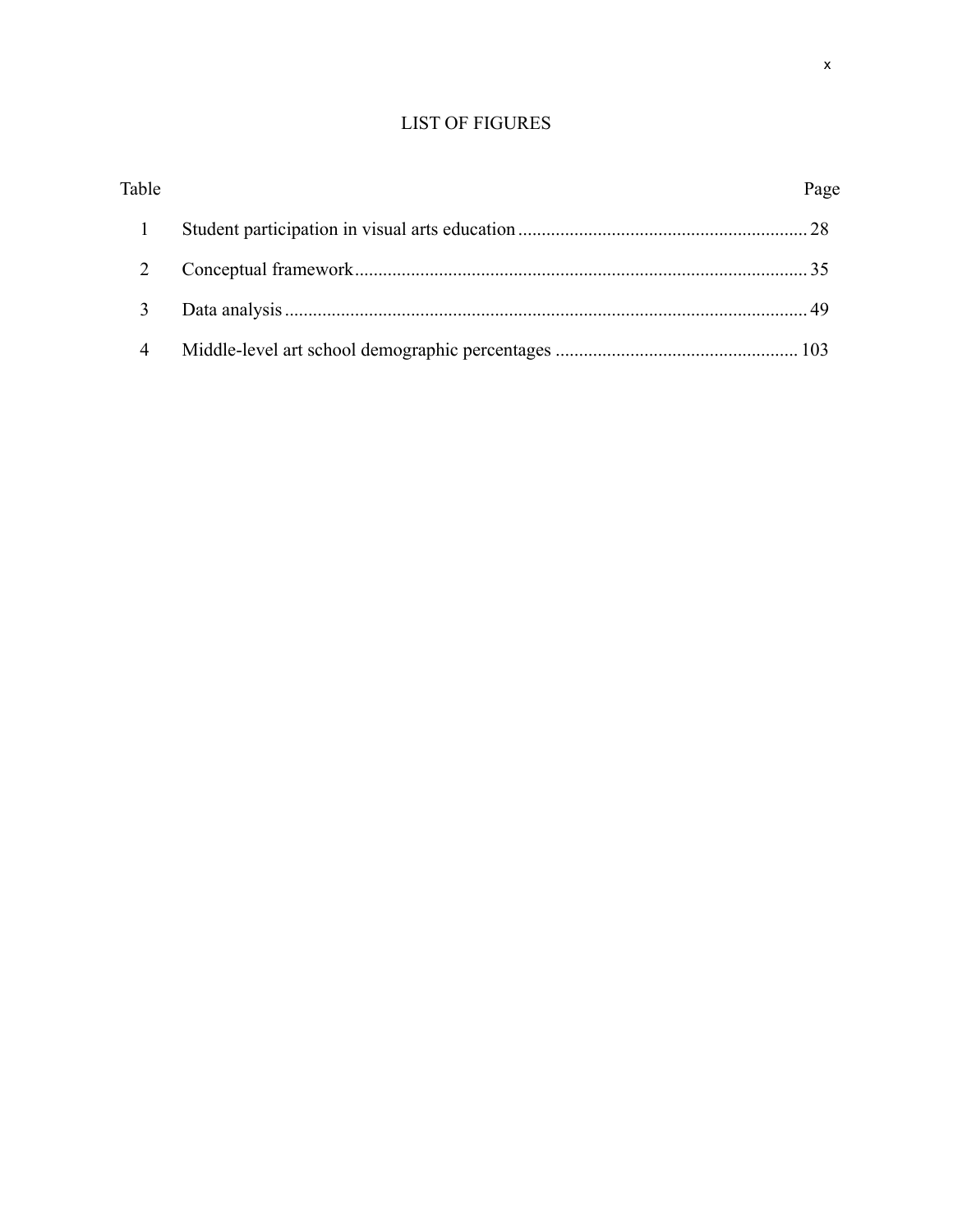# LIST OF FIGURES

| Table | | Page |
|---|---|---|
| 1 | Student participation in visual arts education | 28 |
| 2 | Conceptual framework | 35 |
| 3 | Data analysis | 49 |
| 4 | Middle-level art school demographic percentages | 103 |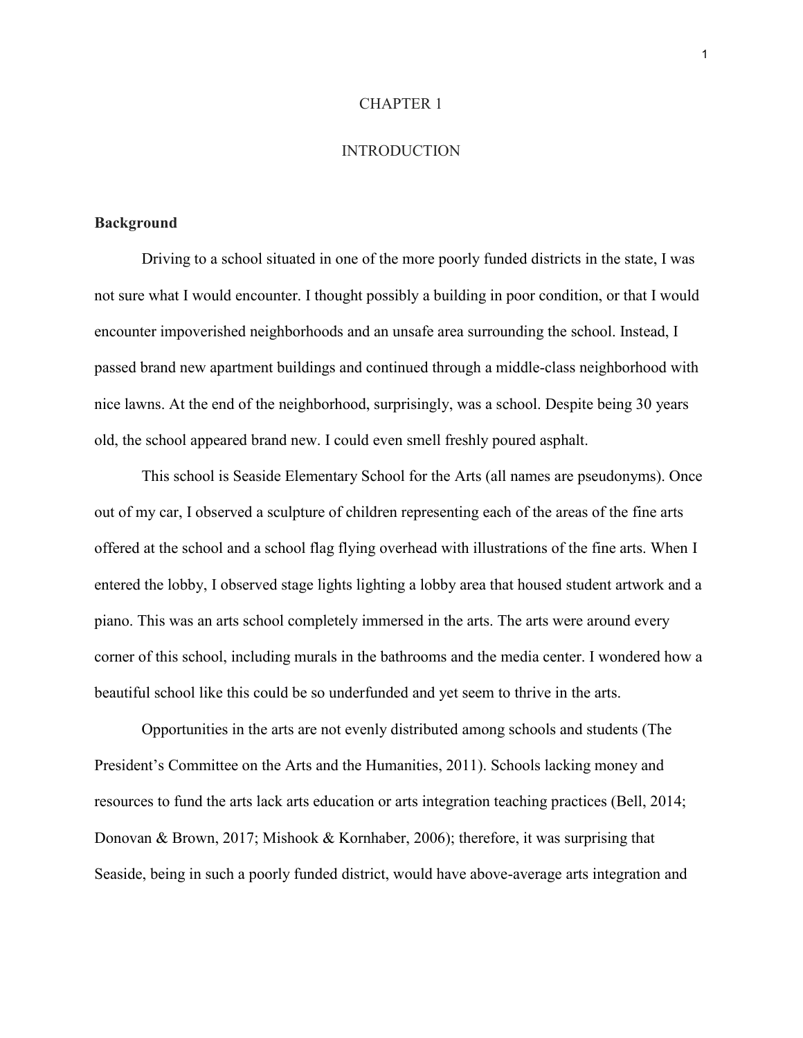# CHAPTER 1

# INTRODUCTION

## Background

Driving to a school situated in one of the more poorly funded districts in the state, I was not sure what I would encounter. I thought possibly a building in poor condition, or that I would encounter impoverished neighborhoods and an unsafe area surrounding the school. Instead, I passed brand new apartment buildings and continued through a middle-class neighborhood with nice lawns. At the end of the neighborhood, surprisingly, was a school. Despite being 30 years old, the school appeared brand new. I could even smell freshly poured asphalt.

This school is Seaside Elementary School for the Arts (all names are pseudonyms). Once out of my car, I observed a sculpture of children representing each of the areas of the fine arts offered at the school and a school flag flying overhead with illustrations of the fine arts. When I entered the lobby, I observed stage lights lighting a lobby area that housed student artwork and a piano. This was an arts school completely immersed in the arts. The arts were around every corner of this school, including murals in the bathrooms and the media center. I wondered how a beautiful school like this could be so underfunded and yet seem to thrive in the arts.

Opportunities in the arts are not evenly distributed among schools and students (The President's Committee on the Arts and the Humanities, 2011). Schools lacking money and resources to fund the arts lack arts education or arts integration teaching practices (Bell, 2014; Donovan & Brown, 2017; Mishook & Kornhaber, 2006); therefore, it was surprising that Seaside, being in such a poorly funded district, would have above-average arts integration and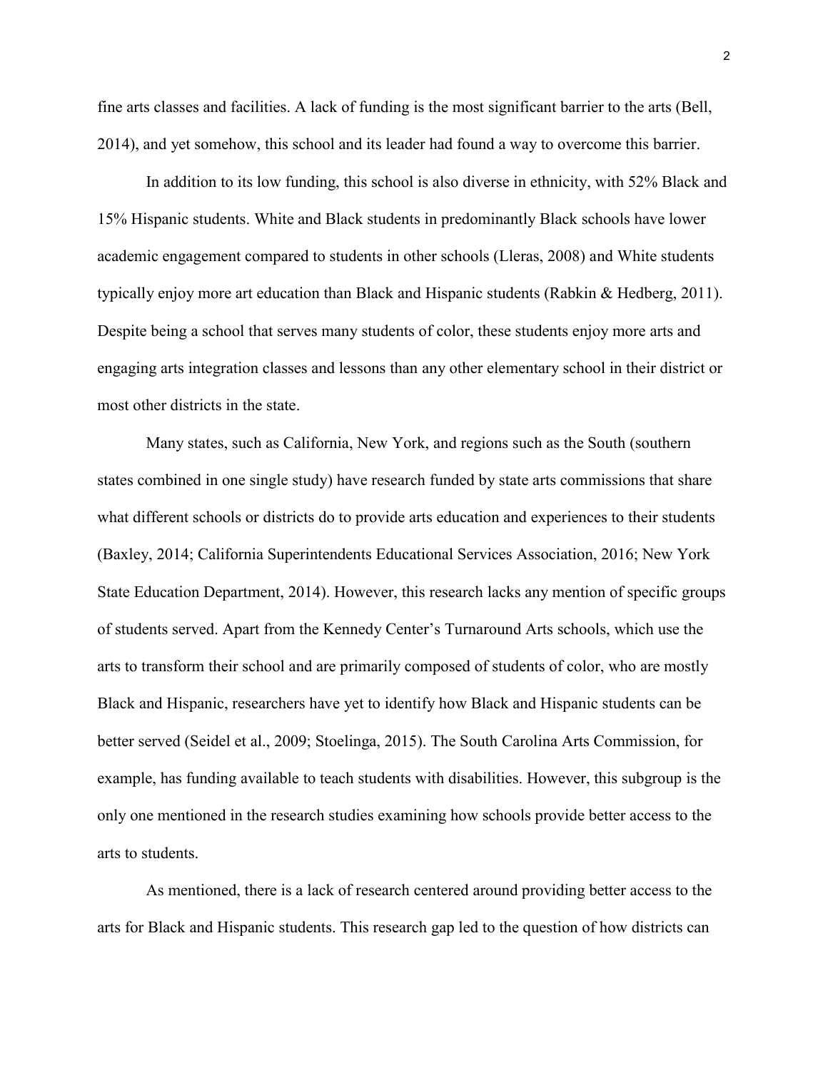fine arts classes and facilities. A lack of funding is the most significant barrier to the arts (Bell, 2014), and yet somehow, this school and its leader had found a way to overcome this barrier.

In addition to its low funding, this school is also diverse in ethnicity, with 52% Black and 15% Hispanic students. White and Black students in predominantly Black schools have lower academic engagement compared to students in other schools (Lleras, 2008) and White students typically enjoy more art education than Black and Hispanic students (Rabkin & Hedberg, 2011). Despite being a school that serves many students of color, these students enjoy more arts and engaging arts integration classes and lessons than any other elementary school in their district or most other districts in the state.

Many states, such as California, New York, and regions such as the South (southern states combined in one single study) have research funded by state arts commissions that share what different schools or districts do to provide arts education and experiences to their students (Baxley, 2014; California Superintendents Educational Services Association, 2016; New York State Education Department, 2014). However, this research lacks any mention of specific groups of students served. Apart from the Kennedy Center's Turnaround Arts schools, which use the arts to transform their school and are primarily composed of students of color, who are mostly Black and Hispanic, researchers have yet to identify how Black and Hispanic students can be better served (Seidel et al., 2009; Stoelinga, 2015). The South Carolina Arts Commission, for example, has funding available to teach students with disabilities. However, this subgroup is the only one mentioned in the research studies examining how schools provide better access to the arts to students.

As mentioned, there is a lack of research centered around providing better access to the arts for Black and Hispanic students. This research gap led to the question of how districts can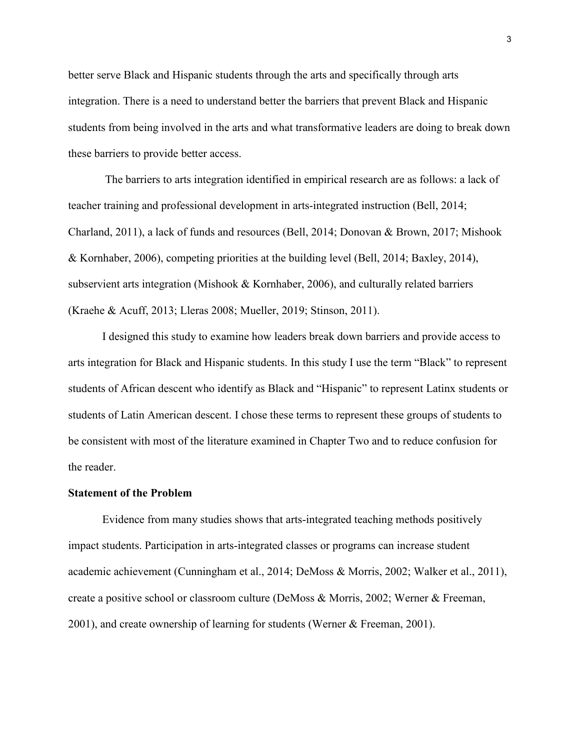better serve Black and Hispanic students through the arts and specifically through arts integration. There is a need to understand better the barriers that prevent Black and Hispanic students from being involved in the arts and what transformative leaders are doing to break down these barriers to provide better access.

The barriers to arts integration identified in empirical research are as follows: a lack of teacher training and professional development in arts-integrated instruction (Bell, 2014; Charland, 2011), a lack of funds and resources (Bell, 2014; Donovan & Brown, 2017; Mishook & Kornhaber, 2006), competing priorities at the building level (Bell, 2014; Baxley, 2014), subservient arts integration (Mishook & Kornhaber, 2006), and culturally related barriers (Kraehe & Acuff, 2013; Lleras 2008; Mueller, 2019; Stinson, 2011).

I designed this study to examine how leaders break down barriers and provide access to arts integration for Black and Hispanic students. In this study I use the term "Black" to represent students of African descent who identify as Black and "Hispanic" to represent Latinx students or students of Latin American descent. I chose these terms to represent these groups of students to be consistent with most of the literature examined in Chapter Two and to reduce confusion for the reader.

### Statement of the Problem

Evidence from many studies shows that arts-integrated teaching methods positively impact students. Participation in arts-integrated classes or programs can increase student academic achievement (Cunningham et al., 2014; DeMoss & Morris, 2002; Walker et al., 2011), create a positive school or classroom culture (DeMoss & Morris, 2002; Werner & Freeman, 2001), and create ownership of learning for students (Werner & Freeman, 2001).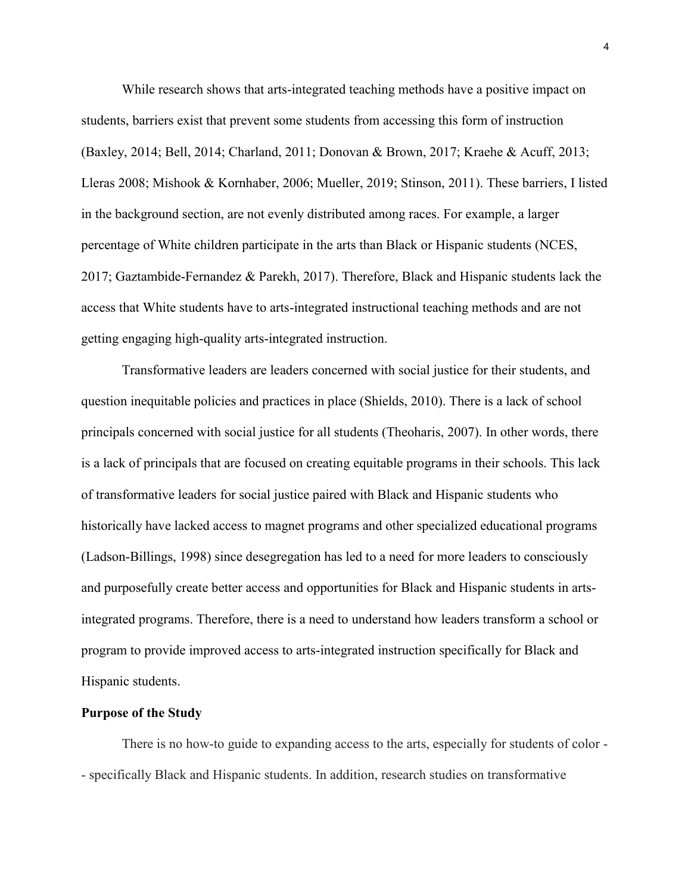While research shows that arts-integrated teaching methods have a positive impact on students, barriers exist that prevent some students from accessing this form of instruction (Baxley, 2014; Bell, 2014; Charland, 2011; Donovan & Brown, 2017; Kraehe & Acuff, 2013; Lleras 2008; Mishook & Kornhaber, 2006; Mueller, 2019; Stinson, 2011). These barriers, I listed in the background section, are not evenly distributed among races. For example, a larger percentage of White children participate in the arts than Black or Hispanic students (NCES, 2017; Gaztambide-Fernandez & Parekh, 2017). Therefore, Black and Hispanic students lack the access that White students have to arts-integrated instructional teaching methods and are not getting engaging high-quality arts-integrated instruction.

Transformative leaders are leaders concerned with social justice for their students, and question inequitable policies and practices in place (Shields, 2010). There is a lack of school principals concerned with social justice for all students (Theoharis, 2007). In other words, there is a lack of principals that are focused on creating equitable programs in their schools. This lack of transformative leaders for social justice paired with Black and Hispanic students who historically have lacked access to magnet programs and other specialized educational programs (Ladson-Billings, 1998) since desegregation has led to a need for more leaders to consciously and purposefully create better access and opportunities for Black and Hispanic students in arts-integrated programs. Therefore, there is a need to understand how leaders transform a school or program to provide improved access to arts-integrated instruction specifically for Black and Hispanic students.

## Purpose of the Study

There is no how-to guide to expanding access to the arts, especially for students of color -- specifically Black and Hispanic students. In addition, research studies on transformative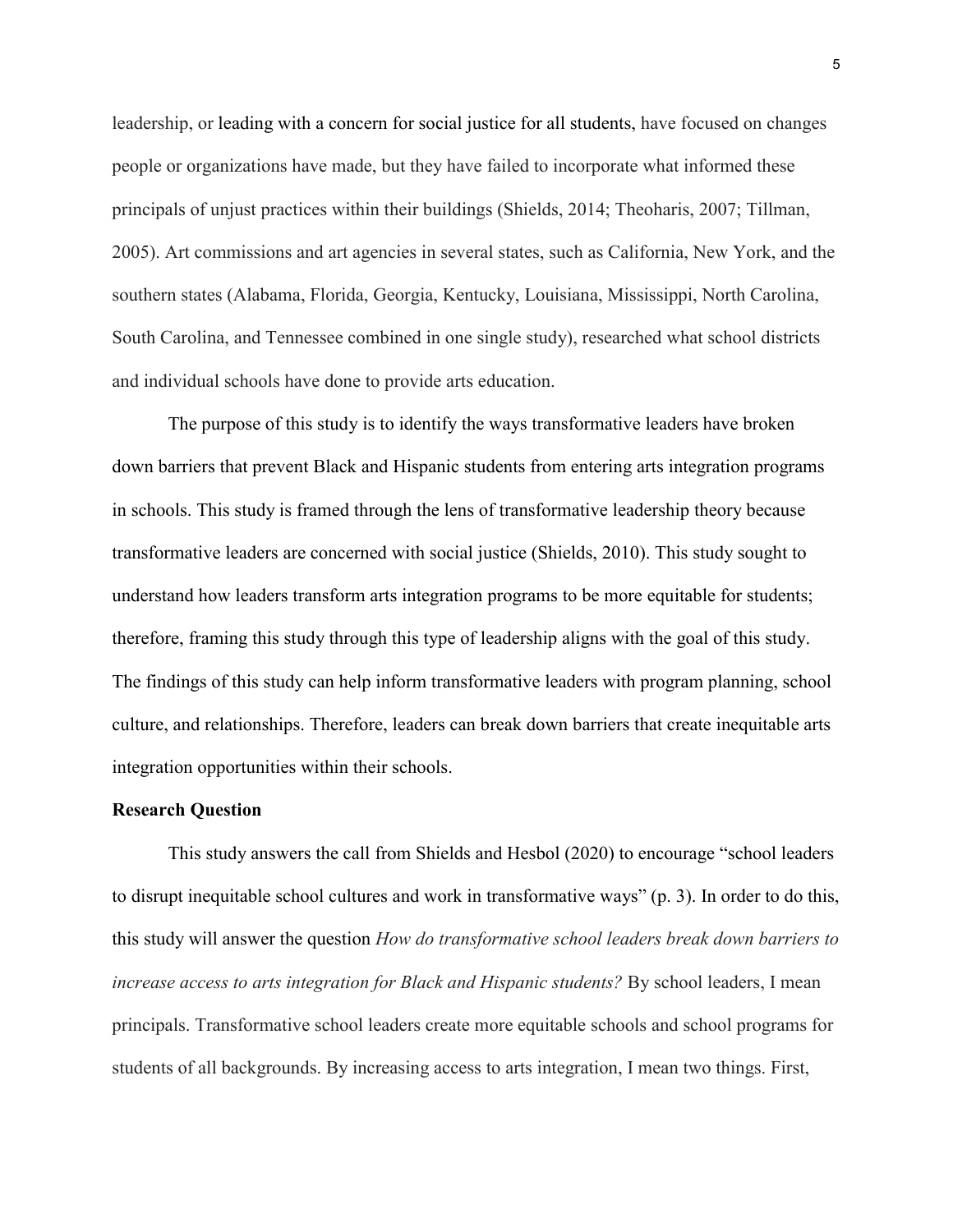leadership, or leading with a concern for social justice for all students, have focused on changes people or organizations have made, but they have failed to incorporate what informed these principals of unjust practices within their buildings (Shields, 2014; Theoharis, 2007; Tillman, 2005). Art commissions and art agencies in several states, such as California, New York, and the southern states (Alabama, Florida, Georgia, Kentucky, Louisiana, Mississippi, North Carolina, South Carolina, and Tennessee combined in one single study), researched what school districts and individual schools have done to provide arts education.

The purpose of this study is to identify the ways transformative leaders have broken down barriers that prevent Black and Hispanic students from entering arts integration programs in schools. This study is framed through the lens of transformative leadership theory because transformative leaders are concerned with social justice (Shields, 2010). This study sought to understand how leaders transform arts integration programs to be more equitable for students; therefore, framing this study through this type of leadership aligns with the goal of this study. The findings of this study can help inform transformative leaders with program planning, school culture, and relationships. Therefore, leaders can break down barriers that create inequitable arts integration opportunities within their schools.

**Research Question**

This study answers the call from Shields and Hesbol (2020) to encourage "school leaders to disrupt inequitable school cultures and work in transformative ways" (p. 3). In order to do this, this study will answer the question *How do transformative school leaders break down barriers to increase access to arts integration for Black and Hispanic students?* By school leaders, I mean principals. Transformative school leaders create more equitable schools and school programs for students of all backgrounds. By increasing access to arts integration, I mean two things. First,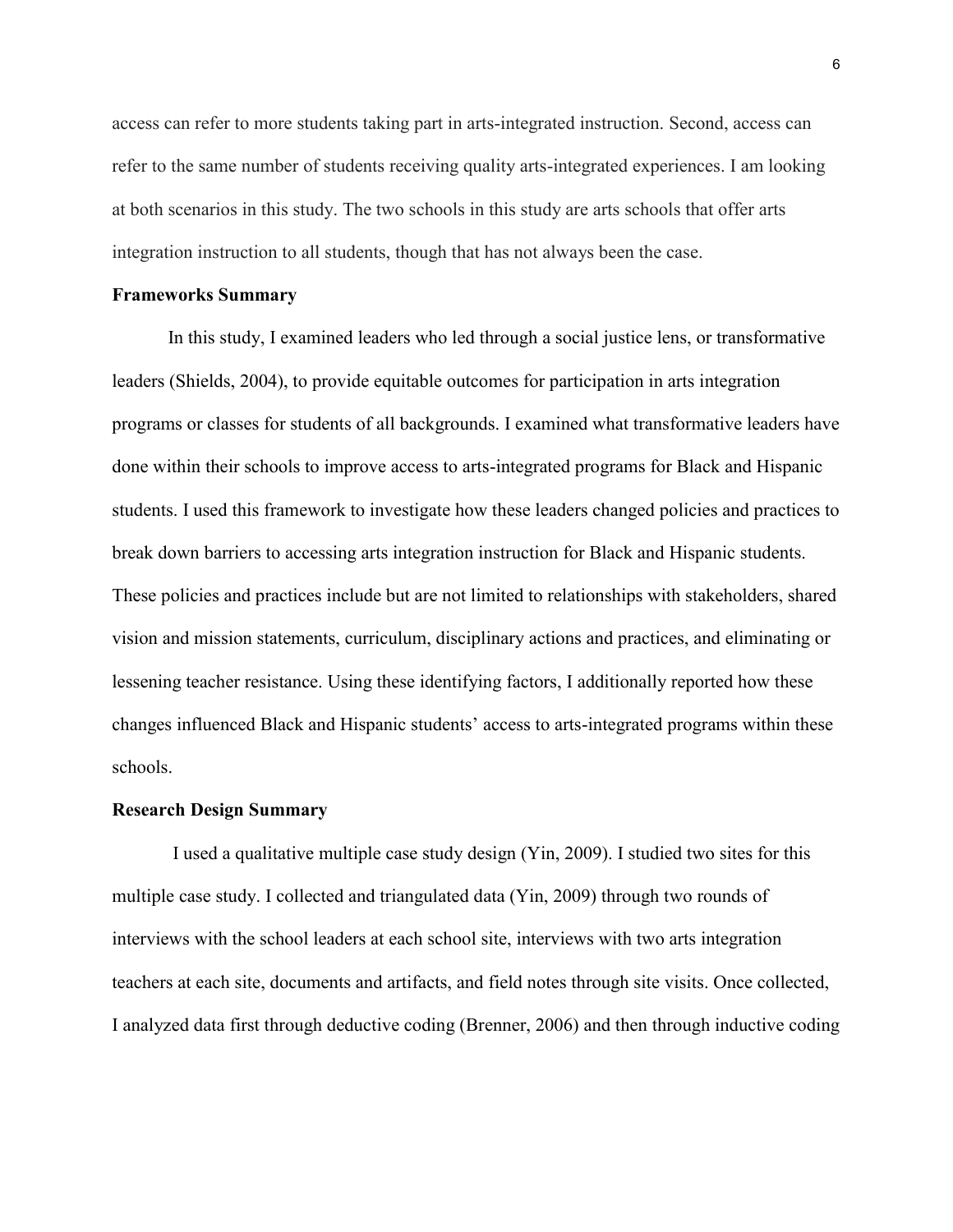access can refer to more students taking part in arts-integrated instruction. Second, access can refer to the same number of students receiving quality arts-integrated experiences. I am looking at both scenarios in this study. The two schools in this study are arts schools that offer arts integration instruction to all students, though that has not always been the case.

**Frameworks Summary**

In this study, I examined leaders who led through a social justice lens, or transformative leaders (Shields, 2004), to provide equitable outcomes for participation in arts integration programs or classes for students of all backgrounds. I examined what transformative leaders have done within their schools to improve access to arts-integrated programs for Black and Hispanic students. I used this framework to investigate how these leaders changed policies and practices to break down barriers to accessing arts integration instruction for Black and Hispanic students. These policies and practices include but are not limited to relationships with stakeholders, shared vision and mission statements, curriculum, disciplinary actions and practices, and eliminating or lessening teacher resistance. Using these identifying factors, I additionally reported how these changes influenced Black and Hispanic students' access to arts-integrated programs within these schools.

**Research Design Summary**

I used a qualitative multiple case study design (Yin, 2009). I studied two sites for this multiple case study. I collected and triangulated data (Yin, 2009) through two rounds of interviews with the school leaders at each school site, interviews with two arts integration teachers at each site, documents and artifacts, and field notes through site visits. Once collected, I analyzed data first through deductive coding (Brenner, 2006) and then through inductive coding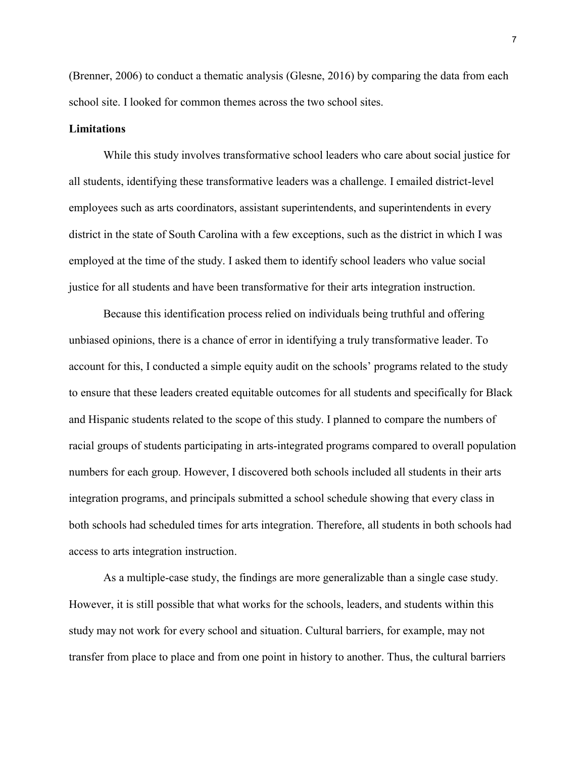(Brenner, 2006) to conduct a thematic analysis (Glesne, 2016) by comparing the data from each school site. I looked for common themes across the two school sites.

### Limitations

While this study involves transformative school leaders who care about social justice for all students, identifying these transformative leaders was a challenge. I emailed district-level employees such as arts coordinators, assistant superintendents, and superintendents in every district in the state of South Carolina with a few exceptions, such as the district in which I was employed at the time of the study. I asked them to identify school leaders who value social justice for all students and have been transformative for their arts integration instruction.

Because this identification process relied on individuals being truthful and offering unbiased opinions, there is a chance of error in identifying a truly transformative leader. To account for this, I conducted a simple equity audit on the schools' programs related to the study to ensure that these leaders created equitable outcomes for all students and specifically for Black and Hispanic students related to the scope of this study. I planned to compare the numbers of racial groups of students participating in arts-integrated programs compared to overall population numbers for each group. However, I discovered both schools included all students in their arts integration programs, and principals submitted a school schedule showing that every class in both schools had scheduled times for arts integration. Therefore, all students in both schools had access to arts integration instruction.

As a multiple-case study, the findings are more generalizable than a single case study. However, it is still possible that what works for the schools, leaders, and students within this study may not work for every school and situation. Cultural barriers, for example, may not transfer from place to place and from one point in history to another. Thus, the cultural barriers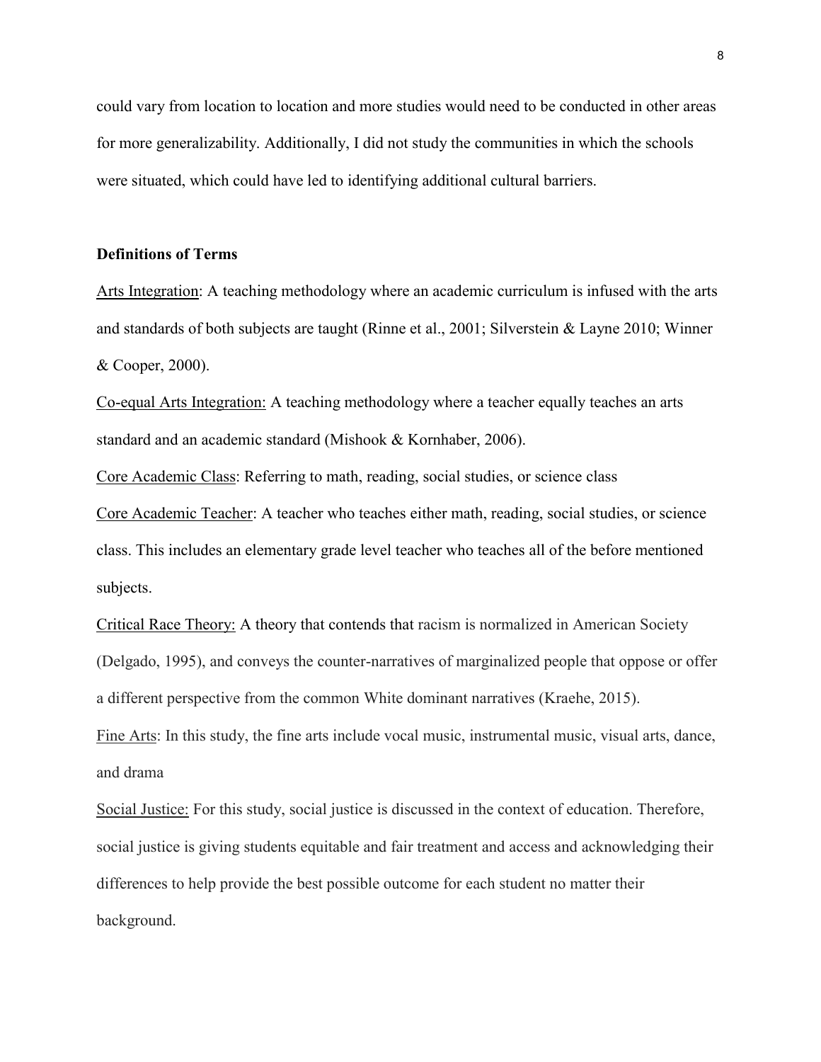could vary from location to location and more studies would need to be conducted in other areas for more generalizability. Additionally, I did not study the communities in which the schools were situated, which could have led to identifying additional cultural barriers.

### Definitions of Terms

Arts Integration: A teaching methodology where an academic curriculum is infused with the arts and standards of both subjects are taught (Rinne et al., 2001; Silverstein & Layne 2010; Winner & Cooper, 2000).

Co-equal Arts Integration: A teaching methodology where a teacher equally teaches an arts standard and an academic standard (Mishook & Kornhaber, 2006).

Core Academic Class: Referring to math, reading, social studies, or science class

Core Academic Teacher: A teacher who teaches either math, reading, social studies, or science class. This includes an elementary grade level teacher who teaches all of the before mentioned subjects.

Critical Race Theory: A theory that contends that racism is normalized in American Society (Delgado, 1995), and conveys the counter-narratives of marginalized people that oppose or offer a different perspective from the common White dominant narratives (Kraehe, 2015).

Fine Arts: In this study, the fine arts include vocal music, instrumental music, visual arts, dance, and drama

Social Justice: For this study, social justice is discussed in the context of education. Therefore, social justice is giving students equitable and fair treatment and access and acknowledging their differences to help provide the best possible outcome for each student no matter their background.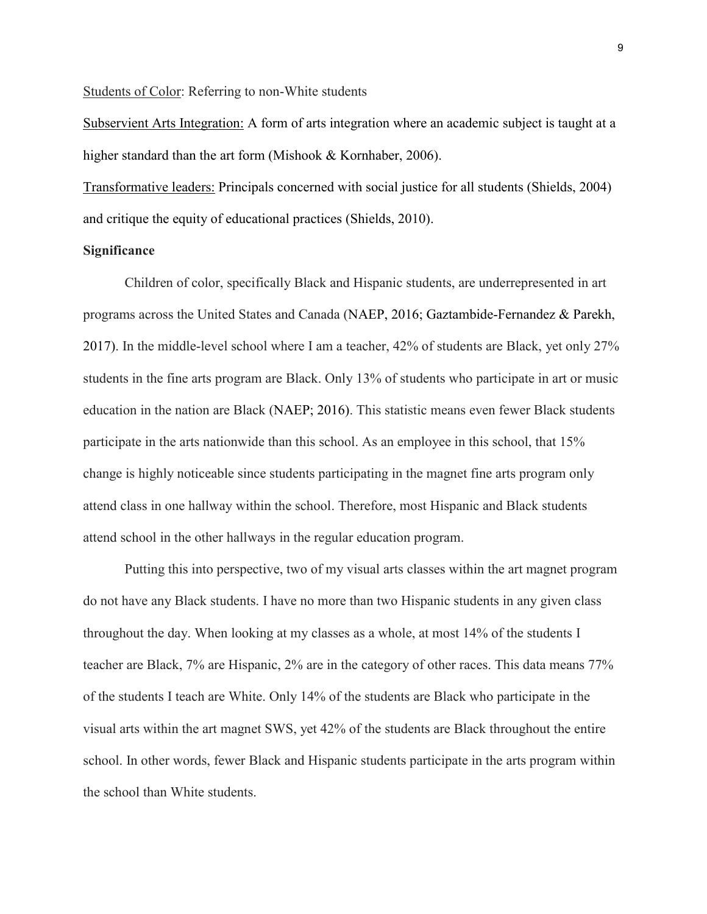Students of Color: Referring to non-White students

Subservient Arts Integration: A form of arts integration where an academic subject is taught at a higher standard than the art form (Mishook & Kornhaber, 2006).

Transformative leaders: Principals concerned with social justice for all students (Shields, 2004) and critique the equity of educational practices (Shields, 2010).

**Significance**

Children of color, specifically Black and Hispanic students, are underrepresented in art programs across the United States and Canada (NAEP, 2016; Gaztambide-Fernandez & Parekh, 2017). In the middle-level school where I am a teacher, 42% of students are Black, yet only 27% students in the fine arts program are Black. Only 13% of students who participate in art or music education in the nation are Black (NAEP; 2016). This statistic means even fewer Black students participate in the arts nationwide than this school. As an employee in this school, that 15% change is highly noticeable since students participating in the magnet fine arts program only attend class in one hallway within the school. Therefore, most Hispanic and Black students attend school in the other hallways in the regular education program.

Putting this into perspective, two of my visual arts classes within the art magnet program do not have any Black students. I have no more than two Hispanic students in any given class throughout the day. When looking at my classes as a whole, at most 14% of the students I teacher are Black, 7% are Hispanic, 2% are in the category of other races. This data means 77% of the students I teach are White. Only 14% of the students are Black who participate in the visual arts within the art magnet SWS, yet 42% of the students are Black throughout the entire school. In other words, fewer Black and Hispanic students participate in the arts program within the school than White students.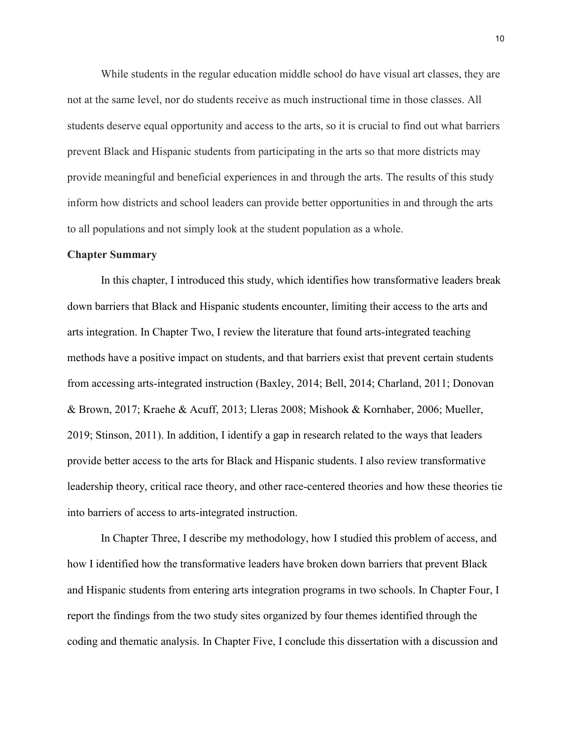While students in the regular education middle school do have visual art classes, they are not at the same level, nor do students receive as much instructional time in those classes. All students deserve equal opportunity and access to the arts, so it is crucial to find out what barriers prevent Black and Hispanic students from participating in the arts so that more districts may provide meaningful and beneficial experiences in and through the arts. The results of this study inform how districts and school leaders can provide better opportunities in and through the arts to all populations and not simply look at the student population as a whole.

## Chapter Summary

In this chapter, I introduced this study, which identifies how transformative leaders break down barriers that Black and Hispanic students encounter, limiting their access to the arts and arts integration. In Chapter Two, I review the literature that found arts-integrated teaching methods have a positive impact on students, and that barriers exist that prevent certain students from accessing arts-integrated instruction (Baxley, 2014; Bell, 2014; Charland, 2011; Donovan & Brown, 2017; Kraehe & Acuff, 2013; Lleras 2008; Mishook & Kornhaber, 2006; Mueller, 2019; Stinson, 2011). In addition, I identify a gap in research related to the ways that leaders provide better access to the arts for Black and Hispanic students. I also review transformative leadership theory, critical race theory, and other race-centered theories and how these theories tie into barriers of access to arts-integrated instruction.

In Chapter Three, I describe my methodology, how I studied this problem of access, and how I identified how the transformative leaders have broken down barriers that prevent Black and Hispanic students from entering arts integration programs in two schools. In Chapter Four, I report the findings from the two study sites organized by four themes identified through the coding and thematic analysis. In Chapter Five, I conclude this dissertation with a discussion and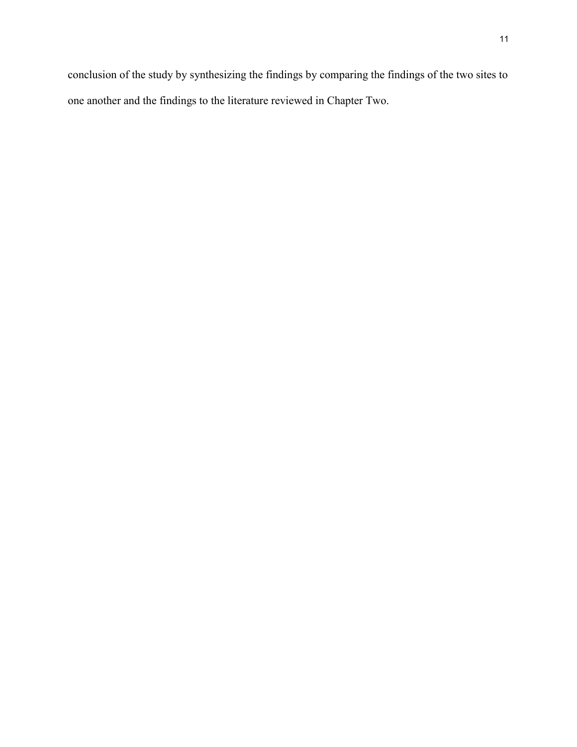conclusion of the study by synthesizing the findings by comparing the findings of the two sites to one another and the findings to the literature reviewed in Chapter Two.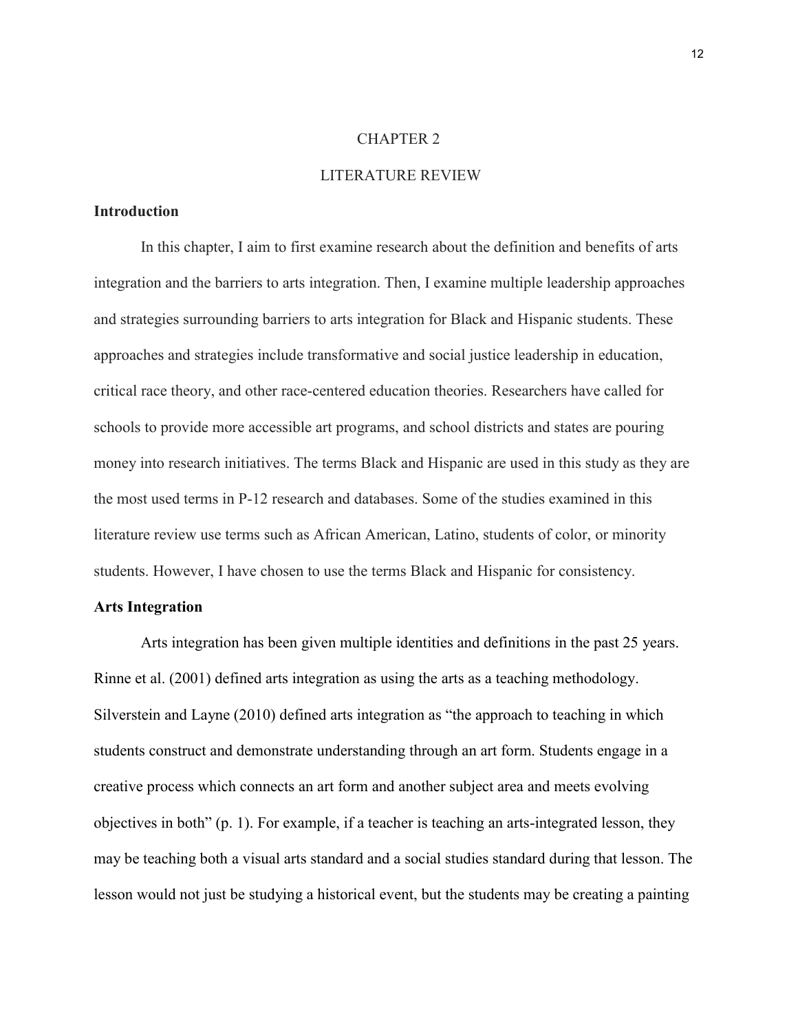# CHAPTER 2

# LITERATURE REVIEW

## Introduction

In this chapter, I aim to first examine research about the definition and benefits of arts integration and the barriers to arts integration. Then, I examine multiple leadership approaches and strategies surrounding barriers to arts integration for Black and Hispanic students. These approaches and strategies include transformative and social justice leadership in education, critical race theory, and other race-centered education theories. Researchers have called for schools to provide more accessible art programs, and school districts and states are pouring money into research initiatives. The terms Black and Hispanic are used in this study as they are the most used terms in P-12 research and databases. Some of the studies examined in this literature review use terms such as African American, Latino, students of color, or minority students. However, I have chosen to use the terms Black and Hispanic for consistency.

## Arts Integration

Arts integration has been given multiple identities and definitions in the past 25 years. Rinne et al. (2001) defined arts integration as using the arts as a teaching methodology. Silverstein and Layne (2010) defined arts integration as "the approach to teaching in which students construct and demonstrate understanding through an art form. Students engage in a creative process which connects an art form and another subject area and meets evolving objectives in both" (p. 1). For example, if a teacher is teaching an arts-integrated lesson, they may be teaching both a visual arts standard and a social studies standard during that lesson. The lesson would not just be studying a historical event, but the students may be creating a painting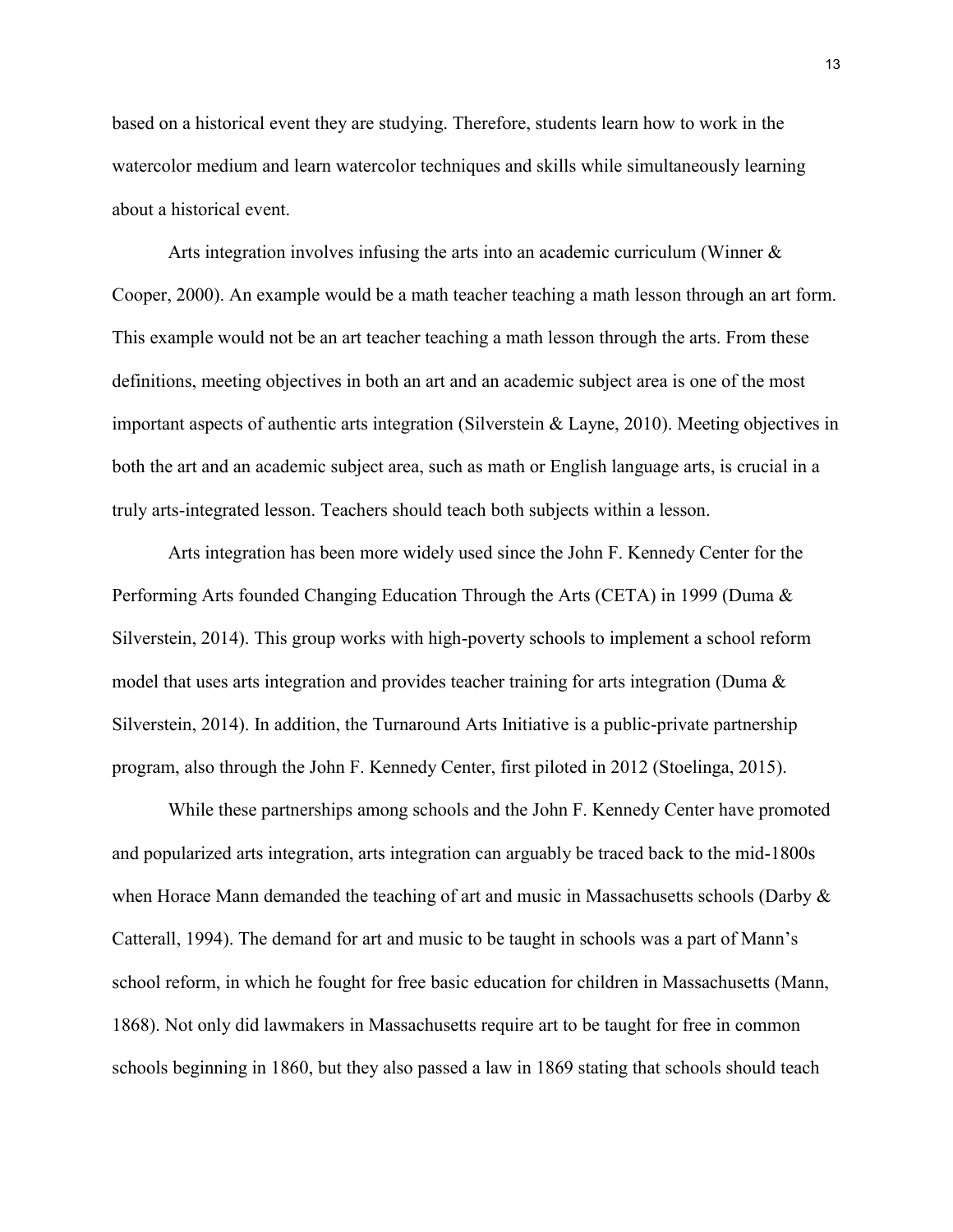based on a historical event they are studying. Therefore, students learn how to work in the watercolor medium and learn watercolor techniques and skills while simultaneously learning about a historical event.

Arts integration involves infusing the arts into an academic curriculum (Winner & Cooper, 2000). An example would be a math teacher teaching a math lesson through an art form. This example would not be an art teacher teaching a math lesson through the arts. From these definitions, meeting objectives in both an art and an academic subject area is one of the most important aspects of authentic arts integration (Silverstein & Layne, 2010). Meeting objectives in both the art and an academic subject area, such as math or English language arts, is crucial in a truly arts-integrated lesson. Teachers should teach both subjects within a lesson.

Arts integration has been more widely used since the John F. Kennedy Center for the Performing Arts founded Changing Education Through the Arts (CETA) in 1999 (Duma & Silverstein, 2014). This group works with high-poverty schools to implement a school reform model that uses arts integration and provides teacher training for arts integration (Duma & Silverstein, 2014). In addition, the Turnaround Arts Initiative is a public-private partnership program, also through the John F. Kennedy Center, first piloted in 2012 (Stoelinga, 2015).

While these partnerships among schools and the John F. Kennedy Center have promoted and popularized arts integration, arts integration can arguably be traced back to the mid-1800s when Horace Mann demanded the teaching of art and music in Massachusetts schools (Darby & Catterall, 1994). The demand for art and music to be taught in schools was a part of Mann's school reform, in which he fought for free basic education for children in Massachusetts (Mann, 1868). Not only did lawmakers in Massachusetts require art to be taught for free in common schools beginning in 1860, but they also passed a law in 1869 stating that schools should teach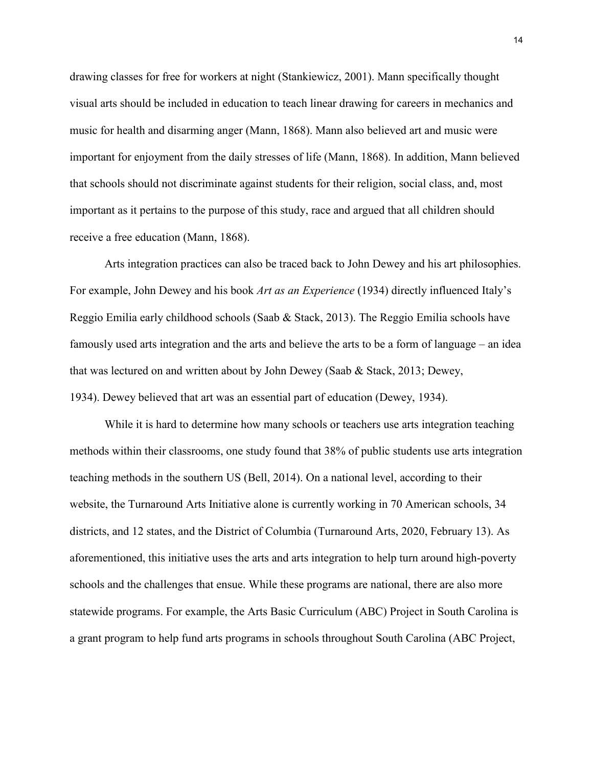drawing classes for free for workers at night (Stankiewicz, 2001). Mann specifically thought visual arts should be included in education to teach linear drawing for careers in mechanics and music for health and disarming anger (Mann, 1868). Mann also believed art and music were important for enjoyment from the daily stresses of life (Mann, 1868). In addition, Mann believed that schools should not discriminate against students for their religion, social class, and, most important as it pertains to the purpose of this study, race and argued that all children should receive a free education (Mann, 1868).

Arts integration practices can also be traced back to John Dewey and his art philosophies. For example, John Dewey and his book *Art as an Experience* (1934) directly influenced Italy's Reggio Emilia early childhood schools (Saab & Stack, 2013). The Reggio Emilia schools have famously used arts integration and the arts and believe the arts to be a form of language – an idea that was lectured on and written about by John Dewey (Saab & Stack, 2013; Dewey, 1934). Dewey believed that art was an essential part of education (Dewey, 1934).

While it is hard to determine how many schools or teachers use arts integration teaching methods within their classrooms, one study found that 38% of public students use arts integration teaching methods in the southern US (Bell, 2014). On a national level, according to their website, the Turnaround Arts Initiative alone is currently working in 70 American schools, 34 districts, and 12 states, and the District of Columbia (Turnaround Arts, 2020, February 13). As aforementioned, this initiative uses the arts and arts integration to help turn around high-poverty schools and the challenges that ensue. While these programs are national, there are also more statewide programs. For example, the Arts Basic Curriculum (ABC) Project in South Carolina is a grant program to help fund arts programs in schools throughout South Carolina (ABC Project,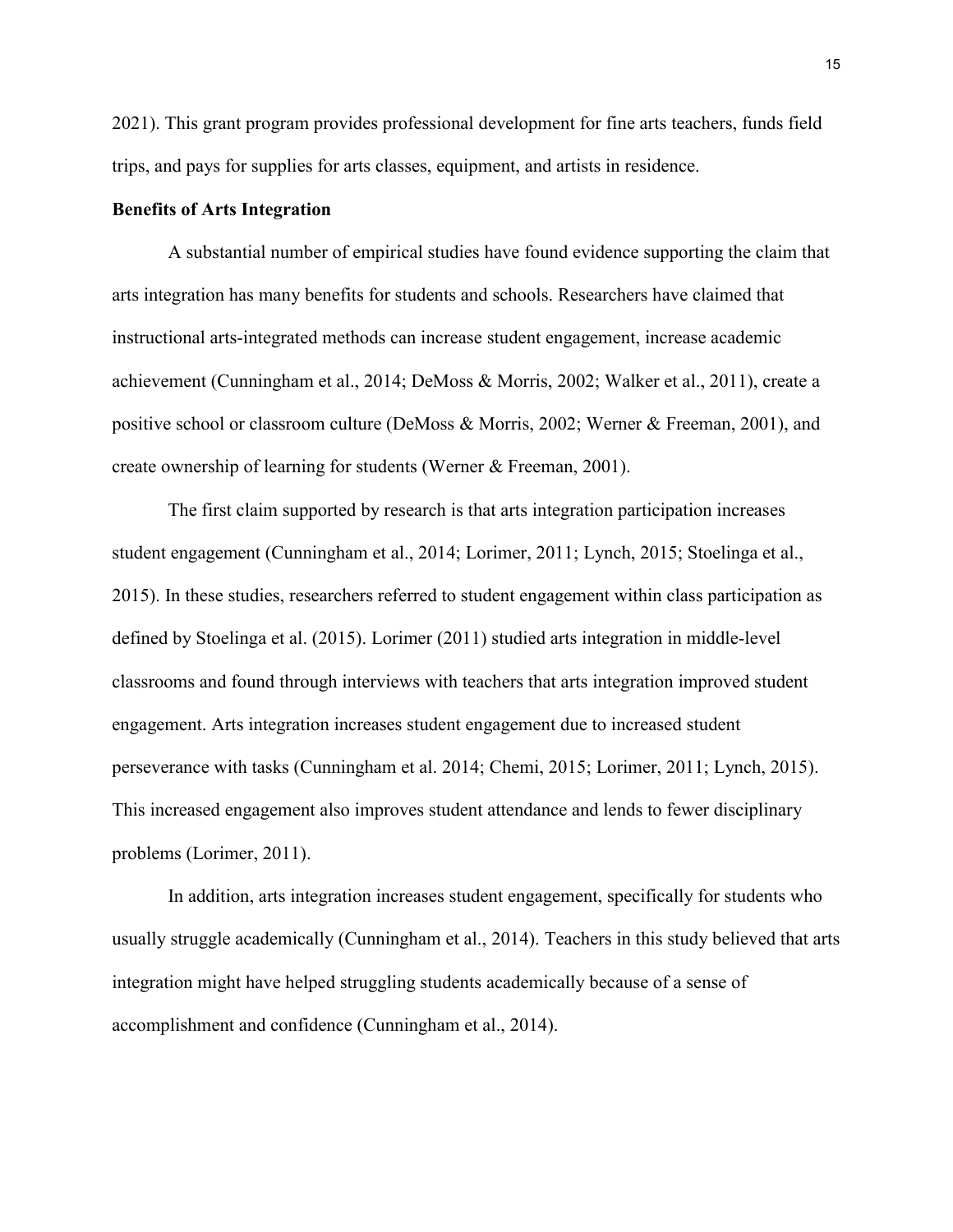2021). This grant program provides professional development for fine arts teachers, funds field trips, and pays for supplies for arts classes, equipment, and artists in residence.

### Benefits of Arts Integration

A substantial number of empirical studies have found evidence supporting the claim that arts integration has many benefits for students and schools. Researchers have claimed that instructional arts-integrated methods can increase student engagement, increase academic achievement (Cunningham et al., 2014; DeMoss & Morris, 2002; Walker et al., 2011), create a positive school or classroom culture (DeMoss & Morris, 2002; Werner & Freeman, 2001), and create ownership of learning for students (Werner & Freeman, 2001).

The first claim supported by research is that arts integration participation increases student engagement (Cunningham et al., 2014; Lorimer, 2011; Lynch, 2015; Stoelinga et al., 2015). In these studies, researchers referred to student engagement within class participation as defined by Stoelinga et al. (2015). Lorimer (2011) studied arts integration in middle-level classrooms and found through interviews with teachers that arts integration improved student engagement. Arts integration increases student engagement due to increased student perseverance with tasks (Cunningham et al. 2014; Chemi, 2015; Lorimer, 2011; Lynch, 2015). This increased engagement also improves student attendance and lends to fewer disciplinary problems (Lorimer, 2011).

In addition, arts integration increases student engagement, specifically for students who usually struggle academically (Cunningham et al., 2014). Teachers in this study believed that arts integration might have helped struggling students academically because of a sense of accomplishment and confidence (Cunningham et al., 2014).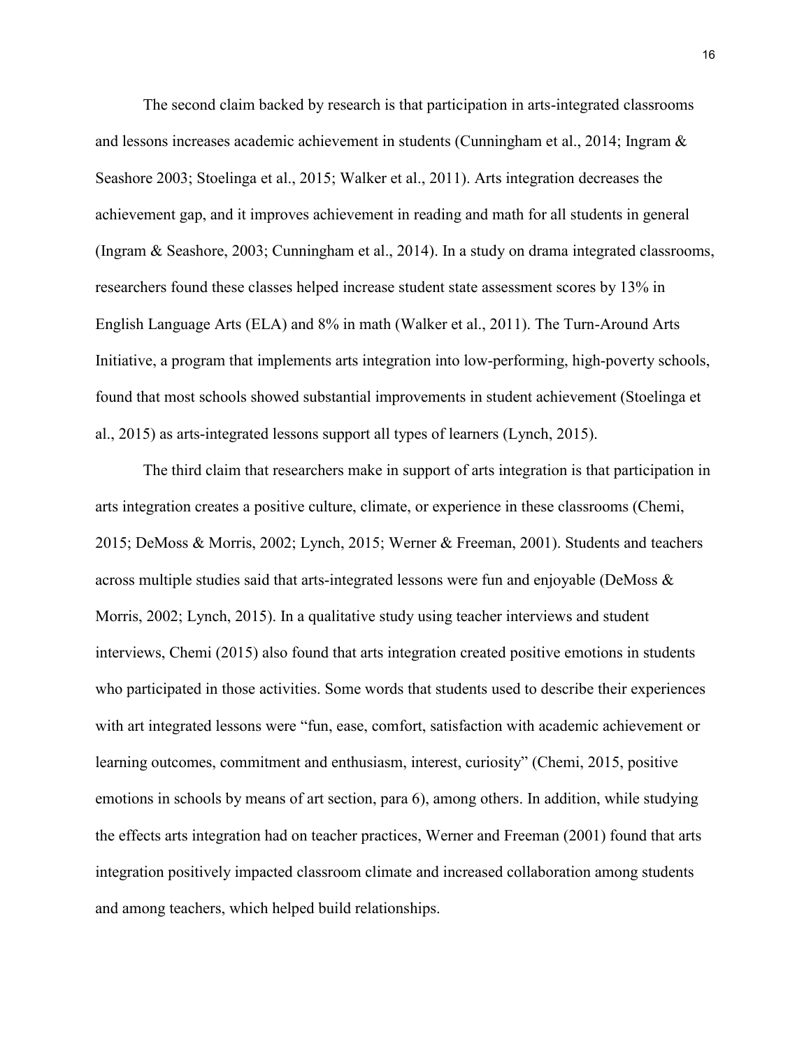The second claim backed by research is that participation in arts-integrated classrooms and lessons increases academic achievement in students (Cunningham et al., 2014; Ingram & Seashore 2003; Stoelinga et al., 2015; Walker et al., 2011). Arts integration decreases the achievement gap, and it improves achievement in reading and math for all students in general (Ingram & Seashore, 2003; Cunningham et al., 2014). In a study on drama integrated classrooms, researchers found these classes helped increase student state assessment scores by 13% in English Language Arts (ELA) and 8% in math (Walker et al., 2011). The Turn-Around Arts Initiative, a program that implements arts integration into low-performing, high-poverty schools, found that most schools showed substantial improvements in student achievement (Stoelinga et al., 2015) as arts-integrated lessons support all types of learners (Lynch, 2015).

The third claim that researchers make in support of arts integration is that participation in arts integration creates a positive culture, climate, or experience in these classrooms (Chemi, 2015; DeMoss & Morris, 2002; Lynch, 2015; Werner & Freeman, 2001). Students and teachers across multiple studies said that arts-integrated lessons were fun and enjoyable (DeMoss & Morris, 2002; Lynch, 2015). In a qualitative study using teacher interviews and student interviews, Chemi (2015) also found that arts integration created positive emotions in students who participated in those activities. Some words that students used to describe their experiences with art integrated lessons were "fun, ease, comfort, satisfaction with academic achievement or learning outcomes, commitment and enthusiasm, interest, curiosity" (Chemi, 2015, positive emotions in schools by means of art section, para 6), among others. In addition, while studying the effects arts integration had on teacher practices, Werner and Freeman (2001) found that arts integration positively impacted classroom climate and increased collaboration among students and among teachers, which helped build relationships.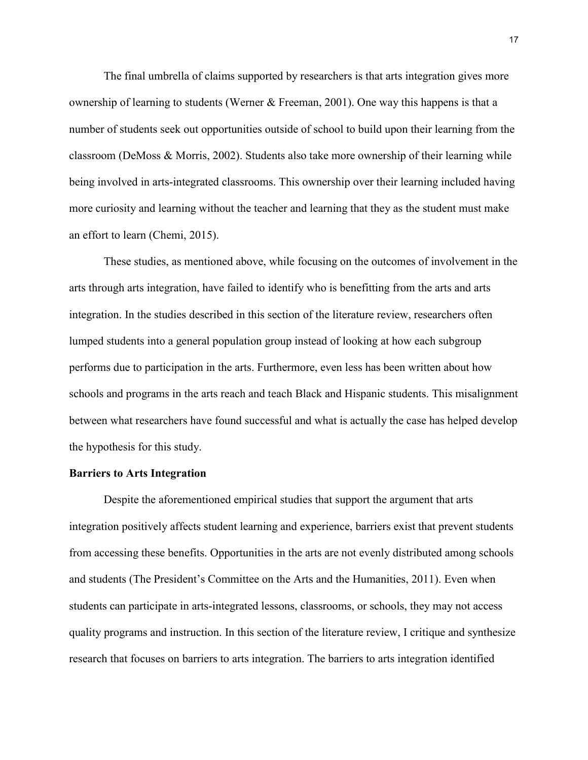The final umbrella of claims supported by researchers is that arts integration gives more ownership of learning to students (Werner & Freeman, 2001). One way this happens is that a number of students seek out opportunities outside of school to build upon their learning from the classroom (DeMoss & Morris, 2002). Students also take more ownership of their learning while being involved in arts-integrated classrooms. This ownership over their learning included having more curiosity and learning without the teacher and learning that they as the student must make an effort to learn (Chemi, 2015).

These studies, as mentioned above, while focusing on the outcomes of involvement in the arts through arts integration, have failed to identify who is benefitting from the arts and arts integration. In the studies described in this section of the literature review, researchers often lumped students into a general population group instead of looking at how each subgroup performs due to participation in the arts. Furthermore, even less has been written about how schools and programs in the arts reach and teach Black and Hispanic students. This misalignment between what researchers have found successful and what is actually the case has helped develop the hypothesis for this study.

**Barriers to Arts Integration**

Despite the aforementioned empirical studies that support the argument that arts integration positively affects student learning and experience, barriers exist that prevent students from accessing these benefits. Opportunities in the arts are not evenly distributed among schools and students (The President's Committee on the Arts and the Humanities, 2011). Even when students can participate in arts-integrated lessons, classrooms, or schools, they may not access quality programs and instruction. In this section of the literature review, I critique and synthesize research that focuses on barriers to arts integration. The barriers to arts integration identified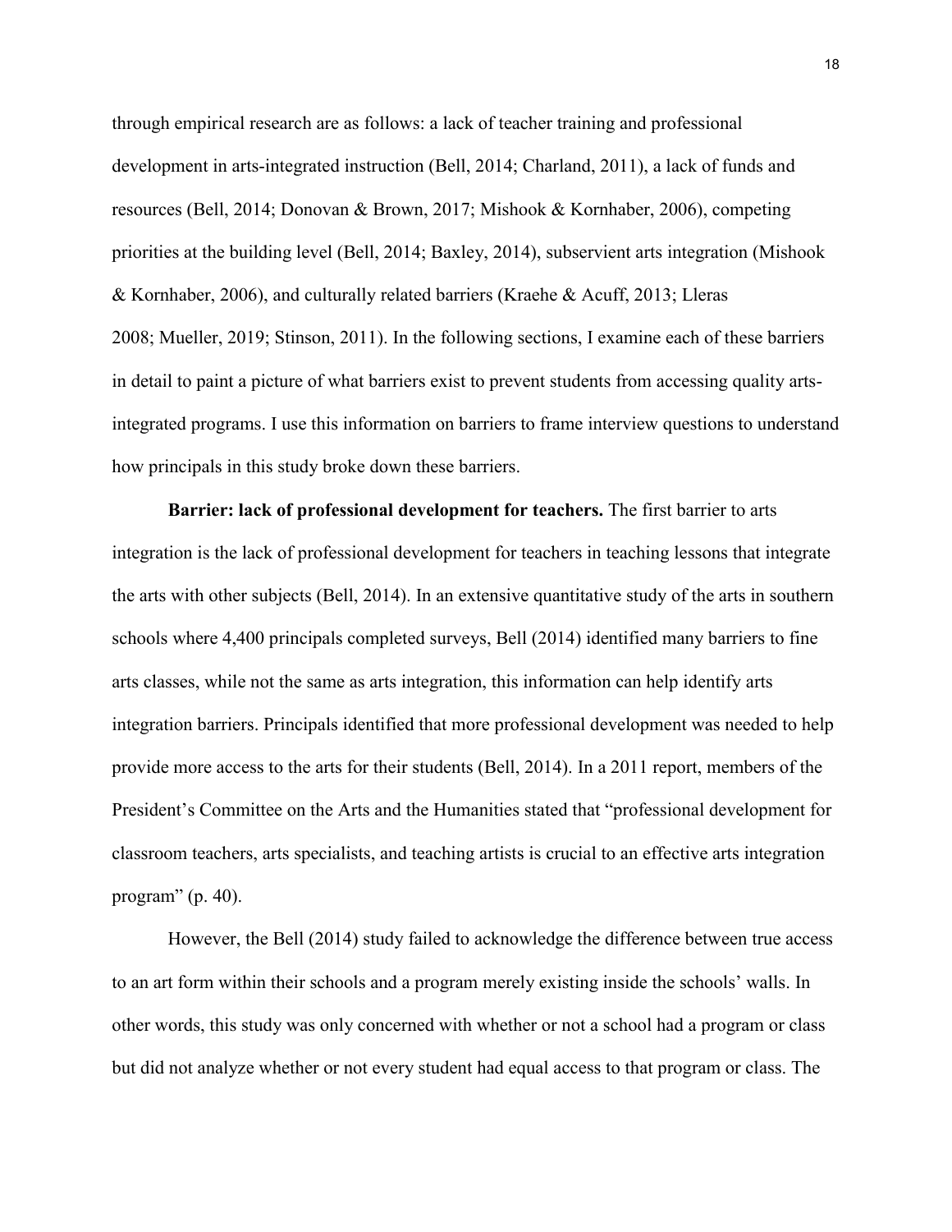through empirical research are as follows: a lack of teacher training and professional development in arts-integrated instruction (Bell, 2014; Charland, 2011), a lack of funds and resources (Bell, 2014; Donovan & Brown, 2017; Mishook & Kornhaber, 2006), competing priorities at the building level (Bell, 2014; Baxley, 2014), subservient arts integration (Mishook & Kornhaber, 2006), and culturally related barriers (Kraehe & Acuff, 2013; Lleras 2008; Mueller, 2019; Stinson, 2011). In the following sections, I examine each of these barriers in detail to paint a picture of what barriers exist to prevent students from accessing quality arts-integrated programs. I use this information on barriers to frame interview questions to understand how principals in this study broke down these barriers.

**Barrier: lack of professional development for teachers.** The first barrier to arts integration is the lack of professional development for teachers in teaching lessons that integrate the arts with other subjects (Bell, 2014). In an extensive quantitative study of the arts in southern schools where 4,400 principals completed surveys, Bell (2014) identified many barriers to fine arts classes, while not the same as arts integration, this information can help identify arts integration barriers. Principals identified that more professional development was needed to help provide more access to the arts for their students (Bell, 2014). In a 2011 report, members of the President's Committee on the Arts and the Humanities stated that "professional development for classroom teachers, arts specialists, and teaching artists is crucial to an effective arts integration program" (p. 40).

However, the Bell (2014) study failed to acknowledge the difference between true access to an art form within their schools and a program merely existing inside the schools' walls. In other words, this study was only concerned with whether or not a school had a program or class but did not analyze whether or not every student had equal access to that program or class. The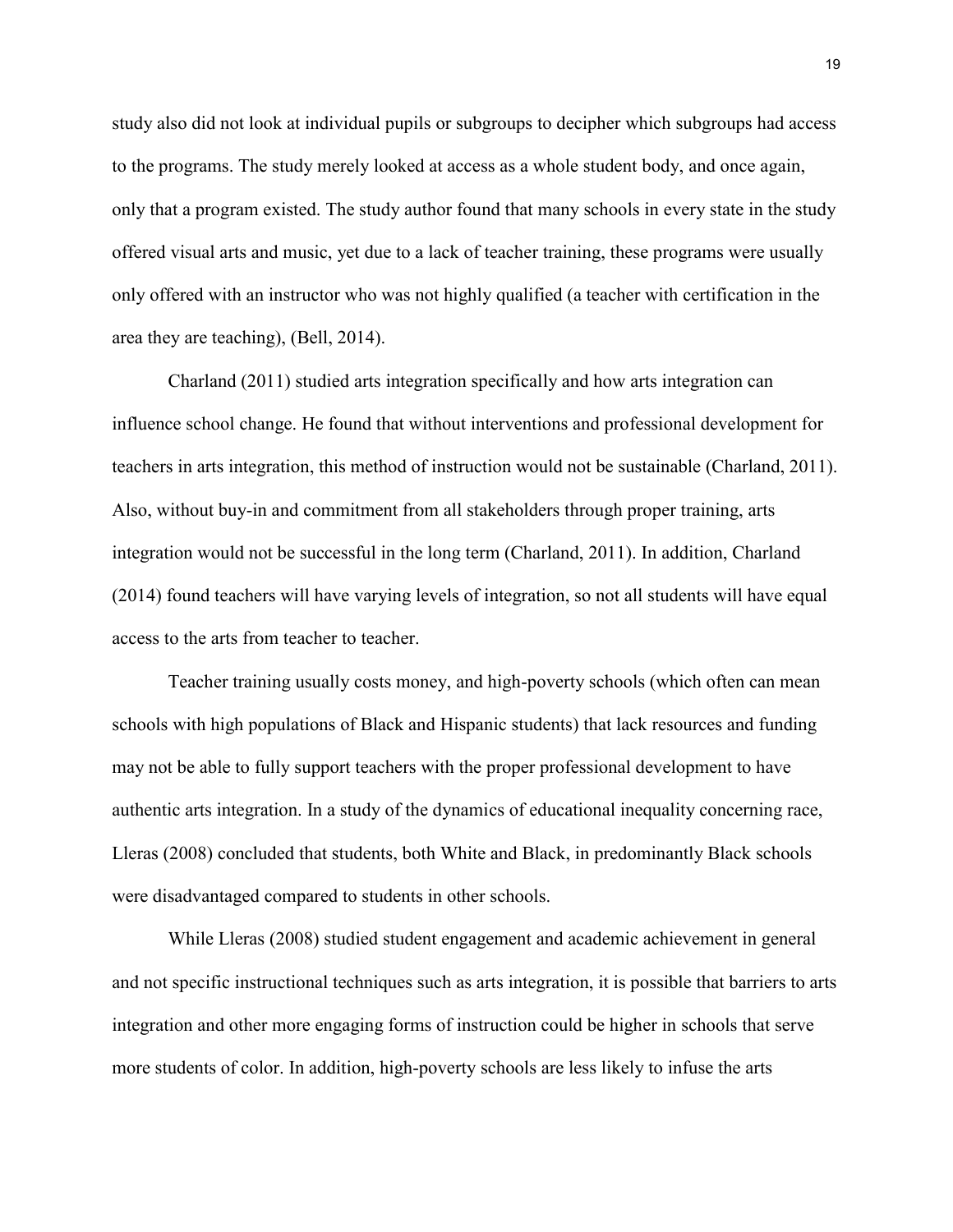study also did not look at individual pupils or subgroups to decipher which subgroups had access to the programs. The study merely looked at access as a whole student body, and once again, only that a program existed. The study author found that many schools in every state in the study offered visual arts and music, yet due to a lack of teacher training, these programs were usually only offered with an instructor who was not highly qualified (a teacher with certification in the area they are teaching), (Bell, 2014).

Charland (2011) studied arts integration specifically and how arts integration can influence school change. He found that without interventions and professional development for teachers in arts integration, this method of instruction would not be sustainable (Charland, 2011). Also, without buy-in and commitment from all stakeholders through proper training, arts integration would not be successful in the long term (Charland, 2011). In addition, Charland (2014) found teachers will have varying levels of integration, so not all students will have equal access to the arts from teacher to teacher.

Teacher training usually costs money, and high-poverty schools (which often can mean schools with high populations of Black and Hispanic students) that lack resources and funding may not be able to fully support teachers with the proper professional development to have authentic arts integration. In a study of the dynamics of educational inequality concerning race, Lleras (2008) concluded that students, both White and Black, in predominantly Black schools were disadvantaged compared to students in other schools.

While Lleras (2008) studied student engagement and academic achievement in general and not specific instructional techniques such as arts integration, it is possible that barriers to arts integration and other more engaging forms of instruction could be higher in schools that serve more students of color. In addition, high-poverty schools are less likely to infuse the arts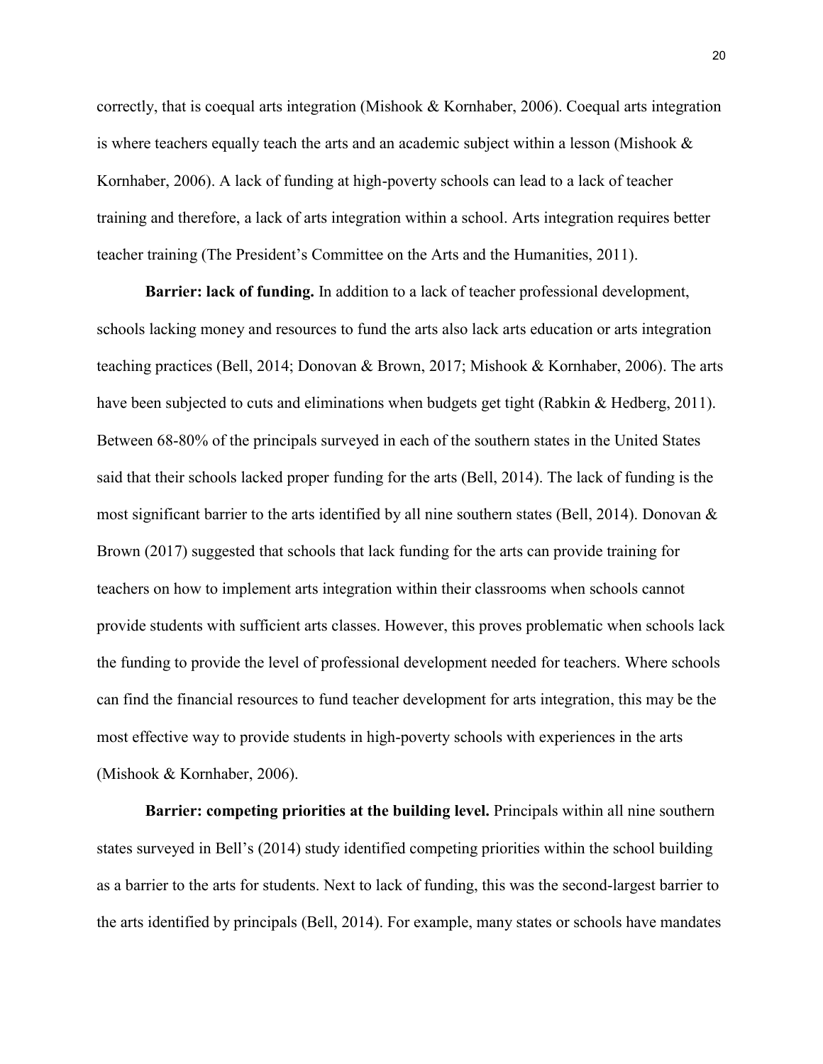correctly, that is coequal arts integration (Mishook & Kornhaber, 2006). Coequal arts integration is where teachers equally teach the arts and an academic subject within a lesson (Mishook & Kornhaber, 2006). A lack of funding at high-poverty schools can lead to a lack of teacher training and therefore, a lack of arts integration within a school. Arts integration requires better teacher training (The President's Committee on the Arts and the Humanities, 2011).

**Barrier: lack of funding.** In addition to a lack of teacher professional development, schools lacking money and resources to fund the arts also lack arts education or arts integration teaching practices (Bell, 2014; Donovan & Brown, 2017; Mishook & Kornhaber, 2006). The arts have been subjected to cuts and eliminations when budgets get tight (Rabkin & Hedberg, 2011). Between 68-80% of the principals surveyed in each of the southern states in the United States said that their schools lacked proper funding for the arts (Bell, 2014). The lack of funding is the most significant barrier to the arts identified by all nine southern states (Bell, 2014). Donovan & Brown (2017) suggested that schools that lack funding for the arts can provide training for teachers on how to implement arts integration within their classrooms when schools cannot provide students with sufficient arts classes. However, this proves problematic when schools lack the funding to provide the level of professional development needed for teachers. Where schools can find the financial resources to fund teacher development for arts integration, this may be the most effective way to provide students in high-poverty schools with experiences in the arts (Mishook & Kornhaber, 2006).

**Barrier: competing priorities at the building level.** Principals within all nine southern states surveyed in Bell's (2014) study identified competing priorities within the school building as a barrier to the arts for students. Next to lack of funding, this was the second-largest barrier to the arts identified by principals (Bell, 2014). For example, many states or schools have mandates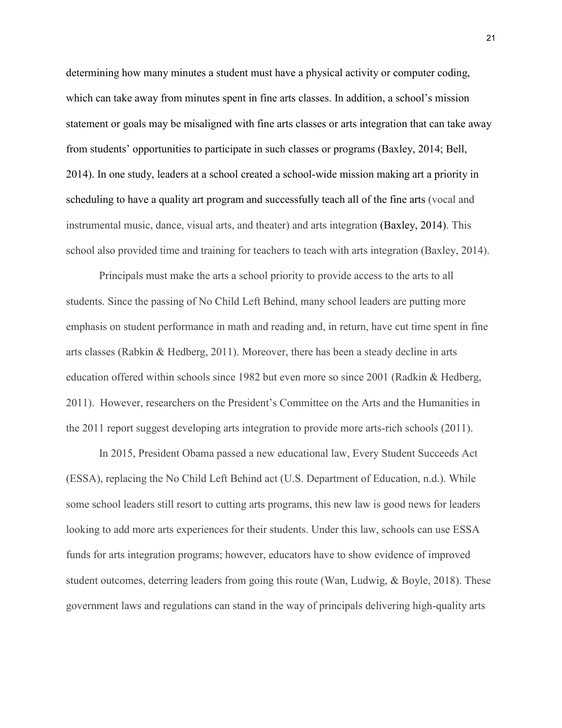determining how many minutes a student must have a physical activity or computer coding, which can take away from minutes spent in fine arts classes. In addition, a school's mission statement or goals may be misaligned with fine arts classes or arts integration that can take away from students' opportunities to participate in such classes or programs (Baxley, 2014; Bell, 2014). In one study, leaders at a school created a school-wide mission making art a priority in scheduling to have a quality art program and successfully teach all of the fine arts (vocal and instrumental music, dance, visual arts, and theater) and arts integration (Baxley, 2014). This school also provided time and training for teachers to teach with arts integration (Baxley, 2014).

Principals must make the arts a school priority to provide access to the arts to all students. Since the passing of No Child Left Behind, many school leaders are putting more emphasis on student performance in math and reading and, in return, have cut time spent in fine arts classes (Rabkin & Hedberg, 2011). Moreover, there has been a steady decline in arts education offered within schools since 1982 but even more so since 2001 (Radkin & Hedberg, 2011). However, researchers on the President's Committee on the Arts and the Humanities in the 2011 report suggest developing arts integration to provide more arts-rich schools (2011).

In 2015, President Obama passed a new educational law, Every Student Succeeds Act (ESSA), replacing the No Child Left Behind act (U.S. Department of Education, n.d.). While some school leaders still resort to cutting arts programs, this new law is good news for leaders looking to add more arts experiences for their students. Under this law, schools can use ESSA funds for arts integration programs; however, educators have to show evidence of improved student outcomes, deterring leaders from going this route (Wan, Ludwig, & Boyle, 2018). These government laws and regulations can stand in the way of principals delivering high-quality arts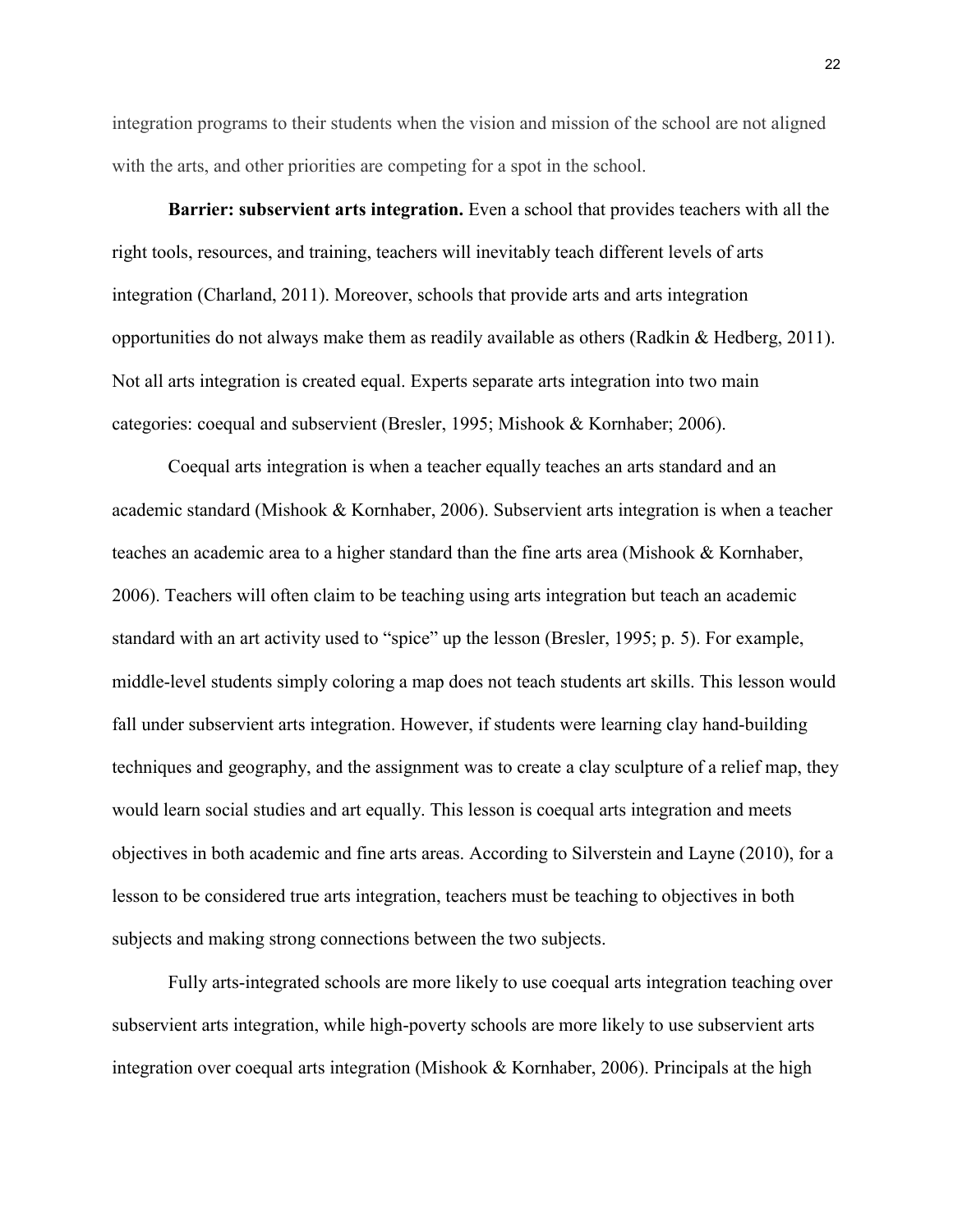integration programs to their students when the vision and mission of the school are not aligned with the arts, and other priorities are competing for a spot in the school.

**Barrier: subservient arts integration.** Even a school that provides teachers with all the right tools, resources, and training, teachers will inevitably teach different levels of arts integration (Charland, 2011). Moreover, schools that provide arts and arts integration opportunities do not always make them as readily available as others (Radkin & Hedberg, 2011). Not all arts integration is created equal. Experts separate arts integration into two main categories: coequal and subservient (Bresler, 1995; Mishook & Kornhaber; 2006).

Coequal arts integration is when a teacher equally teaches an arts standard and an academic standard (Mishook & Kornhaber, 2006). Subservient arts integration is when a teacher teaches an academic area to a higher standard than the fine arts area (Mishook & Kornhaber, 2006). Teachers will often claim to be teaching using arts integration but teach an academic standard with an art activity used to "spice" up the lesson (Bresler, 1995; p. 5). For example, middle-level students simply coloring a map does not teach students art skills. This lesson would fall under subservient arts integration. However, if students were learning clay hand-building techniques and geography, and the assignment was to create a clay sculpture of a relief map, they would learn social studies and art equally. This lesson is coequal arts integration and meets objectives in both academic and fine arts areas. According to Silverstein and Layne (2010), for a lesson to be considered true arts integration, teachers must be teaching to objectives in both subjects and making strong connections between the two subjects.

Fully arts-integrated schools are more likely to use coequal arts integration teaching over subservient arts integration, while high-poverty schools are more likely to use subservient arts integration over coequal arts integration (Mishook & Kornhaber, 2006). Principals at the high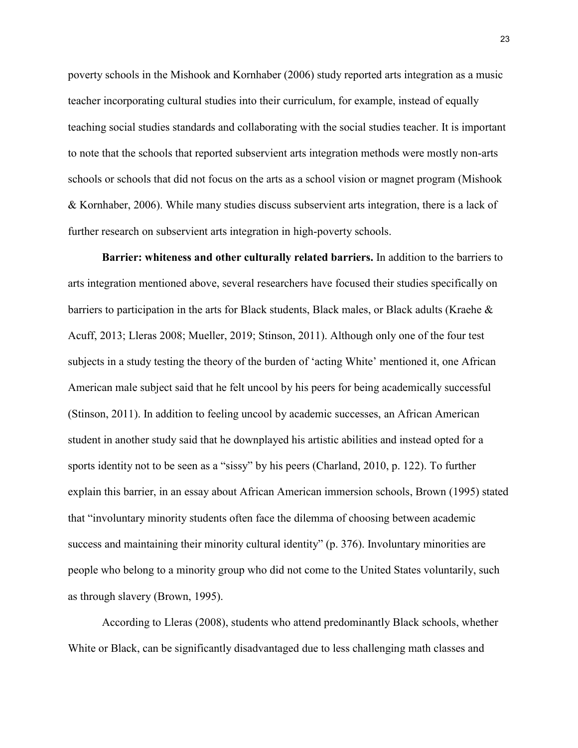poverty schools in the Mishook and Kornhaber (2006) study reported arts integration as a music teacher incorporating cultural studies into their curriculum, for example, instead of equally teaching social studies standards and collaborating with the social studies teacher. It is important to note that the schools that reported subservient arts integration methods were mostly non-arts schools or schools that did not focus on the arts as a school vision or magnet program (Mishook & Kornhaber, 2006). While many studies discuss subservient arts integration, there is a lack of further research on subservient arts integration in high-poverty schools.

**Barrier: whiteness and other culturally related barriers.** In addition to the barriers to arts integration mentioned above, several researchers have focused their studies specifically on barriers to participation in the arts for Black students, Black males, or Black adults (Kraehe & Acuff, 2013; Lleras 2008; Mueller, 2019; Stinson, 2011). Although only one of the four test subjects in a study testing the theory of the burden of 'acting White' mentioned it, one African American male subject said that he felt uncool by his peers for being academically successful (Stinson, 2011). In addition to feeling uncool by academic successes, an African American student in another study said that he downplayed his artistic abilities and instead opted for a sports identity not to be seen as a "sissy" by his peers (Charland, 2010, p. 122). To further explain this barrier, in an essay about African American immersion schools, Brown (1995) stated that "involuntary minority students often face the dilemma of choosing between academic success and maintaining their minority cultural identity" (p. 376). Involuntary minorities are people who belong to a minority group who did not come to the United States voluntarily, such as through slavery (Brown, 1995).

According to Lleras (2008), students who attend predominantly Black schools, whether White or Black, can be significantly disadvantaged due to less challenging math classes and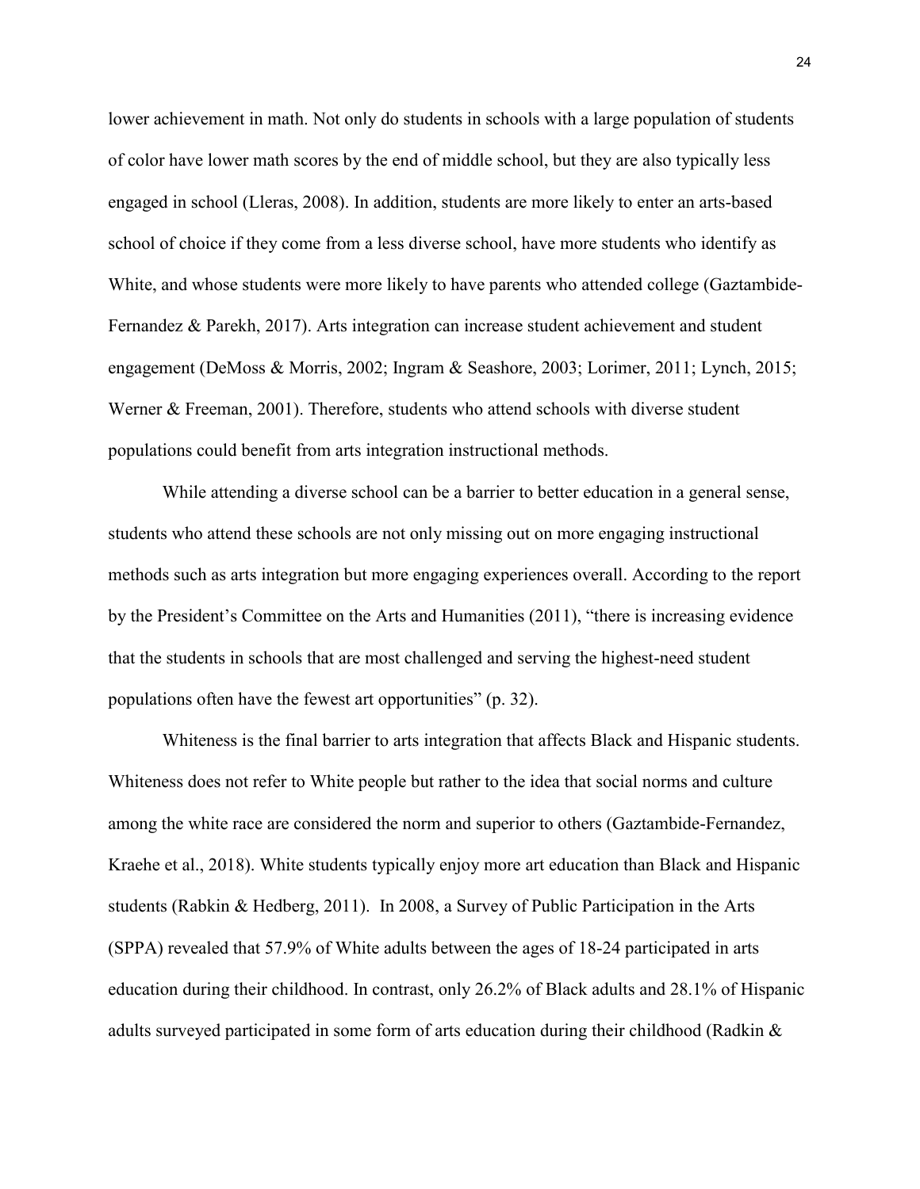lower achievement in math. Not only do students in schools with a large population of students of color have lower math scores by the end of middle school, but they are also typically less engaged in school (Lleras, 2008). In addition, students are more likely to enter an arts-based school of choice if they come from a less diverse school, have more students who identify as White, and whose students were more likely to have parents who attended college (Gaztambide-Fernandez & Parekh, 2017). Arts integration can increase student achievement and student engagement (DeMoss & Morris, 2002; Ingram & Seashore, 2003; Lorimer, 2011; Lynch, 2015; Werner & Freeman, 2001). Therefore, students who attend schools with diverse student populations could benefit from arts integration instructional methods.

While attending a diverse school can be a barrier to better education in a general sense, students who attend these schools are not only missing out on more engaging instructional methods such as arts integration but more engaging experiences overall. According to the report by the President's Committee on the Arts and Humanities (2011), "there is increasing evidence that the students in schools that are most challenged and serving the highest-need student populations often have the fewest art opportunities" (p. 32).

Whiteness is the final barrier to arts integration that affects Black and Hispanic students. Whiteness does not refer to White people but rather to the idea that social norms and culture among the white race are considered the norm and superior to others (Gaztambide-Fernandez, Kraehe et al., 2018). White students typically enjoy more art education than Black and Hispanic students (Rabkin & Hedberg, 2011). In 2008, a Survey of Public Participation in the Arts (SPPA) revealed that 57.9% of White adults between the ages of 18-24 participated in arts education during their childhood. In contrast, only 26.2% of Black adults and 28.1% of Hispanic adults surveyed participated in some form of arts education during their childhood (Radkin &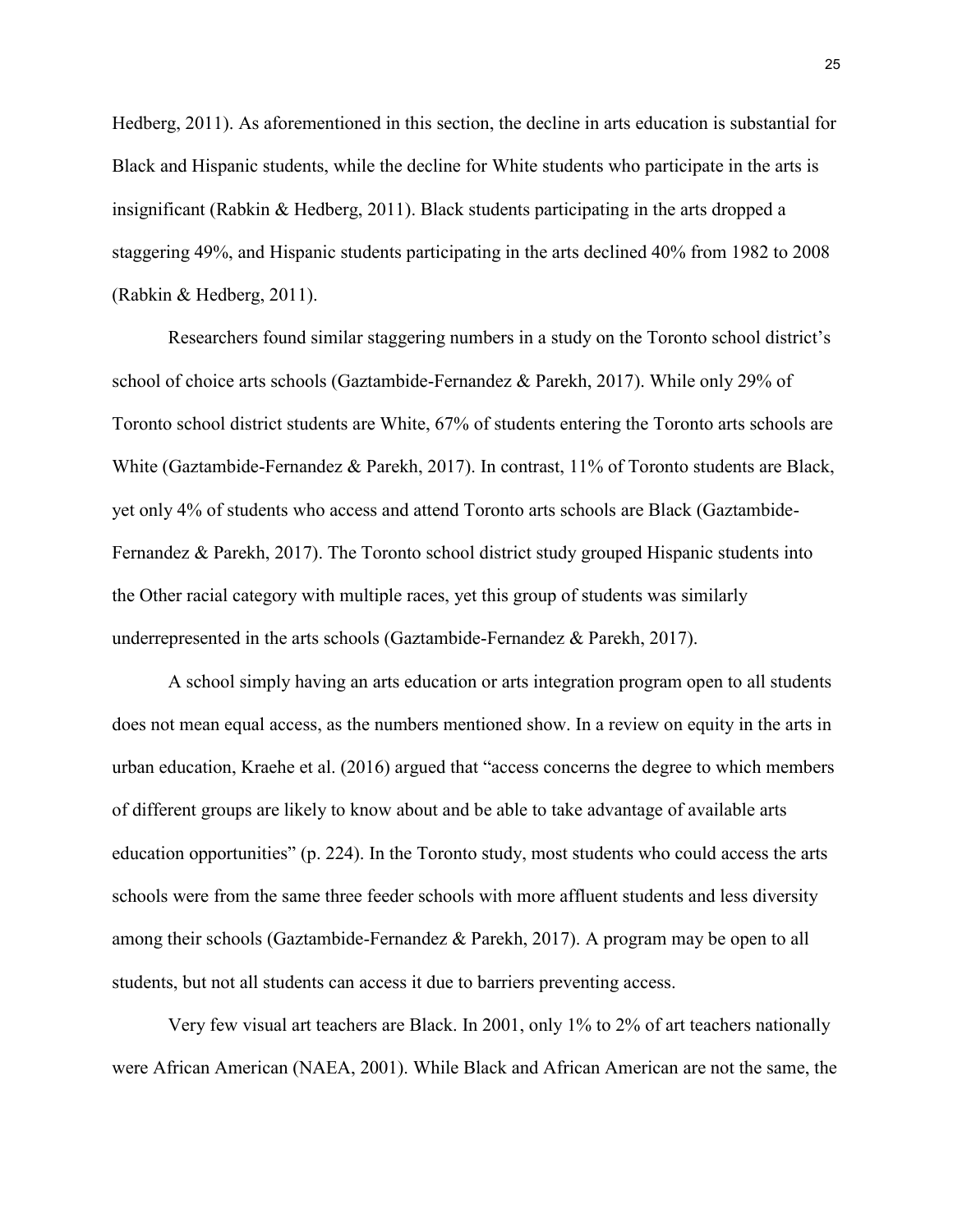Hedberg, 2011). As aforementioned in this section, the decline in arts education is substantial for Black and Hispanic students, while the decline for White students who participate in the arts is insignificant (Rabkin & Hedberg, 2011). Black students participating in the arts dropped a staggering 49%, and Hispanic students participating in the arts declined 40% from 1982 to 2008 (Rabkin & Hedberg, 2011).

Researchers found similar staggering numbers in a study on the Toronto school district's school of choice arts schools (Gaztambide-Fernandez & Parekh, 2017). While only 29% of Toronto school district students are White, 67% of students entering the Toronto arts schools are White (Gaztambide-Fernandez & Parekh, 2017). In contrast, 11% of Toronto students are Black, yet only 4% of students who access and attend Toronto arts schools are Black (Gaztambide-Fernandez & Parekh, 2017). The Toronto school district study grouped Hispanic students into the Other racial category with multiple races, yet this group of students was similarly underrepresented in the arts schools (Gaztambide-Fernandez & Parekh, 2017).

A school simply having an arts education or arts integration program open to all students does not mean equal access, as the numbers mentioned show. In a review on equity in the arts in urban education, Kraehe et al. (2016) argued that "access concerns the degree to which members of different groups are likely to know about and be able to take advantage of available arts education opportunities" (p. 224). In the Toronto study, most students who could access the arts schools were from the same three feeder schools with more affluent students and less diversity among their schools (Gaztambide-Fernandez & Parekh, 2017). A program may be open to all students, but not all students can access it due to barriers preventing access.

Very few visual art teachers are Black. In 2001, only 1% to 2% of art teachers nationally were African American (NAEA, 2001). While Black and African American are not the same, the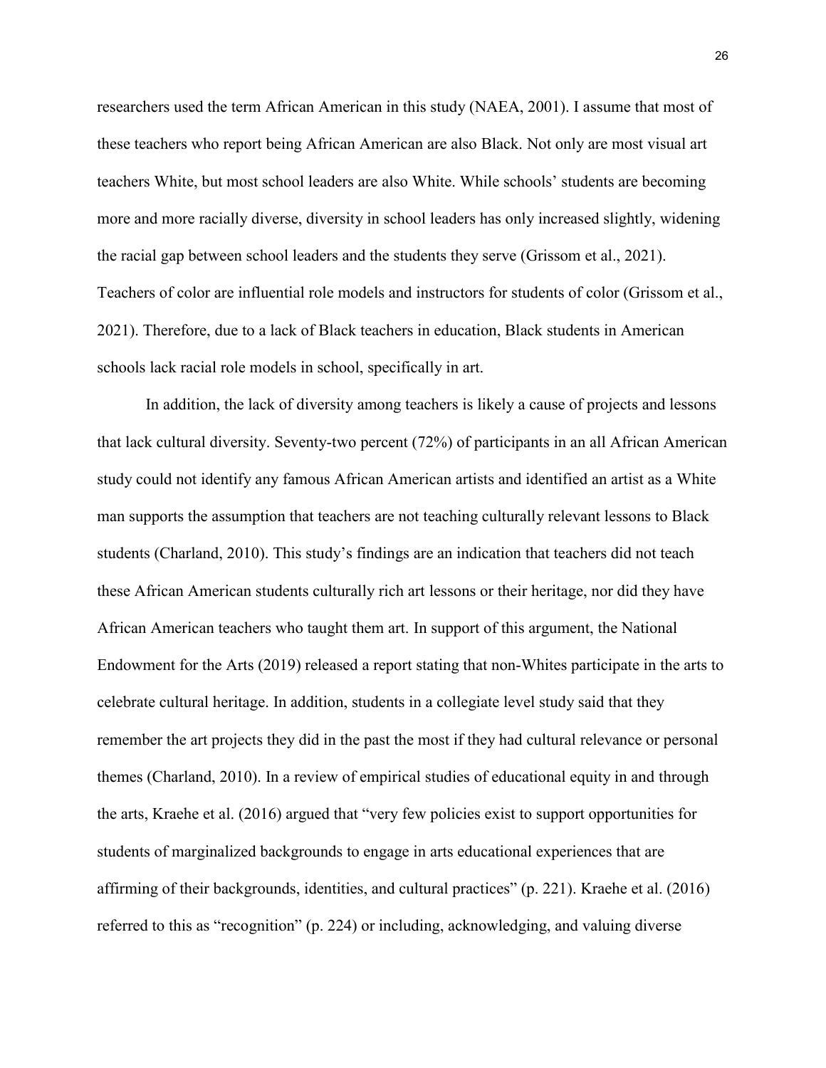researchers used the term African American in this study (NAEA, 2001). I assume that most of these teachers who report being African American are also Black. Not only are most visual art teachers White, but most school leaders are also White. While schools' students are becoming more and more racially diverse, diversity in school leaders has only increased slightly, widening the racial gap between school leaders and the students they serve (Grissom et al., 2021). Teachers of color are influential role models and instructors for students of color (Grissom et al., 2021). Therefore, due to a lack of Black teachers in education, Black students in American schools lack racial role models in school, specifically in art.

In addition, the lack of diversity among teachers is likely a cause of projects and lessons that lack cultural diversity. Seventy-two percent (72%) of participants in an all African American study could not identify any famous African American artists and identified an artist as a White man supports the assumption that teachers are not teaching culturally relevant lessons to Black students (Charland, 2010). This study's findings are an indication that teachers did not teach these African American students culturally rich art lessons or their heritage, nor did they have African American teachers who taught them art. In support of this argument, the National Endowment for the Arts (2019) released a report stating that non-Whites participate in the arts to celebrate cultural heritage. In addition, students in a collegiate level study said that they remember the art projects they did in the past the most if they had cultural relevance or personal themes (Charland, 2010). In a review of empirical studies of educational equity in and through the arts, Kraehe et al. (2016) argued that "very few policies exist to support opportunities for students of marginalized backgrounds to engage in arts educational experiences that are affirming of their backgrounds, identities, and cultural practices" (p. 221). Kraehe et al. (2016) referred to this as "recognition" (p. 224) or including, acknowledging, and valuing diverse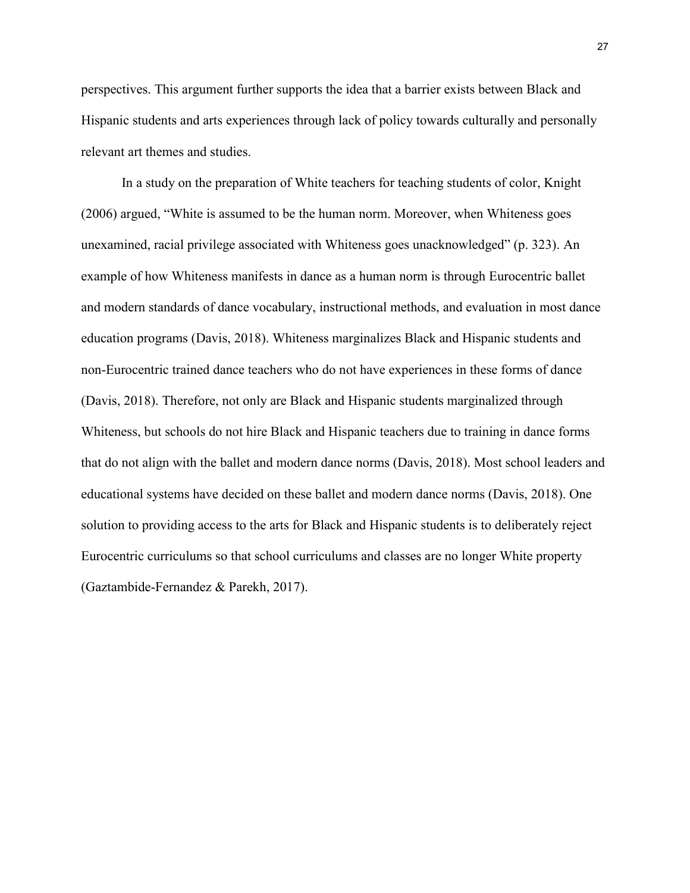perspectives. This argument further supports the idea that a barrier exists between Black and Hispanic students and arts experiences through lack of policy towards culturally and personally relevant art themes and studies.

In a study on the preparation of White teachers for teaching students of color, Knight (2006) argued, "White is assumed to be the human norm. Moreover, when Whiteness goes unexamined, racial privilege associated with Whiteness goes unacknowledged" (p. 323). An example of how Whiteness manifests in dance as a human norm is through Eurocentric ballet and modern standards of dance vocabulary, instructional methods, and evaluation in most dance education programs (Davis, 2018). Whiteness marginalizes Black and Hispanic students and non-Eurocentric trained dance teachers who do not have experiences in these forms of dance (Davis, 2018). Therefore, not only are Black and Hispanic students marginalized through Whiteness, but schools do not hire Black and Hispanic teachers due to training in dance forms that do not align with the ballet and modern dance norms (Davis, 2018). Most school leaders and educational systems have decided on these ballet and modern dance norms (Davis, 2018). One solution to providing access to the arts for Black and Hispanic students is to deliberately reject Eurocentric curriculums so that school curriculums and classes are no longer White property (Gaztambide-Fernandez & Parekh, 2017).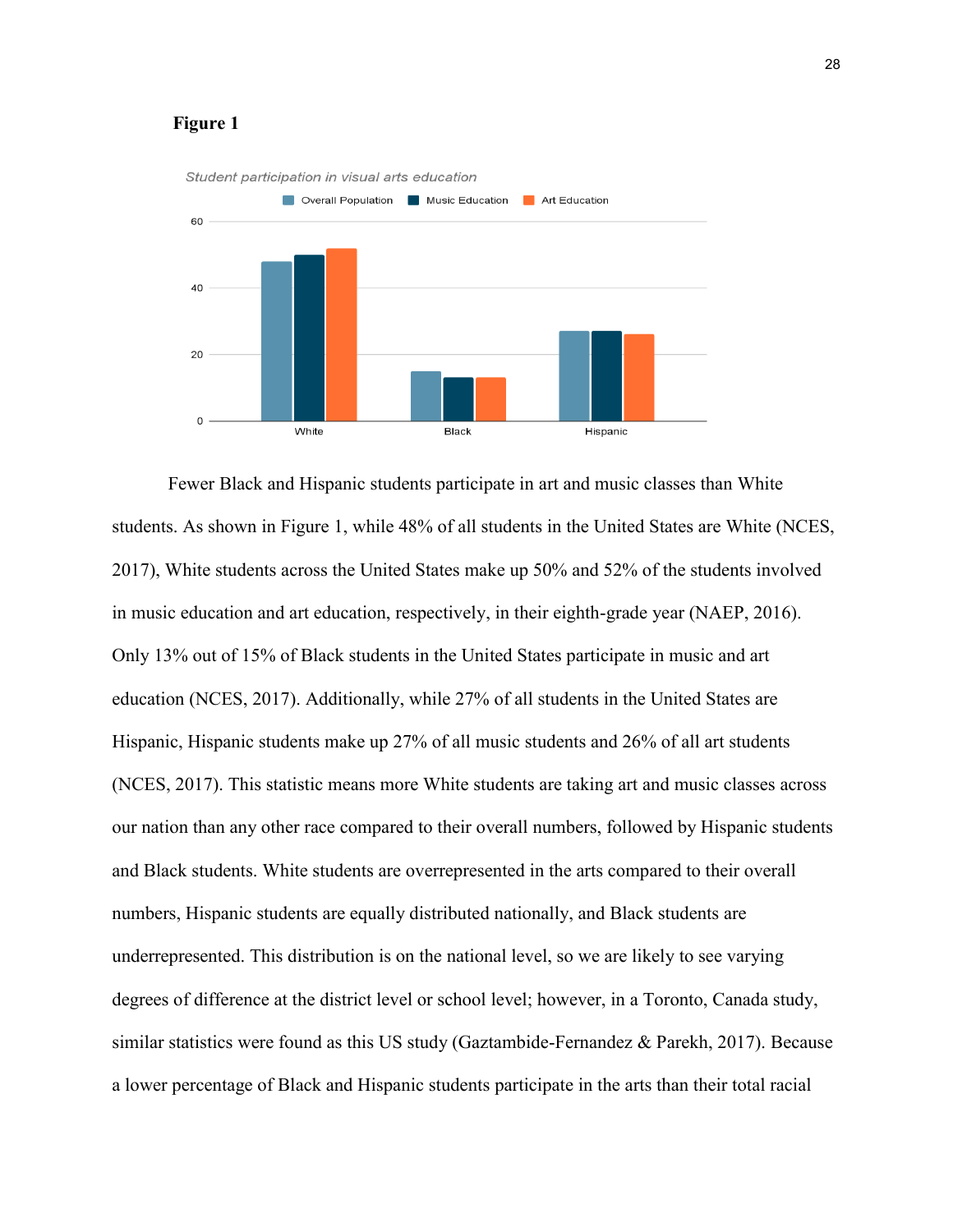**Figure 1**

*Student participation in visual arts education*

| | Overall Population | Music Education | Art Education |
|---|---|---|---|
| White | 48 | 50 | 52 |
| Black | 15 | 13 | 13 |
| Hispanic | 27 | 27 | 26 |

Fewer Black and Hispanic students participate in art and music classes than White students. As shown in Figure 1, while 48% of all students in the United States are White (NCES, 2017), White students across the United States make up 50% and 52% of the students involved in music education and art education, respectively, in their eighth-grade year (NAEP, 2016). Only 13% out of 15% of Black students in the United States participate in music and art education (NCES, 2017). Additionally, while 27% of all students in the United States are Hispanic, Hispanic students make up 27% of all music students and 26% of all art students (NCES, 2017). This statistic means more White students are taking art and music classes across our nation than any other race compared to their overall numbers, followed by Hispanic students and Black students. White students are overrepresented in the arts compared to their overall numbers, Hispanic students are equally distributed nationally, and Black students are underrepresented. This distribution is on the national level, so we are likely to see varying degrees of difference at the district level or school level; however, in a Toronto, Canada study, similar statistics were found as this US study (Gaztambide-Fernandez & Parekh, 2017). Because a lower percentage of Black and Hispanic students participate in the arts than their total racial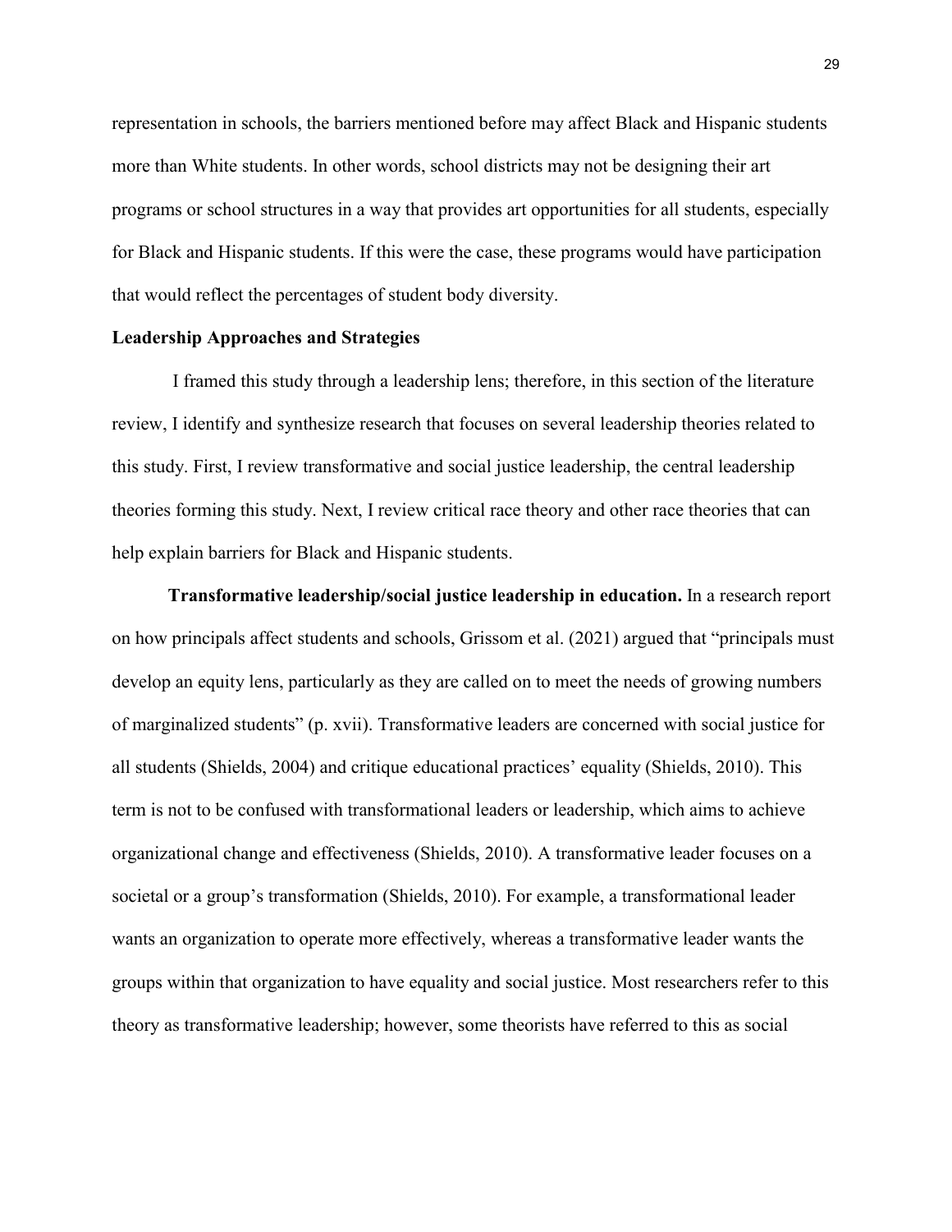representation in schools, the barriers mentioned before may affect Black and Hispanic students more than White students. In other words, school districts may not be designing their art programs or school structures in a way that provides art opportunities for all students, especially for Black and Hispanic students. If this were the case, these programs would have participation that would reflect the percentages of student body diversity.

## Leadership Approaches and Strategies

I framed this study through a leadership lens; therefore, in this section of the literature review, I identify and synthesize research that focuses on several leadership theories related to this study. First, I review transformative and social justice leadership, the central leadership theories forming this study. Next, I review critical race theory and other race theories that can help explain barriers for Black and Hispanic students.

**Transformative leadership/social justice leadership in education.** In a research report on how principals affect students and schools, Grissom et al. (2021) argued that "principals must develop an equity lens, particularly as they are called on to meet the needs of growing numbers of marginalized students" (p. xvii). Transformative leaders are concerned with social justice for all students (Shields, 2004) and critique educational practices' equality (Shields, 2010). This term is not to be confused with transformational leaders or leadership, which aims to achieve organizational change and effectiveness (Shields, 2010). A transformative leader focuses on a societal or a group's transformation (Shields, 2010). For example, a transformational leader wants an organization to operate more effectively, whereas a transformative leader wants the groups within that organization to have equality and social justice. Most researchers refer to this theory as transformative leadership; however, some theorists have referred to this as social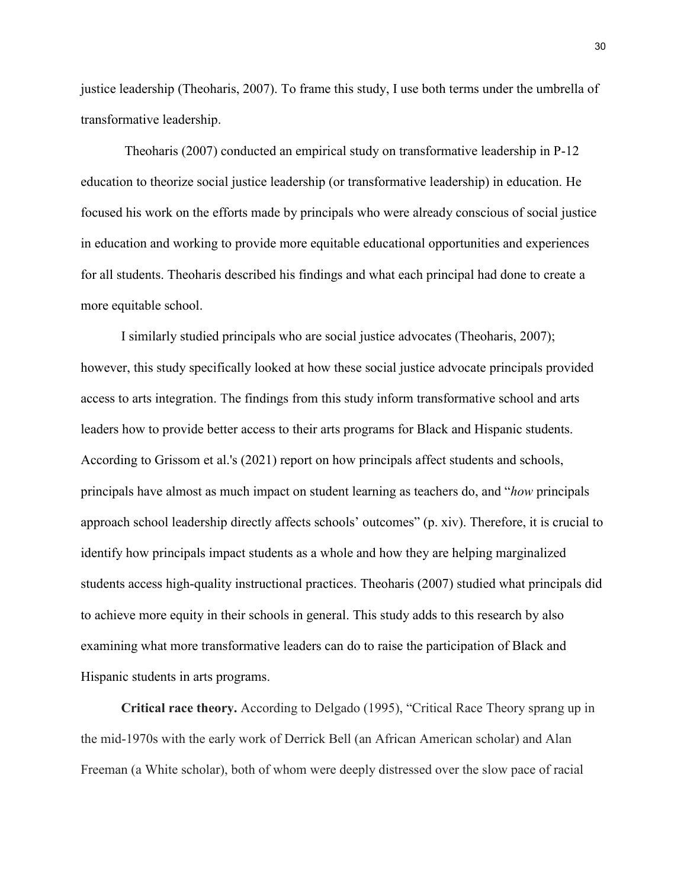justice leadership (Theoharis, 2007). To frame this study, I use both terms under the umbrella of transformative leadership.

Theoharis (2007) conducted an empirical study on transformative leadership in P-12 education to theorize social justice leadership (or transformative leadership) in education. He focused his work on the efforts made by principals who were already conscious of social justice in education and working to provide more equitable educational opportunities and experiences for all students. Theoharis described his findings and what each principal had done to create a more equitable school.

I similarly studied principals who are social justice advocates (Theoharis, 2007); however, this study specifically looked at how these social justice advocate principals provided access to arts integration. The findings from this study inform transformative school and arts leaders how to provide better access to their arts programs for Black and Hispanic students. According to Grissom et al.'s (2021) report on how principals affect students and schools, principals have almost as much impact on student learning as teachers do, and "*how* principals approach school leadership directly affects schools' outcomes" (p. xiv). Therefore, it is crucial to identify how principals impact students as a whole and how they are helping marginalized students access high-quality instructional practices. Theoharis (2007) studied what principals did to achieve more equity in their schools in general. This study adds to this research by also examining what more transformative leaders can do to raise the participation of Black and Hispanic students in arts programs.

**Critical race theory.** According to Delgado (1995), "Critical Race Theory sprang up in the mid-1970s with the early work of Derrick Bell (an African American scholar) and Alan Freeman (a White scholar), both of whom were deeply distressed over the slow pace of racial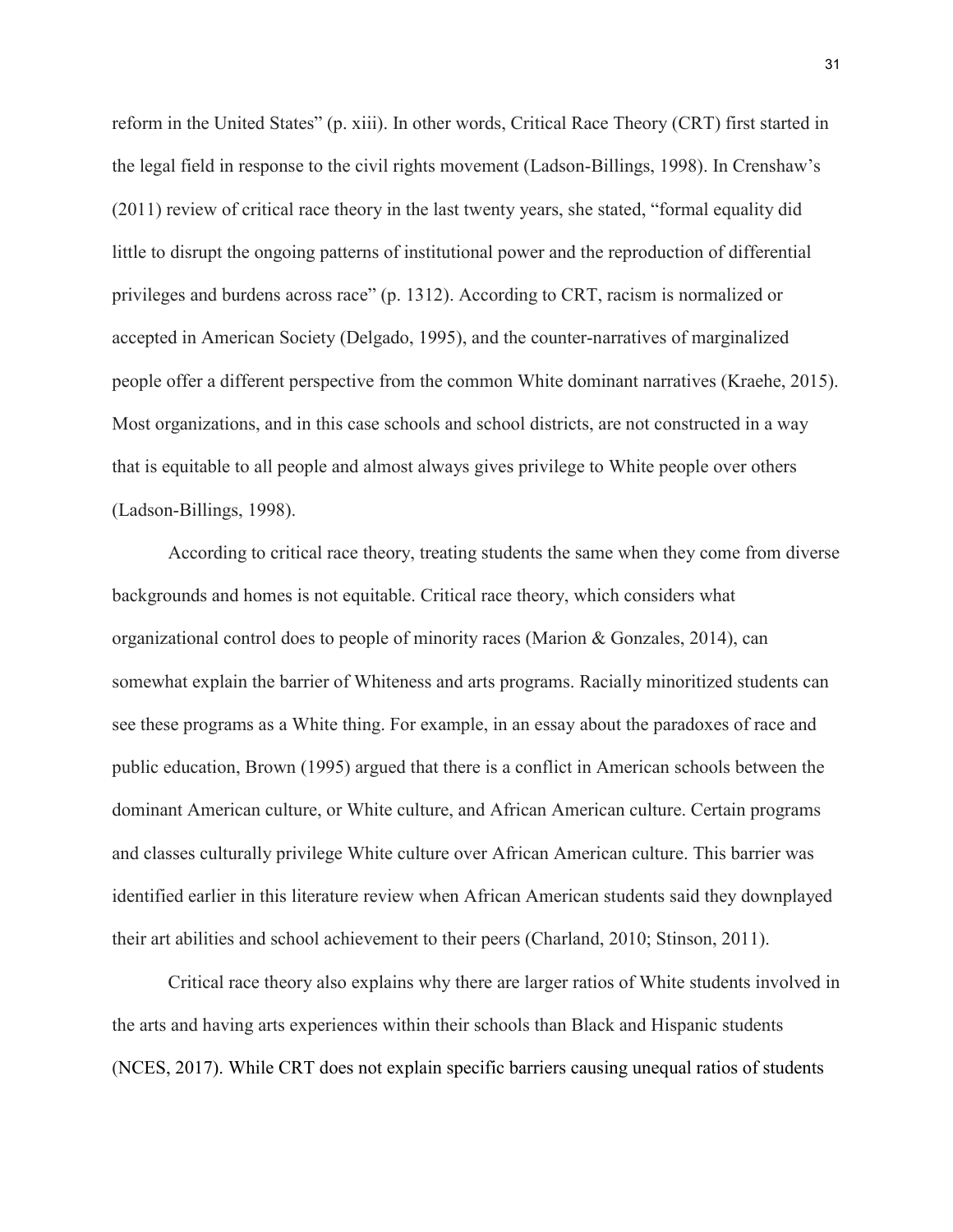reform in the United States" (p. xiii). In other words, Critical Race Theory (CRT) first started in the legal field in response to the civil rights movement (Ladson-Billings, 1998). In Crenshaw's (2011) review of critical race theory in the last twenty years, she stated, "formal equality did little to disrupt the ongoing patterns of institutional power and the reproduction of differential privileges and burdens across race" (p. 1312). According to CRT, racism is normalized or accepted in American Society (Delgado, 1995), and the counter-narratives of marginalized people offer a different perspective from the common White dominant narratives (Kraehe, 2015). Most organizations, and in this case schools and school districts, are not constructed in a way that is equitable to all people and almost always gives privilege to White people over others (Ladson-Billings, 1998).

According to critical race theory, treating students the same when they come from diverse backgrounds and homes is not equitable. Critical race theory, which considers what organizational control does to people of minority races (Marion & Gonzales, 2014), can somewhat explain the barrier of Whiteness and arts programs. Racially minoritized students can see these programs as a White thing. For example, in an essay about the paradoxes of race and public education, Brown (1995) argued that there is a conflict in American schools between the dominant American culture, or White culture, and African American culture. Certain programs and classes culturally privilege White culture over African American culture. This barrier was identified earlier in this literature review when African American students said they downplayed their art abilities and school achievement to their peers (Charland, 2010; Stinson, 2011).

Critical race theory also explains why there are larger ratios of White students involved in the arts and having arts experiences within their schools than Black and Hispanic students (NCES, 2017). While CRT does not explain specific barriers causing unequal ratios of students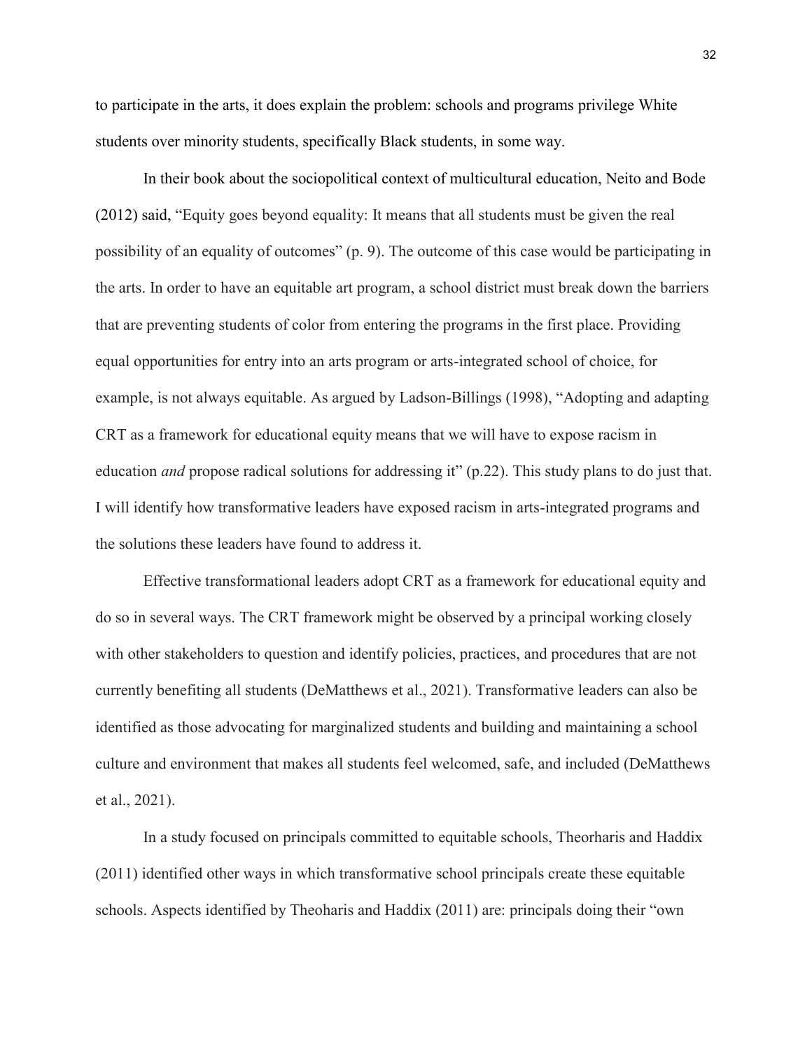to participate in the arts, it does explain the problem: schools and programs privilege White students over minority students, specifically Black students, in some way.

In their book about the sociopolitical context of multicultural education, Neito and Bode (2012) said, "Equity goes beyond equality: It means that all students must be given the real possibility of an equality of outcomes" (p. 9). The outcome of this case would be participating in the arts. In order to have an equitable art program, a school district must break down the barriers that are preventing students of color from entering the programs in the first place. Providing equal opportunities for entry into an arts program or arts-integrated school of choice, for example, is not always equitable. As argued by Ladson-Billings (1998), "Adopting and adapting CRT as a framework for educational equity means that we will have to expose racism in education *and* propose radical solutions for addressing it" (p.22). This study plans to do just that. I will identify how transformative leaders have exposed racism in arts-integrated programs and the solutions these leaders have found to address it.

Effective transformational leaders adopt CRT as a framework for educational equity and do so in several ways. The CRT framework might be observed by a principal working closely with other stakeholders to question and identify policies, practices, and procedures that are not currently benefiting all students (DeMatthews et al., 2021). Transformative leaders can also be identified as those advocating for marginalized students and building and maintaining a school culture and environment that makes all students feel welcomed, safe, and included (DeMatthews et al., 2021).

In a study focused on principals committed to equitable schools, Theorharis and Haddix (2011) identified other ways in which transformative school principals create these equitable schools. Aspects identified by Theoharis and Haddix (2011) are: principals doing their "own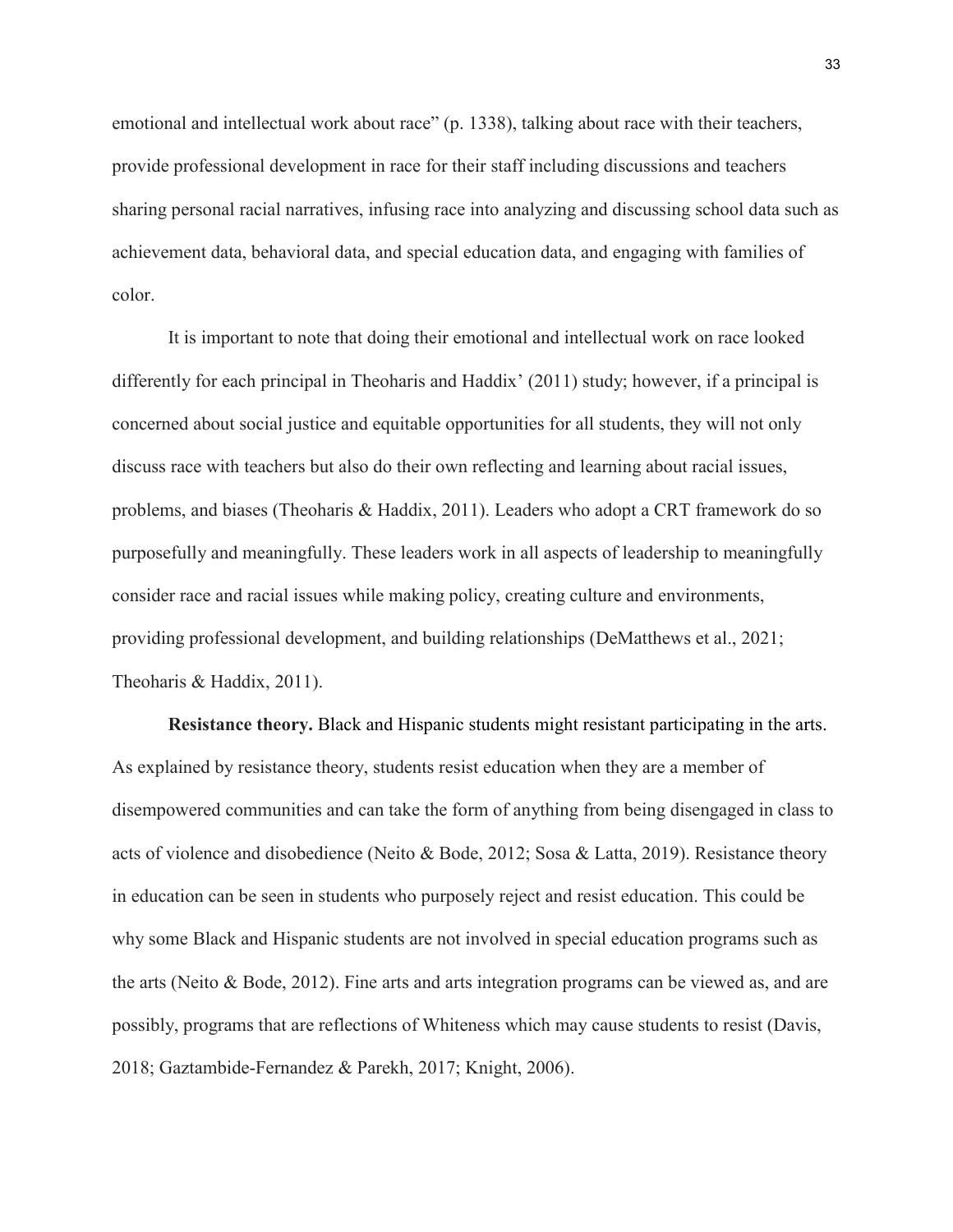emotional and intellectual work about race" (p. 1338), talking about race with their teachers, provide professional development in race for their staff including discussions and teachers sharing personal racial narratives, infusing race into analyzing and discussing school data such as achievement data, behavioral data, and special education data, and engaging with families of color.

It is important to note that doing their emotional and intellectual work on race looked differently for each principal in Theoharis and Haddix' (2011) study; however, if a principal is concerned about social justice and equitable opportunities for all students, they will not only discuss race with teachers but also do their own reflecting and learning about racial issues, problems, and biases (Theoharis & Haddix, 2011). Leaders who adopt a CRT framework do so purposefully and meaningfully. These leaders work in all aspects of leadership to meaningfully consider race and racial issues while making policy, creating culture and environments, providing professional development, and building relationships (DeMatthews et al., 2021; Theoharis & Haddix, 2011).

**Resistance theory.** Black and Hispanic students might resistant participating in the arts. As explained by resistance theory, students resist education when they are a member of disempowered communities and can take the form of anything from being disengaged in class to acts of violence and disobedience (Neito & Bode, 2012; Sosa & Latta, 2019). Resistance theory in education can be seen in students who purposely reject and resist education. This could be why some Black and Hispanic students are not involved in special education programs such as the arts (Neito & Bode, 2012). Fine arts and arts integration programs can be viewed as, and are possibly, programs that are reflections of Whiteness which may cause students to resist (Davis, 2018; Gaztambide-Fernandez & Parekh, 2017; Knight, 2006).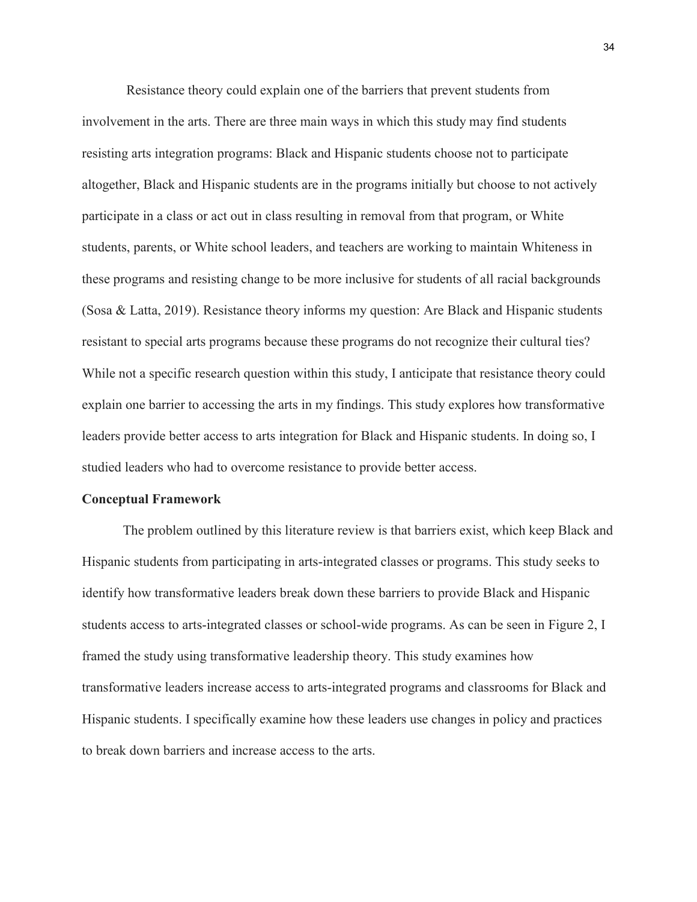Resistance theory could explain one of the barriers that prevent students from involvement in the arts. There are three main ways in which this study may find students resisting arts integration programs: Black and Hispanic students choose not to participate altogether, Black and Hispanic students are in the programs initially but choose to not actively participate in a class or act out in class resulting in removal from that program, or White students, parents, or White school leaders, and teachers are working to maintain Whiteness in these programs and resisting change to be more inclusive for students of all racial backgrounds (Sosa & Latta, 2019). Resistance theory informs my question: Are Black and Hispanic students resistant to special arts programs because these programs do not recognize their cultural ties? While not a specific research question within this study, I anticipate that resistance theory could explain one barrier to accessing the arts in my findings. This study explores how transformative leaders provide better access to arts integration for Black and Hispanic students. In doing so, I studied leaders who had to overcome resistance to provide better access.

**Conceptual Framework**

The problem outlined by this literature review is that barriers exist, which keep Black and Hispanic students from participating in arts-integrated classes or programs. This study seeks to identify how transformative leaders break down these barriers to provide Black and Hispanic students access to arts-integrated classes or school-wide programs. As can be seen in Figure 2, I framed the study using transformative leadership theory. This study examines how transformative leaders increase access to arts-integrated programs and classrooms for Black and Hispanic students. I specifically examine how these leaders use changes in policy and practices to break down barriers and increase access to the arts.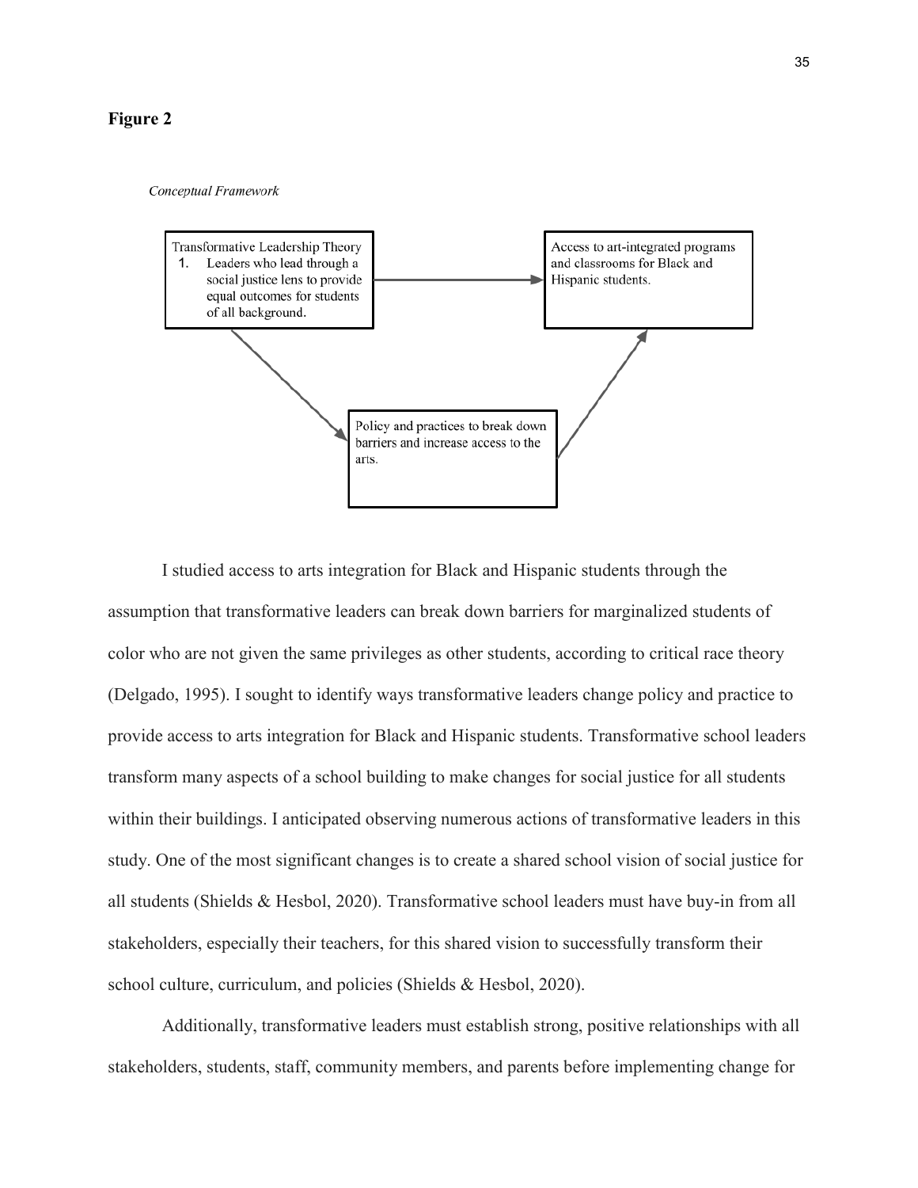**Figure 2**

*Conceptual Framework*

Transformative Leadership Theory
1. Leaders who lead through a social justice lens to provide equal outcomes for students of all background.

Access to art-integrated programs and classrooms for Black and Hispanic students.

Policy and practices to break down barriers and increase access to the arts.

I studied access to arts integration for Black and Hispanic students through the assumption that transformative leaders can break down barriers for marginalized students of color who are not given the same privileges as other students, according to critical race theory (Delgado, 1995). I sought to identify ways transformative leaders change policy and practice to provide access to arts integration for Black and Hispanic students. Transformative school leaders transform many aspects of a school building to make changes for social justice for all students within their buildings. I anticipated observing numerous actions of transformative leaders in this study. One of the most significant changes is to create a shared school vision of social justice for all students (Shields & Hesbol, 2020). Transformative school leaders must have buy-in from all stakeholders, especially their teachers, for this shared vision to successfully transform their school culture, curriculum, and policies (Shields & Hesbol, 2020).

Additionally, transformative leaders must establish strong, positive relationships with all stakeholders, students, staff, community members, and parents before implementing change for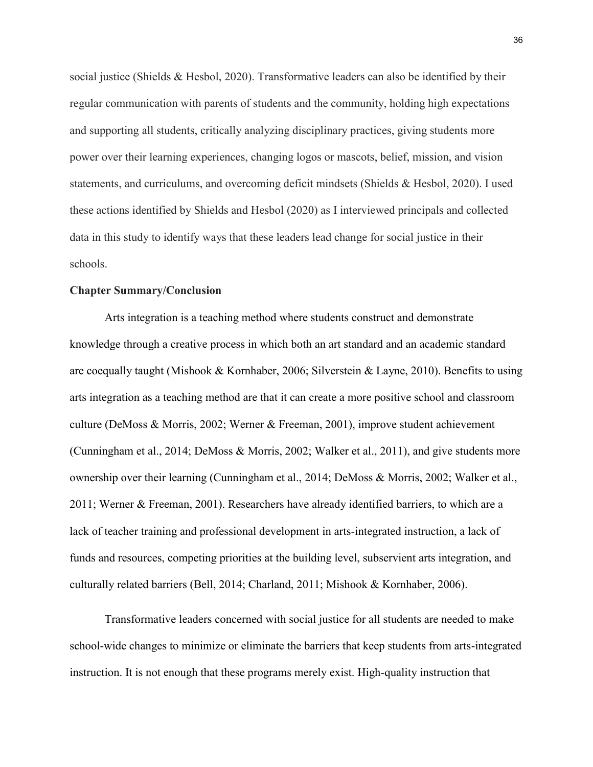social justice (Shields & Hesbol, 2020). Transformative leaders can also be identified by their regular communication with parents of students and the community, holding high expectations and supporting all students, critically analyzing disciplinary practices, giving students more power over their learning experiences, changing logos or mascots, belief, mission, and vision statements, and curriculums, and overcoming deficit mindsets (Shields & Hesbol, 2020). I used these actions identified by Shields and Hesbol (2020) as I interviewed principals and collected data in this study to identify ways that these leaders lead change for social justice in their schools.

**Chapter Summary/Conclusion**

Arts integration is a teaching method where students construct and demonstrate knowledge through a creative process in which both an art standard and an academic standard are coequally taught (Mishook & Kornhaber, 2006; Silverstein & Layne, 2010). Benefits to using arts integration as a teaching method are that it can create a more positive school and classroom culture (DeMoss & Morris, 2002; Werner & Freeman, 2001), improve student achievement (Cunningham et al., 2014; DeMoss & Morris, 2002; Walker et al., 2011), and give students more ownership over their learning (Cunningham et al., 2014; DeMoss & Morris, 2002; Walker et al., 2011; Werner & Freeman, 2001). Researchers have already identified barriers, to which are a lack of teacher training and professional development in arts-integrated instruction, a lack of funds and resources, competing priorities at the building level, subservient arts integration, and culturally related barriers (Bell, 2014; Charland, 2011; Mishook & Kornhaber, 2006).

Transformative leaders concerned with social justice for all students are needed to make school-wide changes to minimize or eliminate the barriers that keep students from arts-integrated instruction. It is not enough that these programs merely exist. High-quality instruction that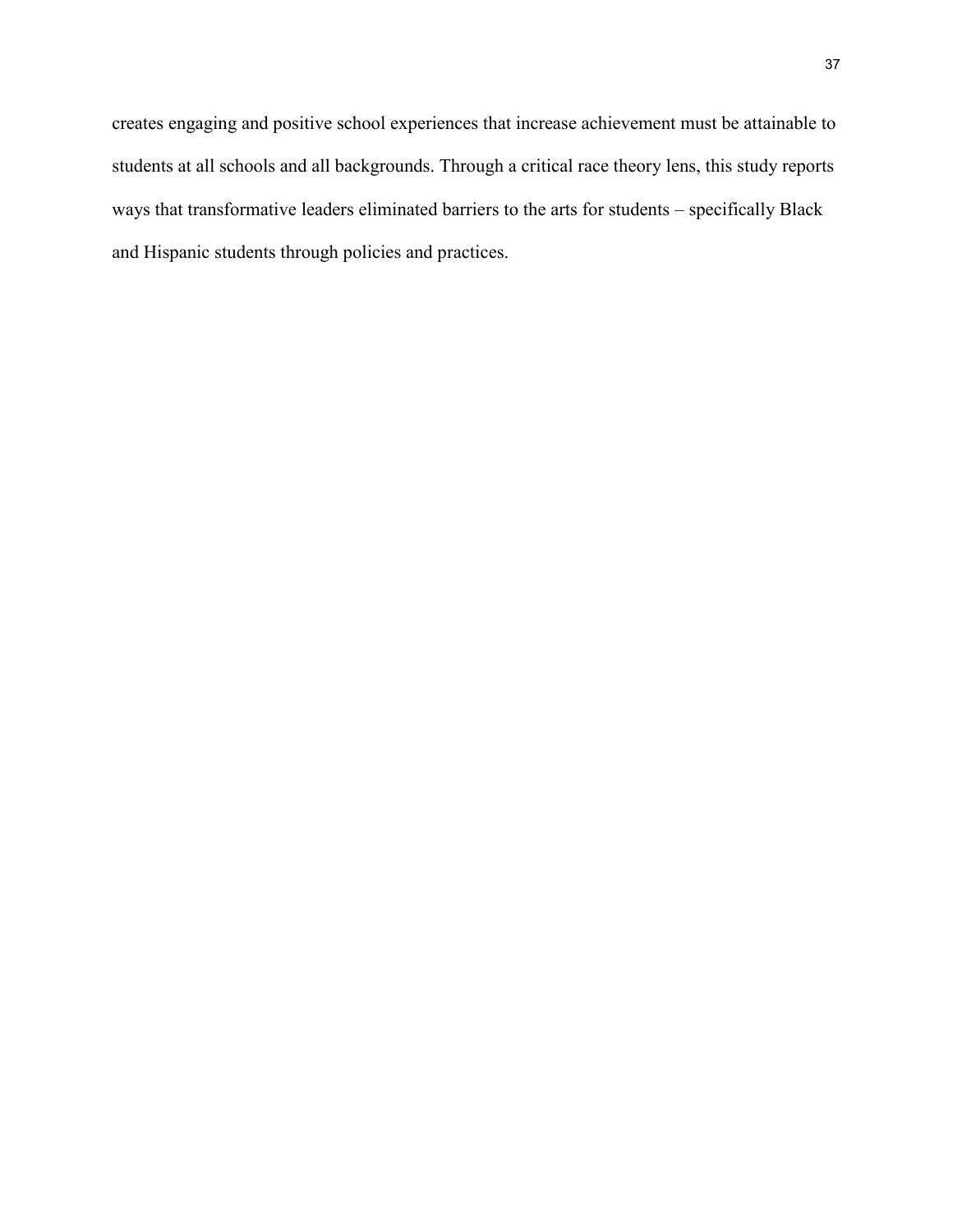creates engaging and positive school experiences that increase achievement must be attainable to students at all schools and all backgrounds. Through a critical race theory lens, this study reports ways that transformative leaders eliminated barriers to the arts for students – specifically Black and Hispanic students through policies and practices.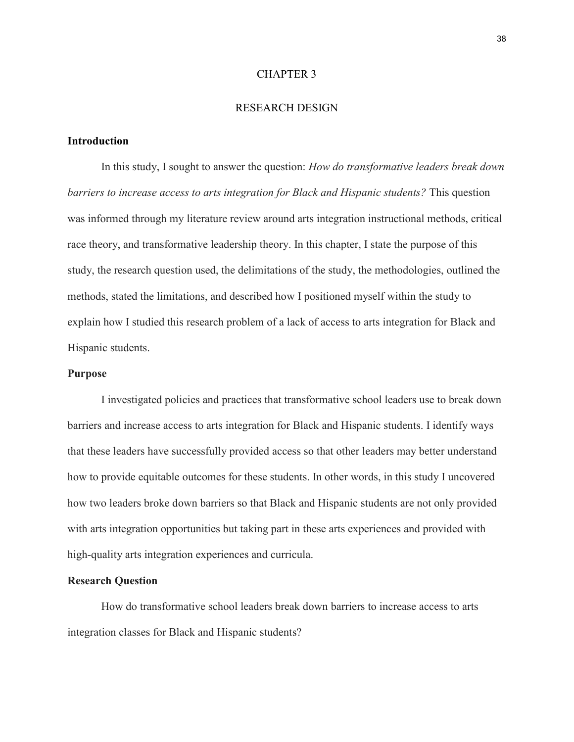# CHAPTER 3

# RESEARCH DESIGN

## Introduction

In this study, I sought to answer the question: *How do transformative leaders break down barriers to increase access to arts integration for Black and Hispanic students?* This question was informed through my literature review around arts integration instructional methods, critical race theory, and transformative leadership theory. In this chapter, I state the purpose of this study, the research question used, the delimitations of the study, the methodologies, outlined the methods, stated the limitations, and described how I positioned myself within the study to explain how I studied this research problem of a lack of access to arts integration for Black and Hispanic students.

## Purpose

I investigated policies and practices that transformative school leaders use to break down barriers and increase access to arts integration for Black and Hispanic students. I identify ways that these leaders have successfully provided access so that other leaders may better understand how to provide equitable outcomes for these students. In other words, in this study I uncovered how two leaders broke down barriers so that Black and Hispanic students are not only provided with arts integration opportunities but taking part in these arts experiences and provided with high-quality arts integration experiences and curricula.

## Research Question

How do transformative school leaders break down barriers to increase access to arts integration classes for Black and Hispanic students?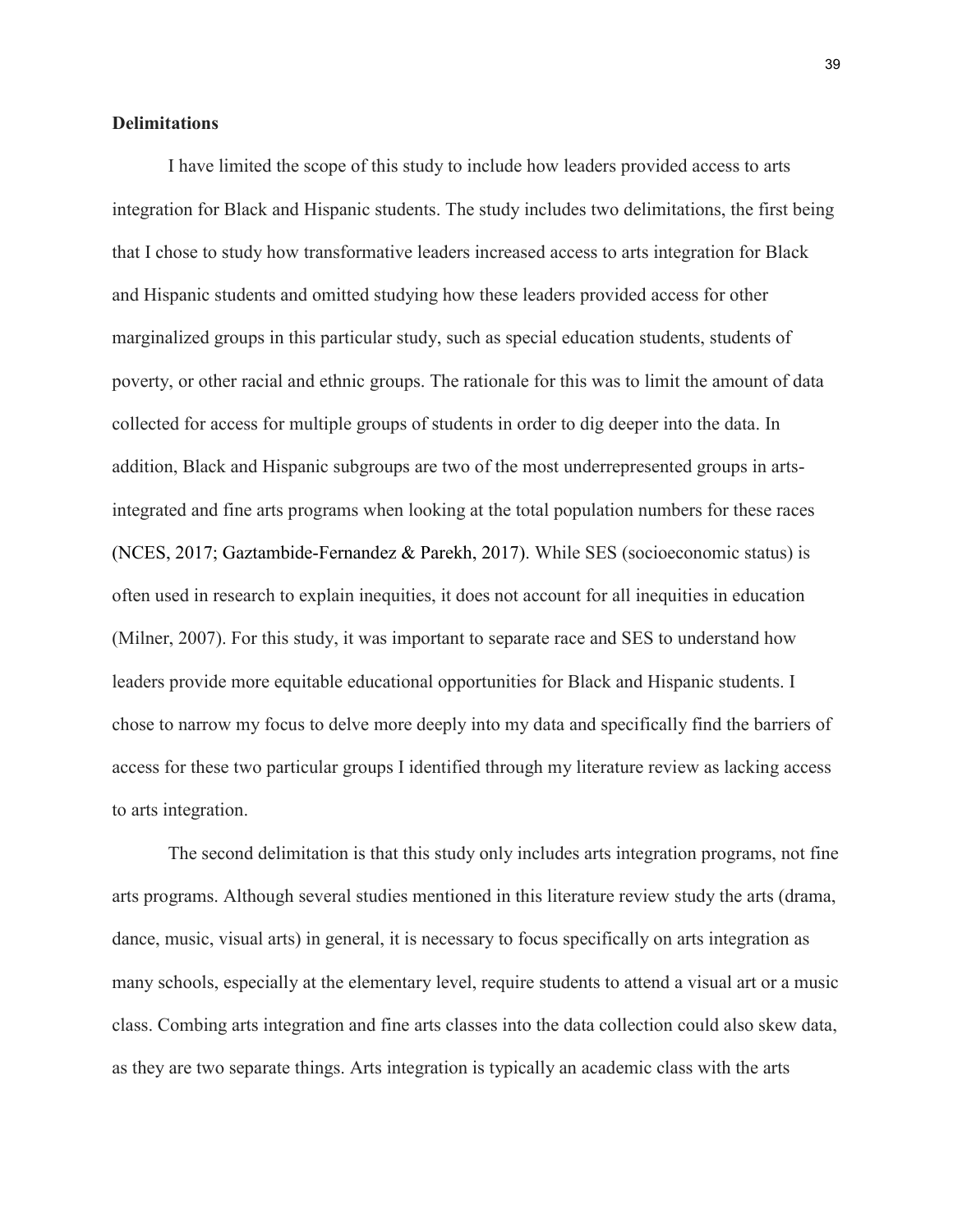**Delimitations**

I have limited the scope of this study to include how leaders provided access to arts integration for Black and Hispanic students. The study includes two delimitations, the first being that I chose to study how transformative leaders increased access to arts integration for Black and Hispanic students and omitted studying how these leaders provided access for other marginalized groups in this particular study, such as special education students, students of poverty, or other racial and ethnic groups. The rationale for this was to limit the amount of data collected for access for multiple groups of students in order to dig deeper into the data. In addition, Black and Hispanic subgroups are two of the most underrepresented groups in arts-integrated and fine arts programs when looking at the total population numbers for these races (NCES, 2017; Gaztambide-Fernandez & Parekh, 2017). While SES (socioeconomic status) is often used in research to explain inequities, it does not account for all inequities in education (Milner, 2007). For this study, it was important to separate race and SES to understand how leaders provide more equitable educational opportunities for Black and Hispanic students. I chose to narrow my focus to delve more deeply into my data and specifically find the barriers of access for these two particular groups I identified through my literature review as lacking access to arts integration.

The second delimitation is that this study only includes arts integration programs, not fine arts programs. Although several studies mentioned in this literature review study the arts (drama, dance, music, visual arts) in general, it is necessary to focus specifically on arts integration as many schools, especially at the elementary level, require students to attend a visual art or a music class. Combing arts integration and fine arts classes into the data collection could also skew data, as they are two separate things. Arts integration is typically an academic class with the arts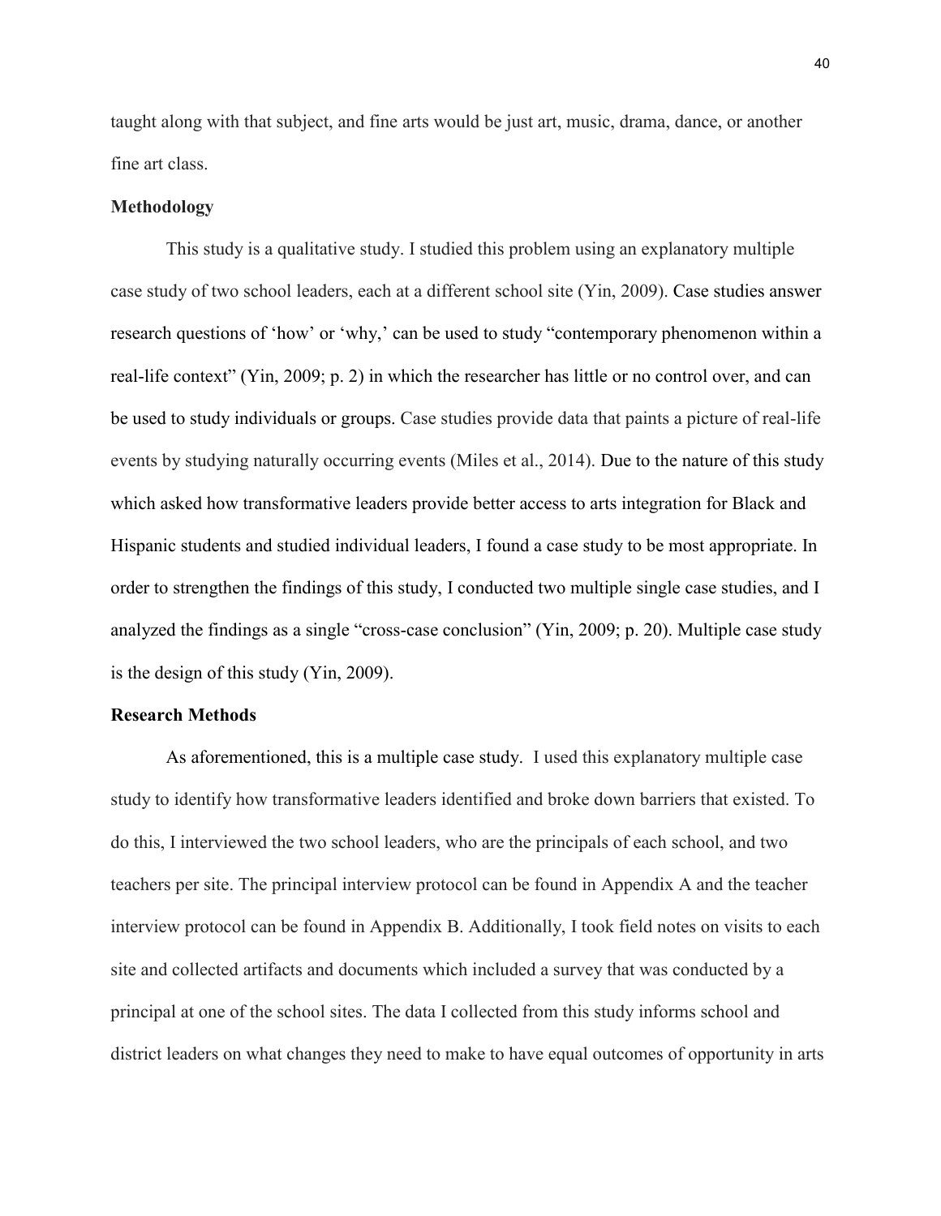taught along with that subject, and fine arts would be just art, music, drama, dance, or another fine art class.

## Methodology

This study is a qualitative study. I studied this problem using an explanatory multiple case study of two school leaders, each at a different school site (Yin, 2009). Case studies answer research questions of 'how' or 'why,' can be used to study "contemporary phenomenon within a real-life context" (Yin, 2009; p. 2) in which the researcher has little or no control over, and can be used to study individuals or groups. Case studies provide data that paints a picture of real-life events by studying naturally occurring events (Miles et al., 2014). Due to the nature of this study which asked how transformative leaders provide better access to arts integration for Black and Hispanic students and studied individual leaders, I found a case study to be most appropriate. In order to strengthen the findings of this study, I conducted two multiple single case studies, and I analyzed the findings as a single "cross-case conclusion" (Yin, 2009; p. 20). Multiple case study is the design of this study (Yin, 2009).

## Research Methods

As aforementioned, this is a multiple case study. I used this explanatory multiple case study to identify how transformative leaders identified and broke down barriers that existed. To do this, I interviewed the two school leaders, who are the principals of each school, and two teachers per site. The principal interview protocol can be found in Appendix A and the teacher interview protocol can be found in Appendix B. Additionally, I took field notes on visits to each site and collected artifacts and documents which included a survey that was conducted by a principal at one of the school sites. The data I collected from this study informs school and district leaders on what changes they need to make to have equal outcomes of opportunity in arts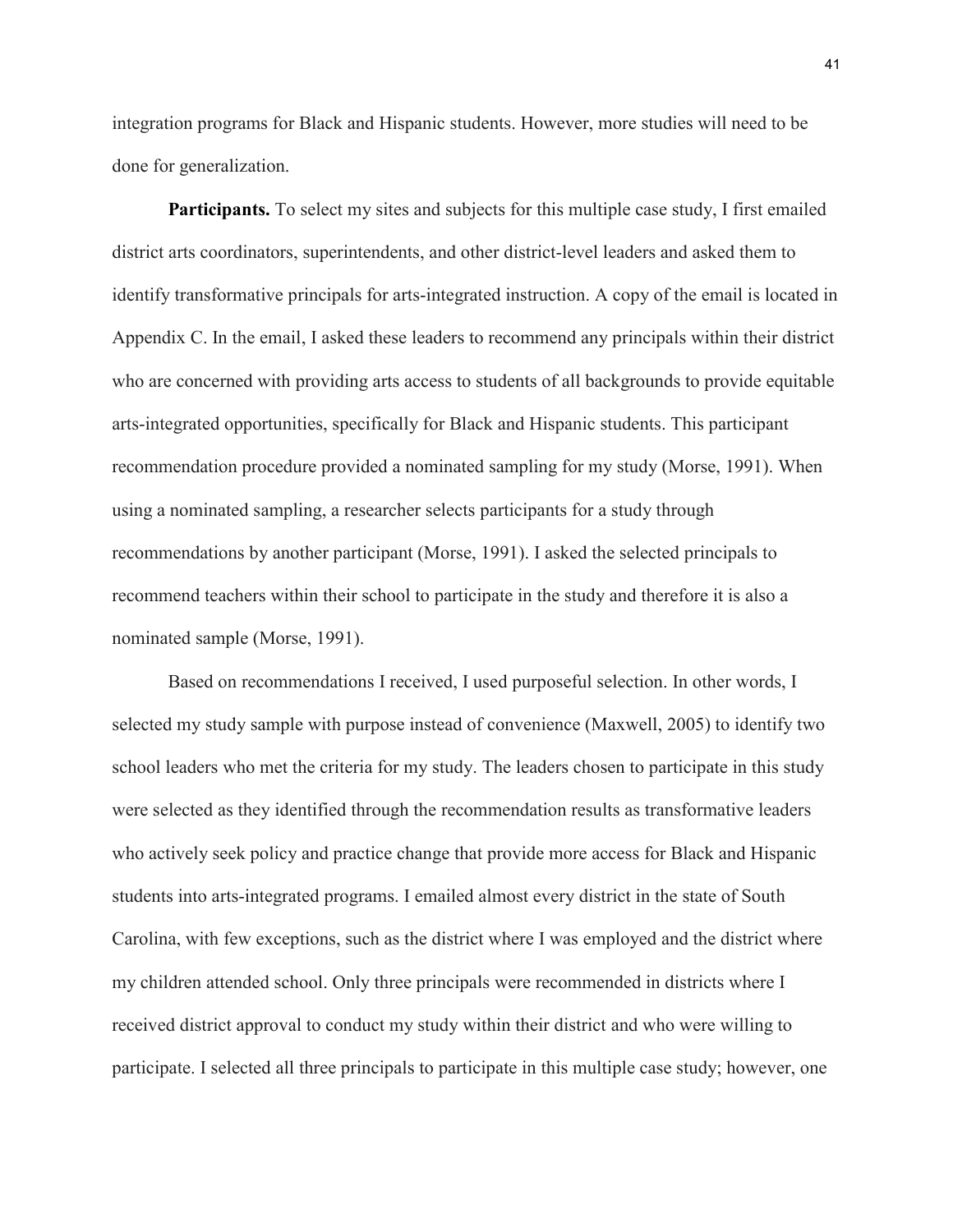integration programs for Black and Hispanic students. However, more studies will need to be done for generalization.

**Participants.** To select my sites and subjects for this multiple case study, I first emailed district arts coordinators, superintendents, and other district-level leaders and asked them to identify transformative principals for arts-integrated instruction. A copy of the email is located in Appendix C. In the email, I asked these leaders to recommend any principals within their district who are concerned with providing arts access to students of all backgrounds to provide equitable arts-integrated opportunities, specifically for Black and Hispanic students. This participant recommendation procedure provided a nominated sampling for my study (Morse, 1991). When using a nominated sampling, a researcher selects participants for a study through recommendations by another participant (Morse, 1991). I asked the selected principals to recommend teachers within their school to participate in the study and therefore it is also a nominated sample (Morse, 1991).

Based on recommendations I received, I used purposeful selection. In other words, I selected my study sample with purpose instead of convenience (Maxwell, 2005) to identify two school leaders who met the criteria for my study. The leaders chosen to participate in this study were selected as they identified through the recommendation results as transformative leaders who actively seek policy and practice change that provide more access for Black and Hispanic students into arts-integrated programs. I emailed almost every district in the state of South Carolina, with few exceptions, such as the district where I was employed and the district where my children attended school. Only three principals were recommended in districts where I received district approval to conduct my study within their district and who were willing to participate. I selected all three principals to participate in this multiple case study; however, one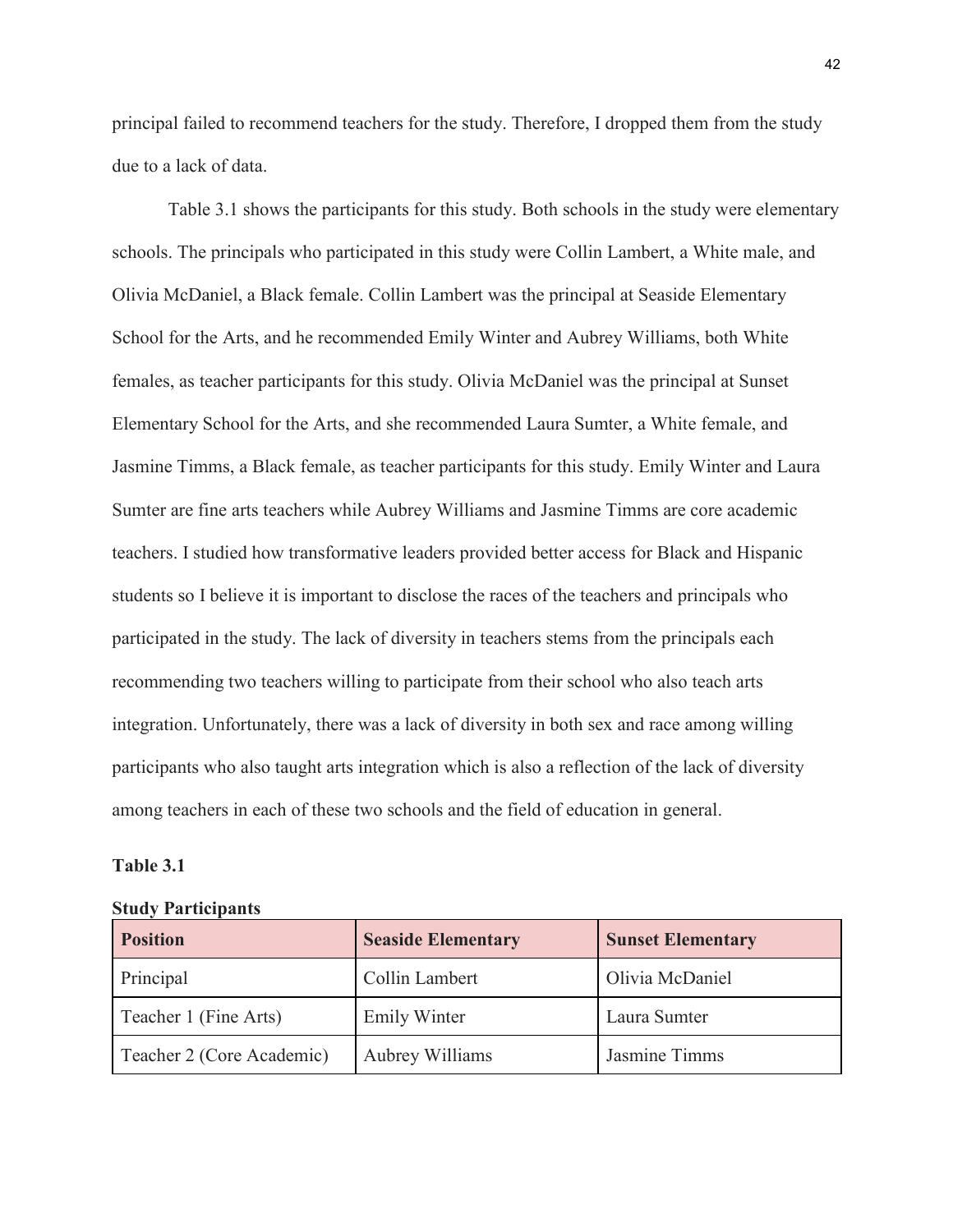principal failed to recommend teachers for the study. Therefore, I dropped them from the study due to a lack of data.

Table 3.1 shows the participants for this study. Both schools in the study were elementary schools. The principals who participated in this study were Collin Lambert, a White male, and Olivia McDaniel, a Black female. Collin Lambert was the principal at Seaside Elementary School for the Arts, and he recommended Emily Winter and Aubrey Williams, both White females, as teacher participants for this study. Olivia McDaniel was the principal at Sunset Elementary School for the Arts, and she recommended Laura Sumter, a White female, and Jasmine Timms, a Black female, as teacher participants for this study. Emily Winter and Laura Sumter are fine arts teachers while Aubrey Williams and Jasmine Timms are core academic teachers. I studied how transformative leaders provided better access for Black and Hispanic students so I believe it is important to disclose the races of the teachers and principals who participated in the study. The lack of diversity in teachers stems from the principals each recommending two teachers willing to participate from their school who also teach arts integration. Unfortunately, there was a lack of diversity in both sex and race among willing participants who also taught arts integration which is also a reflection of the lack of diversity among teachers in each of these two schools and the field of education in general.

**Table 3.1**

**Study Participants**

| Position | Seaside Elementary | Sunset Elementary |
|---|---|---|
| Principal | Collin Lambert | Olivia McDaniel |
| Teacher 1 (Fine Arts) | Emily Winter | Laura Sumter |
| Teacher 2 (Core Academic) | Aubrey Williams | Jasmine Timms |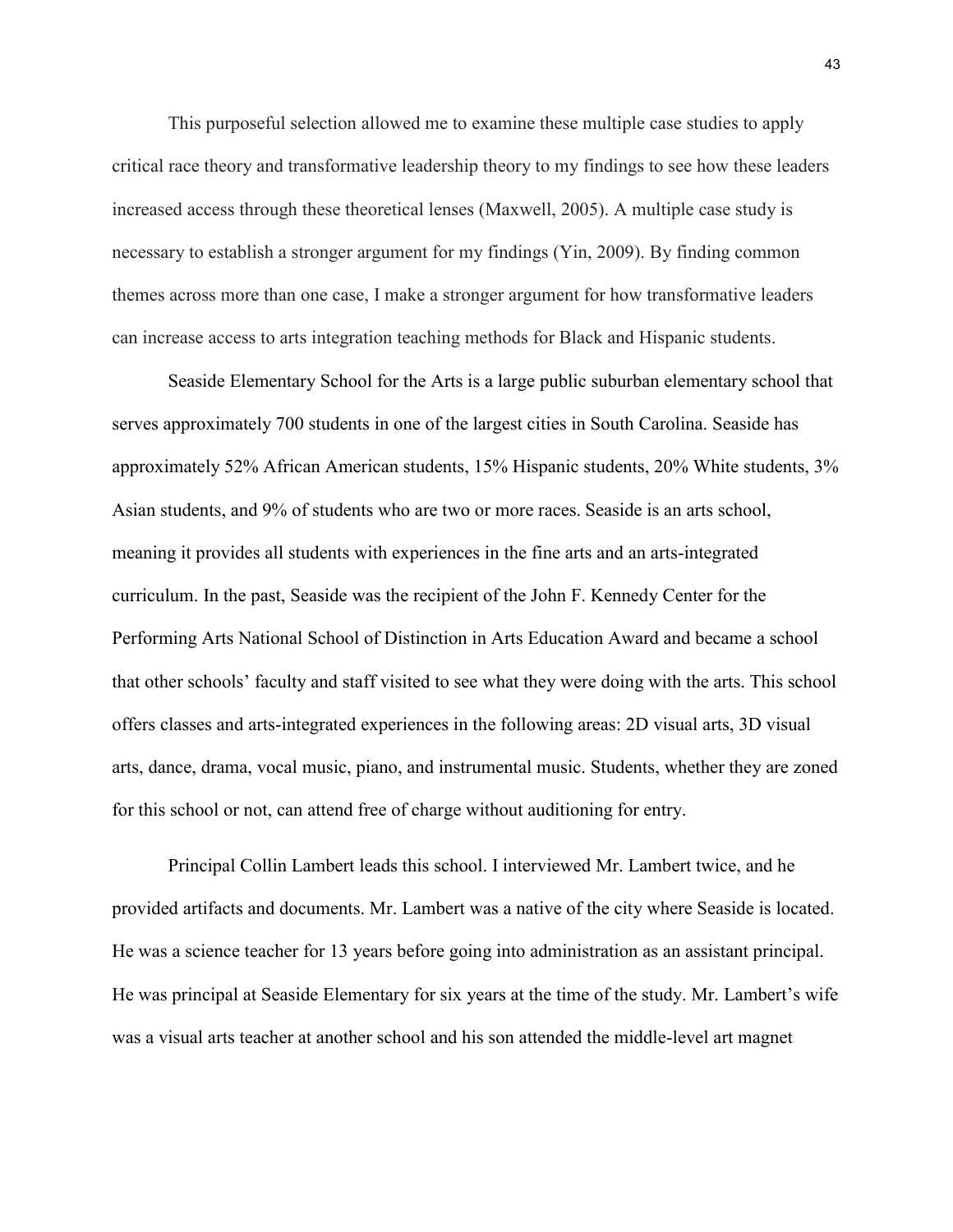This purposeful selection allowed me to examine these multiple case studies to apply critical race theory and transformative leadership theory to my findings to see how these leaders increased access through these theoretical lenses (Maxwell, 2005). A multiple case study is necessary to establish a stronger argument for my findings (Yin, 2009). By finding common themes across more than one case, I make a stronger argument for how transformative leaders can increase access to arts integration teaching methods for Black and Hispanic students.

Seaside Elementary School for the Arts is a large public suburban elementary school that serves approximately 700 students in one of the largest cities in South Carolina. Seaside has approximately 52% African American students, 15% Hispanic students, 20% White students, 3% Asian students, and 9% of students who are two or more races. Seaside is an arts school, meaning it provides all students with experiences in the fine arts and an arts-integrated curriculum. In the past, Seaside was the recipient of the John F. Kennedy Center for the Performing Arts National School of Distinction in Arts Education Award and became a school that other schools' faculty and staff visited to see what they were doing with the arts. This school offers classes and arts-integrated experiences in the following areas: 2D visual arts, 3D visual arts, dance, drama, vocal music, piano, and instrumental music. Students, whether they are zoned for this school or not, can attend free of charge without auditioning for entry.

Principal Collin Lambert leads this school. I interviewed Mr. Lambert twice, and he provided artifacts and documents. Mr. Lambert was a native of the city where Seaside is located. He was a science teacher for 13 years before going into administration as an assistant principal. He was principal at Seaside Elementary for six years at the time of the study. Mr. Lambert's wife was a visual arts teacher at another school and his son attended the middle-level art magnet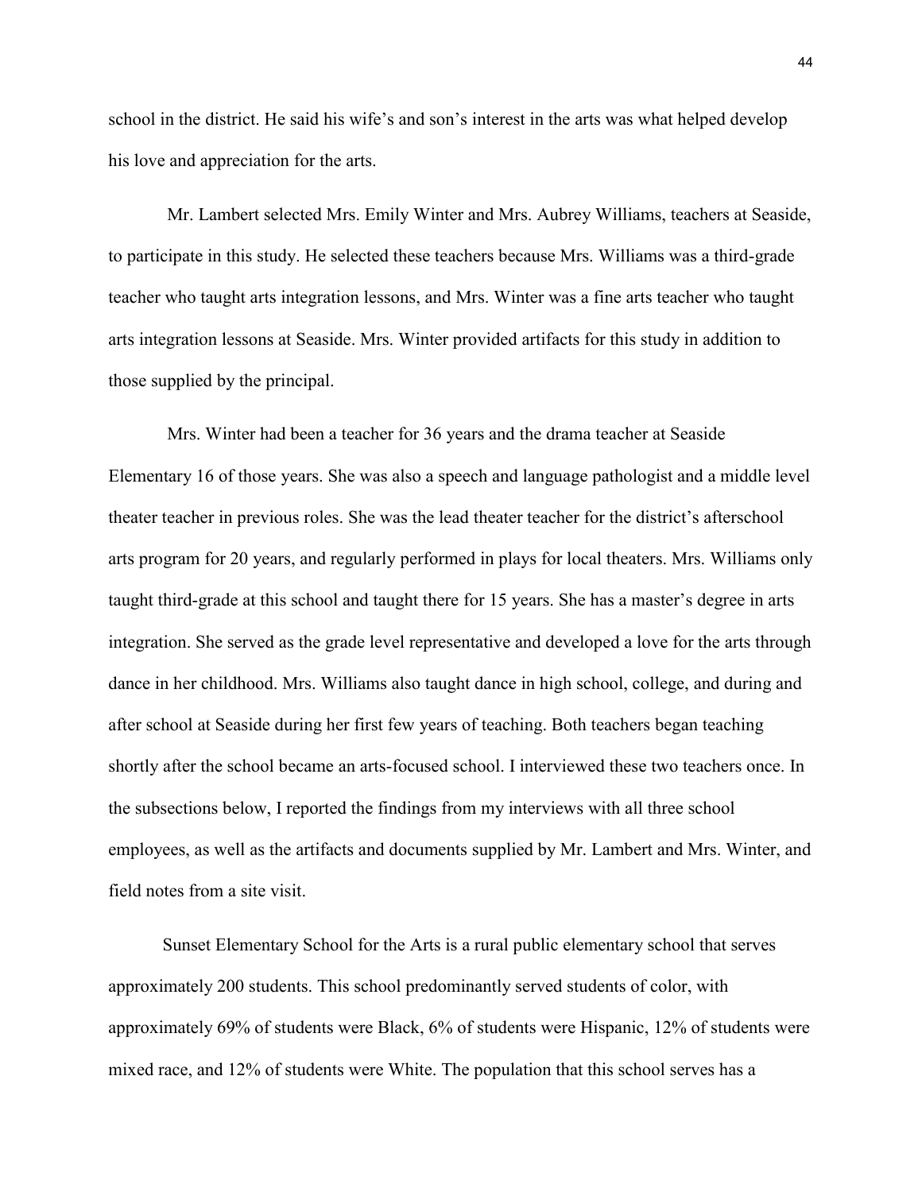school in the district. He said his wife's and son's interest in the arts was what helped develop his love and appreciation for the arts.

Mr. Lambert selected Mrs. Emily Winter and Mrs. Aubrey Williams, teachers at Seaside, to participate in this study. He selected these teachers because Mrs. Williams was a third-grade teacher who taught arts integration lessons, and Mrs. Winter was a fine arts teacher who taught arts integration lessons at Seaside. Mrs. Winter provided artifacts for this study in addition to those supplied by the principal.

Mrs. Winter had been a teacher for 36 years and the drama teacher at Seaside Elementary 16 of those years. She was also a speech and language pathologist and a middle level theater teacher in previous roles. She was the lead theater teacher for the district's afterschool arts program for 20 years, and regularly performed in plays for local theaters. Mrs. Williams only taught third-grade at this school and taught there for 15 years. She has a master's degree in arts integration. She served as the grade level representative and developed a love for the arts through dance in her childhood. Mrs. Williams also taught dance in high school, college, and during and after school at Seaside during her first few years of teaching. Both teachers began teaching shortly after the school became an arts-focused school. I interviewed these two teachers once. In the subsections below, I reported the findings from my interviews with all three school employees, as well as the artifacts and documents supplied by Mr. Lambert and Mrs. Winter, and field notes from a site visit.

Sunset Elementary School for the Arts is a rural public elementary school that serves approximately 200 students. This school predominantly served students of color, with approximately 69% of students were Black, 6% of students were Hispanic, 12% of students were mixed race, and 12% of students were White. The population that this school serves has a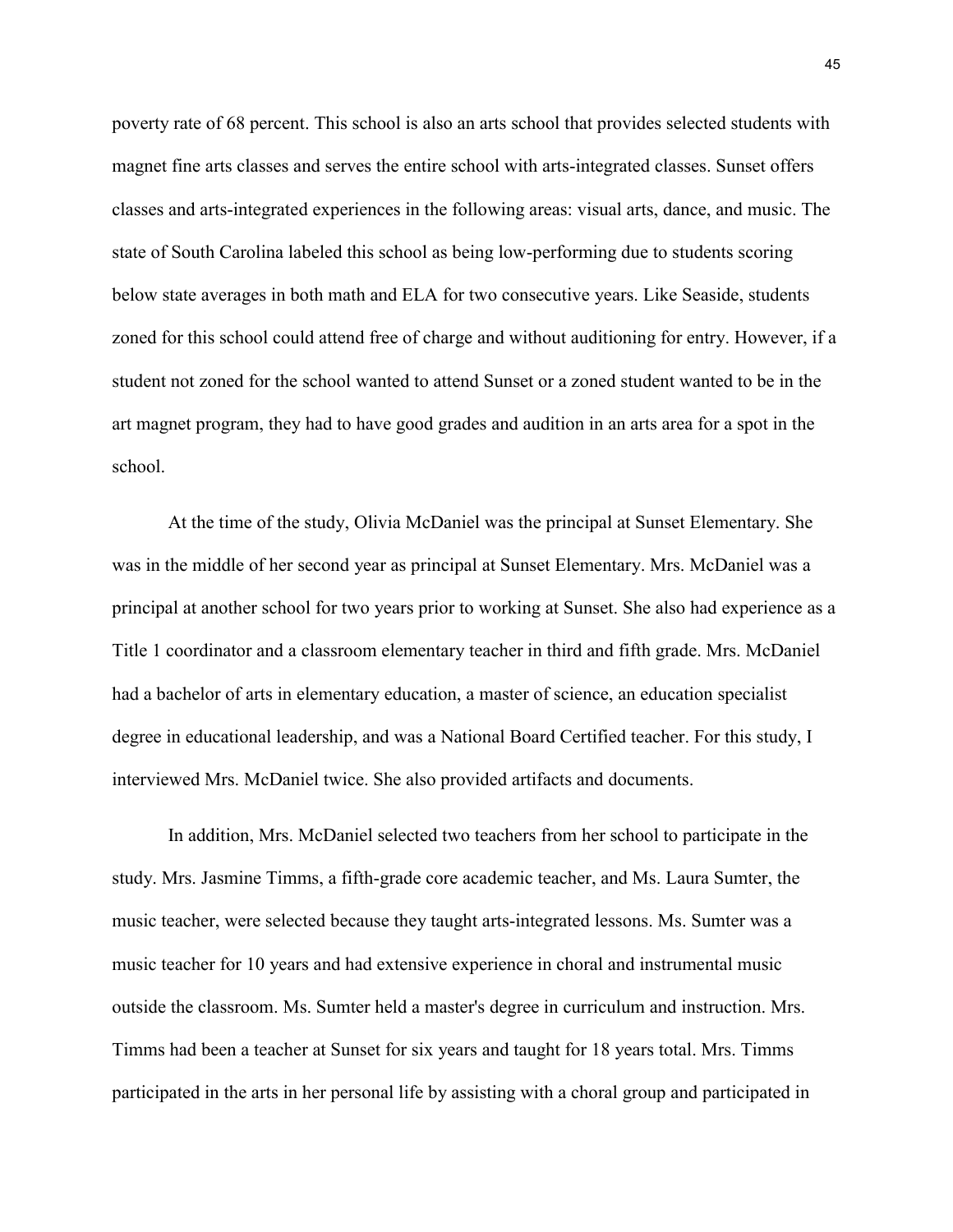poverty rate of 68 percent. This school is also an arts school that provides selected students with magnet fine arts classes and serves the entire school with arts-integrated classes. Sunset offers classes and arts-integrated experiences in the following areas: visual arts, dance, and music. The state of South Carolina labeled this school as being low-performing due to students scoring below state averages in both math and ELA for two consecutive years. Like Seaside, students zoned for this school could attend free of charge and without auditioning for entry. However, if a student not zoned for the school wanted to attend Sunset or a zoned student wanted to be in the art magnet program, they had to have good grades and audition in an arts area for a spot in the school.

At the time of the study, Olivia McDaniel was the principal at Sunset Elementary. She was in the middle of her second year as principal at Sunset Elementary. Mrs. McDaniel was a principal at another school for two years prior to working at Sunset. She also had experience as a Title 1 coordinator and a classroom elementary teacher in third and fifth grade. Mrs. McDaniel had a bachelor of arts in elementary education, a master of science, an education specialist degree in educational leadership, and was a National Board Certified teacher. For this study, I interviewed Mrs. McDaniel twice. She also provided artifacts and documents.

In addition, Mrs. McDaniel selected two teachers from her school to participate in the study. Mrs. Jasmine Timms, a fifth-grade core academic teacher, and Ms. Laura Sumter, the music teacher, were selected because they taught arts-integrated lessons. Ms. Sumter was a music teacher for 10 years and had extensive experience in choral and instrumental music outside the classroom. Ms. Sumter held a master's degree in curriculum and instruction. Mrs. Timms had been a teacher at Sunset for six years and taught for 18 years total. Mrs. Timms participated in the arts in her personal life by assisting with a choral group and participated in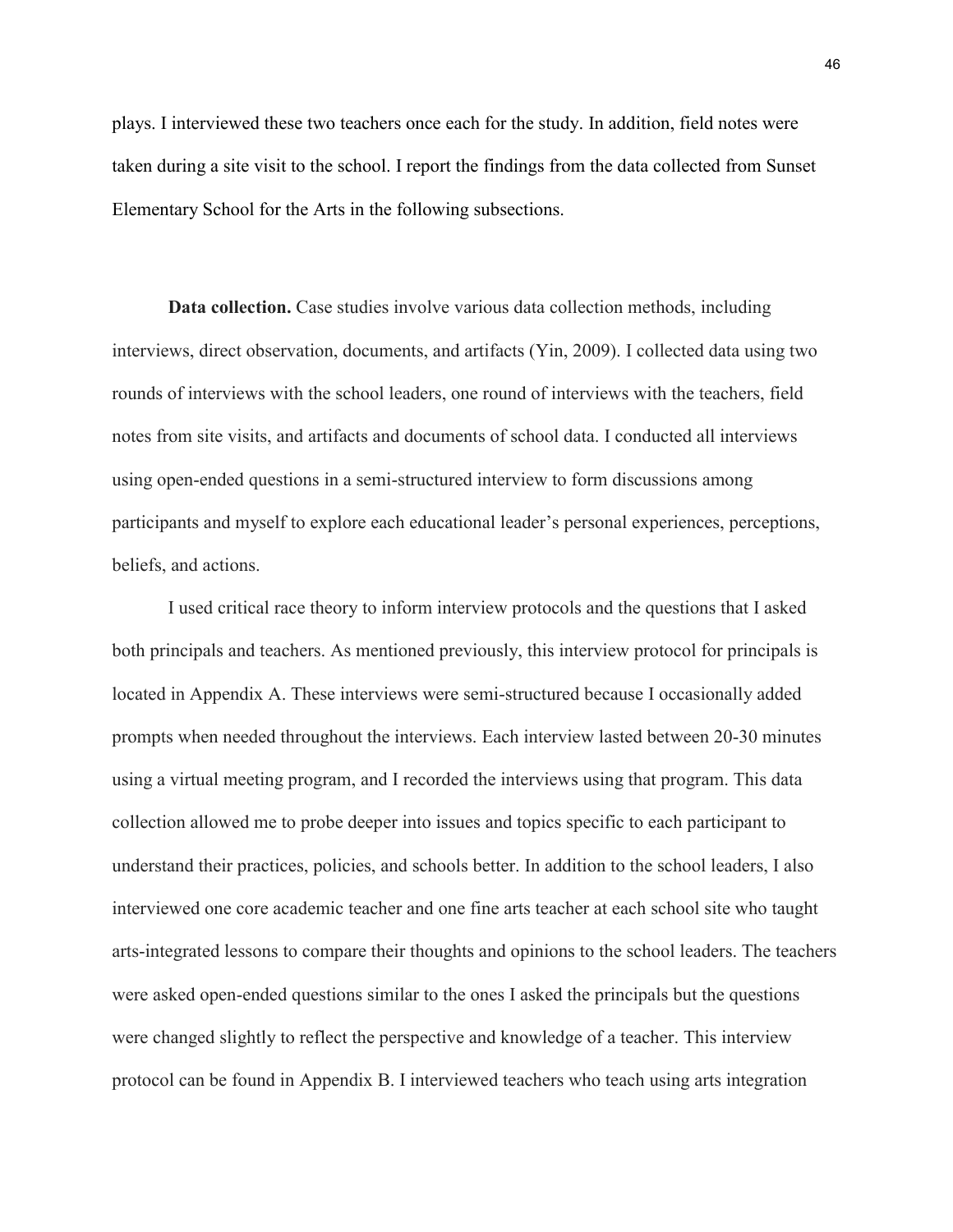plays. I interviewed these two teachers once each for the study. In addition, field notes were taken during a site visit to the school. I report the findings from the data collected from Sunset Elementary School for the Arts in the following subsections.

**Data collection.** Case studies involve various data collection methods, including interviews, direct observation, documents, and artifacts (Yin, 2009). I collected data using two rounds of interviews with the school leaders, one round of interviews with the teachers, field notes from site visits, and artifacts and documents of school data. I conducted all interviews using open-ended questions in a semi-structured interview to form discussions among participants and myself to explore each educational leader's personal experiences, perceptions, beliefs, and actions.

I used critical race theory to inform interview protocols and the questions that I asked both principals and teachers. As mentioned previously, this interview protocol for principals is located in Appendix A. These interviews were semi-structured because I occasionally added prompts when needed throughout the interviews. Each interview lasted between 20-30 minutes using a virtual meeting program, and I recorded the interviews using that program. This data collection allowed me to probe deeper into issues and topics specific to each participant to understand their practices, policies, and schools better. In addition to the school leaders, I also interviewed one core academic teacher and one fine arts teacher at each school site who taught arts-integrated lessons to compare their thoughts and opinions to the school leaders. The teachers were asked open-ended questions similar to the ones I asked the principals but the questions were changed slightly to reflect the perspective and knowledge of a teacher. This interview protocol can be found in Appendix B. I interviewed teachers who teach using arts integration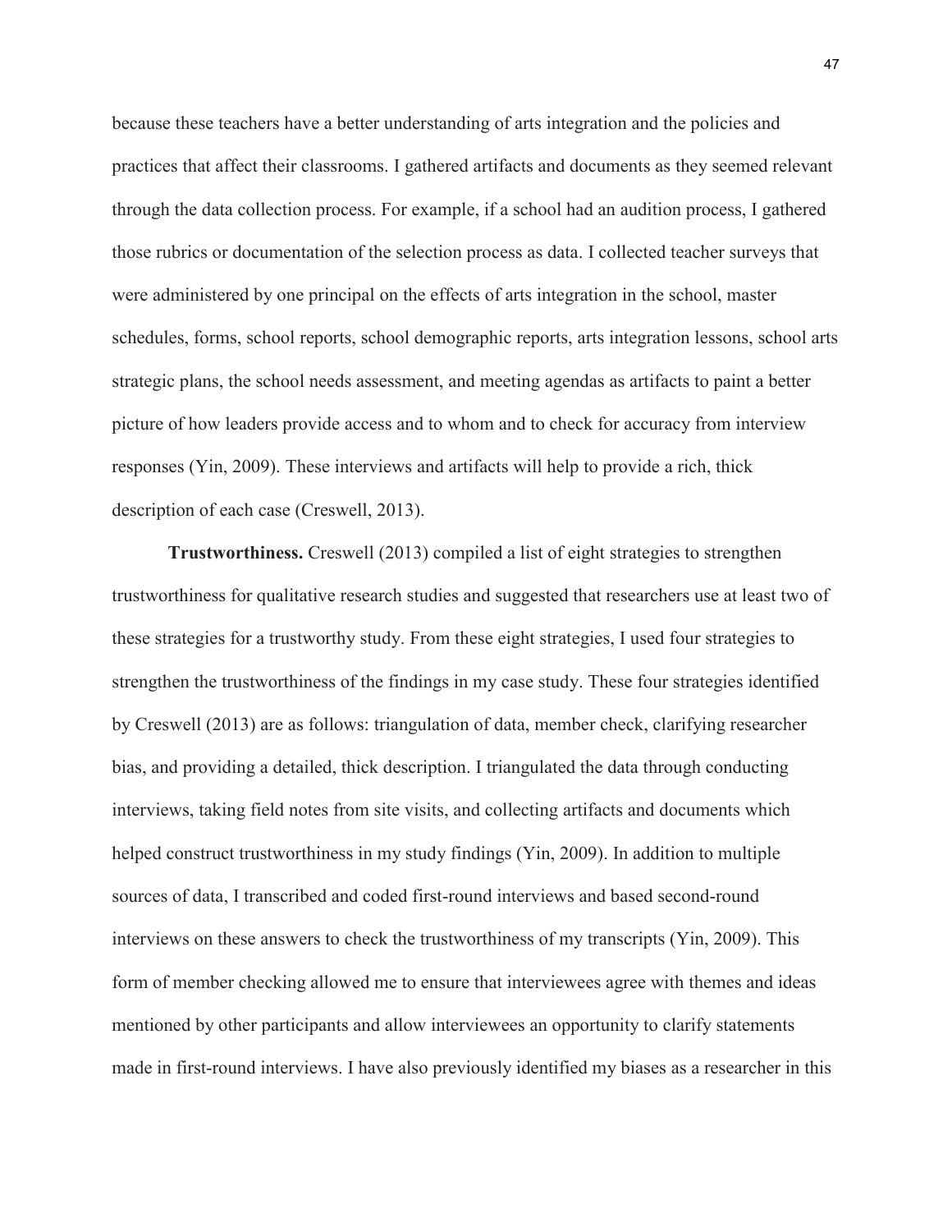because these teachers have a better understanding of arts integration and the policies and practices that affect their classrooms. I gathered artifacts and documents as they seemed relevant through the data collection process. For example, if a school had an audition process, I gathered those rubrics or documentation of the selection process as data. I collected teacher surveys that were administered by one principal on the effects of arts integration in the school, master schedules, forms, school reports, school demographic reports, arts integration lessons, school arts strategic plans, the school needs assessment, and meeting agendas as artifacts to paint a better picture of how leaders provide access and to whom and to check for accuracy from interview responses (Yin, 2009). These interviews and artifacts will help to provide a rich, thick description of each case (Creswell, 2013).

**Trustworthiness.** Creswell (2013) compiled a list of eight strategies to strengthen trustworthiness for qualitative research studies and suggested that researchers use at least two of these strategies for a trustworthy study. From these eight strategies, I used four strategies to strengthen the trustworthiness of the findings in my case study. These four strategies identified by Creswell (2013) are as follows: triangulation of data, member check, clarifying researcher bias, and providing a detailed, thick description. I triangulated the data through conducting interviews, taking field notes from site visits, and collecting artifacts and documents which helped construct trustworthiness in my study findings (Yin, 2009). In addition to multiple sources of data, I transcribed and coded first-round interviews and based second-round interviews on these answers to check the trustworthiness of my transcripts (Yin, 2009). This form of member checking allowed me to ensure that interviewees agree with themes and ideas mentioned by other participants and allow interviewees an opportunity to clarify statements made in first-round interviews. I have also previously identified my biases as a researcher in this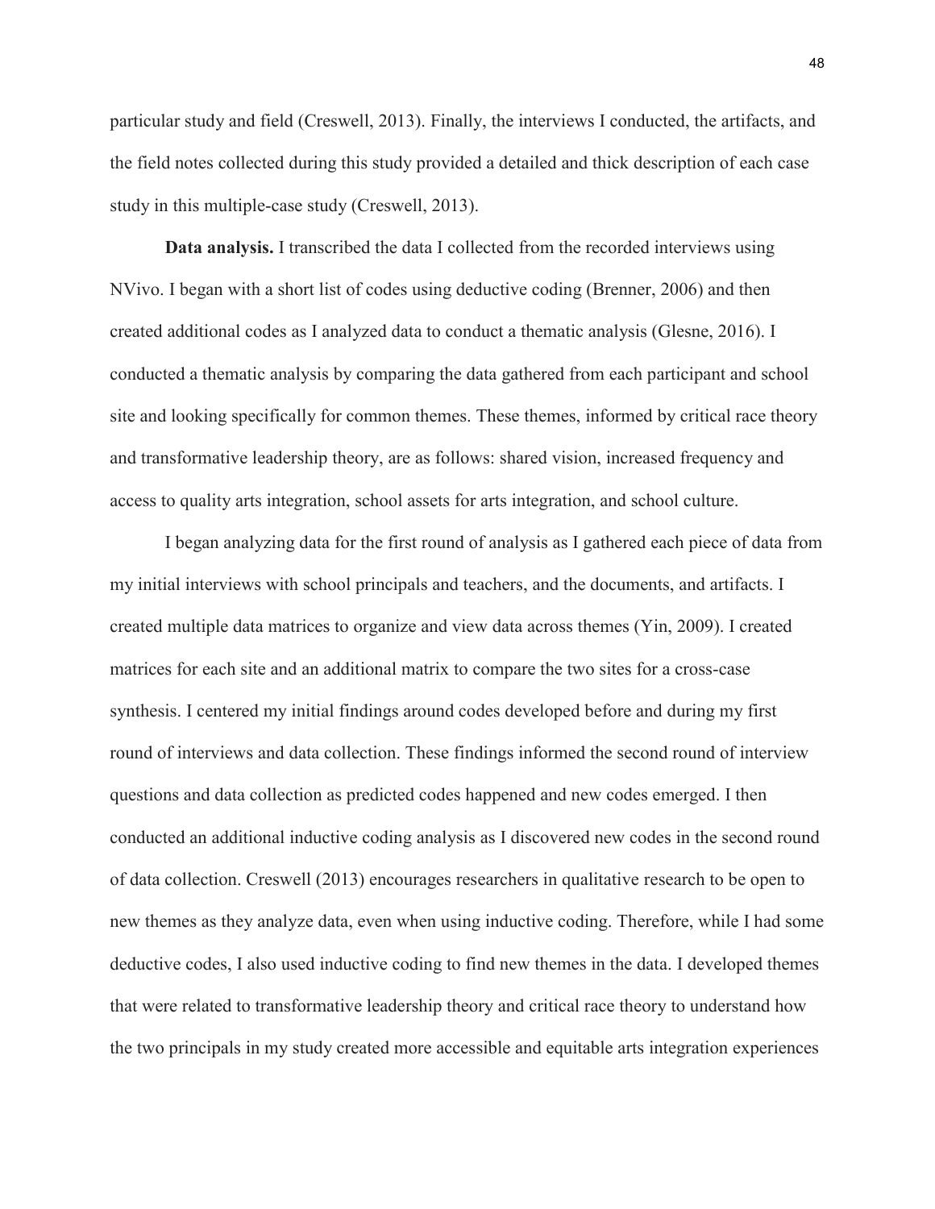particular study and field (Creswell, 2013). Finally, the interviews I conducted, the artifacts, and the field notes collected during this study provided a detailed and thick description of each case study in this multiple-case study (Creswell, 2013).

**Data analysis.** I transcribed the data I collected from the recorded interviews using NVivo. I began with a short list of codes using deductive coding (Brenner, 2006) and then created additional codes as I analyzed data to conduct a thematic analysis (Glesne, 2016). I conducted a thematic analysis by comparing the data gathered from each participant and school site and looking specifically for common themes. These themes, informed by critical race theory and transformative leadership theory, are as follows: shared vision, increased frequency and access to quality arts integration, school assets for arts integration, and school culture.

I began analyzing data for the first round of analysis as I gathered each piece of data from my initial interviews with school principals and teachers, and the documents, and artifacts. I created multiple data matrices to organize and view data across themes (Yin, 2009). I created matrices for each site and an additional matrix to compare the two sites for a cross-case synthesis. I centered my initial findings around codes developed before and during my first round of interviews and data collection. These findings informed the second round of interview questions and data collection as predicted codes happened and new codes emerged. I then conducted an additional inductive coding analysis as I discovered new codes in the second round of data collection. Creswell (2013) encourages researchers in qualitative research to be open to new themes as they analyze data, even when using inductive coding. Therefore, while I had some deductive codes, I also used inductive coding to find new themes in the data. I developed themes that were related to transformative leadership theory and critical race theory to understand how the two principals in my study created more accessible and equitable arts integration experiences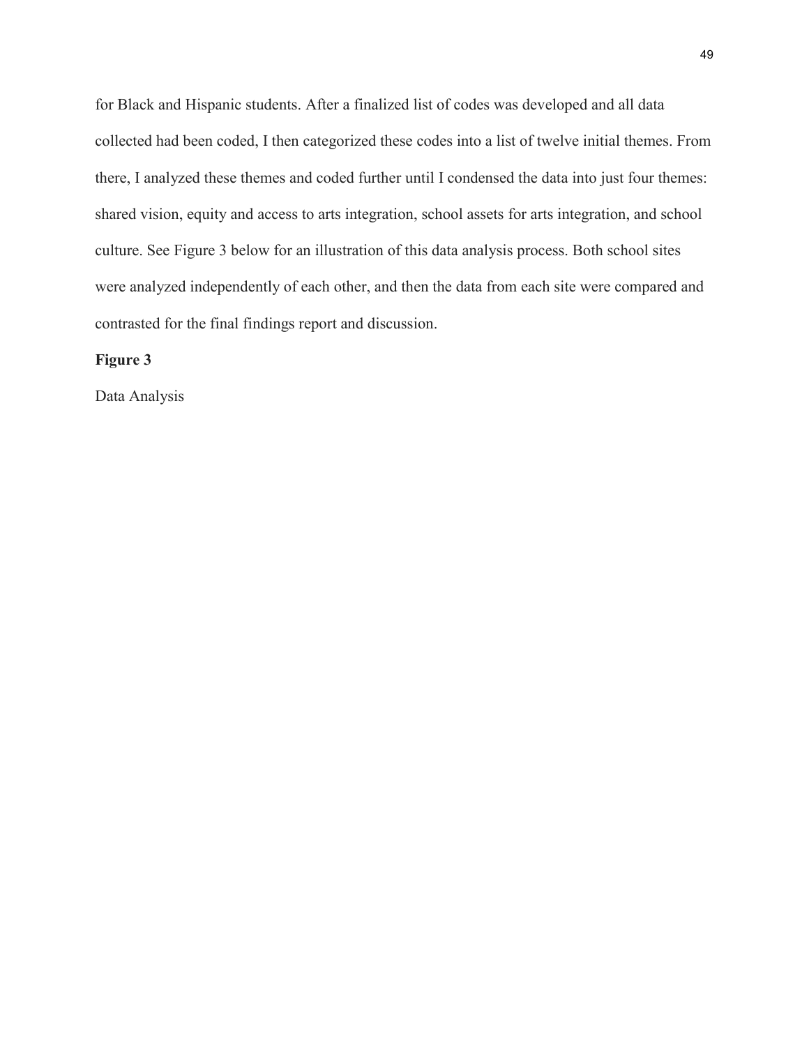for Black and Hispanic students. After a finalized list of codes was developed and all data collected had been coded, I then categorized these codes into a list of twelve initial themes. From there, I analyzed these themes and coded further until I condensed the data into just four themes: shared vision, equity and access to arts integration, school assets for arts integration, and school culture. See Figure 3 below for an illustration of this data analysis process. Both school sites were analyzed independently of each other, and then the data from each site were compared and contrasted for the final findings report and discussion.

**Figure 3**

Data Analysis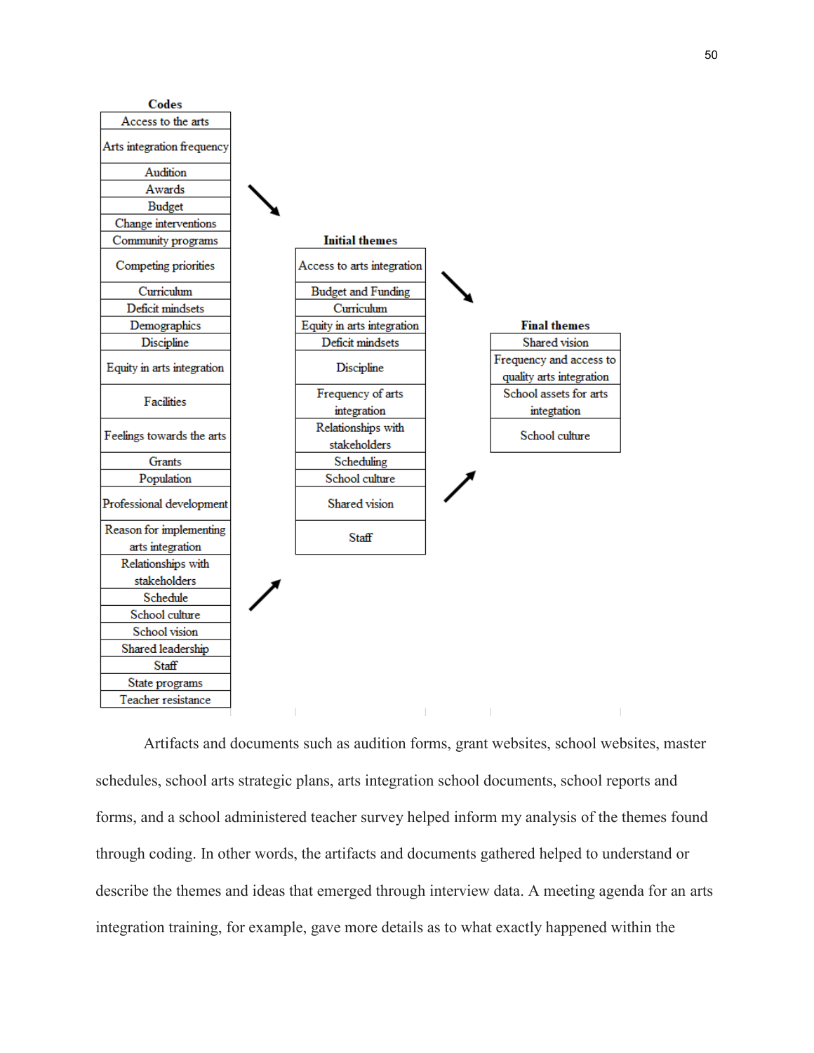| Codes |
| --- |
| Access to the arts |
| Arts integration frequency |
| Audition |
| Awards |
| Budget |
| Change interventions |
| Community programs |
| Competing priorities |
| Curriculum |
| Deficit mindsets |
| Demographics |
| Discipline |
| Equity in arts integration |
| Facilities |
| Feelings towards the arts |
| Grants |
| Population |
| Professional development |
| Reason for implementing arts integration |
| Relationships with stakeholders |
| Schedule |
| School culture |
| School vision |
| Shared leadership |
| Staff |
| State programs |
| Teacher resistance |

| Initial themes |
| --- |
| Access to arts integration |
| Budget and Funding |
| Curriculum |
| Equity in arts integration |
| Deficit mindsets |
| Discipline |
| Frequency of arts integration |
| Relationships with stakeholders |
| Scheduling |
| School culture |
| Shared vision |
| Staff |

| Final themes |
| --- |
| Shared vision |
| Frequency and access to quality arts integration |
| School assets for arts integtation |
| School culture |

Artifacts and documents such as audition forms, grant websites, school websites, master schedules, school arts strategic plans, arts integration school documents, school reports and forms, and a school administered teacher survey helped inform my analysis of the themes found through coding. In other words, the artifacts and documents gathered helped to understand or describe the themes and ideas that emerged through interview data. A meeting agenda for an arts integration training, for example, gave more details as to what exactly happened within the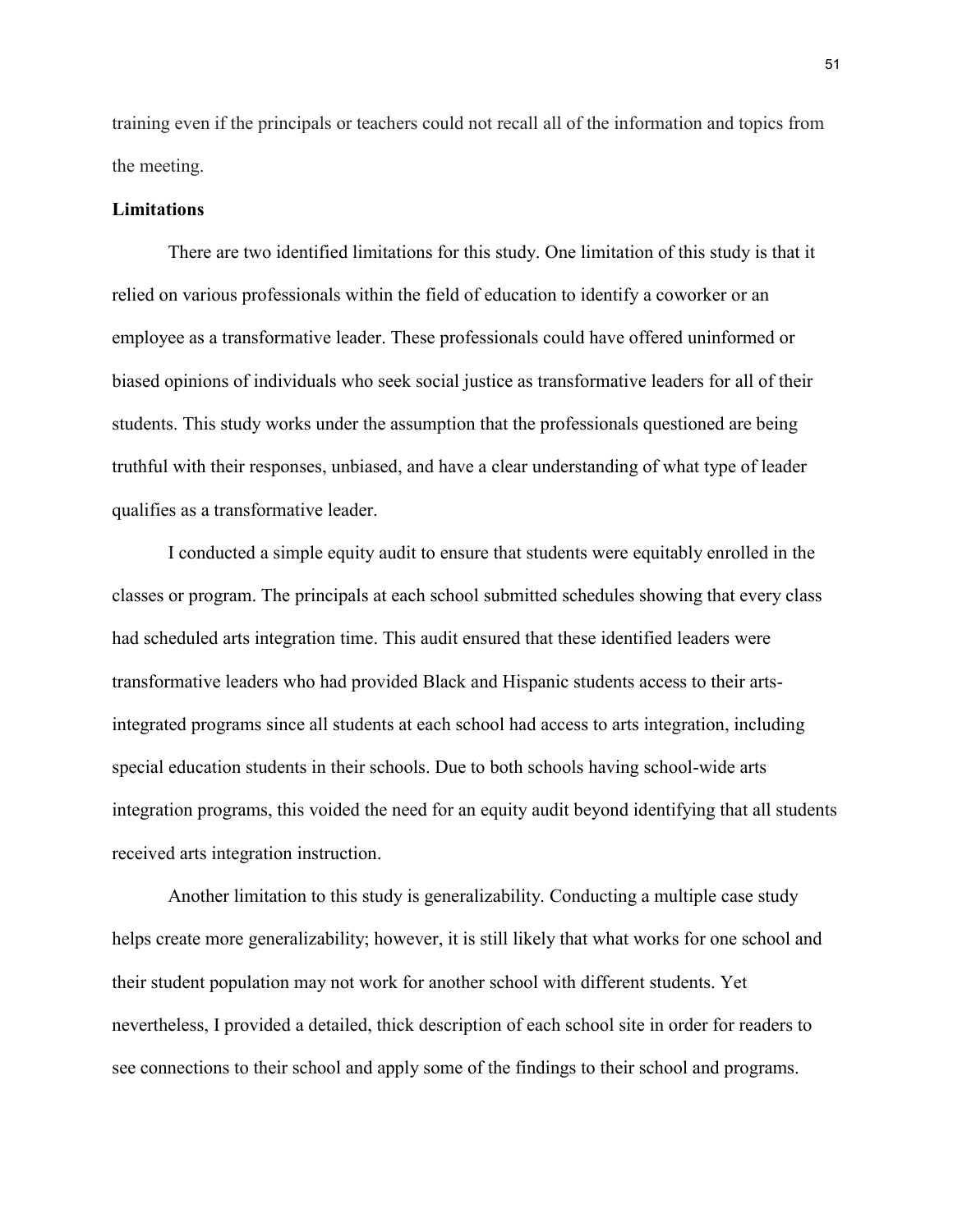training even if the principals or teachers could not recall all of the information and topics from the meeting.

### Limitations

There are two identified limitations for this study. One limitation of this study is that it relied on various professionals within the field of education to identify a coworker or an employee as a transformative leader. These professionals could have offered uninformed or biased opinions of individuals who seek social justice as transformative leaders for all of their students. This study works under the assumption that the professionals questioned are being truthful with their responses, unbiased, and have a clear understanding of what type of leader qualifies as a transformative leader.

I conducted a simple equity audit to ensure that students were equitably enrolled in the classes or program. The principals at each school submitted schedules showing that every class had scheduled arts integration time. This audit ensured that these identified leaders were transformative leaders who had provided Black and Hispanic students access to their arts-integrated programs since all students at each school had access to arts integration, including special education students in their schools. Due to both schools having school-wide arts integration programs, this voided the need for an equity audit beyond identifying that all students received arts integration instruction.

Another limitation to this study is generalizability. Conducting a multiple case study helps create more generalizability; however, it is still likely that what works for one school and their student population may not work for another school with different students. Yet nevertheless, I provided a detailed, thick description of each school site in order for readers to see connections to their school and apply some of the findings to their school and programs.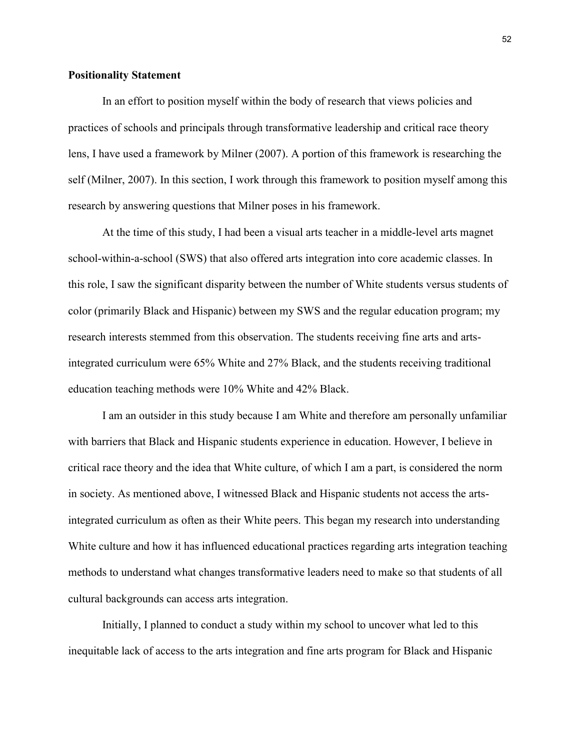**Positionality Statement**

In an effort to position myself within the body of research that views policies and practices of schools and principals through transformative leadership and critical race theory lens, I have used a framework by Milner (2007). A portion of this framework is researching the self (Milner, 2007). In this section, I work through this framework to position myself among this research by answering questions that Milner poses in his framework.

At the time of this study, I had been a visual arts teacher in a middle-level arts magnet school-within-a-school (SWS) that also offered arts integration into core academic classes. In this role, I saw the significant disparity between the number of White students versus students of color (primarily Black and Hispanic) between my SWS and the regular education program; my research interests stemmed from this observation. The students receiving fine arts and arts-integrated curriculum were 65% White and 27% Black, and the students receiving traditional education teaching methods were 10% White and 42% Black.

I am an outsider in this study because I am White and therefore am personally unfamiliar with barriers that Black and Hispanic students experience in education. However, I believe in critical race theory and the idea that White culture, of which I am a part, is considered the norm in society. As mentioned above, I witnessed Black and Hispanic students not access the arts-integrated curriculum as often as their White peers. This began my research into understanding White culture and how it has influenced educational practices regarding arts integration teaching methods to understand what changes transformative leaders need to make so that students of all cultural backgrounds can access arts integration.

Initially, I planned to conduct a study within my school to uncover what led to this inequitable lack of access to the arts integration and fine arts program for Black and Hispanic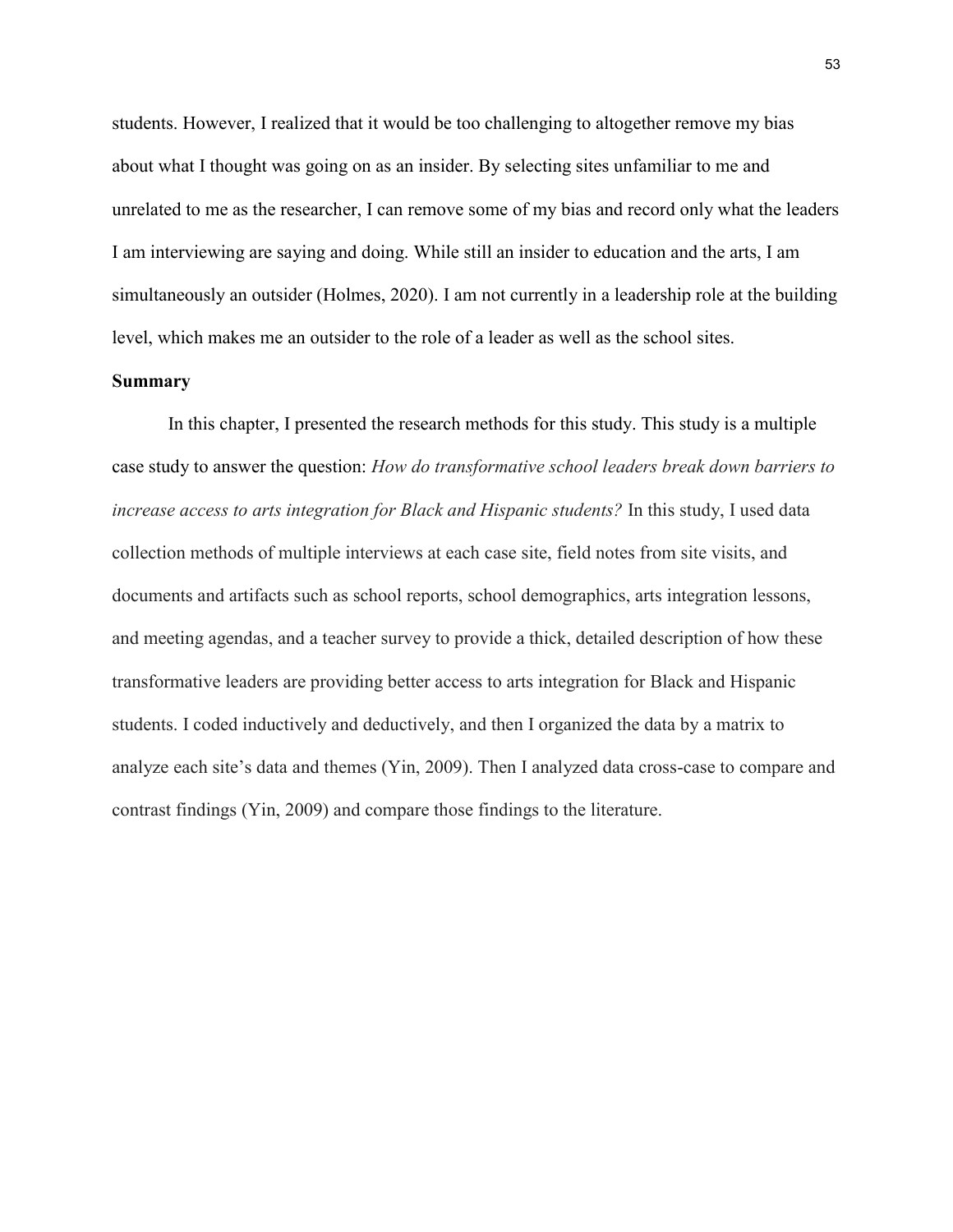students. However, I realized that it would be too challenging to altogether remove my bias about what I thought was going on as an insider. By selecting sites unfamiliar to me and unrelated to me as the researcher, I can remove some of my bias and record only what the leaders I am interviewing are saying and doing. While still an insider to education and the arts, I am simultaneously an outsider (Holmes, 2020). I am not currently in a leadership role at the building level, which makes me an outsider to the role of a leader as well as the school sites.

## Summary

In this chapter, I presented the research methods for this study. This study is a multiple case study to answer the question: *How do transformative school leaders break down barriers to increase access to arts integration for Black and Hispanic students?* In this study, I used data collection methods of multiple interviews at each case site, field notes from site visits, and documents and artifacts such as school reports, school demographics, arts integration lessons, and meeting agendas, and a teacher survey to provide a thick, detailed description of how these transformative leaders are providing better access to arts integration for Black and Hispanic students. I coded inductively and deductively, and then I organized the data by a matrix to analyze each site's data and themes (Yin, 2009). Then I analyzed data cross-case to compare and contrast findings (Yin, 2009) and compare those findings to the literature.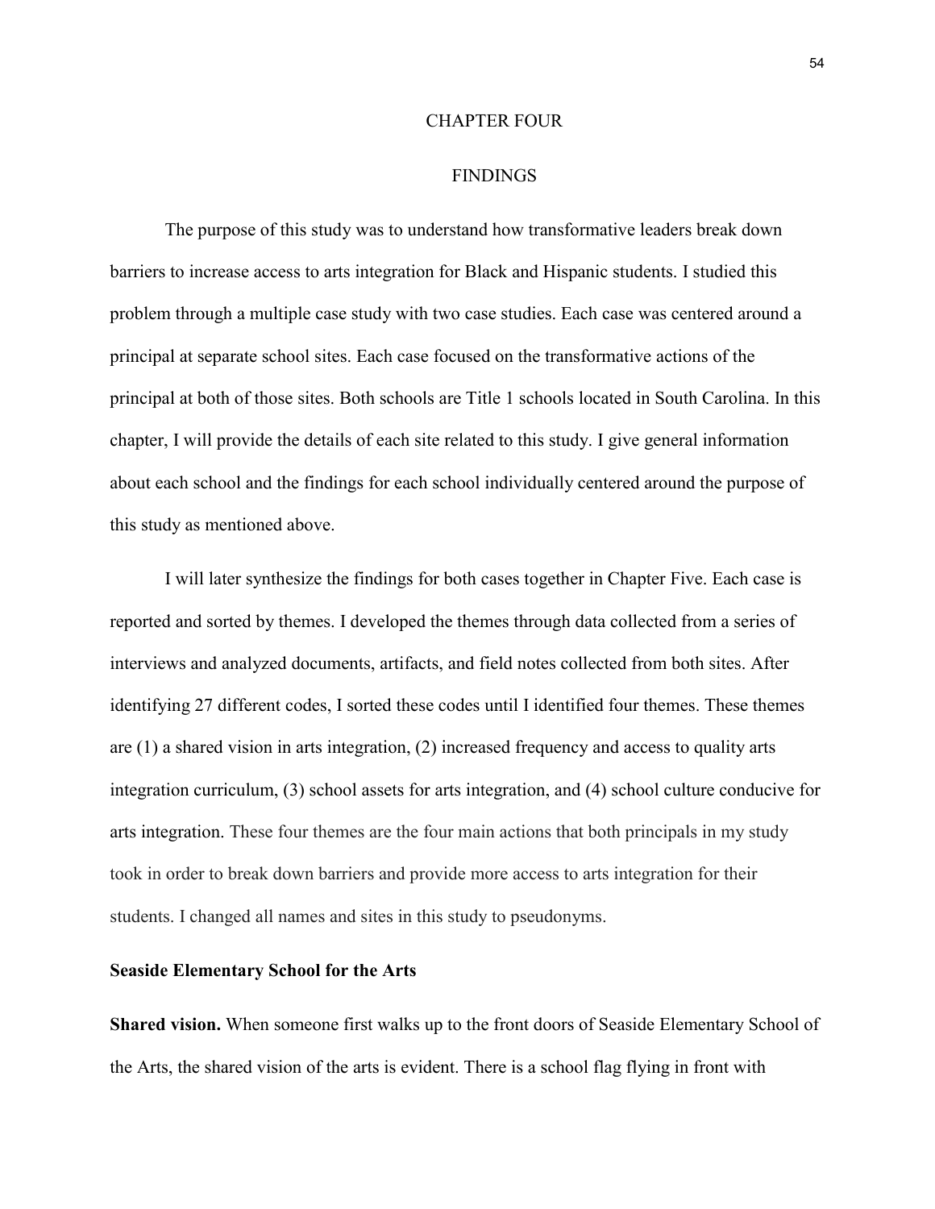# CHAPTER FOUR

# FINDINGS

The purpose of this study was to understand how transformative leaders break down barriers to increase access to arts integration for Black and Hispanic students. I studied this problem through a multiple case study with two case studies. Each case was centered around a principal at separate school sites. Each case focused on the transformative actions of the principal at both of those sites. Both schools are Title 1 schools located in South Carolina. In this chapter, I will provide the details of each site related to this study. I give general information about each school and the findings for each school individually centered around the purpose of this study as mentioned above.

I will later synthesize the findings for both cases together in Chapter Five. Each case is reported and sorted by themes. I developed the themes through data collected from a series of interviews and analyzed documents, artifacts, and field notes collected from both sites. After identifying 27 different codes, I sorted these codes until I identified four themes. These themes are (1) a shared vision in arts integration, (2) increased frequency and access to quality arts integration curriculum, (3) school assets for arts integration, and (4) school culture conducive for arts integration. These four themes are the four main actions that both principals in my study took in order to break down barriers and provide more access to arts integration for their students. I changed all names and sites in this study to pseudonyms.

## Seaside Elementary School for the Arts

**Shared vision.** When someone first walks up to the front doors of Seaside Elementary School of the Arts, the shared vision of the arts is evident. There is a school flag flying in front with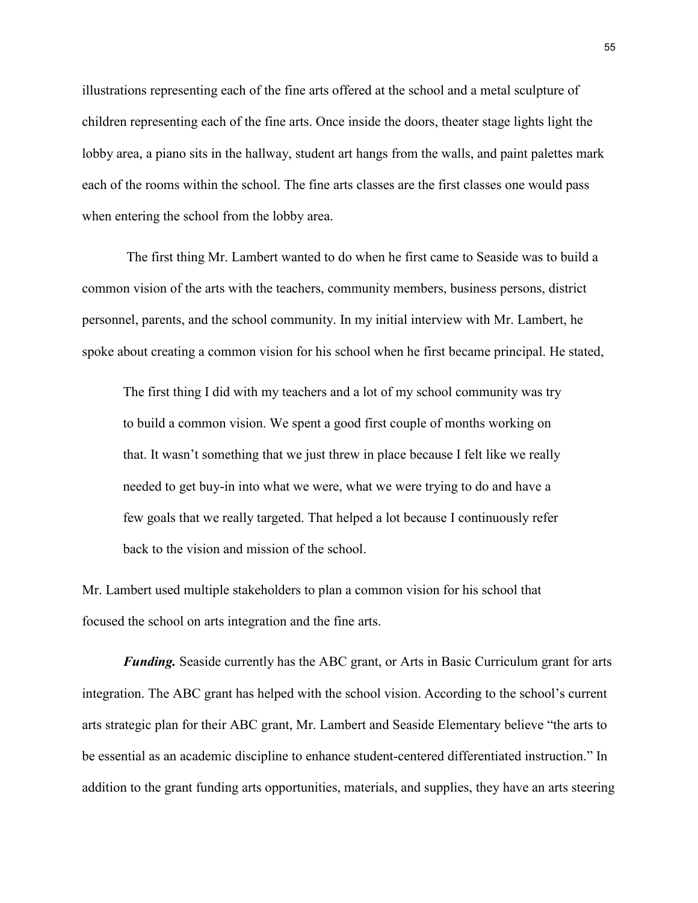illustrations representing each of the fine arts offered at the school and a metal sculpture of children representing each of the fine arts. Once inside the doors, theater stage lights light the lobby area, a piano sits in the hallway, student art hangs from the walls, and paint palettes mark each of the rooms within the school. The fine arts classes are the first classes one would pass when entering the school from the lobby area.

The first thing Mr. Lambert wanted to do when he first came to Seaside was to build a common vision of the arts with the teachers, community members, business persons, district personnel, parents, and the school community. In my initial interview with Mr. Lambert, he spoke about creating a common vision for his school when he first became principal. He stated,

> The first thing I did with my teachers and a lot of my school community was try to build a common vision. We spent a good first couple of months working on that. It wasn't something that we just threw in place because I felt like we really needed to get buy-in into what we were, what we were trying to do and have a few goals that we really targeted. That helped a lot because I continuously refer back to the vision and mission of the school.

Mr. Lambert used multiple stakeholders to plan a common vision for his school that focused the school on arts integration and the fine arts.

***Funding.*** Seaside currently has the ABC grant, or Arts in Basic Curriculum grant for arts integration. The ABC grant has helped with the school vision. According to the school's current arts strategic plan for their ABC grant, Mr. Lambert and Seaside Elementary believe "the arts to be essential as an academic discipline to enhance student-centered differentiated instruction." In addition to the grant funding arts opportunities, materials, and supplies, they have an arts steering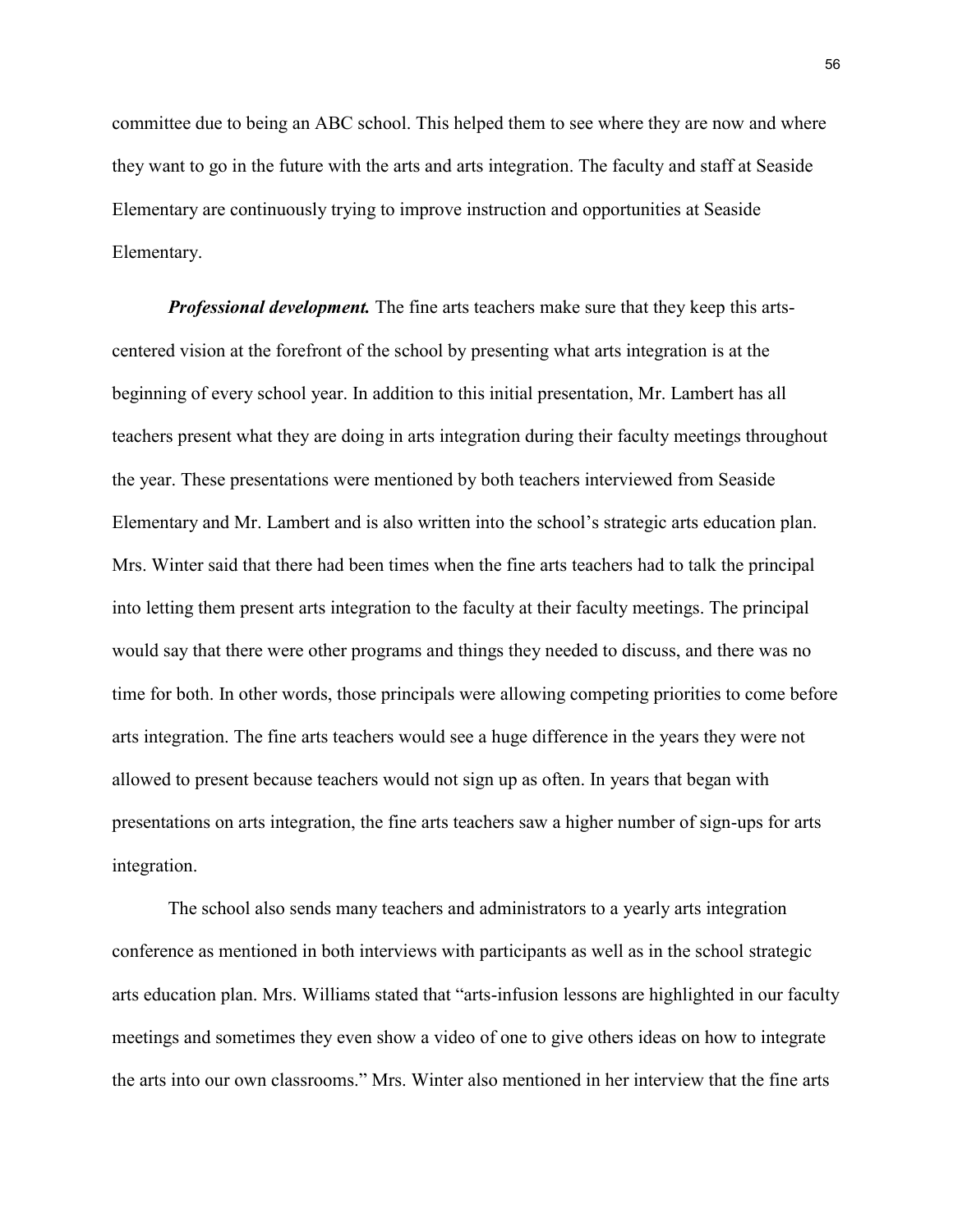committee due to being an ABC school. This helped them to see where they are now and where they want to go in the future with the arts and arts integration. The faculty and staff at Seaside Elementary are continuously trying to improve instruction and opportunities at Seaside Elementary.

***Professional development.*** The fine arts teachers make sure that they keep this arts-centered vision at the forefront of the school by presenting what arts integration is at the beginning of every school year. In addition to this initial presentation, Mr. Lambert has all teachers present what they are doing in arts integration during their faculty meetings throughout the year. These presentations were mentioned by both teachers interviewed from Seaside Elementary and Mr. Lambert and is also written into the school's strategic arts education plan. Mrs. Winter said that there had been times when the fine arts teachers had to talk the principal into letting them present arts integration to the faculty at their faculty meetings. The principal would say that there were other programs and things they needed to discuss, and there was no time for both. In other words, those principals were allowing competing priorities to come before arts integration. The fine arts teachers would see a huge difference in the years they were not allowed to present because teachers would not sign up as often. In years that began with presentations on arts integration, the fine arts teachers saw a higher number of sign-ups for arts integration.

The school also sends many teachers and administrators to a yearly arts integration conference as mentioned in both interviews with participants as well as in the school strategic arts education plan. Mrs. Williams stated that "arts-infusion lessons are highlighted in our faculty meetings and sometimes they even show a video of one to give others ideas on how to integrate the arts into our own classrooms." Mrs. Winter also mentioned in her interview that the fine arts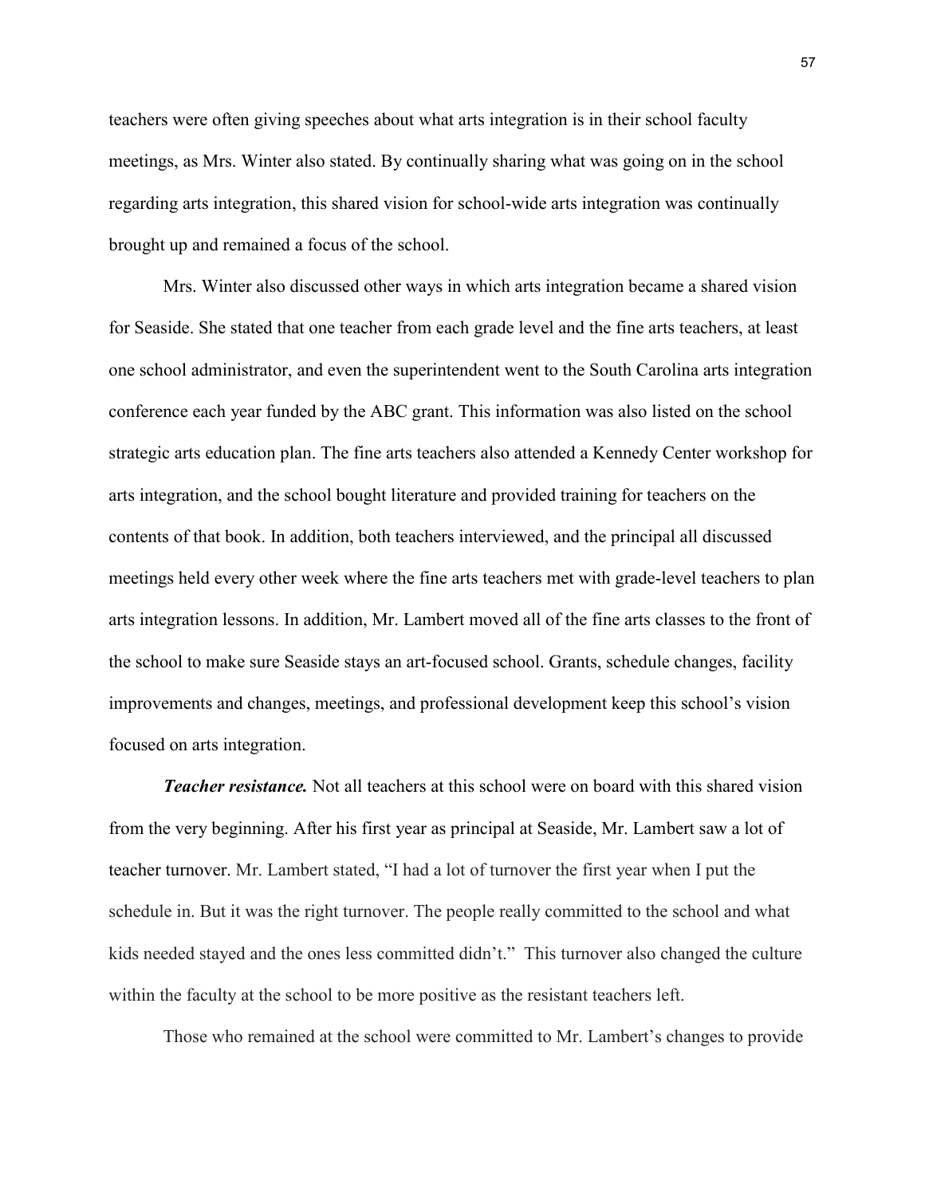teachers were often giving speeches about what arts integration is in their school faculty meetings, as Mrs. Winter also stated. By continually sharing what was going on in the school regarding arts integration, this shared vision for school-wide arts integration was continually brought up and remained a focus of the school.

Mrs. Winter also discussed other ways in which arts integration became a shared vision for Seaside. She stated that one teacher from each grade level and the fine arts teachers, at least one school administrator, and even the superintendent went to the South Carolina arts integration conference each year funded by the ABC grant. This information was also listed on the school strategic arts education plan. The fine arts teachers also attended a Kennedy Center workshop for arts integration, and the school bought literature and provided training for teachers on the contents of that book. In addition, both teachers interviewed, and the principal all discussed meetings held every other week where the fine arts teachers met with grade-level teachers to plan arts integration lessons. In addition, Mr. Lambert moved all of the fine arts classes to the front of the school to make sure Seaside stays an art-focused school. Grants, schedule changes, facility improvements and changes, meetings, and professional development keep this school's vision focused on arts integration.

***Teacher resistance.*** Not all teachers at this school were on board with this shared vision from the very beginning. After his first year as principal at Seaside, Mr. Lambert saw a lot of teacher turnover. Mr. Lambert stated, "I had a lot of turnover the first year when I put the schedule in. But it was the right turnover. The people really committed to the school and what kids needed stayed and the ones less committed didn't." This turnover also changed the culture within the faculty at the school to be more positive as the resistant teachers left.

Those who remained at the school were committed to Mr. Lambert's changes to provide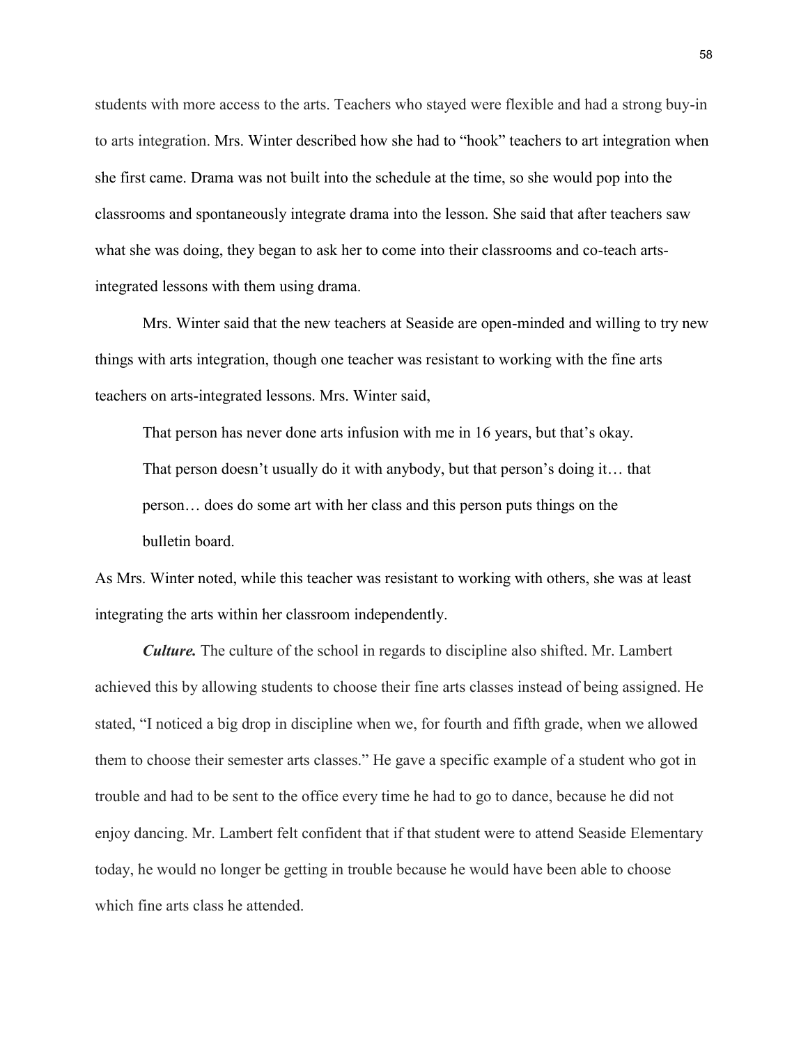students with more access to the arts. Teachers who stayed were flexible and had a strong buy-in to arts integration. Mrs. Winter described how she had to "hook" teachers to art integration when she first came. Drama was not built into the schedule at the time, so she would pop into the classrooms and spontaneously integrate drama into the lesson. She said that after teachers saw what she was doing, they began to ask her to come into their classrooms and co-teach arts-integrated lessons with them using drama.

Mrs. Winter said that the new teachers at Seaside are open-minded and willing to try new things with arts integration, though one teacher was resistant to working with the fine arts teachers on arts-integrated lessons. Mrs. Winter said,

> That person has never done arts infusion with me in 16 years, but that's okay. That person doesn't usually do it with anybody, but that person's doing it… that person… does do some art with her class and this person puts things on the bulletin board.

As Mrs. Winter noted, while this teacher was resistant to working with others, she was at least integrating the arts within her classroom independently.

***Culture.*** The culture of the school in regards to discipline also shifted. Mr. Lambert achieved this by allowing students to choose their fine arts classes instead of being assigned. He stated, "I noticed a big drop in discipline when we, for fourth and fifth grade, when we allowed them to choose their semester arts classes." He gave a specific example of a student who got in trouble and had to be sent to the office every time he had to go to dance, because he did not enjoy dancing. Mr. Lambert felt confident that if that student were to attend Seaside Elementary today, he would no longer be getting in trouble because he would have been able to choose which fine arts class he attended.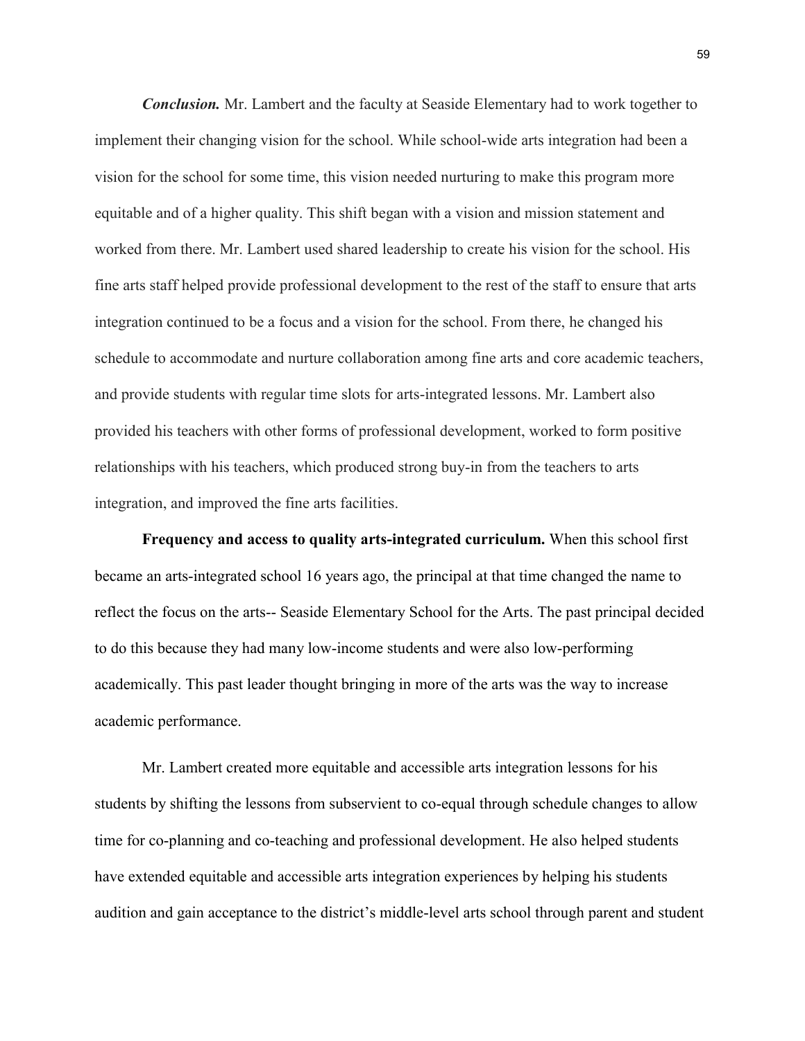***Conclusion.*** Mr. Lambert and the faculty at Seaside Elementary had to work together to implement their changing vision for the school. While school-wide arts integration had been a vision for the school for some time, this vision needed nurturing to make this program more equitable and of a higher quality. This shift began with a vision and mission statement and worked from there. Mr. Lambert used shared leadership to create his vision for the school. His fine arts staff helped provide professional development to the rest of the staff to ensure that arts integration continued to be a focus and a vision for the school. From there, he changed his schedule to accommodate and nurture collaboration among fine arts and core academic teachers, and provide students with regular time slots for arts-integrated lessons. Mr. Lambert also provided his teachers with other forms of professional development, worked to form positive relationships with his teachers, which produced strong buy-in from the teachers to arts integration, and improved the fine arts facilities.

**Frequency and access to quality arts-integrated curriculum.** When this school first became an arts-integrated school 16 years ago, the principal at that time changed the name to reflect the focus on the arts-- Seaside Elementary School for the Arts. The past principal decided to do this because they had many low-income students and were also low-performing academically. This past leader thought bringing in more of the arts was the way to increase academic performance.

Mr. Lambert created more equitable and accessible arts integration lessons for his students by shifting the lessons from subservient to co-equal through schedule changes to allow time for co-planning and co-teaching and professional development. He also helped students have extended equitable and accessible arts integration experiences by helping his students audition and gain acceptance to the district's middle-level arts school through parent and student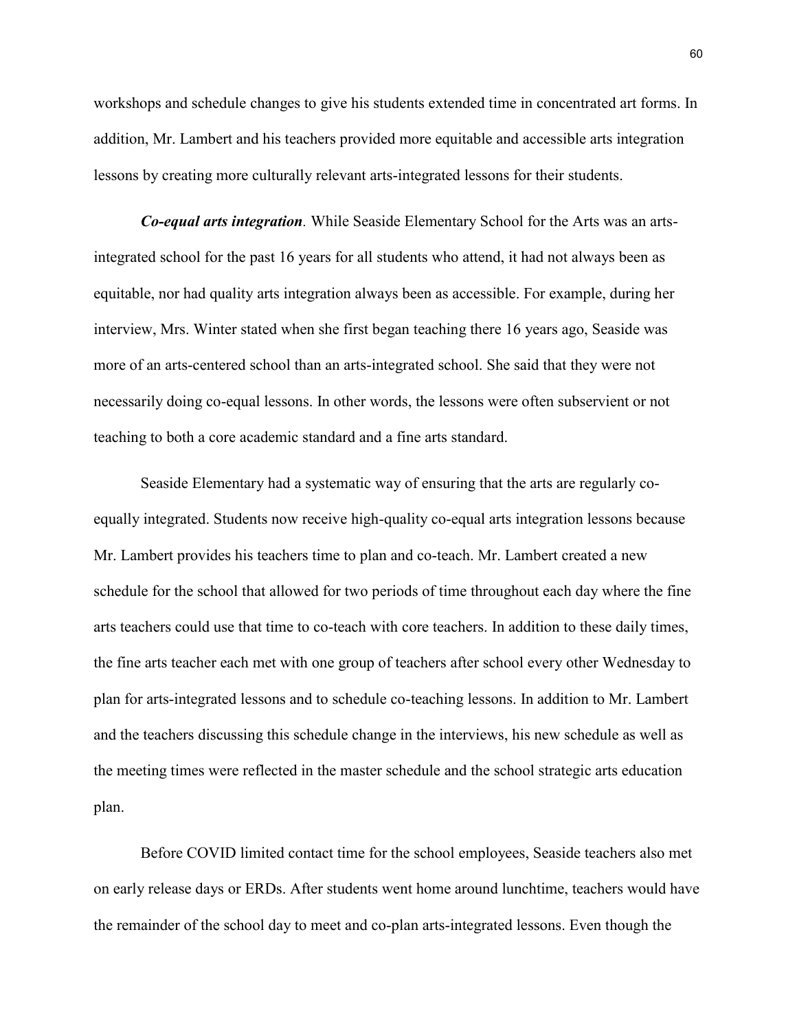workshops and schedule changes to give his students extended time in concentrated art forms. In addition, Mr. Lambert and his teachers provided more equitable and accessible arts integration lessons by creating more culturally relevant arts-integrated lessons for their students.

***Co-equal arts integration***. While Seaside Elementary School for the Arts was an arts-integrated school for the past 16 years for all students who attend, it had not always been as equitable, nor had quality arts integration always been as accessible. For example, during her interview, Mrs. Winter stated when she first began teaching there 16 years ago, Seaside was more of an arts-centered school than an arts-integrated school. She said that they were not necessarily doing co-equal lessons. In other words, the lessons were often subservient or not teaching to both a core academic standard and a fine arts standard.

Seaside Elementary had a systematic way of ensuring that the arts are regularly co-equally integrated. Students now receive high-quality co-equal arts integration lessons because Mr. Lambert provides his teachers time to plan and co-teach. Mr. Lambert created a new schedule for the school that allowed for two periods of time throughout each day where the fine arts teachers could use that time to co-teach with core teachers. In addition to these daily times, the fine arts teacher each met with one group of teachers after school every other Wednesday to plan for arts-integrated lessons and to schedule co-teaching lessons. In addition to Mr. Lambert and the teachers discussing this schedule change in the interviews, his new schedule as well as the meeting times were reflected in the master schedule and the school strategic arts education plan.

Before COVID limited contact time for the school employees, Seaside teachers also met on early release days or ERDs. After students went home around lunchtime, teachers would have the remainder of the school day to meet and co-plan arts-integrated lessons. Even though the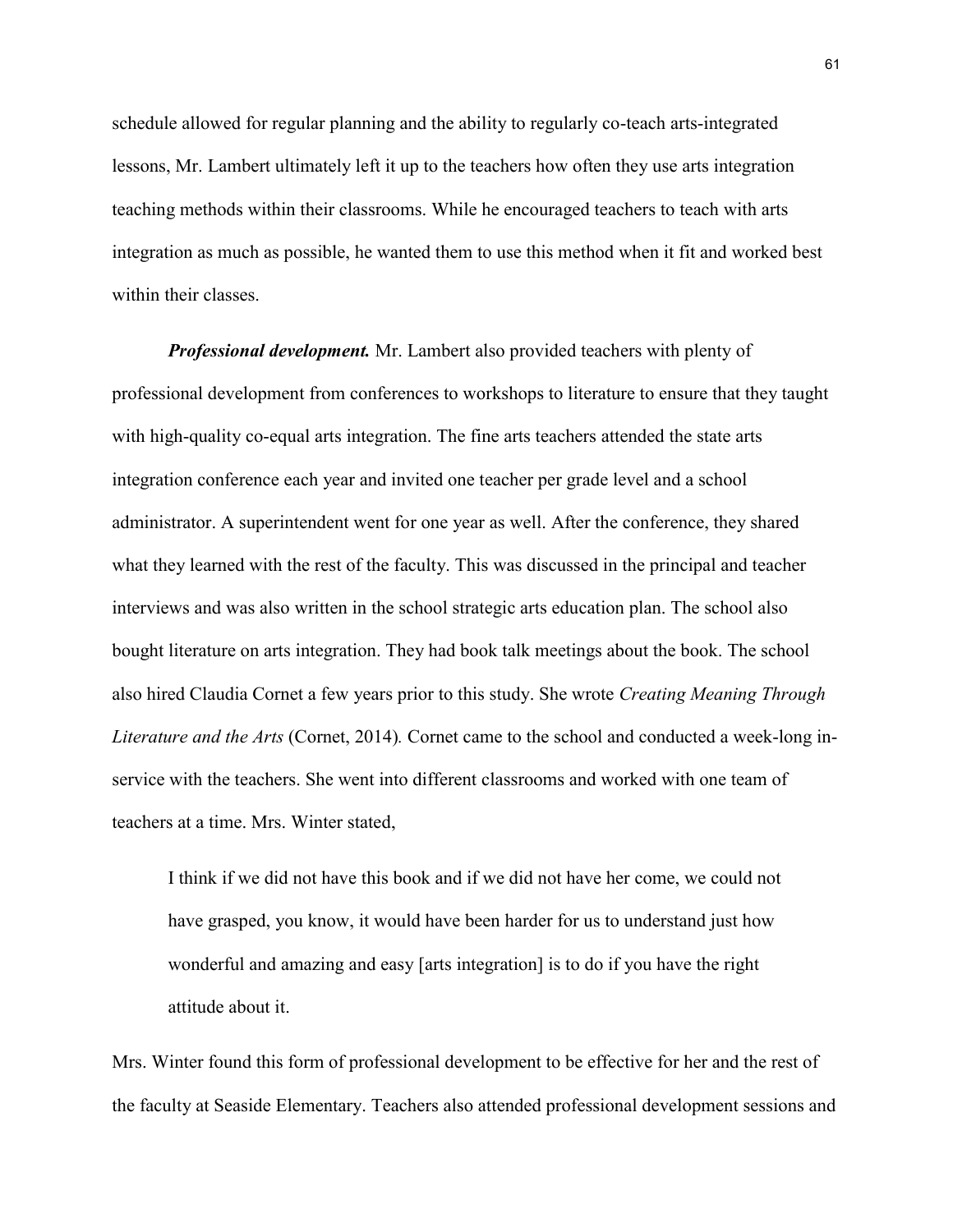schedule allowed for regular planning and the ability to regularly co-teach arts-integrated lessons, Mr. Lambert ultimately left it up to the teachers how often they use arts integration teaching methods within their classrooms. While he encouraged teachers to teach with arts integration as much as possible, he wanted them to use this method when it fit and worked best within their classes.

***Professional development.*** Mr. Lambert also provided teachers with plenty of professional development from conferences to workshops to literature to ensure that they taught with high-quality co-equal arts integration. The fine arts teachers attended the state arts integration conference each year and invited one teacher per grade level and a school administrator. A superintendent went for one year as well. After the conference, they shared what they learned with the rest of the faculty. This was discussed in the principal and teacher interviews and was also written in the school strategic arts education plan. The school also bought literature on arts integration. They had book talk meetings about the book. The school also hired Claudia Cornet a few years prior to this study. She wrote *Creating Meaning Through Literature and the Arts* (Cornet, 2014). Cornet came to the school and conducted a week-long in-service with the teachers. She went into different classrooms and worked with one team of teachers at a time. Mrs. Winter stated,

> I think if we did not have this book and if we did not have her come, we could not have grasped, you know, it would have been harder for us to understand just how wonderful and amazing and easy [arts integration] is to do if you have the right attitude about it.

Mrs. Winter found this form of professional development to be effective for her and the rest of the faculty at Seaside Elementary. Teachers also attended professional development sessions and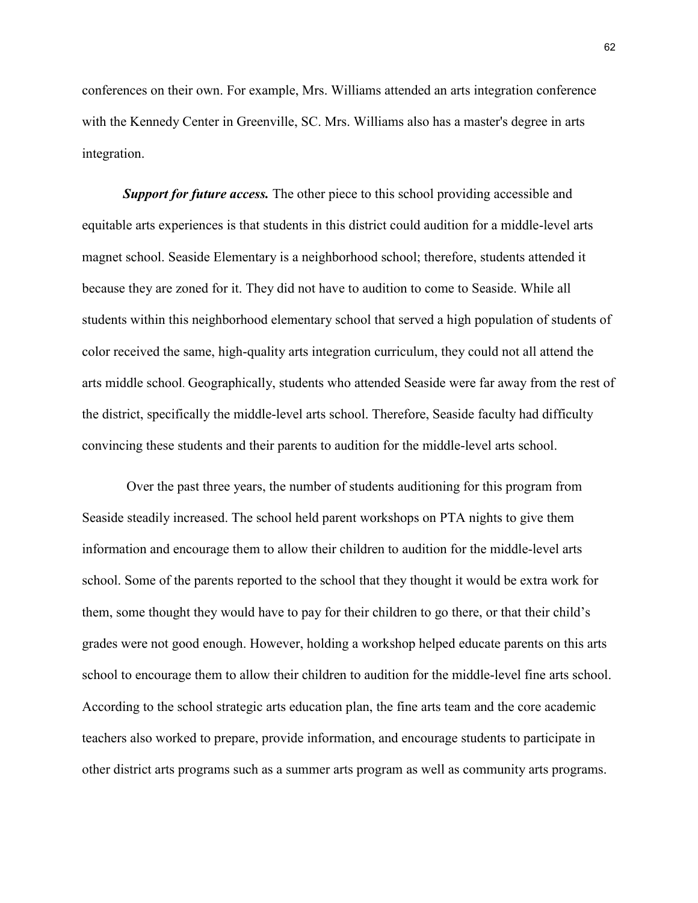conferences on their own. For example, Mrs. Williams attended an arts integration conference with the Kennedy Center in Greenville, SC. Mrs. Williams also has a master's degree in arts integration.

***Support for future access.*** The other piece to this school providing accessible and equitable arts experiences is that students in this district could audition for a middle-level arts magnet school. Seaside Elementary is a neighborhood school; therefore, students attended it because they are zoned for it. They did not have to audition to come to Seaside. While all students within this neighborhood elementary school that served a high population of students of color received the same, high-quality arts integration curriculum, they could not all attend the arts middle school. Geographically, students who attended Seaside were far away from the rest of the district, specifically the middle-level arts school. Therefore, Seaside faculty had difficulty convincing these students and their parents to audition for the middle-level arts school.

Over the past three years, the number of students auditioning for this program from Seaside steadily increased. The school held parent workshops on PTA nights to give them information and encourage them to allow their children to audition for the middle-level arts school. Some of the parents reported to the school that they thought it would be extra work for them, some thought they would have to pay for their children to go there, or that their child's grades were not good enough. However, holding a workshop helped educate parents on this arts school to encourage them to allow their children to audition for the middle-level fine arts school. According to the school strategic arts education plan, the fine arts team and the core academic teachers also worked to prepare, provide information, and encourage students to participate in other district arts programs such as a summer arts program as well as community arts programs.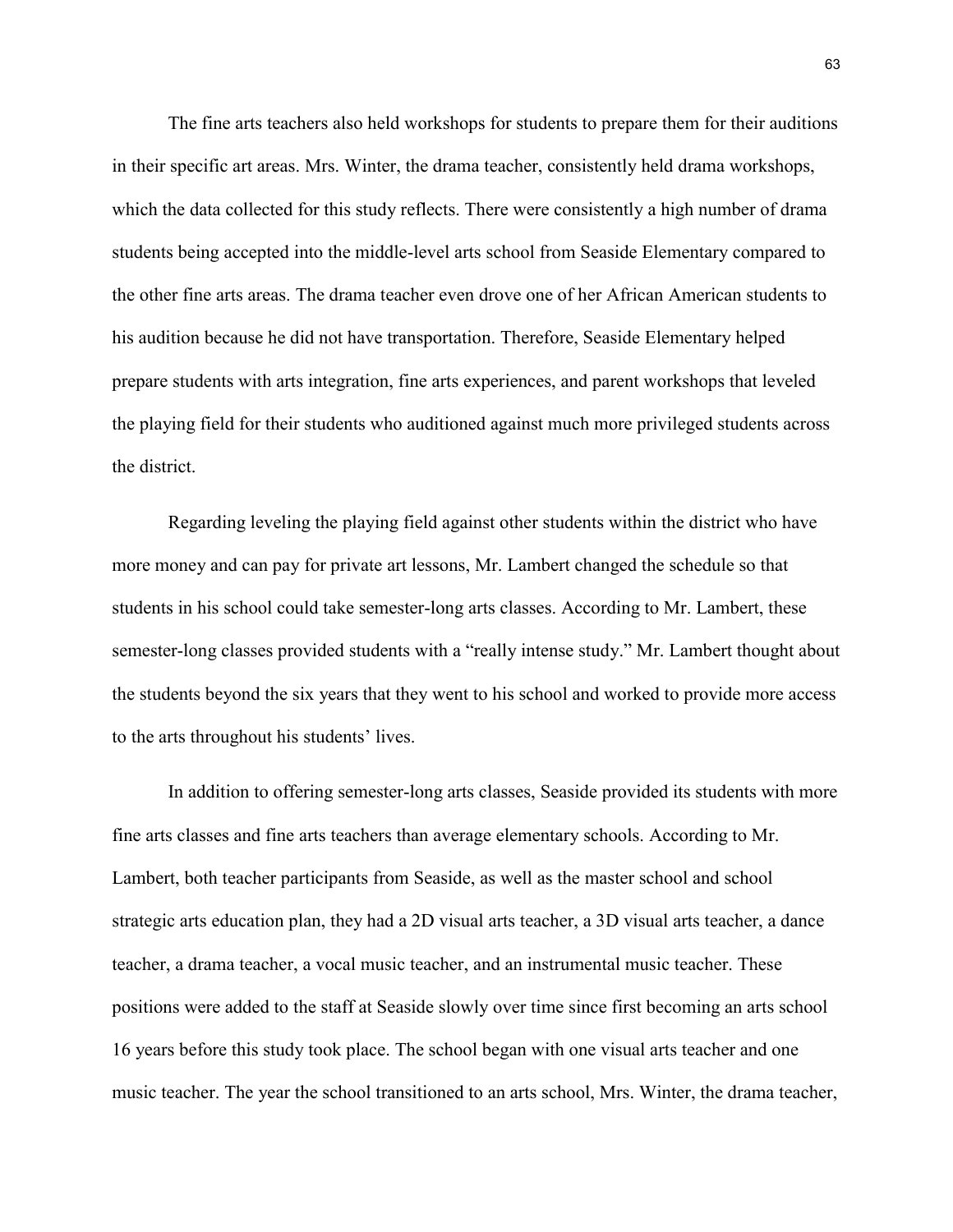The fine arts teachers also held workshops for students to prepare them for their auditions in their specific art areas. Mrs. Winter, the drama teacher, consistently held drama workshops, which the data collected for this study reflects. There were consistently a high number of drama students being accepted into the middle-level arts school from Seaside Elementary compared to the other fine arts areas. The drama teacher even drove one of her African American students to his audition because he did not have transportation. Therefore, Seaside Elementary helped prepare students with arts integration, fine arts experiences, and parent workshops that leveled the playing field for their students who auditioned against much more privileged students across the district.

Regarding leveling the playing field against other students within the district who have more money and can pay for private art lessons, Mr. Lambert changed the schedule so that students in his school could take semester-long arts classes. According to Mr. Lambert, these semester-long classes provided students with a "really intense study." Mr. Lambert thought about the students beyond the six years that they went to his school and worked to provide more access to the arts throughout his students' lives.

In addition to offering semester-long arts classes, Seaside provided its students with more fine arts classes and fine arts teachers than average elementary schools. According to Mr. Lambert, both teacher participants from Seaside, as well as the master school and school strategic arts education plan, they had a 2D visual arts teacher, a 3D visual arts teacher, a dance teacher, a drama teacher, a vocal music teacher, and an instrumental music teacher. These positions were added to the staff at Seaside slowly over time since first becoming an arts school 16 years before this study took place. The school began with one visual arts teacher and one music teacher. The year the school transitioned to an arts school, Mrs. Winter, the drama teacher,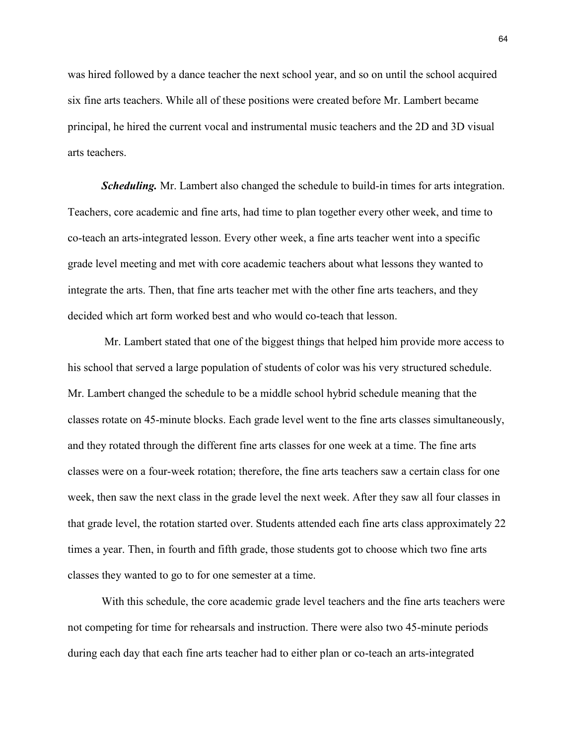was hired followed by a dance teacher the next school year, and so on until the school acquired six fine arts teachers. While all of these positions were created before Mr. Lambert became principal, he hired the current vocal and instrumental music teachers and the 2D and 3D visual arts teachers.

***Scheduling.*** Mr. Lambert also changed the schedule to build-in times for arts integration. Teachers, core academic and fine arts, had time to plan together every other week, and time to co-teach an arts-integrated lesson. Every other week, a fine arts teacher went into a specific grade level meeting and met with core academic teachers about what lessons they wanted to integrate the arts. Then, that fine arts teacher met with the other fine arts teachers, and they decided which art form worked best and who would co-teach that lesson.

Mr. Lambert stated that one of the biggest things that helped him provide more access to his school that served a large population of students of color was his very structured schedule. Mr. Lambert changed the schedule to be a middle school hybrid schedule meaning that the classes rotate on 45-minute blocks. Each grade level went to the fine arts classes simultaneously, and they rotated through the different fine arts classes for one week at a time. The fine arts classes were on a four-week rotation; therefore, the fine arts teachers saw a certain class for one week, then saw the next class in the grade level the next week. After they saw all four classes in that grade level, the rotation started over. Students attended each fine arts class approximately 22 times a year. Then, in fourth and fifth grade, those students got to choose which two fine arts classes they wanted to go to for one semester at a time.

With this schedule, the core academic grade level teachers and the fine arts teachers were not competing for time for rehearsals and instruction. There were also two 45-minute periods during each day that each fine arts teacher had to either plan or co-teach an arts-integrated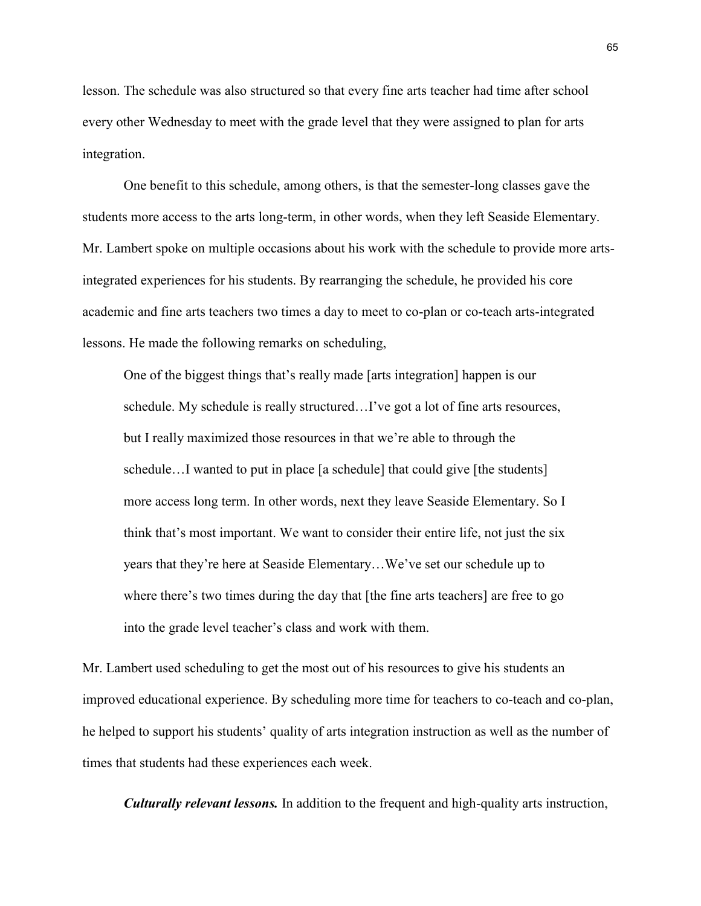lesson. The schedule was also structured so that every fine arts teacher had time after school every other Wednesday to meet with the grade level that they were assigned to plan for arts integration.

One benefit to this schedule, among others, is that the semester-long classes gave the students more access to the arts long-term, in other words, when they left Seaside Elementary. Mr. Lambert spoke on multiple occasions about his work with the schedule to provide more arts-integrated experiences for his students. By rearranging the schedule, he provided his core academic and fine arts teachers two times a day to meet to co-plan or co-teach arts-integrated lessons. He made the following remarks on scheduling,

> One of the biggest things that's really made [arts integration] happen is our schedule. My schedule is really structured…I've got a lot of fine arts resources, but I really maximized those resources in that we're able to through the schedule…I wanted to put in place [a schedule] that could give [the students] more access long term. In other words, next they leave Seaside Elementary. So I think that's most important. We want to consider their entire life, not just the six years that they're here at Seaside Elementary…We've set our schedule up to where there's two times during the day that [the fine arts teachers] are free to go into the grade level teacher's class and work with them.

Mr. Lambert used scheduling to get the most out of his resources to give his students an improved educational experience. By scheduling more time for teachers to co-teach and co-plan, he helped to support his students' quality of arts integration instruction as well as the number of times that students had these experiences each week.

***Culturally relevant lessons.*** In addition to the frequent and high-quality arts instruction,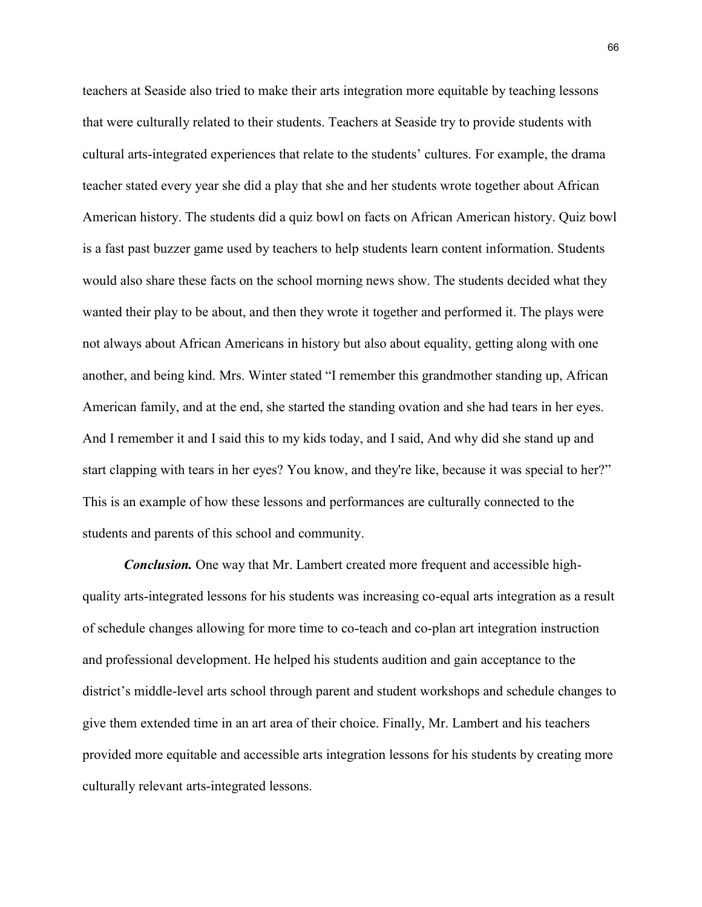teachers at Seaside also tried to make their arts integration more equitable by teaching lessons that were culturally related to their students. Teachers at Seaside try to provide students with cultural arts-integrated experiences that relate to the students' cultures. For example, the drama teacher stated every year she did a play that she and her students wrote together about African American history. The students did a quiz bowl on facts on African American history. Quiz bowl is a fast past buzzer game used by teachers to help students learn content information. Students would also share these facts on the school morning news show. The students decided what they wanted their play to be about, and then they wrote it together and performed it. The plays were not always about African Americans in history but also about equality, getting along with one another, and being kind. Mrs. Winter stated "I remember this grandmother standing up, African American family, and at the end, she started the standing ovation and she had tears in her eyes. And I remember it and I said this to my kids today, and I said, And why did she stand up and start clapping with tears in her eyes? You know, and they're like, because it was special to her?" This is an example of how these lessons and performances are culturally connected to the students and parents of this school and community.

***Conclusion.*** One way that Mr. Lambert created more frequent and accessible high-quality arts-integrated lessons for his students was increasing co-equal arts integration as a result of schedule changes allowing for more time to co-teach and co-plan art integration instruction and professional development. He helped his students audition and gain acceptance to the district's middle-level arts school through parent and student workshops and schedule changes to give them extended time in an art area of their choice. Finally, Mr. Lambert and his teachers provided more equitable and accessible arts integration lessons for his students by creating more culturally relevant arts-integrated lessons.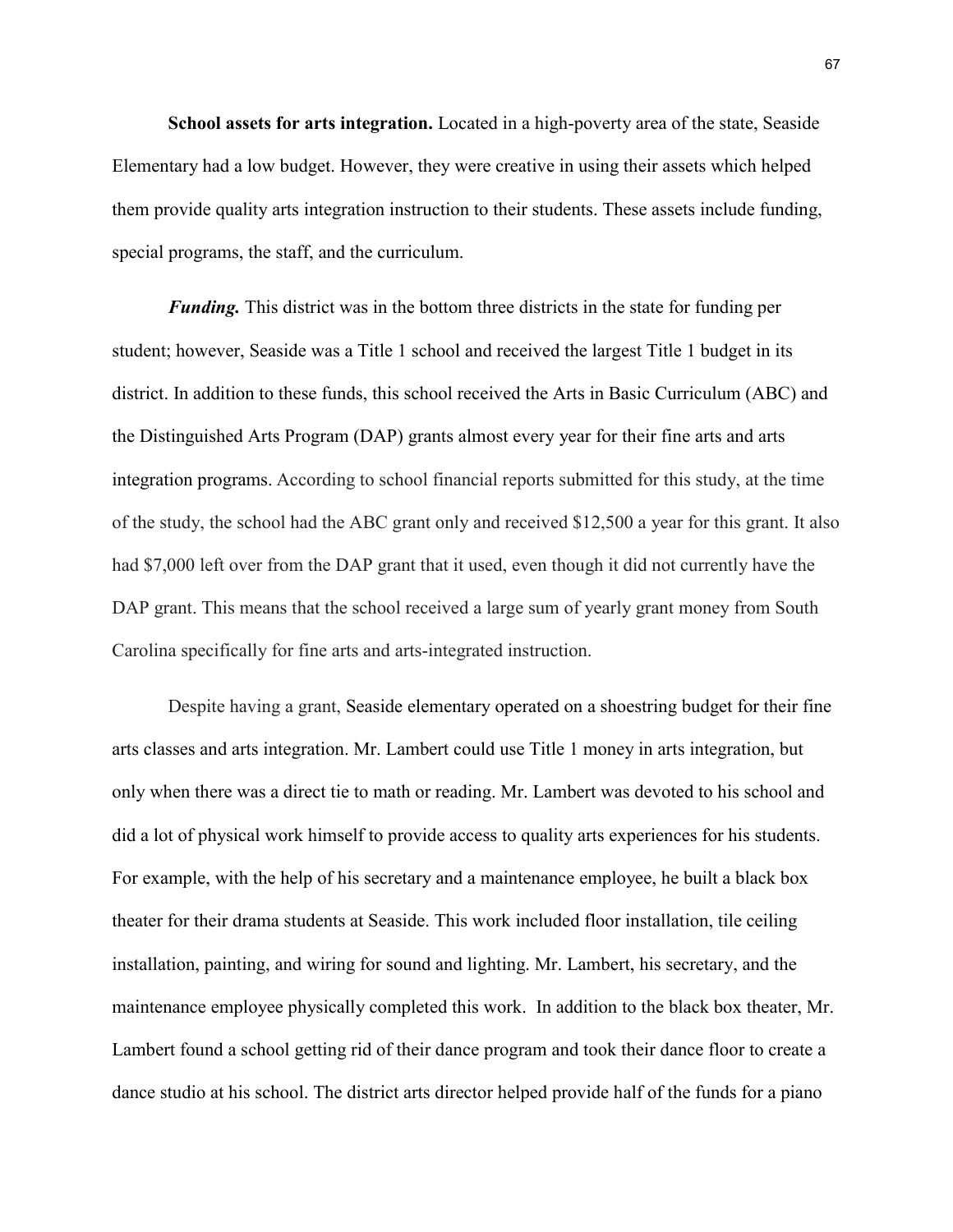**School assets for arts integration.** Located in a high-poverty area of the state, Seaside Elementary had a low budget. However, they were creative in using their assets which helped them provide quality arts integration instruction to their students. These assets include funding, special programs, the staff, and the curriculum.

***Funding.*** This district was in the bottom three districts in the state for funding per student; however, Seaside was a Title 1 school and received the largest Title 1 budget in its district. In addition to these funds, this school received the Arts in Basic Curriculum (ABC) and the Distinguished Arts Program (DAP) grants almost every year for their fine arts and arts integration programs. According to school financial reports submitted for this study, at the time of the study, the school had the ABC grant only and received $12,500 a year for this grant. It also had $7,000 left over from the DAP grant that it used, even though it did not currently have the DAP grant. This means that the school received a large sum of yearly grant money from South Carolina specifically for fine arts and arts-integrated instruction.

Despite having a grant, Seaside elementary operated on a shoestring budget for their fine arts classes and arts integration. Mr. Lambert could use Title 1 money in arts integration, but only when there was a direct tie to math or reading. Mr. Lambert was devoted to his school and did a lot of physical work himself to provide access to quality arts experiences for his students. For example, with the help of his secretary and a maintenance employee, he built a black box theater for their drama students at Seaside. This work included floor installation, tile ceiling installation, painting, and wiring for sound and lighting. Mr. Lambert, his secretary, and the maintenance employee physically completed this work. In addition to the black box theater, Mr. Lambert found a school getting rid of their dance program and took their dance floor to create a dance studio at his school. The district arts director helped provide half of the funds for a piano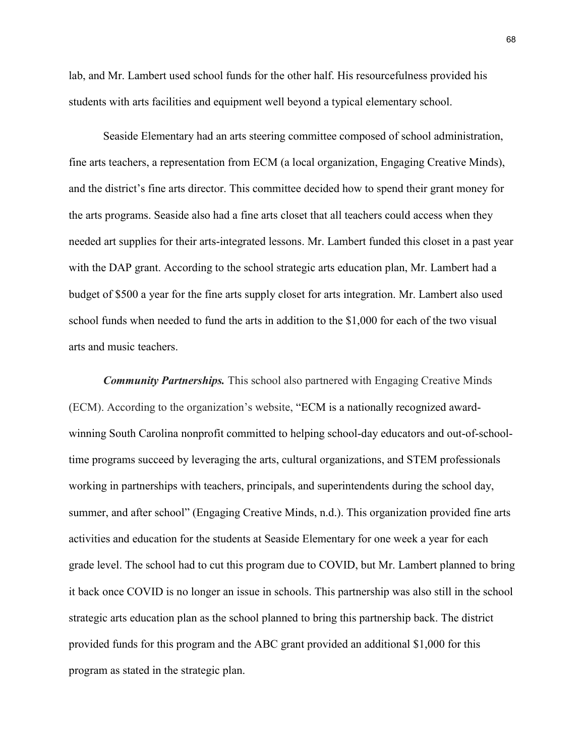lab, and Mr. Lambert used school funds for the other half. His resourcefulness provided his students with arts facilities and equipment well beyond a typical elementary school.

Seaside Elementary had an arts steering committee composed of school administration, fine arts teachers, a representation from ECM (a local organization, Engaging Creative Minds), and the district's fine arts director. This committee decided how to spend their grant money for the arts programs. Seaside also had a fine arts closet that all teachers could access when they needed art supplies for their arts-integrated lessons. Mr. Lambert funded this closet in a past year with the DAP grant. According to the school strategic arts education plan, Mr. Lambert had a budget of $500 a year for the fine arts supply closet for arts integration. Mr. Lambert also used school funds when needed to fund the arts in addition to the $1,000 for each of the two visual arts and music teachers.

***Community Partnerships.*** This school also partnered with Engaging Creative Minds (ECM). According to the organization's website, "ECM is a nationally recognized award-winning South Carolina nonprofit committed to helping school-day educators and out-of-school-time programs succeed by leveraging the arts, cultural organizations, and STEM professionals working in partnerships with teachers, principals, and superintendents during the school day, summer, and after school" (Engaging Creative Minds, n.d.). This organization provided fine arts activities and education for the students at Seaside Elementary for one week a year for each grade level. The school had to cut this program due to COVID, but Mr. Lambert planned to bring it back once COVID is no longer an issue in schools. This partnership was also still in the school strategic arts education plan as the school planned to bring this partnership back. The district provided funds for this program and the ABC grant provided an additional $1,000 for this program as stated in the strategic plan.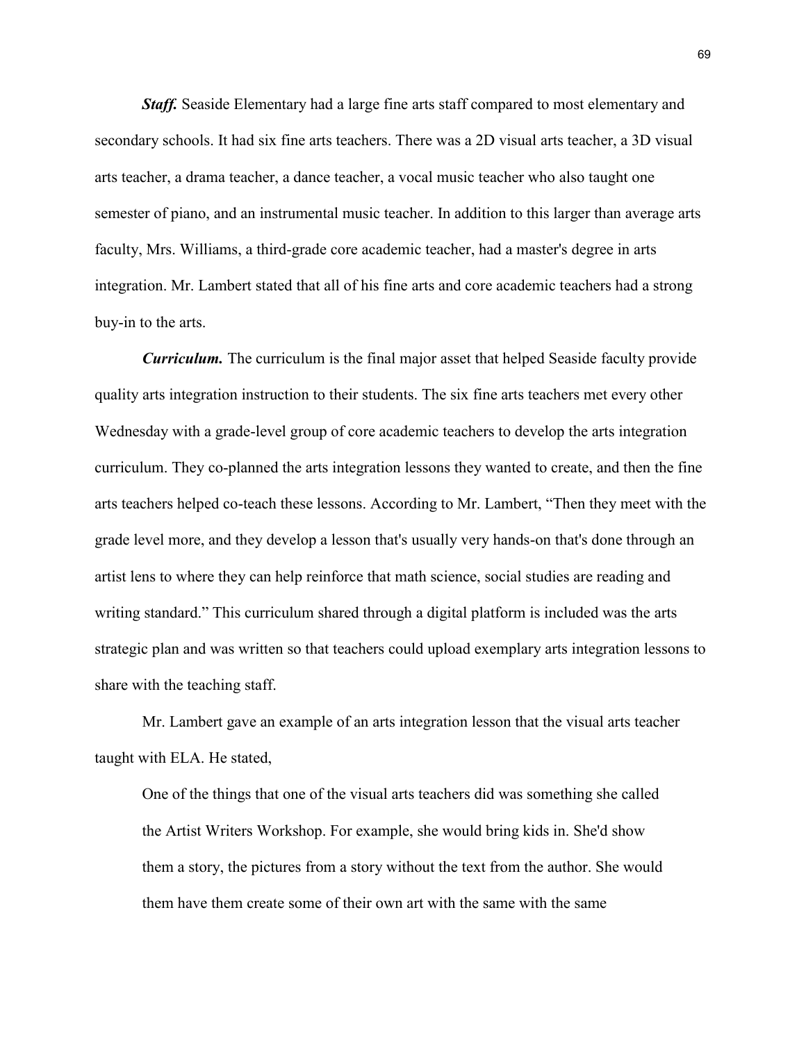***Staff.*** Seaside Elementary had a large fine arts staff compared to most elementary and secondary schools. It had six fine arts teachers. There was a 2D visual arts teacher, a 3D visual arts teacher, a drama teacher, a dance teacher, a vocal music teacher who also taught one semester of piano, and an instrumental music teacher. In addition to this larger than average arts faculty, Mrs. Williams, a third-grade core academic teacher, had a master's degree in arts integration. Mr. Lambert stated that all of his fine arts and core academic teachers had a strong buy-in to the arts.

***Curriculum.*** The curriculum is the final major asset that helped Seaside faculty provide quality arts integration instruction to their students. The six fine arts teachers met every other Wednesday with a grade-level group of core academic teachers to develop the arts integration curriculum. They co-planned the arts integration lessons they wanted to create, and then the fine arts teachers helped co-teach these lessons. According to Mr. Lambert, "Then they meet with the grade level more, and they develop a lesson that's usually very hands-on that's done through an artist lens to where they can help reinforce that math science, social studies are reading and writing standard." This curriculum shared through a digital platform is included was the arts strategic plan and was written so that teachers could upload exemplary arts integration lessons to share with the teaching staff.

Mr. Lambert gave an example of an arts integration lesson that the visual arts teacher taught with ELA. He stated,

> One of the things that one of the visual arts teachers did was something she called the Artist Writers Workshop. For example, she would bring kids in. She'd show them a story, the pictures from a story without the text from the author. She would them have them create some of their own art with the same with the same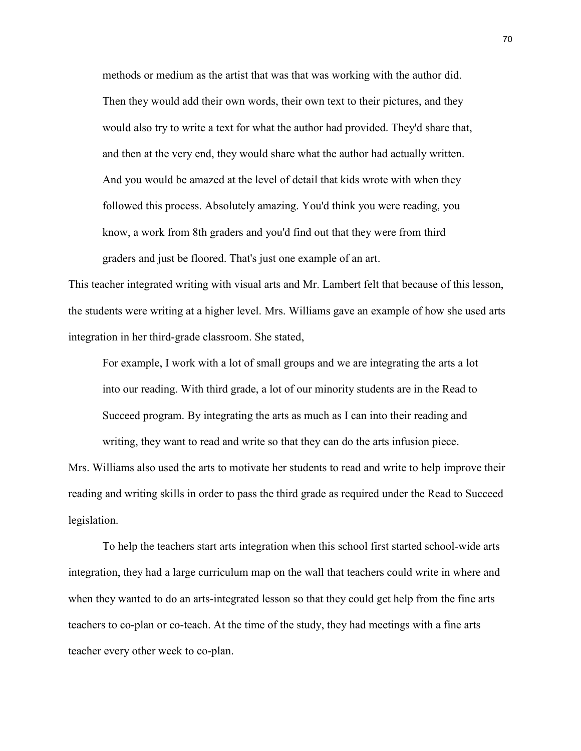> methods or medium as the artist that was that was working with the author did. Then they would add their own words, their own text to their pictures, and they would also try to write a text for what the author had provided. They'd share that, and then at the very end, they would share what the author had actually written. And you would be amazed at the level of detail that kids wrote with when they followed this process. Absolutely amazing. You'd think you were reading, you know, a work from 8th graders and you'd find out that they were from third graders and just be floored. That's just one example of an art.

This teacher integrated writing with visual arts and Mr. Lambert felt that because of this lesson, the students were writing at a higher level. Mrs. Williams gave an example of how she used arts integration in her third-grade classroom. She stated,

> For example, I work with a lot of small groups and we are integrating the arts a lot into our reading. With third grade, a lot of our minority students are in the Read to Succeed program. By integrating the arts as much as I can into their reading and writing, they want to read and write so that they can do the arts infusion piece.

Mrs. Williams also used the arts to motivate her students to read and write to help improve their reading and writing skills in order to pass the third grade as required under the Read to Succeed legislation.

To help the teachers start arts integration when this school first started school-wide arts integration, they had a large curriculum map on the wall that teachers could write in where and when they wanted to do an arts-integrated lesson so that they could get help from the fine arts teachers to co-plan or co-teach. At the time of the study, they had meetings with a fine arts teacher every other week to co-plan.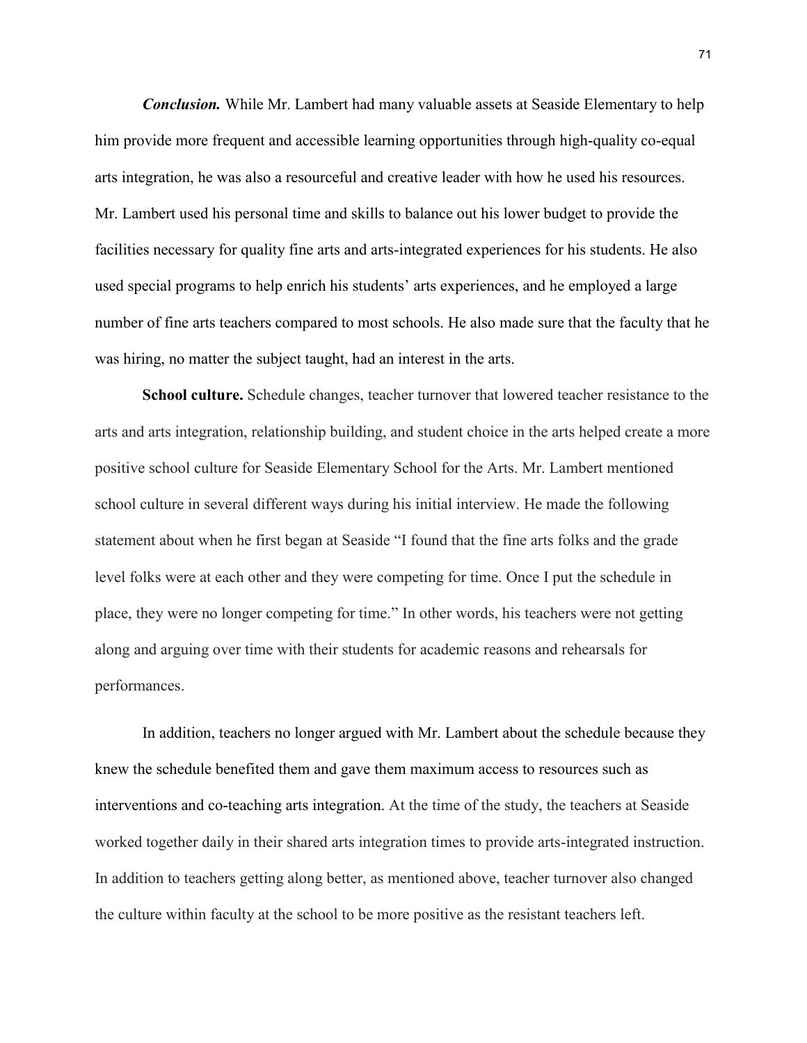***Conclusion.*** While Mr. Lambert had many valuable assets at Seaside Elementary to help him provide more frequent and accessible learning opportunities through high-quality co-equal arts integration, he was also a resourceful and creative leader with how he used his resources. Mr. Lambert used his personal time and skills to balance out his lower budget to provide the facilities necessary for quality fine arts and arts-integrated experiences for his students. He also used special programs to help enrich his students' arts experiences, and he employed a large number of fine arts teachers compared to most schools. He also made sure that the faculty that he was hiring, no matter the subject taught, had an interest in the arts.

**School culture.** Schedule changes, teacher turnover that lowered teacher resistance to the arts and arts integration, relationship building, and student choice in the arts helped create a more positive school culture for Seaside Elementary School for the Arts. Mr. Lambert mentioned school culture in several different ways during his initial interview. He made the following statement about when he first began at Seaside "I found that the fine arts folks and the grade level folks were at each other and they were competing for time. Once I put the schedule in place, they were no longer competing for time." In other words, his teachers were not getting along and arguing over time with their students for academic reasons and rehearsals for performances.

In addition, teachers no longer argued with Mr. Lambert about the schedule because they knew the schedule benefited them and gave them maximum access to resources such as interventions and co-teaching arts integration. At the time of the study, the teachers at Seaside worked together daily in their shared arts integration times to provide arts-integrated instruction. In addition to teachers getting along better, as mentioned above, teacher turnover also changed the culture within faculty at the school to be more positive as the resistant teachers left.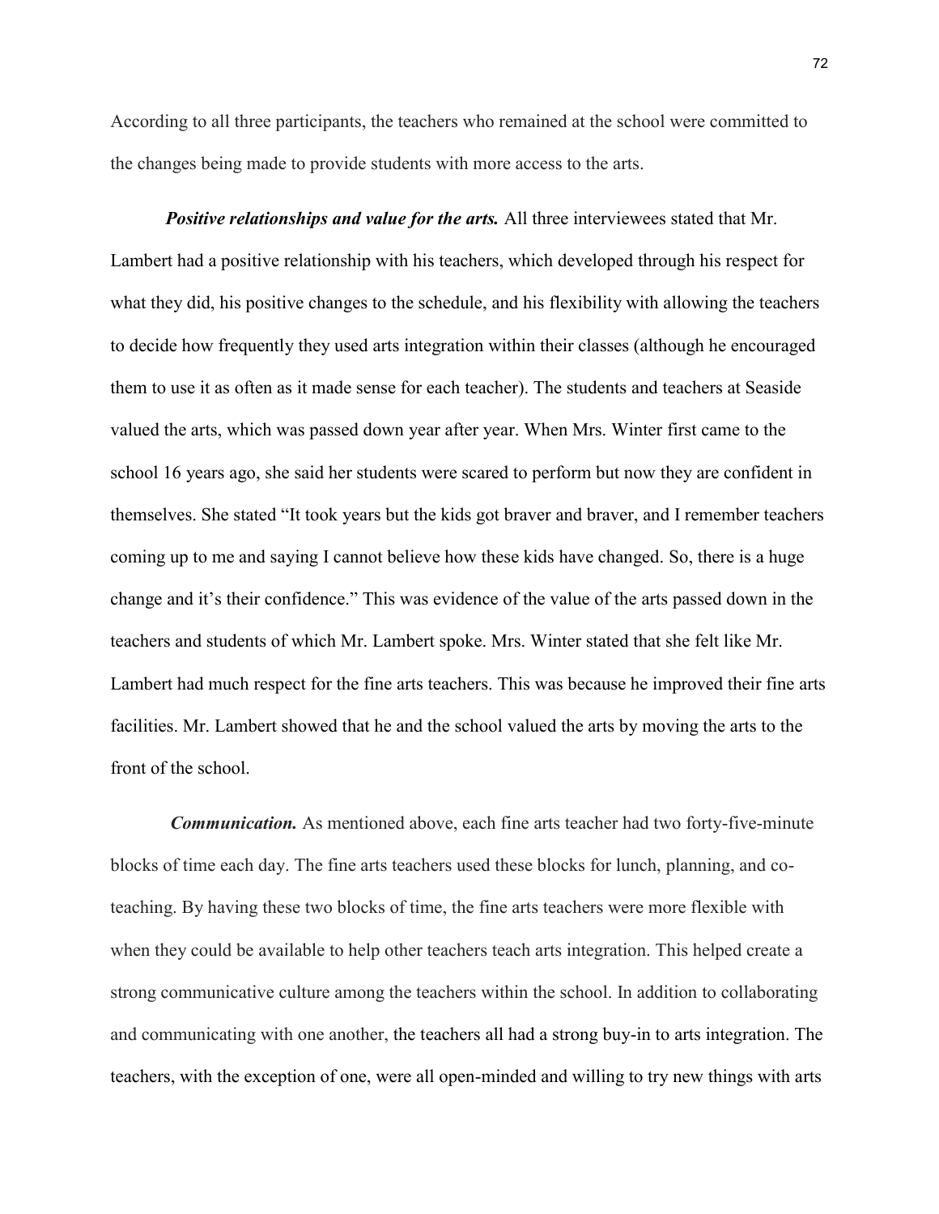According to all three participants, the teachers who remained at the school were committed to the changes being made to provide students with more access to the arts.

***Positive relationships and value for the arts.*** All three interviewees stated that Mr. Lambert had a positive relationship with his teachers, which developed through his respect for what they did, his positive changes to the schedule, and his flexibility with allowing the teachers to decide how frequently they used arts integration within their classes (although he encouraged them to use it as often as it made sense for each teacher). The students and teachers at Seaside valued the arts, which was passed down year after year. When Mrs. Winter first came to the school 16 years ago, she said her students were scared to perform but now they are confident in themselves. She stated "It took years but the kids got braver and braver, and I remember teachers coming up to me and saying I cannot believe how these kids have changed. So, there is a huge change and it's their confidence." This was evidence of the value of the arts passed down in the teachers and students of which Mr. Lambert spoke. Mrs. Winter stated that she felt like Mr. Lambert had much respect for the fine arts teachers. This was because he improved their fine arts facilities. Mr. Lambert showed that he and the school valued the arts by moving the arts to the front of the school.

***Communication.*** As mentioned above, each fine arts teacher had two forty-five-minute blocks of time each day. The fine arts teachers used these blocks for lunch, planning, and co-teaching. By having these two blocks of time, the fine arts teachers were more flexible with when they could be available to help other teachers teach arts integration. This helped create a strong communicative culture among the teachers within the school. In addition to collaborating and communicating with one another, the teachers all had a strong buy-in to arts integration. The teachers, with the exception of one, were all open-minded and willing to try new things with arts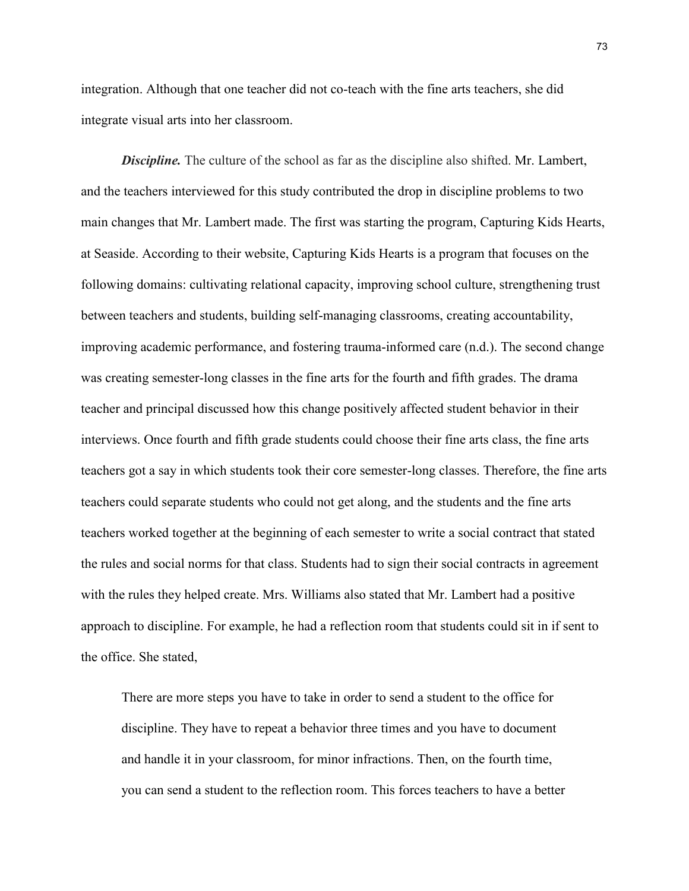integration. Although that one teacher did not co-teach with the fine arts teachers, she did integrate visual arts into her classroom.

***Discipline.*** The culture of the school as far as the discipline also shifted. Mr. Lambert, and the teachers interviewed for this study contributed the drop in discipline problems to two main changes that Mr. Lambert made. The first was starting the program, Capturing Kids Hearts, at Seaside. According to their website, Capturing Kids Hearts is a program that focuses on the following domains: cultivating relational capacity, improving school culture, strengthening trust between teachers and students, building self-managing classrooms, creating accountability, improving academic performance, and fostering trauma-informed care (n.d.). The second change was creating semester-long classes in the fine arts for the fourth and fifth grades. The drama teacher and principal discussed how this change positively affected student behavior in their interviews. Once fourth and fifth grade students could choose their fine arts class, the fine arts teachers got a say in which students took their core semester-long classes. Therefore, the fine arts teachers could separate students who could not get along, and the students and the fine arts teachers worked together at the beginning of each semester to write a social contract that stated the rules and social norms for that class. Students had to sign their social contracts in agreement with the rules they helped create. Mrs. Williams also stated that Mr. Lambert had a positive approach to discipline. For example, he had a reflection room that students could sit in if sent to the office. She stated,

> There are more steps you have to take in order to send a student to the office for discipline. They have to repeat a behavior three times and you have to document and handle it in your classroom, for minor infractions. Then, on the fourth time, you can send a student to the reflection room. This forces teachers to have a better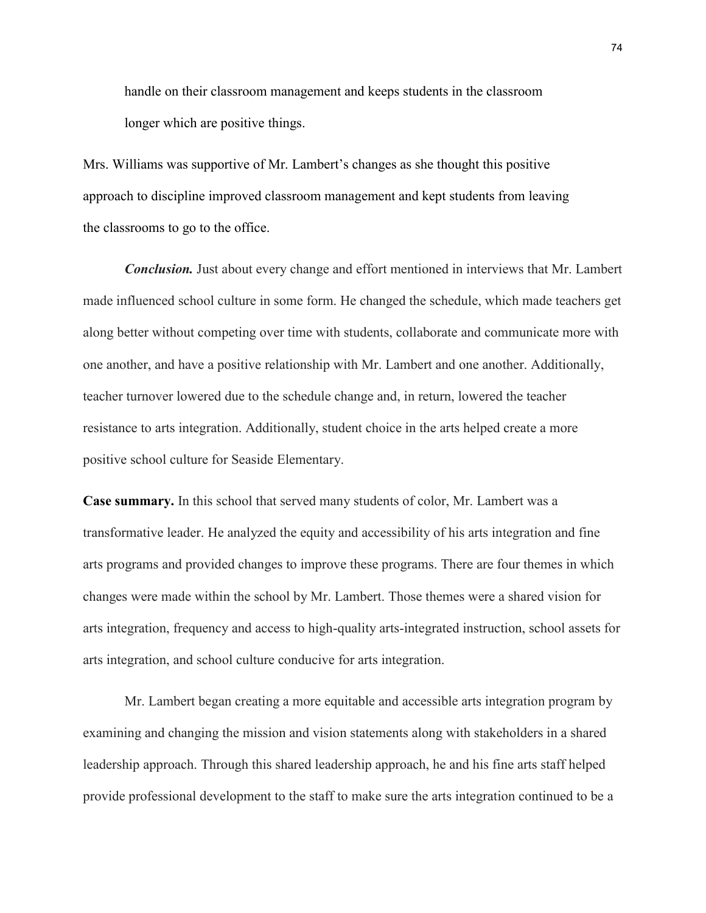handle on their classroom management and keeps students in the classroom longer which are positive things.

Mrs. Williams was supportive of Mr. Lambert's changes as she thought this positive approach to discipline improved classroom management and kept students from leaving the classrooms to go to the office.

***Conclusion.*** Just about every change and effort mentioned in interviews that Mr. Lambert made influenced school culture in some form. He changed the schedule, which made teachers get along better without competing over time with students, collaborate and communicate more with one another, and have a positive relationship with Mr. Lambert and one another. Additionally, teacher turnover lowered due to the schedule change and, in return, lowered the teacher resistance to arts integration. Additionally, student choice in the arts helped create a more positive school culture for Seaside Elementary.

**Case summary.** In this school that served many students of color, Mr. Lambert was a transformative leader. He analyzed the equity and accessibility of his arts integration and fine arts programs and provided changes to improve these programs. There are four themes in which changes were made within the school by Mr. Lambert. Those themes were a shared vision for arts integration, frequency and access to high-quality arts-integrated instruction, school assets for arts integration, and school culture conducive for arts integration.

Mr. Lambert began creating a more equitable and accessible arts integration program by examining and changing the mission and vision statements along with stakeholders in a shared leadership approach. Through this shared leadership approach, he and his fine arts staff helped provide professional development to the staff to make sure the arts integration continued to be a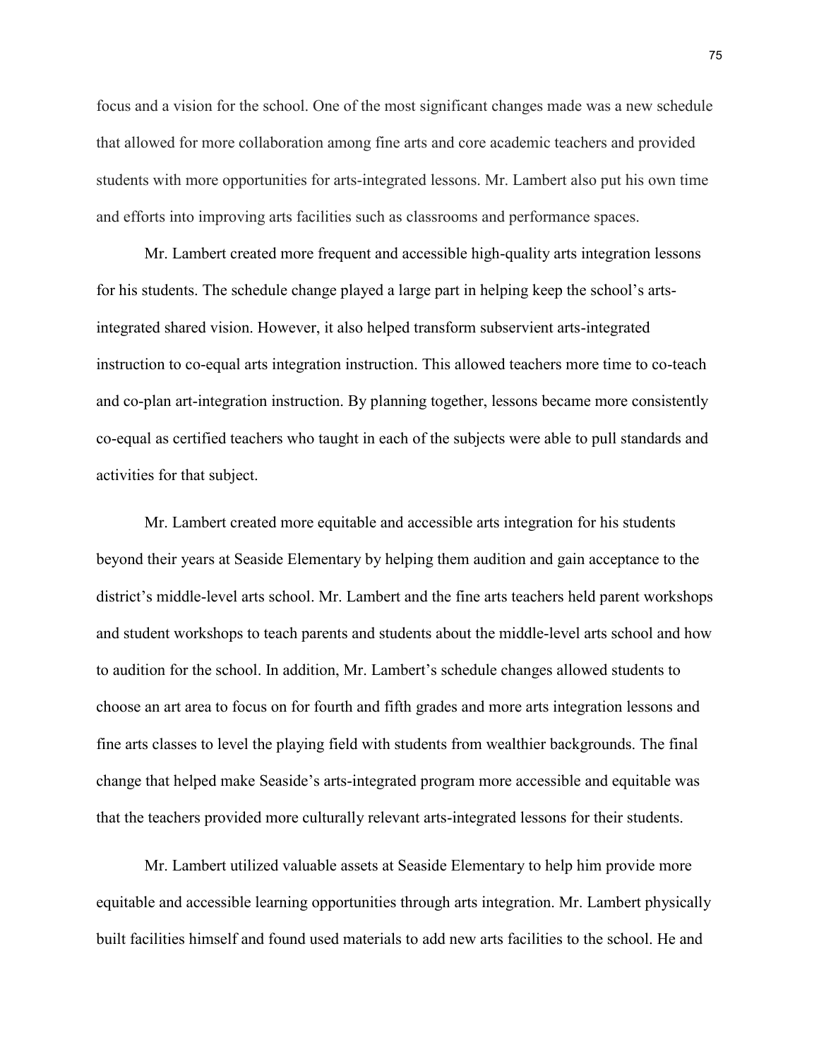focus and a vision for the school. One of the most significant changes made was a new schedule that allowed for more collaboration among fine arts and core academic teachers and provided students with more opportunities for arts-integrated lessons. Mr. Lambert also put his own time and efforts into improving arts facilities such as classrooms and performance spaces.

Mr. Lambert created more frequent and accessible high-quality arts integration lessons for his students. The schedule change played a large part in helping keep the school's arts-integrated shared vision. However, it also helped transform subservient arts-integrated instruction to co-equal arts integration instruction. This allowed teachers more time to co-teach and co-plan art-integration instruction. By planning together, lessons became more consistently co-equal as certified teachers who taught in each of the subjects were able to pull standards and activities for that subject.

Mr. Lambert created more equitable and accessible arts integration for his students beyond their years at Seaside Elementary by helping them audition and gain acceptance to the district's middle-level arts school. Mr. Lambert and the fine arts teachers held parent workshops and student workshops to teach parents and students about the middle-level arts school and how to audition for the school. In addition, Mr. Lambert's schedule changes allowed students to choose an art area to focus on for fourth and fifth grades and more arts integration lessons and fine arts classes to level the playing field with students from wealthier backgrounds. The final change that helped make Seaside's arts-integrated program more accessible and equitable was that the teachers provided more culturally relevant arts-integrated lessons for their students.

Mr. Lambert utilized valuable assets at Seaside Elementary to help him provide more equitable and accessible learning opportunities through arts integration. Mr. Lambert physically built facilities himself and found used materials to add new arts facilities to the school. He and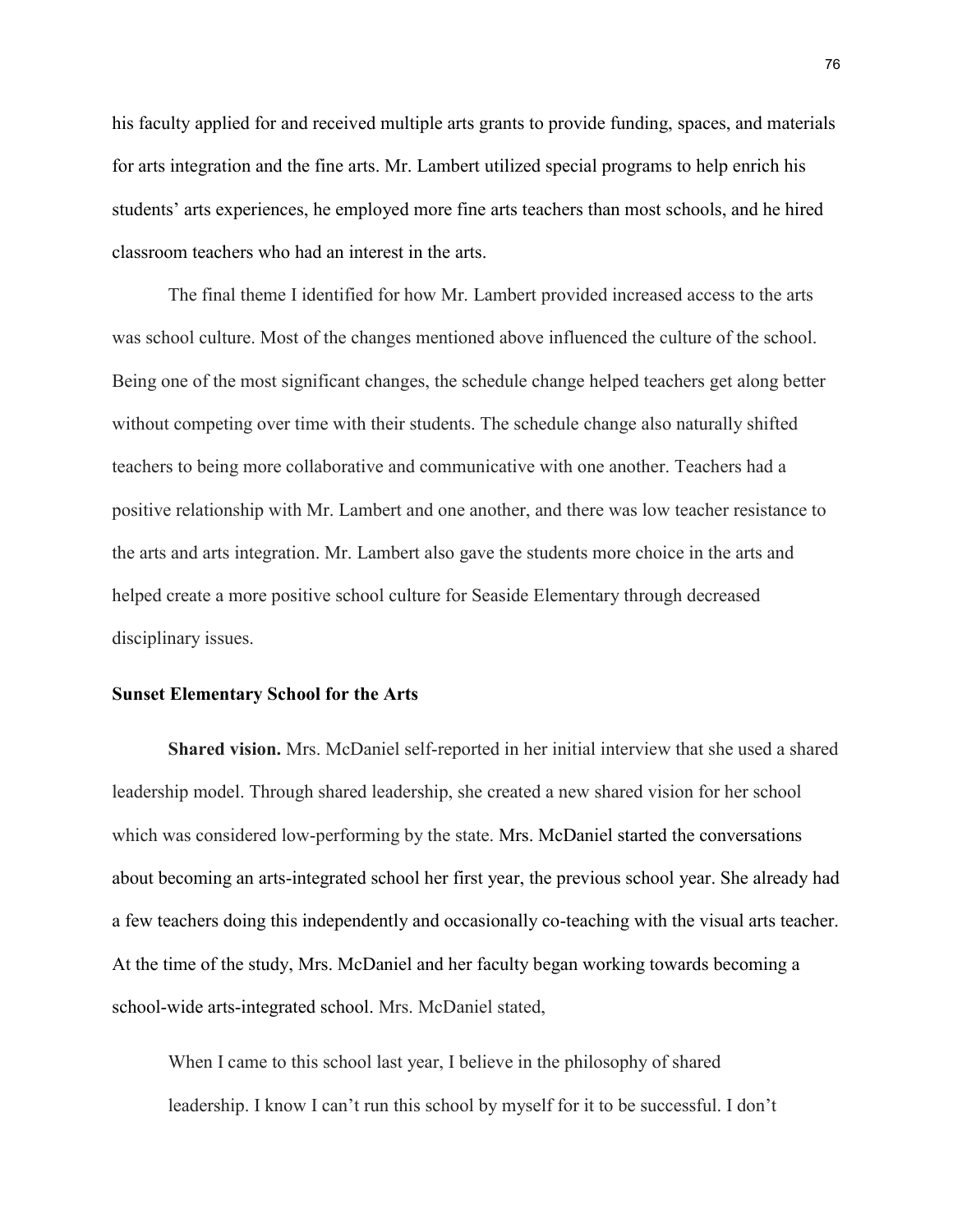his faculty applied for and received multiple arts grants to provide funding, spaces, and materials for arts integration and the fine arts. Mr. Lambert utilized special programs to help enrich his students' arts experiences, he employed more fine arts teachers than most schools, and he hired classroom teachers who had an interest in the arts.

The final theme I identified for how Mr. Lambert provided increased access to the arts was school culture. Most of the changes mentioned above influenced the culture of the school. Being one of the most significant changes, the schedule change helped teachers get along better without competing over time with their students. The schedule change also naturally shifted teachers to being more collaborative and communicative with one another. Teachers had a positive relationship with Mr. Lambert and one another, and there was low teacher resistance to the arts and arts integration. Mr. Lambert also gave the students more choice in the arts and helped create a more positive school culture for Seaside Elementary through decreased disciplinary issues.

### Sunset Elementary School for the Arts

**Shared vision.** Mrs. McDaniel self-reported in her initial interview that she used a shared leadership model. Through shared leadership, she created a new shared vision for her school which was considered low-performing by the state. Mrs. McDaniel started the conversations about becoming an arts-integrated school her first year, the previous school year. She already had a few teachers doing this independently and occasionally co-teaching with the visual arts teacher. At the time of the study, Mrs. McDaniel and her faculty began working towards becoming a school-wide arts-integrated school. Mrs. McDaniel stated,

> When I came to this school last year, I believe in the philosophy of shared leadership. I know I can't run this school by myself for it to be successful. I don't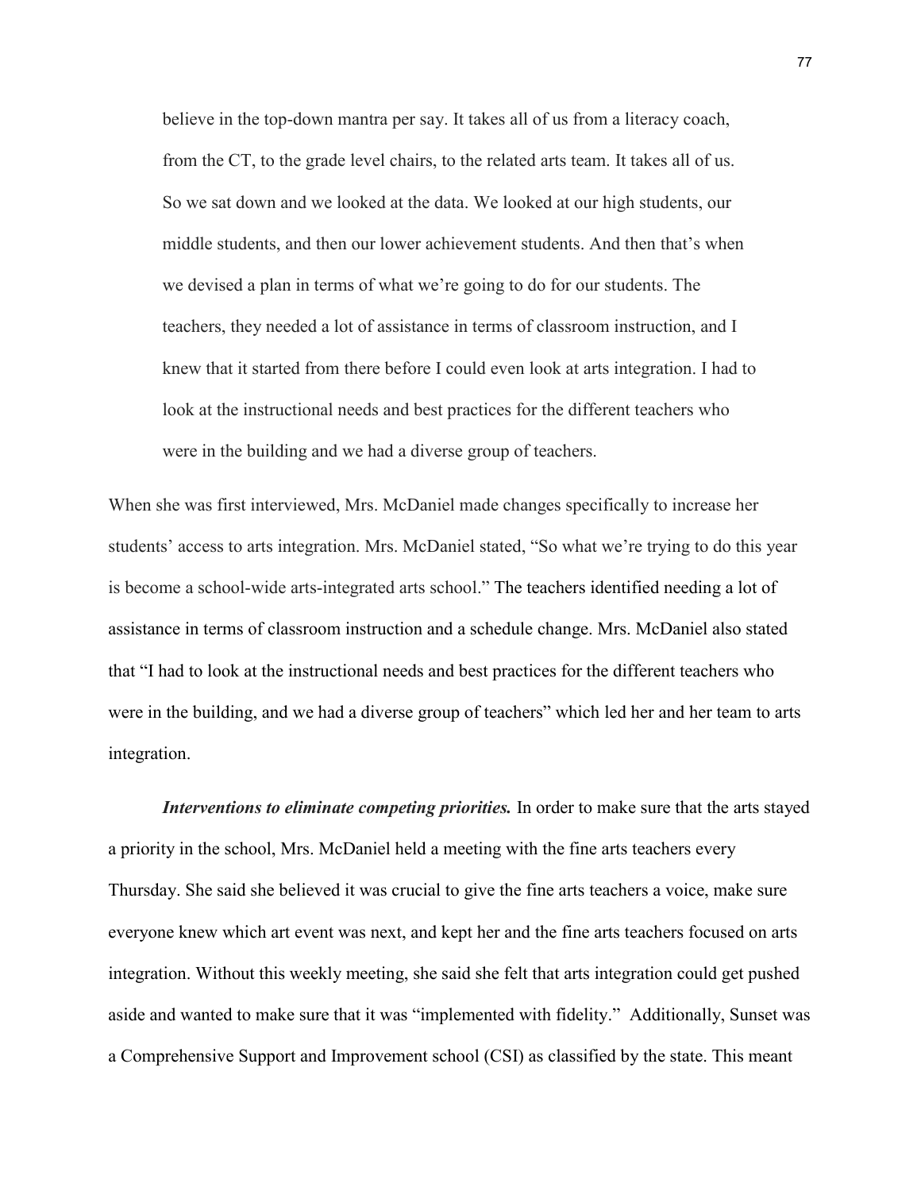> believe in the top-down mantra per say. It takes all of us from a literacy coach, from the CT, to the grade level chairs, to the related arts team. It takes all of us. So we sat down and we looked at the data. We looked at our high students, our middle students, and then our lower achievement students. And then that's when we devised a plan in terms of what we're going to do for our students. The teachers, they needed a lot of assistance in terms of classroom instruction, and I knew that it started from there before I could even look at arts integration. I had to look at the instructional needs and best practices for the different teachers who were in the building and we had a diverse group of teachers.

When she was first interviewed, Mrs. McDaniel made changes specifically to increase her students' access to arts integration. Mrs. McDaniel stated, "So what we're trying to do this year is become a school-wide arts-integrated arts school." The teachers identified needing a lot of assistance in terms of classroom instruction and a schedule change. Mrs. McDaniel also stated that "I had to look at the instructional needs and best practices for the different teachers who were in the building, and we had a diverse group of teachers" which led her and her team to arts integration.

***Interventions to eliminate competing priorities.*** In order to make sure that the arts stayed a priority in the school, Mrs. McDaniel held a meeting with the fine arts teachers every Thursday. She said she believed it was crucial to give the fine arts teachers a voice, make sure everyone knew which art event was next, and kept her and the fine arts teachers focused on arts integration. Without this weekly meeting, she said she felt that arts integration could get pushed aside and wanted to make sure that it was "implemented with fidelity." Additionally, Sunset was a Comprehensive Support and Improvement school (CSI) as classified by the state. This meant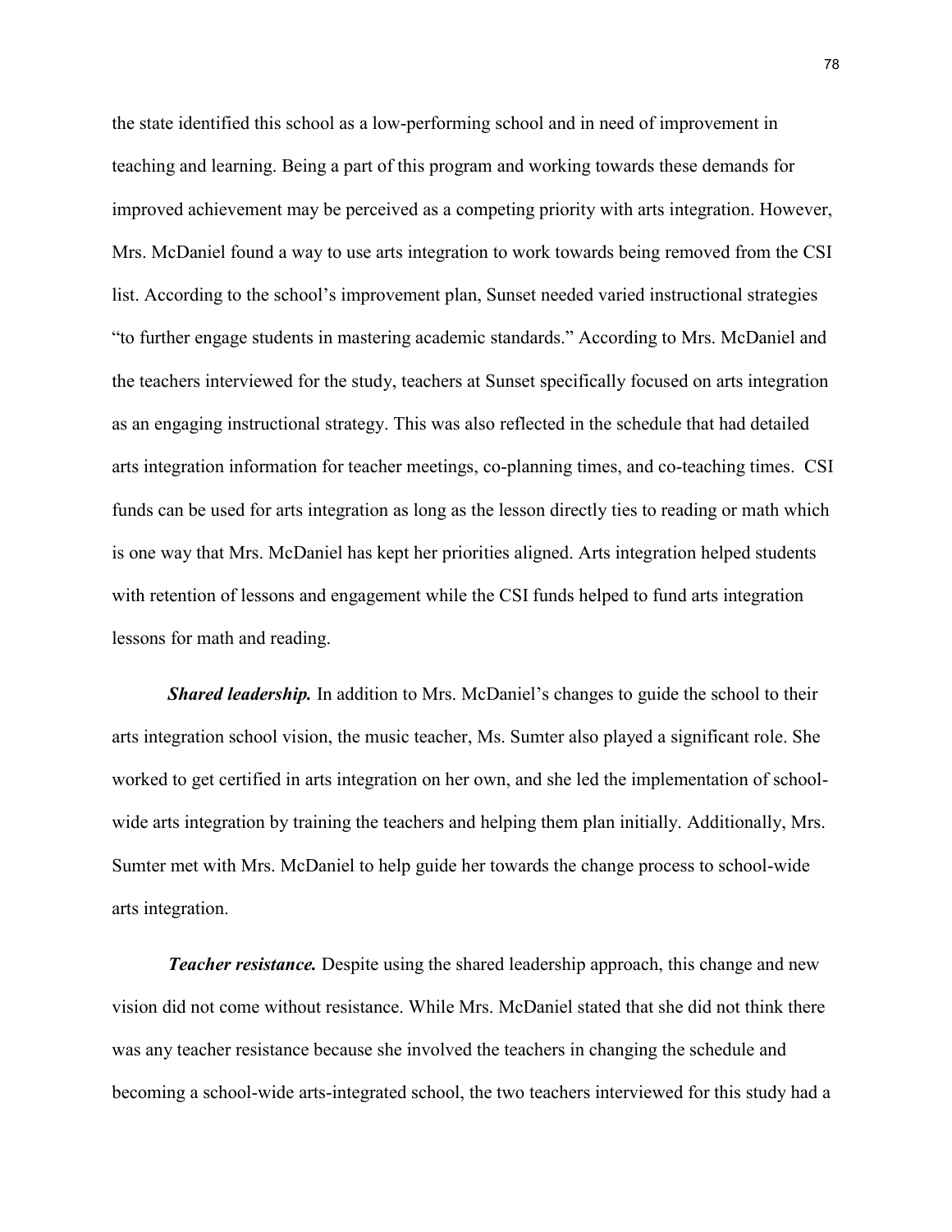the state identified this school as a low-performing school and in need of improvement in teaching and learning. Being a part of this program and working towards these demands for improved achievement may be perceived as a competing priority with arts integration. However, Mrs. McDaniel found a way to use arts integration to work towards being removed from the CSI list. According to the school's improvement plan, Sunset needed varied instructional strategies "to further engage students in mastering academic standards." According to Mrs. McDaniel and the teachers interviewed for the study, teachers at Sunset specifically focused on arts integration as an engaging instructional strategy. This was also reflected in the schedule that had detailed arts integration information for teacher meetings, co-planning times, and co-teaching times. CSI funds can be used for arts integration as long as the lesson directly ties to reading or math which is one way that Mrs. McDaniel has kept her priorities aligned. Arts integration helped students with retention of lessons and engagement while the CSI funds helped to fund arts integration lessons for math and reading.

***Shared leadership.*** In addition to Mrs. McDaniel's changes to guide the school to their arts integration school vision, the music teacher, Ms. Sumter also played a significant role. She worked to get certified in arts integration on her own, and she led the implementation of school-wide arts integration by training the teachers and helping them plan initially. Additionally, Mrs. Sumter met with Mrs. McDaniel to help guide her towards the change process to school-wide arts integration.

***Teacher resistance.*** Despite using the shared leadership approach, this change and new vision did not come without resistance. While Mrs. McDaniel stated that she did not think there was any teacher resistance because she involved the teachers in changing the schedule and becoming a school-wide arts-integrated school, the two teachers interviewed for this study had a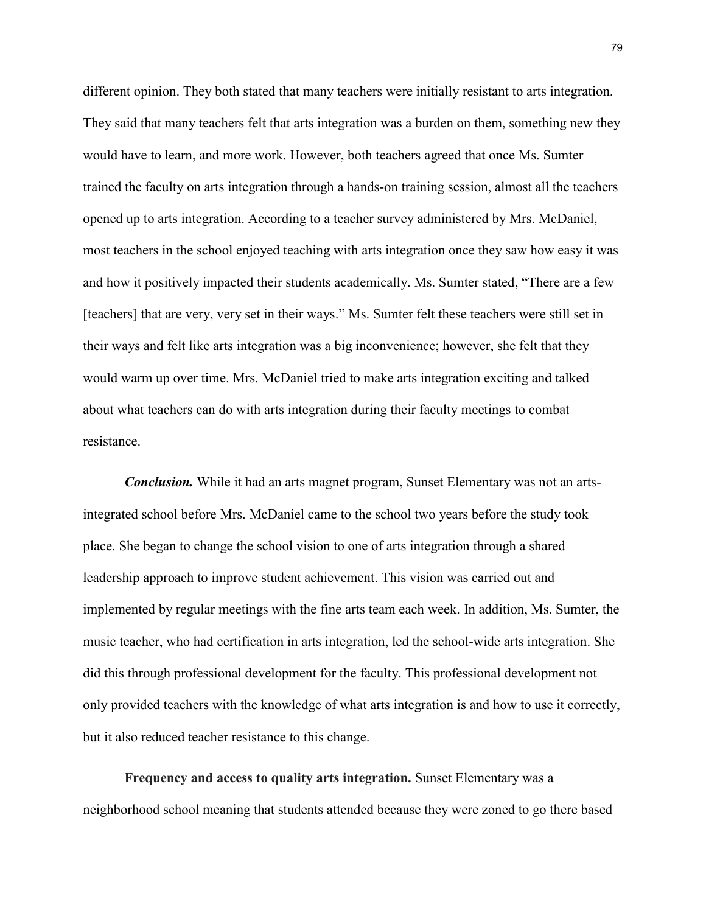different opinion. They both stated that many teachers were initially resistant to arts integration. They said that many teachers felt that arts integration was a burden on them, something new they would have to learn, and more work. However, both teachers agreed that once Ms. Sumter trained the faculty on arts integration through a hands-on training session, almost all the teachers opened up to arts integration. According to a teacher survey administered by Mrs. McDaniel, most teachers in the school enjoyed teaching with arts integration once they saw how easy it was and how it positively impacted their students academically. Ms. Sumter stated, "There are a few [teachers] that are very, very set in their ways." Ms. Sumter felt these teachers were still set in their ways and felt like arts integration was a big inconvenience; however, she felt that they would warm up over time. Mrs. McDaniel tried to make arts integration exciting and talked about what teachers can do with arts integration during their faculty meetings to combat resistance.

***Conclusion.*** While it had an arts magnet program, Sunset Elementary was not an arts-integrated school before Mrs. McDaniel came to the school two years before the study took place. She began to change the school vision to one of arts integration through a shared leadership approach to improve student achievement. This vision was carried out and implemented by regular meetings with the fine arts team each week. In addition, Ms. Sumter, the music teacher, who had certification in arts integration, led the school-wide arts integration. She did this through professional development for the faculty. This professional development not only provided teachers with the knowledge of what arts integration is and how to use it correctly, but it also reduced teacher resistance to this change.

**Frequency and access to quality arts integration.** Sunset Elementary was a neighborhood school meaning that students attended because they were zoned to go there based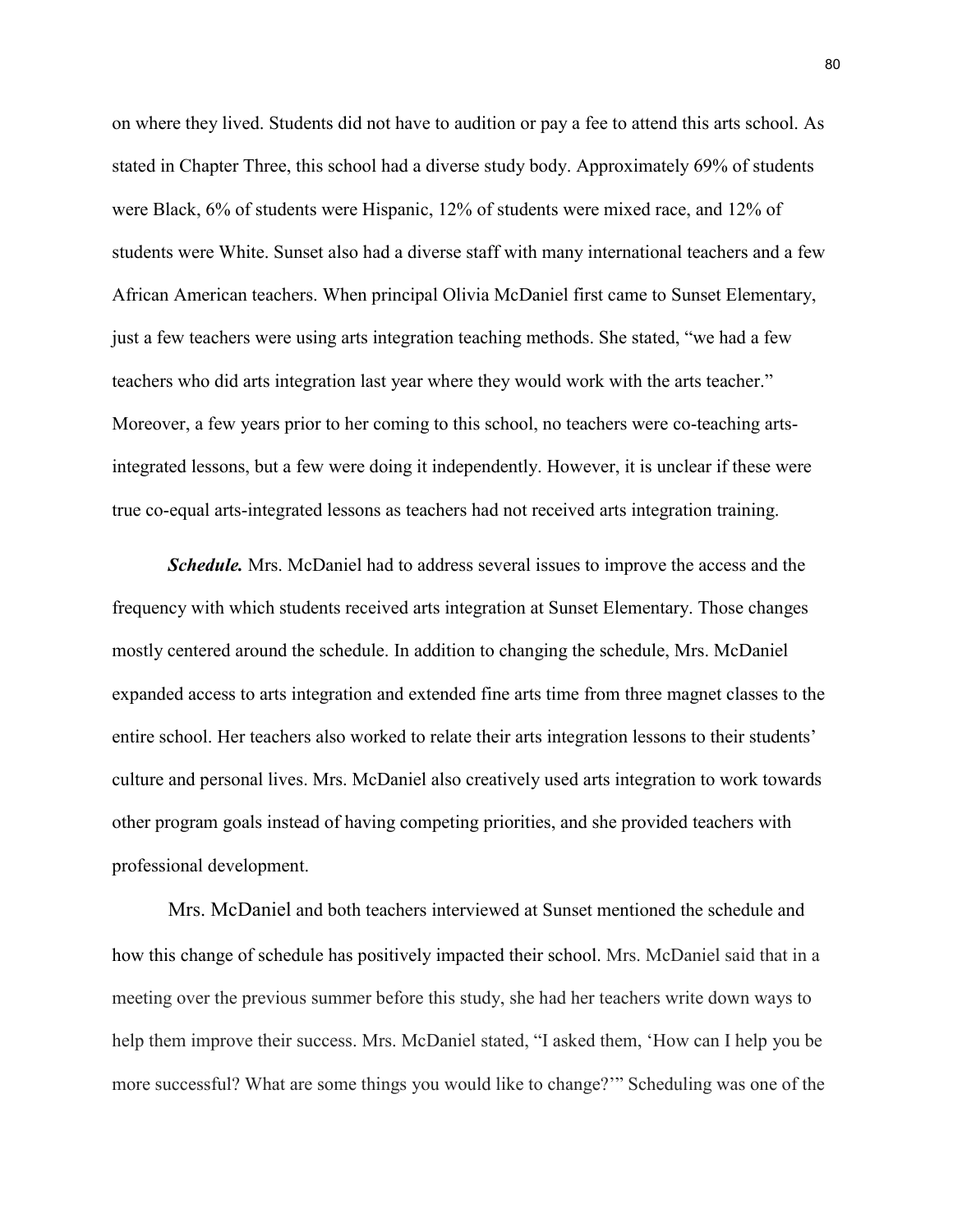on where they lived. Students did not have to audition or pay a fee to attend this arts school. As stated in Chapter Three, this school had a diverse study body. Approximately 69% of students were Black, 6% of students were Hispanic, 12% of students were mixed race, and 12% of students were White. Sunset also had a diverse staff with many international teachers and a few African American teachers. When principal Olivia McDaniel first came to Sunset Elementary, just a few teachers were using arts integration teaching methods. She stated, "we had a few teachers who did arts integration last year where they would work with the arts teacher." Moreover, a few years prior to her coming to this school, no teachers were co-teaching arts-integrated lessons, but a few were doing it independently. However, it is unclear if these were true co-equal arts-integrated lessons as teachers had not received arts integration training.

***Schedule.*** Mrs. McDaniel had to address several issues to improve the access and the frequency with which students received arts integration at Sunset Elementary. Those changes mostly centered around the schedule. In addition to changing the schedule, Mrs. McDaniel expanded access to arts integration and extended fine arts time from three magnet classes to the entire school. Her teachers also worked to relate their arts integration lessons to their students' culture and personal lives. Mrs. McDaniel also creatively used arts integration to work towards other program goals instead of having competing priorities, and she provided teachers with professional development.

Mrs. McDaniel and both teachers interviewed at Sunset mentioned the schedule and how this change of schedule has positively impacted their school. Mrs. McDaniel said that in a meeting over the previous summer before this study, she had her teachers write down ways to help them improve their success. Mrs. McDaniel stated, "I asked them, 'How can I help you be more successful? What are some things you would like to change?'" Scheduling was one of the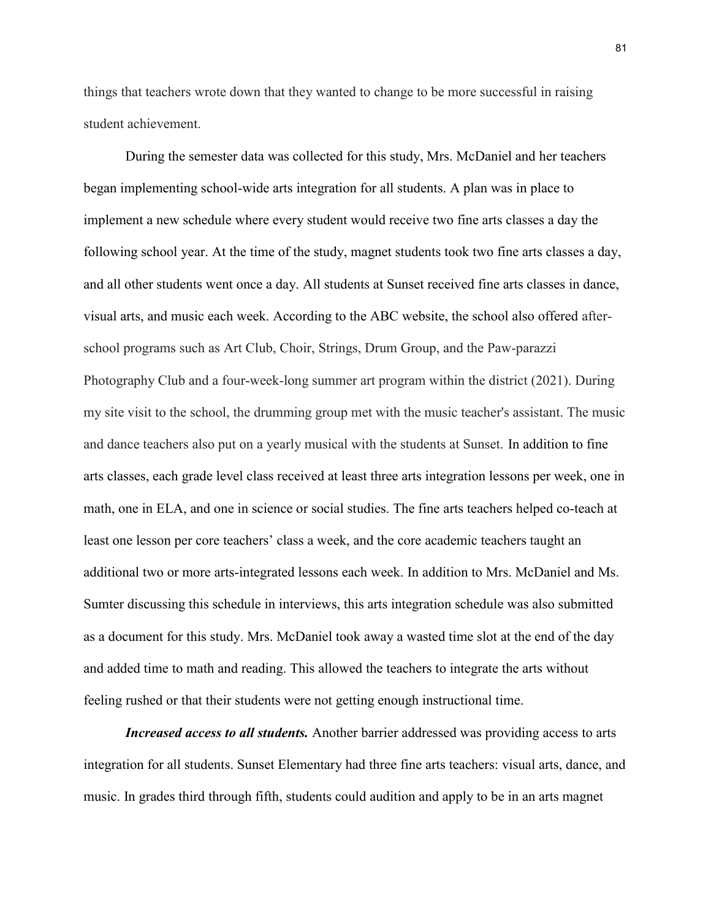things that teachers wrote down that they wanted to change to be more successful in raising student achievement.

During the semester data was collected for this study, Mrs. McDaniel and her teachers began implementing school-wide arts integration for all students. A plan was in place to implement a new schedule where every student would receive two fine arts classes a day the following school year. At the time of the study, magnet students took two fine arts classes a day, and all other students went once a day. All students at Sunset received fine arts classes in dance, visual arts, and music each week. According to the ABC website, the school also offered after-school programs such as Art Club, Choir, Strings, Drum Group, and the Paw-parazzi Photography Club and a four-week-long summer art program within the district (2021). During my site visit to the school, the drumming group met with the music teacher's assistant. The music and dance teachers also put on a yearly musical with the students at Sunset. In addition to fine arts classes, each grade level class received at least three arts integration lessons per week, one in math, one in ELA, and one in science or social studies. The fine arts teachers helped co-teach at least one lesson per core teachers' class a week, and the core academic teachers taught an additional two or more arts-integrated lessons each week. In addition to Mrs. McDaniel and Ms. Sumter discussing this schedule in interviews, this arts integration schedule was also submitted as a document for this study. Mrs. McDaniel took away a wasted time slot at the end of the day and added time to math and reading. This allowed the teachers to integrate the arts without feeling rushed or that their students were not getting enough instructional time.

***Increased access to all students.*** Another barrier addressed was providing access to arts integration for all students. Sunset Elementary had three fine arts teachers: visual arts, dance, and music. In grades third through fifth, students could audition and apply to be in an arts magnet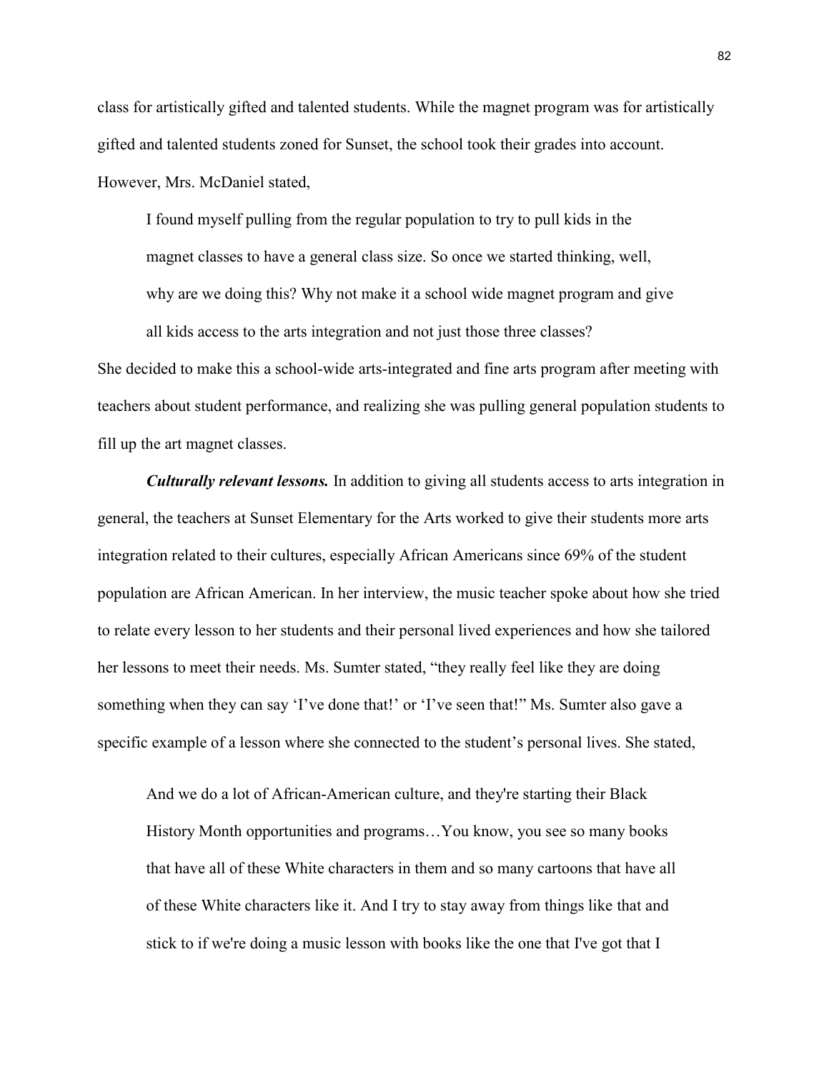class for artistically gifted and talented students. While the magnet program was for artistically gifted and talented students zoned for Sunset, the school took their grades into account. However, Mrs. McDaniel stated,

> I found myself pulling from the regular population to try to pull kids in the magnet classes to have a general class size. So once we started thinking, well, why are we doing this? Why not make it a school wide magnet program and give all kids access to the arts integration and not just those three classes?

She decided to make this a school-wide arts-integrated and fine arts program after meeting with teachers about student performance, and realizing she was pulling general population students to fill up the art magnet classes.

***Culturally relevant lessons.*** In addition to giving all students access to arts integration in general, the teachers at Sunset Elementary for the Arts worked to give their students more arts integration related to their cultures, especially African Americans since 69% of the student population are African American. In her interview, the music teacher spoke about how she tried to relate every lesson to her students and their personal lived experiences and how she tailored her lessons to meet their needs. Ms. Sumter stated, "they really feel like they are doing something when they can say 'I've done that!' or 'I've seen that!" Ms. Sumter also gave a specific example of a lesson where she connected to the student's personal lives. She stated,

> And we do a lot of African-American culture, and they're starting their Black History Month opportunities and programs…You know, you see so many books that have all of these White characters in them and so many cartoons that have all of these White characters like it. And I try to stay away from things like that and stick to if we're doing a music lesson with books like the one that I've got that I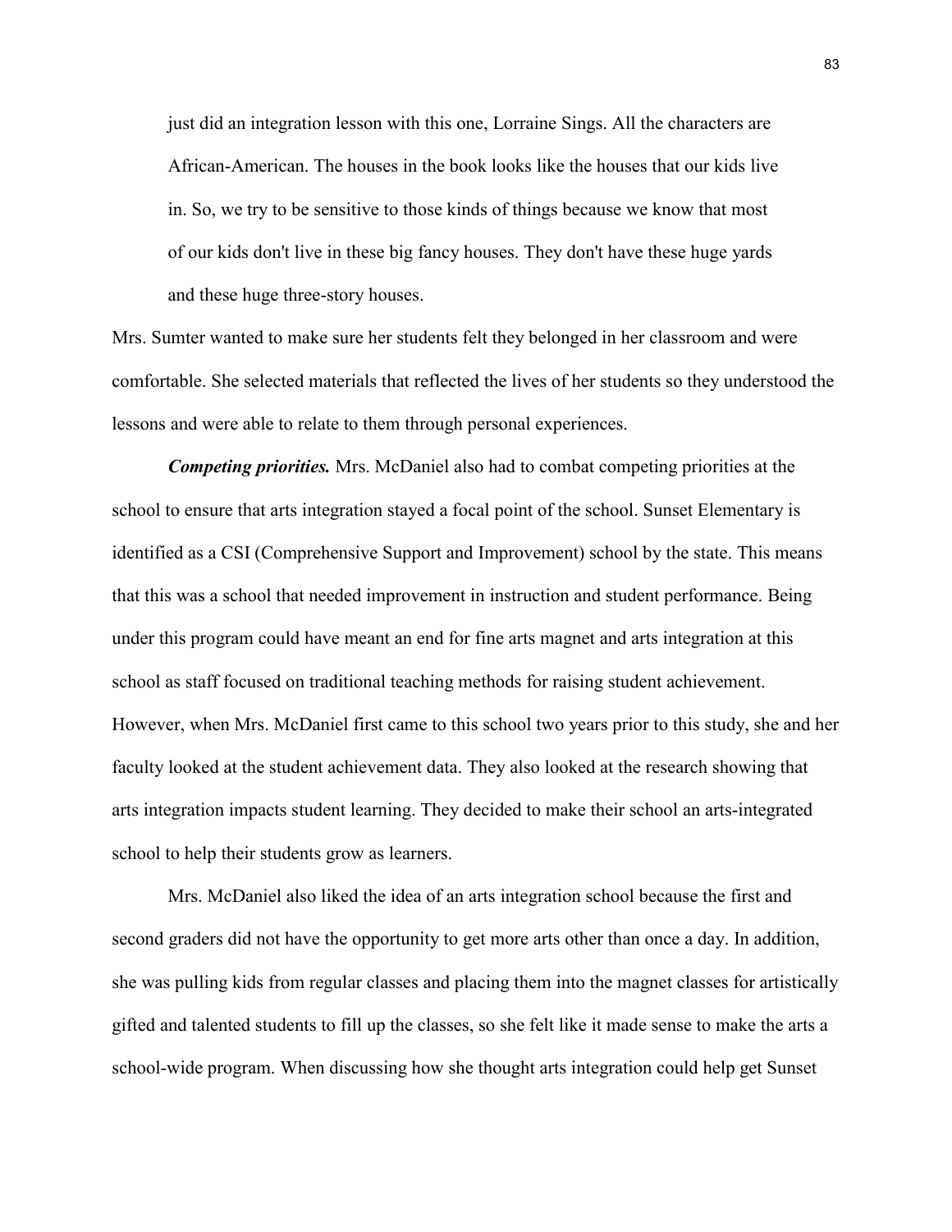> just did an integration lesson with this one, Lorraine Sings. All the characters are African-American. The houses in the book looks like the houses that our kids live in. So, we try to be sensitive to those kinds of things because we know that most of our kids don't live in these big fancy houses. They don't have these huge yards and these huge three-story houses.

Mrs. Sumter wanted to make sure her students felt they belonged in her classroom and were comfortable. She selected materials that reflected the lives of her students so they understood the lessons and were able to relate to them through personal experiences.

***Competing priorities.*** Mrs. McDaniel also had to combat competing priorities at the school to ensure that arts integration stayed a focal point of the school. Sunset Elementary is identified as a CSI (Comprehensive Support and Improvement) school by the state. This means that this was a school that needed improvement in instruction and student performance. Being under this program could have meant an end for fine arts magnet and arts integration at this school as staff focused on traditional teaching methods for raising student achievement. However, when Mrs. McDaniel first came to this school two years prior to this study, she and her faculty looked at the student achievement data. They also looked at the research showing that arts integration impacts student learning. They decided to make their school an arts-integrated school to help their students grow as learners.

Mrs. McDaniel also liked the idea of an arts integration school because the first and second graders did not have the opportunity to get more arts other than once a day. In addition, she was pulling kids from regular classes and placing them into the magnet classes for artistically gifted and talented students to fill up the classes, so she felt like it made sense to make the arts a school-wide program. When discussing how she thought arts integration could help get Sunset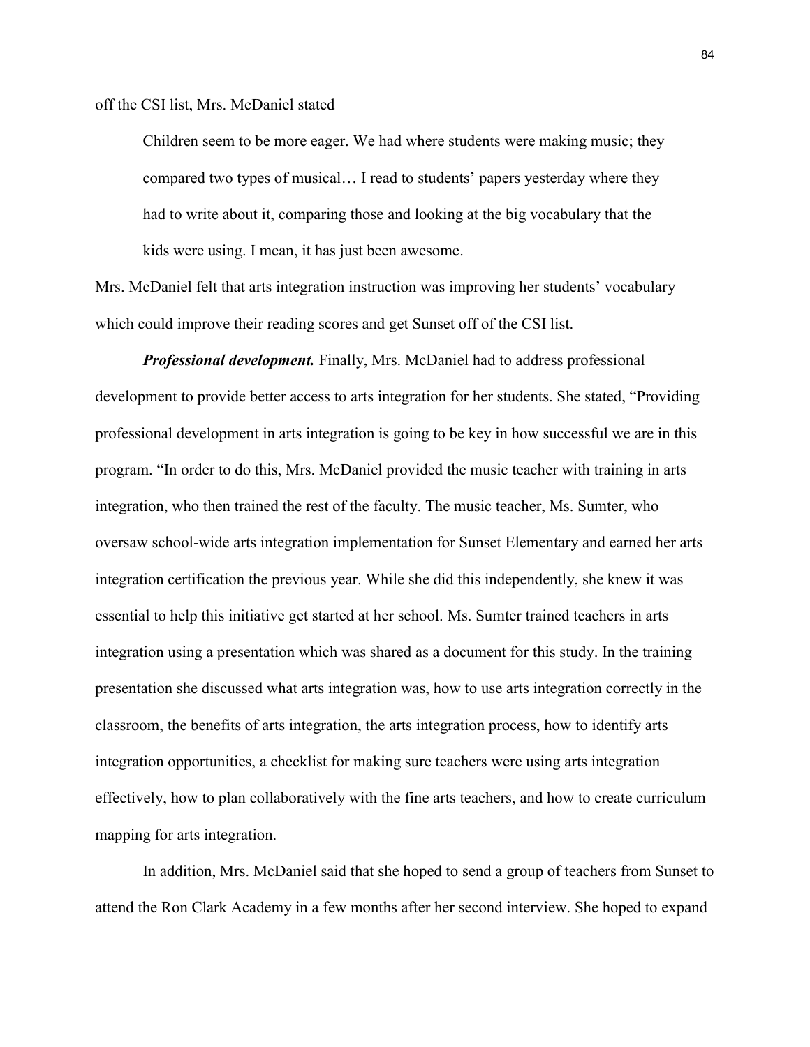off the CSI list, Mrs. McDaniel stated

> Children seem to be more eager. We had where students were making music; they compared two types of musical… I read to students' papers yesterday where they had to write about it, comparing those and looking at the big vocabulary that the kids were using. I mean, it has just been awesome.

Mrs. McDaniel felt that arts integration instruction was improving her students' vocabulary which could improve their reading scores and get Sunset off of the CSI list.

***Professional development.*** Finally, Mrs. McDaniel had to address professional development to provide better access to arts integration for her students. She stated, "Providing professional development in arts integration is going to be key in how successful we are in this program. "In order to do this, Mrs. McDaniel provided the music teacher with training in arts integration, who then trained the rest of the faculty. The music teacher, Ms. Sumter, who oversaw school-wide arts integration implementation for Sunset Elementary and earned her arts integration certification the previous year. While she did this independently, she knew it was essential to help this initiative get started at her school. Ms. Sumter trained teachers in arts integration using a presentation which was shared as a document for this study. In the training presentation she discussed what arts integration was, how to use arts integration correctly in the classroom, the benefits of arts integration, the arts integration process, how to identify arts integration opportunities, a checklist for making sure teachers were using arts integration effectively, how to plan collaboratively with the fine arts teachers, and how to create curriculum mapping for arts integration.

In addition, Mrs. McDaniel said that she hoped to send a group of teachers from Sunset to attend the Ron Clark Academy in a few months after her second interview. She hoped to expand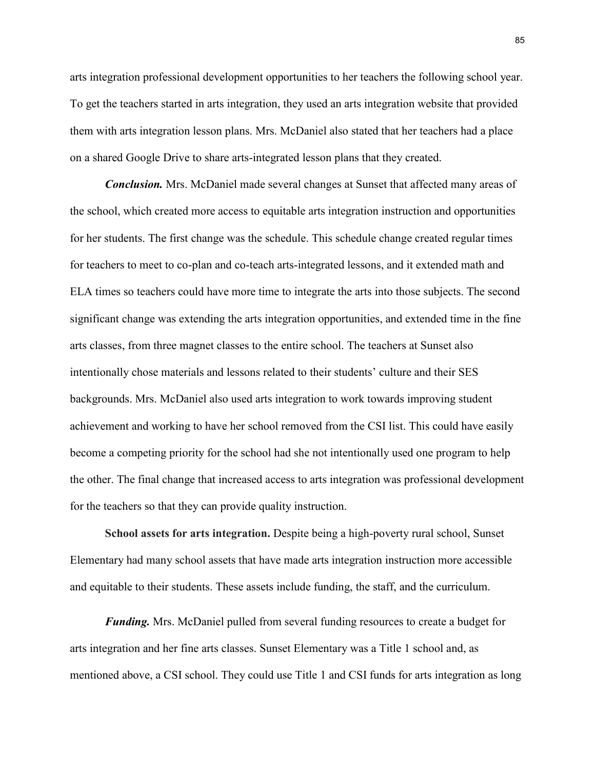arts integration professional development opportunities to her teachers the following school year. To get the teachers started in arts integration, they used an arts integration website that provided them with arts integration lesson plans. Mrs. McDaniel also stated that her teachers had a place on a shared Google Drive to share arts-integrated lesson plans that they created.

***Conclusion.*** Mrs. McDaniel made several changes at Sunset that affected many areas of the school, which created more access to equitable arts integration instruction and opportunities for her students. The first change was the schedule. This schedule change created regular times for teachers to meet to co-plan and co-teach arts-integrated lessons, and it extended math and ELA times so teachers could have more time to integrate the arts into those subjects. The second significant change was extending the arts integration opportunities, and extended time in the fine arts classes, from three magnet classes to the entire school. The teachers at Sunset also intentionally chose materials and lessons related to their students' culture and their SES backgrounds. Mrs. McDaniel also used arts integration to work towards improving student achievement and working to have her school removed from the CSI list. This could have easily become a competing priority for the school had she not intentionally used one program to help the other. The final change that increased access to arts integration was professional development for the teachers so that they can provide quality instruction.

**School assets for arts integration.** Despite being a high-poverty rural school, Sunset Elementary had many school assets that have made arts integration instruction more accessible and equitable to their students. These assets include funding, the staff, and the curriculum.

***Funding.*** Mrs. McDaniel pulled from several funding resources to create a budget for arts integration and her fine arts classes. Sunset Elementary was a Title 1 school and, as mentioned above, a CSI school. They could use Title 1 and CSI funds for arts integration as long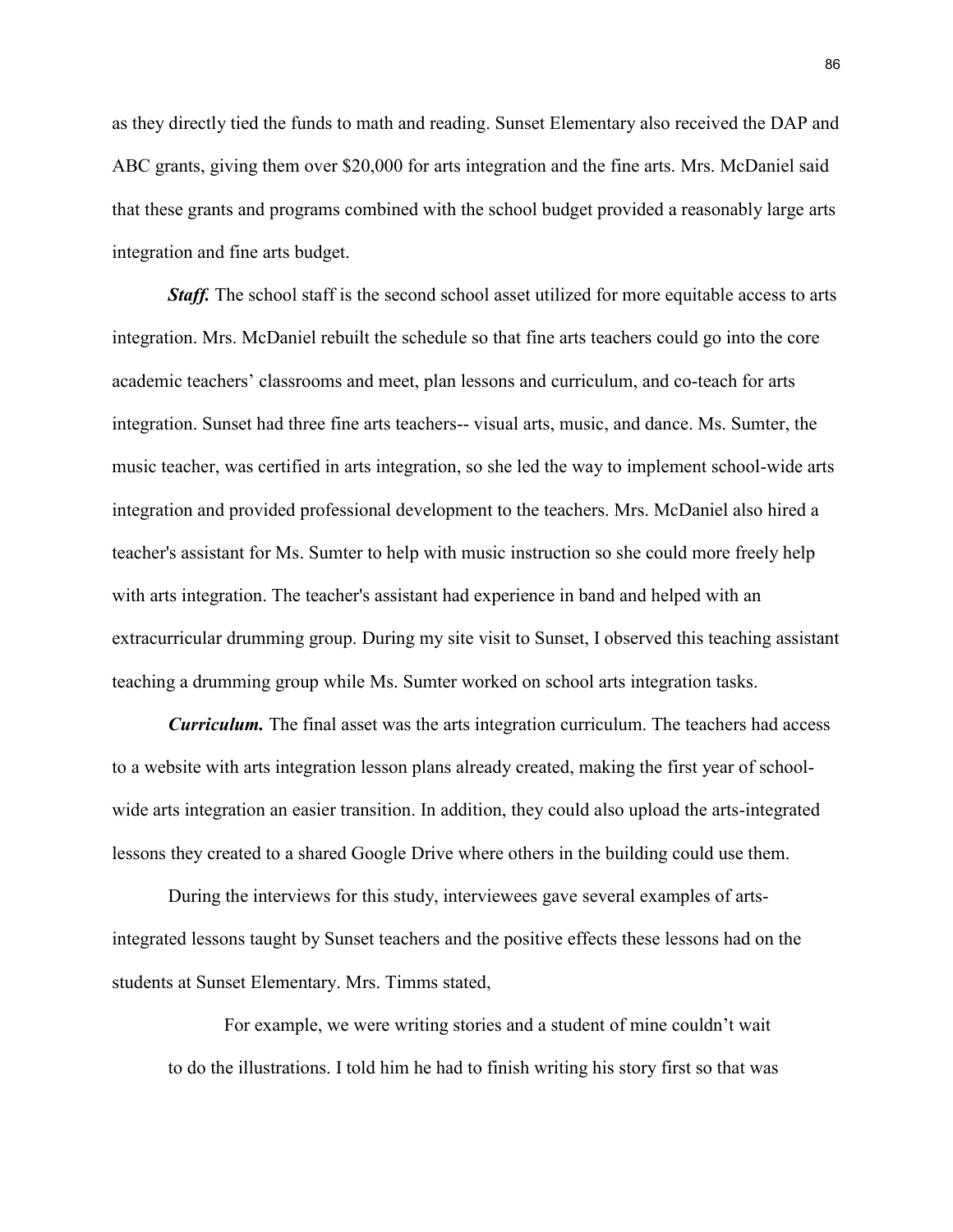as they directly tied the funds to math and reading. Sunset Elementary also received the DAP and ABC grants, giving them over $20,000 for arts integration and the fine arts. Mrs. McDaniel said that these grants and programs combined with the school budget provided a reasonably large arts integration and fine arts budget.

***Staff.*** The school staff is the second school asset utilized for more equitable access to arts integration. Mrs. McDaniel rebuilt the schedule so that fine arts teachers could go into the core academic teachers' classrooms and meet, plan lessons and curriculum, and co-teach for arts integration. Sunset had three fine arts teachers-- visual arts, music, and dance. Ms. Sumter, the music teacher, was certified in arts integration, so she led the way to implement school-wide arts integration and provided professional development to the teachers. Mrs. McDaniel also hired a teacher's assistant for Ms. Sumter to help with music instruction so she could more freely help with arts integration. The teacher's assistant had experience in band and helped with an extracurricular drumming group. During my site visit to Sunset, I observed this teaching assistant teaching a drumming group while Ms. Sumter worked on school arts integration tasks.

***Curriculum.*** The final asset was the arts integration curriculum. The teachers had access to a website with arts integration lesson plans already created, making the first year of school-wide arts integration an easier transition. In addition, they could also upload the arts-integrated lessons they created to a shared Google Drive where others in the building could use them.

During the interviews for this study, interviewees gave several examples of arts-integrated lessons taught by Sunset teachers and the positive effects these lessons had on the students at Sunset Elementary. Mrs. Timms stated,

> For example, we were writing stories and a student of mine couldn't wait to do the illustrations. I told him he had to finish writing his story first so that was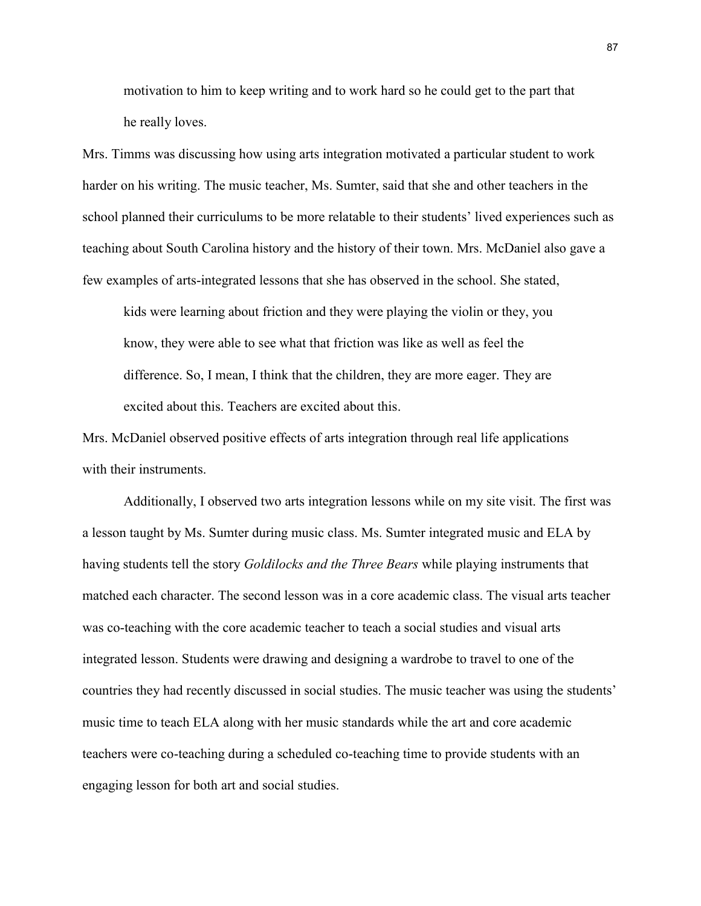> motivation to him to keep writing and to work hard so he could get to the part that he really loves.

Mrs. Timms was discussing how using arts integration motivated a particular student to work harder on his writing. The music teacher, Ms. Sumter, said that she and other teachers in the school planned their curriculums to be more relatable to their students' lived experiences such as teaching about South Carolina history and the history of their town. Mrs. McDaniel also gave a few examples of arts-integrated lessons that she has observed in the school. She stated,

> kids were learning about friction and they were playing the violin or they, you know, they were able to see what that friction was like as well as feel the difference. So, I mean, I think that the children, they are more eager. They are excited about this. Teachers are excited about this.

Mrs. McDaniel observed positive effects of arts integration through real life applications with their instruments.

Additionally, I observed two arts integration lessons while on my site visit. The first was a lesson taught by Ms. Sumter during music class. Ms. Sumter integrated music and ELA by having students tell the story *Goldilocks and the Three Bears* while playing instruments that matched each character. The second lesson was in a core academic class. The visual arts teacher was co-teaching with the core academic teacher to teach a social studies and visual arts integrated lesson. Students were drawing and designing a wardrobe to travel to one of the countries they had recently discussed in social studies. The music teacher was using the students' music time to teach ELA along with her music standards while the art and core academic teachers were co-teaching during a scheduled co-teaching time to provide students with an engaging lesson for both art and social studies.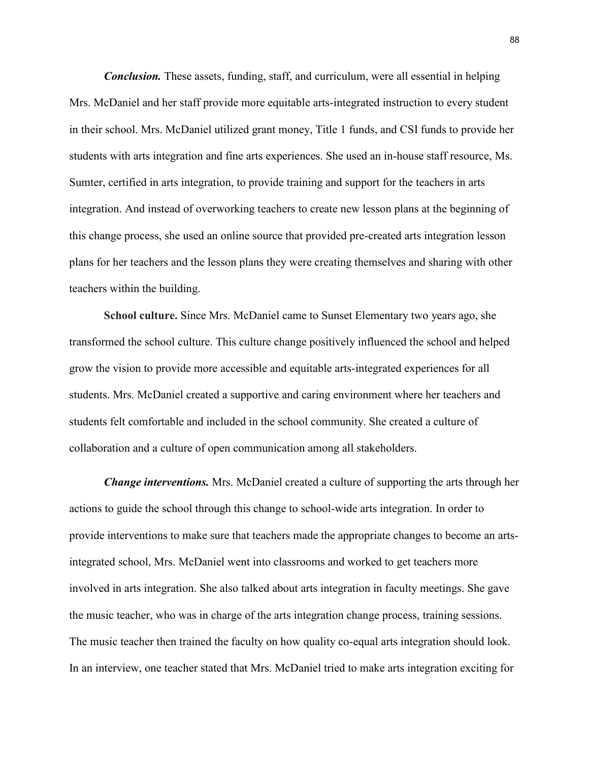***Conclusion.*** These assets, funding, staff, and curriculum, were all essential in helping Mrs. McDaniel and her staff provide more equitable arts-integrated instruction to every student in their school. Mrs. McDaniel utilized grant money, Title 1 funds, and CSI funds to provide her students with arts integration and fine arts experiences. She used an in-house staff resource, Ms. Sumter, certified in arts integration, to provide training and support for the teachers in arts integration. And instead of overworking teachers to create new lesson plans at the beginning of this change process, she used an online source that provided pre-created arts integration lesson plans for her teachers and the lesson plans they were creating themselves and sharing with other teachers within the building.

**School culture.** Since Mrs. McDaniel came to Sunset Elementary two years ago, she transformed the school culture. This culture change positively influenced the school and helped grow the vision to provide more accessible and equitable arts-integrated experiences for all students. Mrs. McDaniel created a supportive and caring environment where her teachers and students felt comfortable and included in the school community. She created a culture of collaboration and a culture of open communication among all stakeholders.

***Change interventions.*** Mrs. McDaniel created a culture of supporting the arts through her actions to guide the school through this change to school-wide arts integration. In order to provide interventions to make sure that teachers made the appropriate changes to become an arts-integrated school, Mrs. McDaniel went into classrooms and worked to get teachers more involved in arts integration. She also talked about arts integration in faculty meetings. She gave the music teacher, who was in charge of the arts integration change process, training sessions. The music teacher then trained the faculty on how quality co-equal arts integration should look. In an interview, one teacher stated that Mrs. McDaniel tried to make arts integration exciting for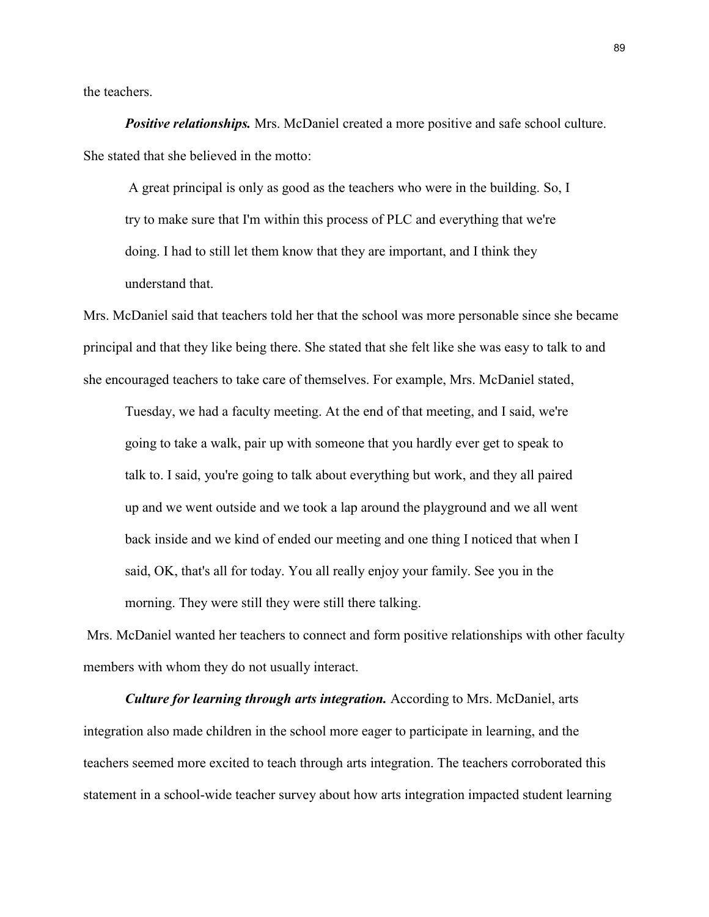the teachers.

***Positive relationships.*** Mrs. McDaniel created a more positive and safe school culture. She stated that she believed in the motto:

> A great principal is only as good as the teachers who were in the building. So, I try to make sure that I'm within this process of PLC and everything that we're doing. I had to still let them know that they are important, and I think they understand that.

Mrs. McDaniel said that teachers told her that the school was more personable since she became principal and that they like being there. She stated that she felt like she was easy to talk to and she encouraged teachers to take care of themselves. For example, Mrs. McDaniel stated,

> Tuesday, we had a faculty meeting. At the end of that meeting, and I said, we're going to take a walk, pair up with someone that you hardly ever get to speak to talk to. I said, you're going to talk about everything but work, and they all paired up and we went outside and we took a lap around the playground and we all went back inside and we kind of ended our meeting and one thing I noticed that when I said, OK, that's all for today. You all really enjoy your family. See you in the morning. They were still they were still there talking.

Mrs. McDaniel wanted her teachers to connect and form positive relationships with other faculty members with whom they do not usually interact.

***Culture for learning through arts integration.*** According to Mrs. McDaniel, arts integration also made children in the school more eager to participate in learning, and the teachers seemed more excited to teach through arts integration. The teachers corroborated this statement in a school-wide teacher survey about how arts integration impacted student learning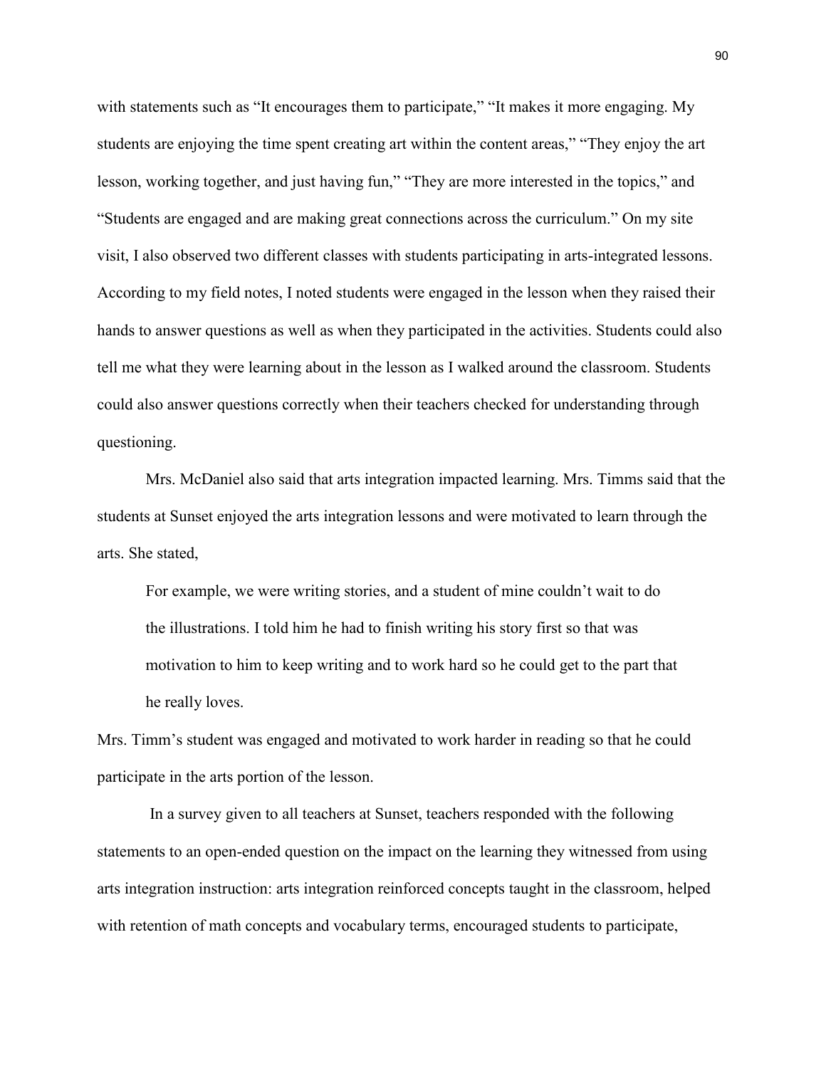with statements such as "It encourages them to participate," "It makes it more engaging. My students are enjoying the time spent creating art within the content areas," "They enjoy the art lesson, working together, and just having fun," "They are more interested in the topics," and "Students are engaged and are making great connections across the curriculum." On my site visit, I also observed two different classes with students participating in arts-integrated lessons. According to my field notes, I noted students were engaged in the lesson when they raised their hands to answer questions as well as when they participated in the activities. Students could also tell me what they were learning about in the lesson as I walked around the classroom. Students could also answer questions correctly when their teachers checked for understanding through questioning.

Mrs. McDaniel also said that arts integration impacted learning. Mrs. Timms said that the students at Sunset enjoyed the arts integration lessons and were motivated to learn through the arts. She stated,

> For example, we were writing stories, and a student of mine couldn't wait to do the illustrations. I told him he had to finish writing his story first so that was motivation to him to keep writing and to work hard so he could get to the part that he really loves.

Mrs. Timm's student was engaged and motivated to work harder in reading so that he could participate in the arts portion of the lesson.

In a survey given to all teachers at Sunset, teachers responded with the following statements to an open-ended question on the impact on the learning they witnessed from using arts integration instruction: arts integration reinforced concepts taught in the classroom, helped with retention of math concepts and vocabulary terms, encouraged students to participate,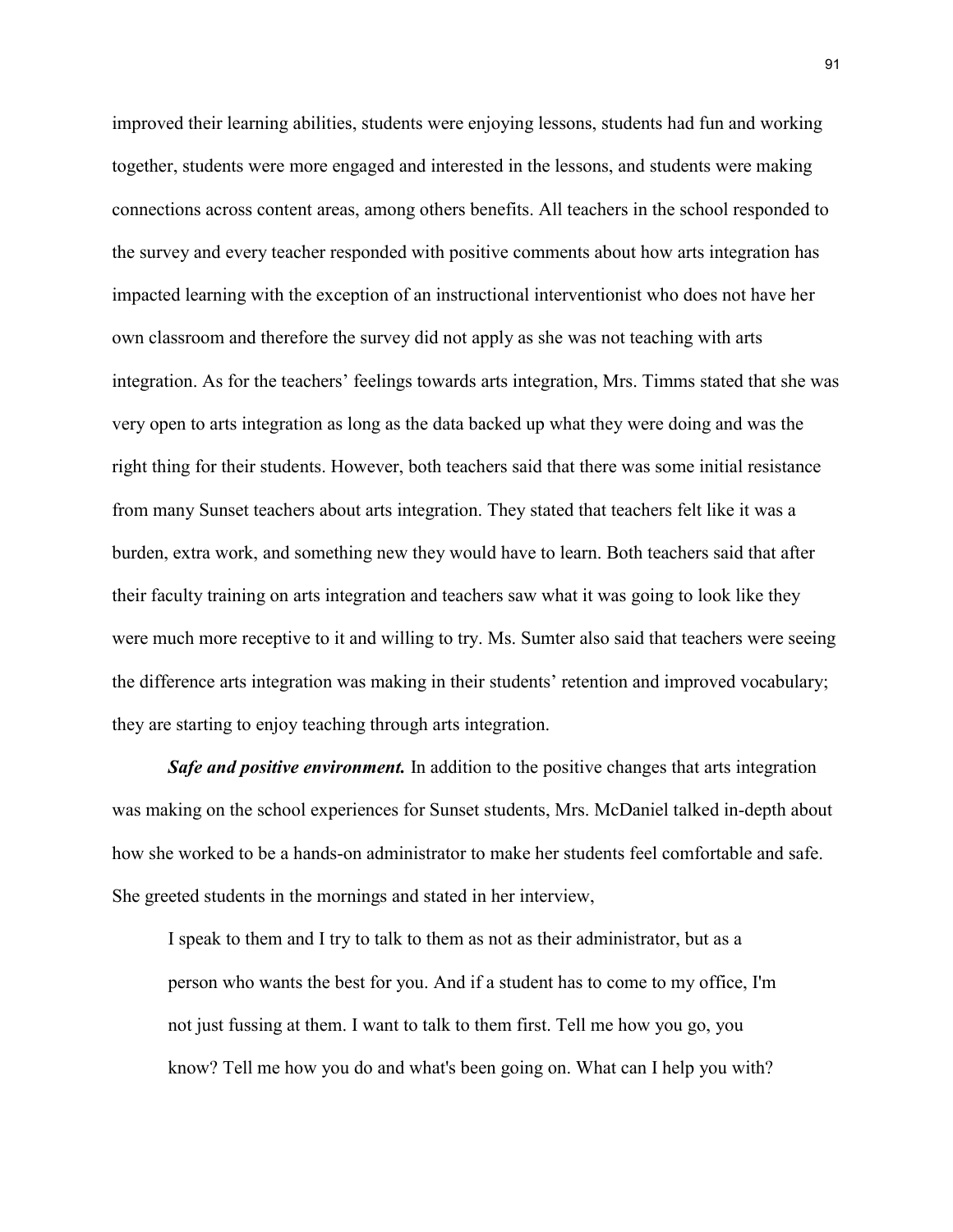improved their learning abilities, students were enjoying lessons, students had fun and working together, students were more engaged and interested in the lessons, and students were making connections across content areas, among others benefits. All teachers in the school responded to the survey and every teacher responded with positive comments about how arts integration has impacted learning with the exception of an instructional interventionist who does not have her own classroom and therefore the survey did not apply as she was not teaching with arts integration. As for the teachers' feelings towards arts integration, Mrs. Timms stated that she was very open to arts integration as long as the data backed up what they were doing and was the right thing for their students. However, both teachers said that there was some initial resistance from many Sunset teachers about arts integration. They stated that teachers felt like it was a burden, extra work, and something new they would have to learn. Both teachers said that after their faculty training on arts integration and teachers saw what it was going to look like they were much more receptive to it and willing to try. Ms. Sumter also said that teachers were seeing the difference arts integration was making in their students' retention and improved vocabulary; they are starting to enjoy teaching through arts integration.

***Safe and positive environment.*** In addition to the positive changes that arts integration was making on the school experiences for Sunset students, Mrs. McDaniel talked in-depth about how she worked to be a hands-on administrator to make her students feel comfortable and safe. She greeted students in the mornings and stated in her interview,

> I speak to them and I try to talk to them as not as their administrator, but as a person who wants the best for you. And if a student has to come to my office, I'm not just fussing at them. I want to talk to them first. Tell me how you go, you know? Tell me how you do and what's been going on. What can I help you with?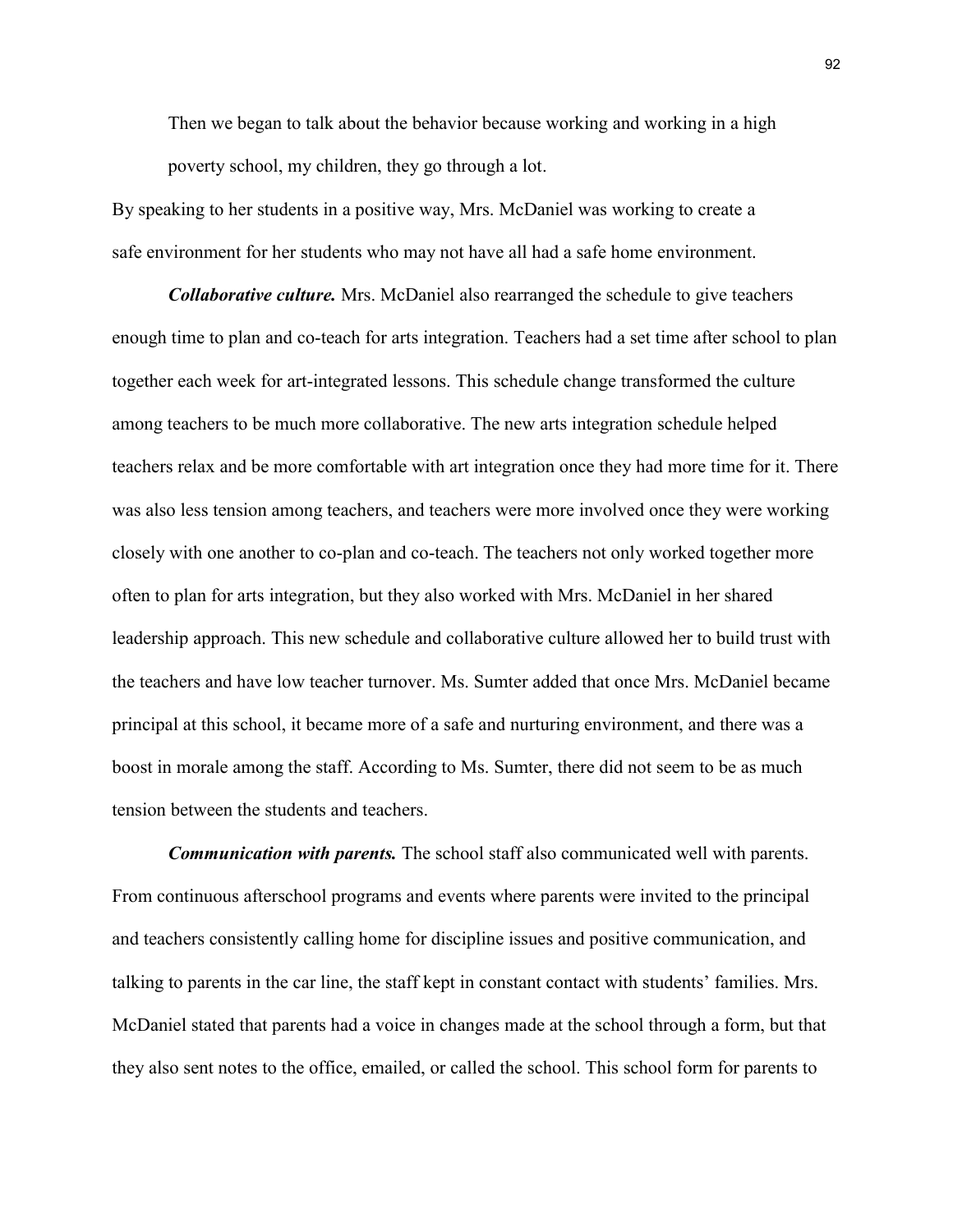> Then we began to talk about the behavior because working and working in a high poverty school, my children, they go through a lot.

By speaking to her students in a positive way, Mrs. McDaniel was working to create a safe environment for her students who may not have all had a safe home environment.

***Collaborative culture.*** Mrs. McDaniel also rearranged the schedule to give teachers enough time to plan and co-teach for arts integration. Teachers had a set time after school to plan together each week for art-integrated lessons. This schedule change transformed the culture among teachers to be much more collaborative. The new arts integration schedule helped teachers relax and be more comfortable with art integration once they had more time for it. There was also less tension among teachers, and teachers were more involved once they were working closely with one another to co-plan and co-teach. The teachers not only worked together more often to plan for arts integration, but they also worked with Mrs. McDaniel in her shared leadership approach. This new schedule and collaborative culture allowed her to build trust with the teachers and have low teacher turnover. Ms. Sumter added that once Mrs. McDaniel became principal at this school, it became more of a safe and nurturing environment, and there was a boost in morale among the staff. According to Ms. Sumter, there did not seem to be as much tension between the students and teachers.

***Communication with parents.*** The school staff also communicated well with parents. From continuous afterschool programs and events where parents were invited to the principal and teachers consistently calling home for discipline issues and positive communication, and talking to parents in the car line, the staff kept in constant contact with students' families. Mrs. McDaniel stated that parents had a voice in changes made at the school through a form, but that they also sent notes to the office, emailed, or called the school. This school form for parents to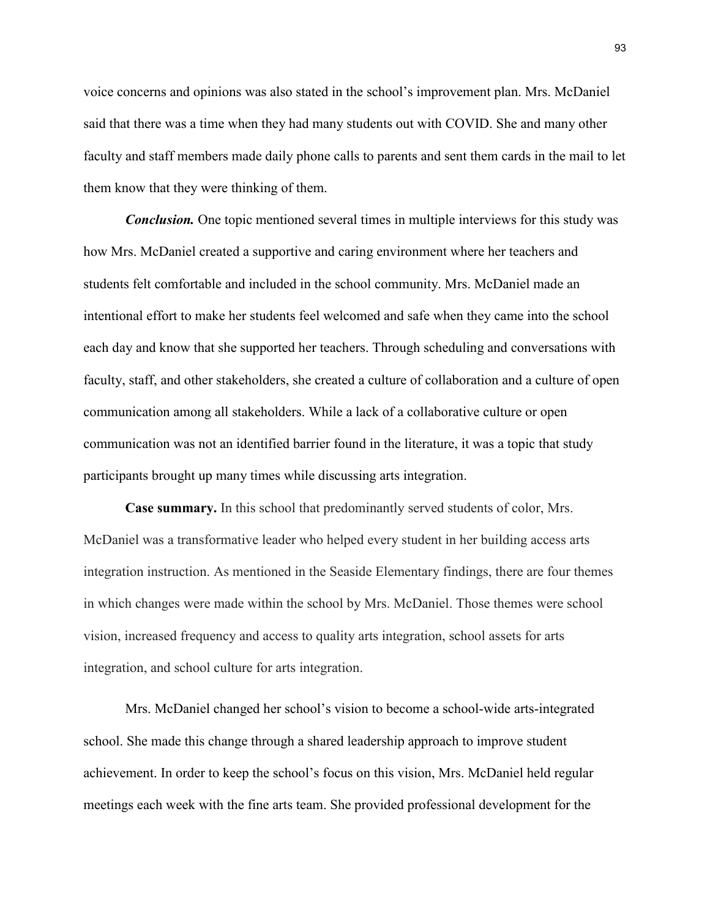voice concerns and opinions was also stated in the school's improvement plan. Mrs. McDaniel said that there was a time when they had many students out with COVID. She and many other faculty and staff members made daily phone calls to parents and sent them cards in the mail to let them know that they were thinking of them.

***Conclusion.*** One topic mentioned several times in multiple interviews for this study was how Mrs. McDaniel created a supportive and caring environment where her teachers and students felt comfortable and included in the school community. Mrs. McDaniel made an intentional effort to make her students feel welcomed and safe when they came into the school each day and know that she supported her teachers. Through scheduling and conversations with faculty, staff, and other stakeholders, she created a culture of collaboration and a culture of open communication among all stakeholders. While a lack of a collaborative culture or open communication was not an identified barrier found in the literature, it was a topic that study participants brought up many times while discussing arts integration.

**Case summary.** In this school that predominantly served students of color, Mrs. McDaniel was a transformative leader who helped every student in her building access arts integration instruction. As mentioned in the Seaside Elementary findings, there are four themes in which changes were made within the school by Mrs. McDaniel. Those themes were school vision, increased frequency and access to quality arts integration, school assets for arts integration, and school culture for arts integration.

Mrs. McDaniel changed her school's vision to become a school-wide arts-integrated school. She made this change through a shared leadership approach to improve student achievement. In order to keep the school's focus on this vision, Mrs. McDaniel held regular meetings each week with the fine arts team. She provided professional development for the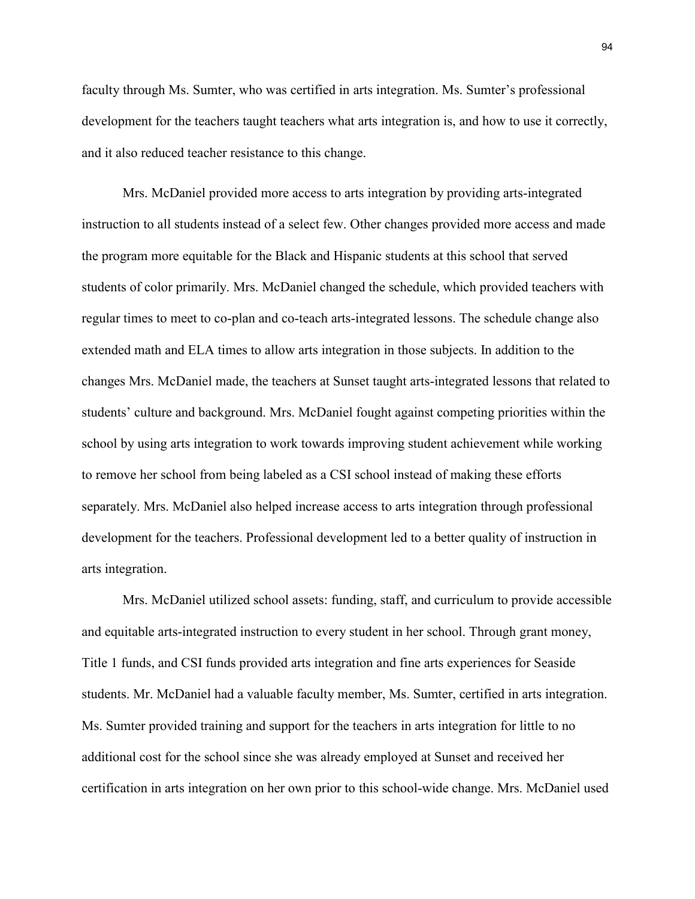faculty through Ms. Sumter, who was certified in arts integration. Ms. Sumter's professional development for the teachers taught teachers what arts integration is, and how to use it correctly, and it also reduced teacher resistance to this change.

Mrs. McDaniel provided more access to arts integration by providing arts-integrated instruction to all students instead of a select few. Other changes provided more access and made the program more equitable for the Black and Hispanic students at this school that served students of color primarily. Mrs. McDaniel changed the schedule, which provided teachers with regular times to meet to co-plan and co-teach arts-integrated lessons. The schedule change also extended math and ELA times to allow arts integration in those subjects. In addition to the changes Mrs. McDaniel made, the teachers at Sunset taught arts-integrated lessons that related to students' culture and background. Mrs. McDaniel fought against competing priorities within the school by using arts integration to work towards improving student achievement while working to remove her school from being labeled as a CSI school instead of making these efforts separately. Mrs. McDaniel also helped increase access to arts integration through professional development for the teachers. Professional development led to a better quality of instruction in arts integration.

Mrs. McDaniel utilized school assets: funding, staff, and curriculum to provide accessible and equitable arts-integrated instruction to every student in her school. Through grant money, Title 1 funds, and CSI funds provided arts integration and fine arts experiences for Seaside students. Mr. McDaniel had a valuable faculty member, Ms. Sumter, certified in arts integration. Ms. Sumter provided training and support for the teachers in arts integration for little to no additional cost for the school since she was already employed at Sunset and received her certification in arts integration on her own prior to this school-wide change. Mrs. McDaniel used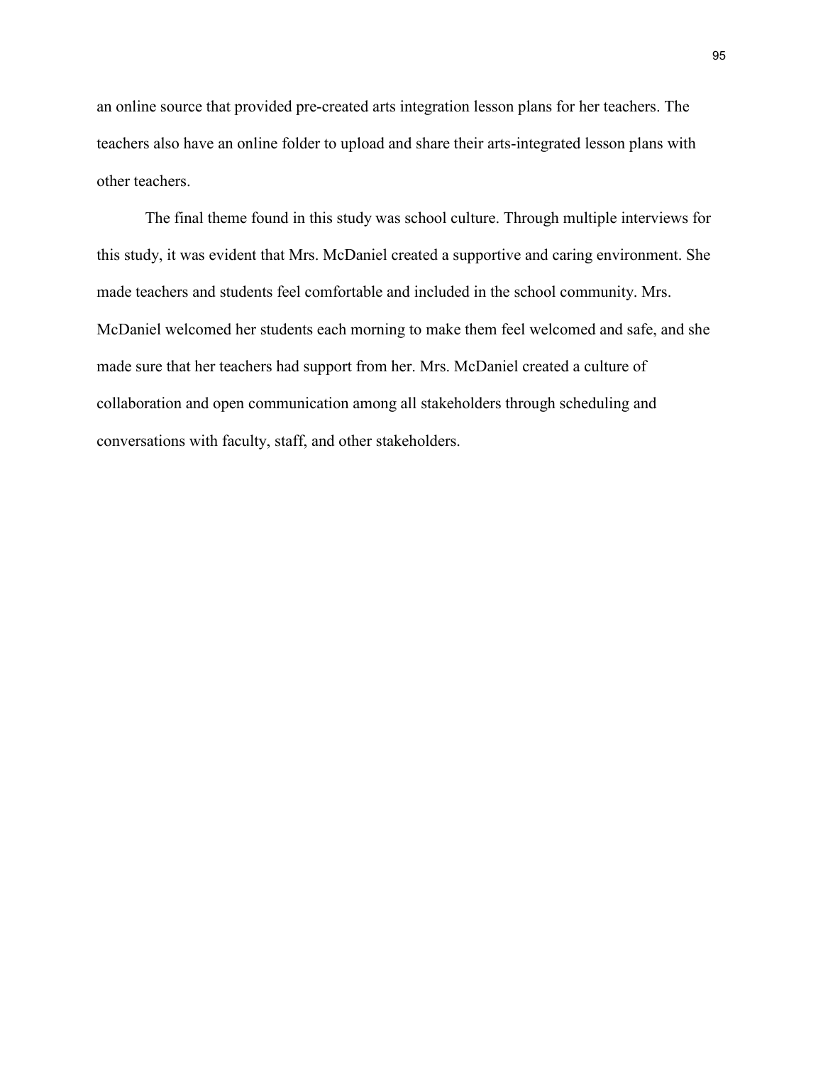an online source that provided pre-created arts integration lesson plans for her teachers. The teachers also have an online folder to upload and share their arts-integrated lesson plans with other teachers.

The final theme found in this study was school culture. Through multiple interviews for this study, it was evident that Mrs. McDaniel created a supportive and caring environment. She made teachers and students feel comfortable and included in the school community. Mrs. McDaniel welcomed her students each morning to make them feel welcomed and safe, and she made sure that her teachers had support from her. Mrs. McDaniel created a culture of collaboration and open communication among all stakeholders through scheduling and conversations with faculty, staff, and other stakeholders.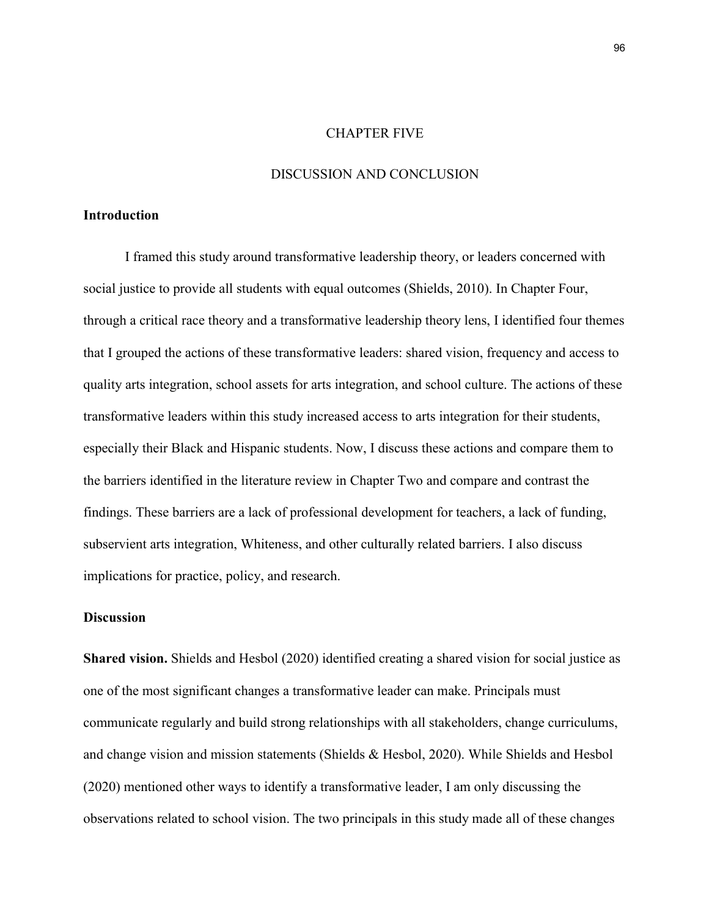# CHAPTER FIVE

# DISCUSSION AND CONCLUSION

## Introduction

I framed this study around transformative leadership theory, or leaders concerned with social justice to provide all students with equal outcomes (Shields, 2010). In Chapter Four, through a critical race theory and a transformative leadership theory lens, I identified four themes that I grouped the actions of these transformative leaders: shared vision, frequency and access to quality arts integration, school assets for arts integration, and school culture. The actions of these transformative leaders within this study increased access to arts integration for their students, especially their Black and Hispanic students. Now, I discuss these actions and compare them to the barriers identified in the literature review in Chapter Two and compare and contrast the findings. These barriers are a lack of professional development for teachers, a lack of funding, subservient arts integration, Whiteness, and other culturally related barriers. I also discuss implications for practice, policy, and research.

## Discussion

**Shared vision.** Shields and Hesbol (2020) identified creating a shared vision for social justice as one of the most significant changes a transformative leader can make. Principals must communicate regularly and build strong relationships with all stakeholders, change curriculums, and change vision and mission statements (Shields & Hesbol, 2020). While Shields and Hesbol (2020) mentioned other ways to identify a transformative leader, I am only discussing the observations related to school vision. The two principals in this study made all of these changes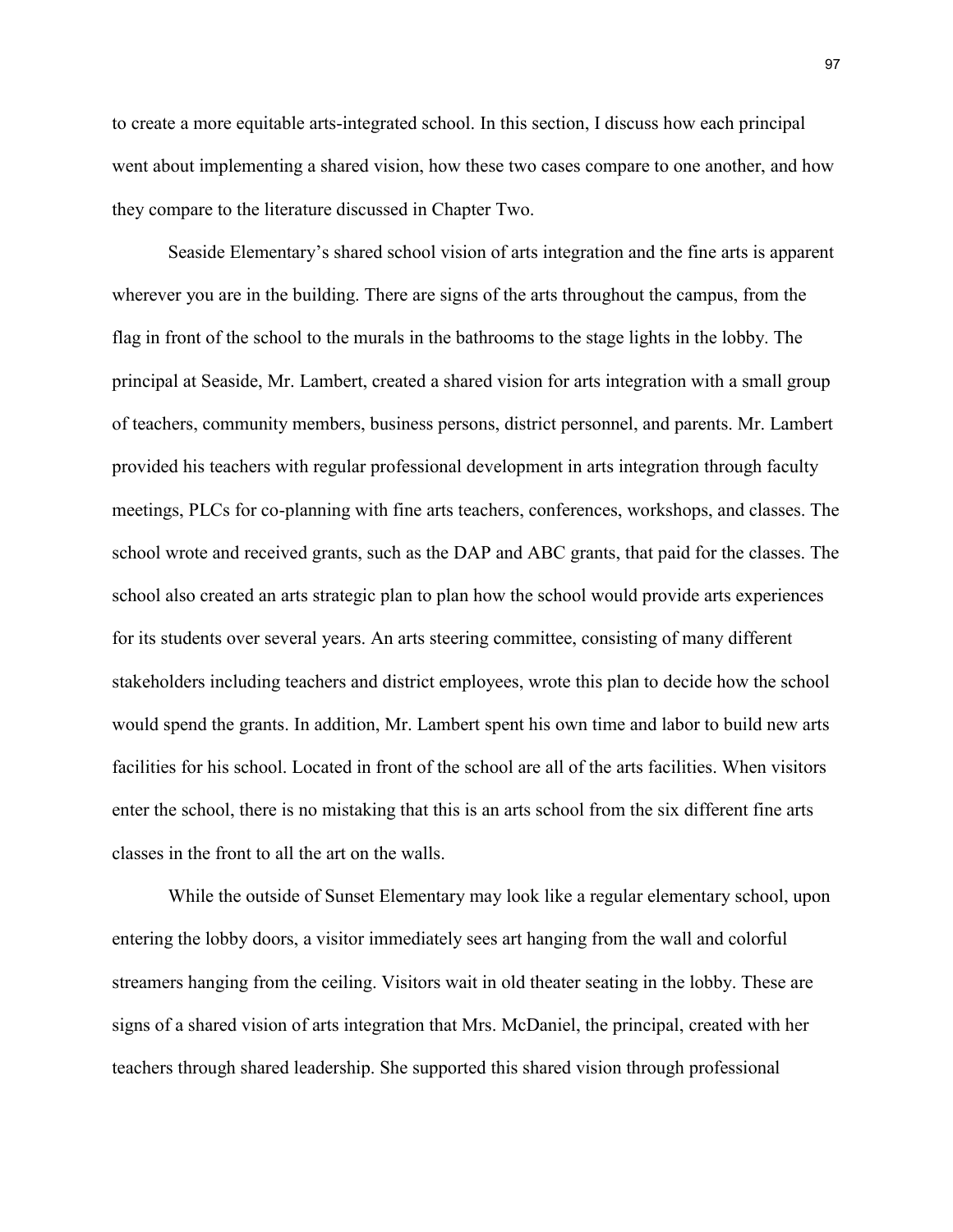to create a more equitable arts-integrated school. In this section, I discuss how each principal went about implementing a shared vision, how these two cases compare to one another, and how they compare to the literature discussed in Chapter Two.

Seaside Elementary's shared school vision of arts integration and the fine arts is apparent wherever you are in the building. There are signs of the arts throughout the campus, from the flag in front of the school to the murals in the bathrooms to the stage lights in the lobby. The principal at Seaside, Mr. Lambert, created a shared vision for arts integration with a small group of teachers, community members, business persons, district personnel, and parents. Mr. Lambert provided his teachers with regular professional development in arts integration through faculty meetings, PLCs for co-planning with fine arts teachers, conferences, workshops, and classes. The school wrote and received grants, such as the DAP and ABC grants, that paid for the classes. The school also created an arts strategic plan to plan how the school would provide arts experiences for its students over several years. An arts steering committee, consisting of many different stakeholders including teachers and district employees, wrote this plan to decide how the school would spend the grants. In addition, Mr. Lambert spent his own time and labor to build new arts facilities for his school. Located in front of the school are all of the arts facilities. When visitors enter the school, there is no mistaking that this is an arts school from the six different fine arts classes in the front to all the art on the walls.

While the outside of Sunset Elementary may look like a regular elementary school, upon entering the lobby doors, a visitor immediately sees art hanging from the wall and colorful streamers hanging from the ceiling. Visitors wait in old theater seating in the lobby. These are signs of a shared vision of arts integration that Mrs. McDaniel, the principal, created with her teachers through shared leadership. She supported this shared vision through professional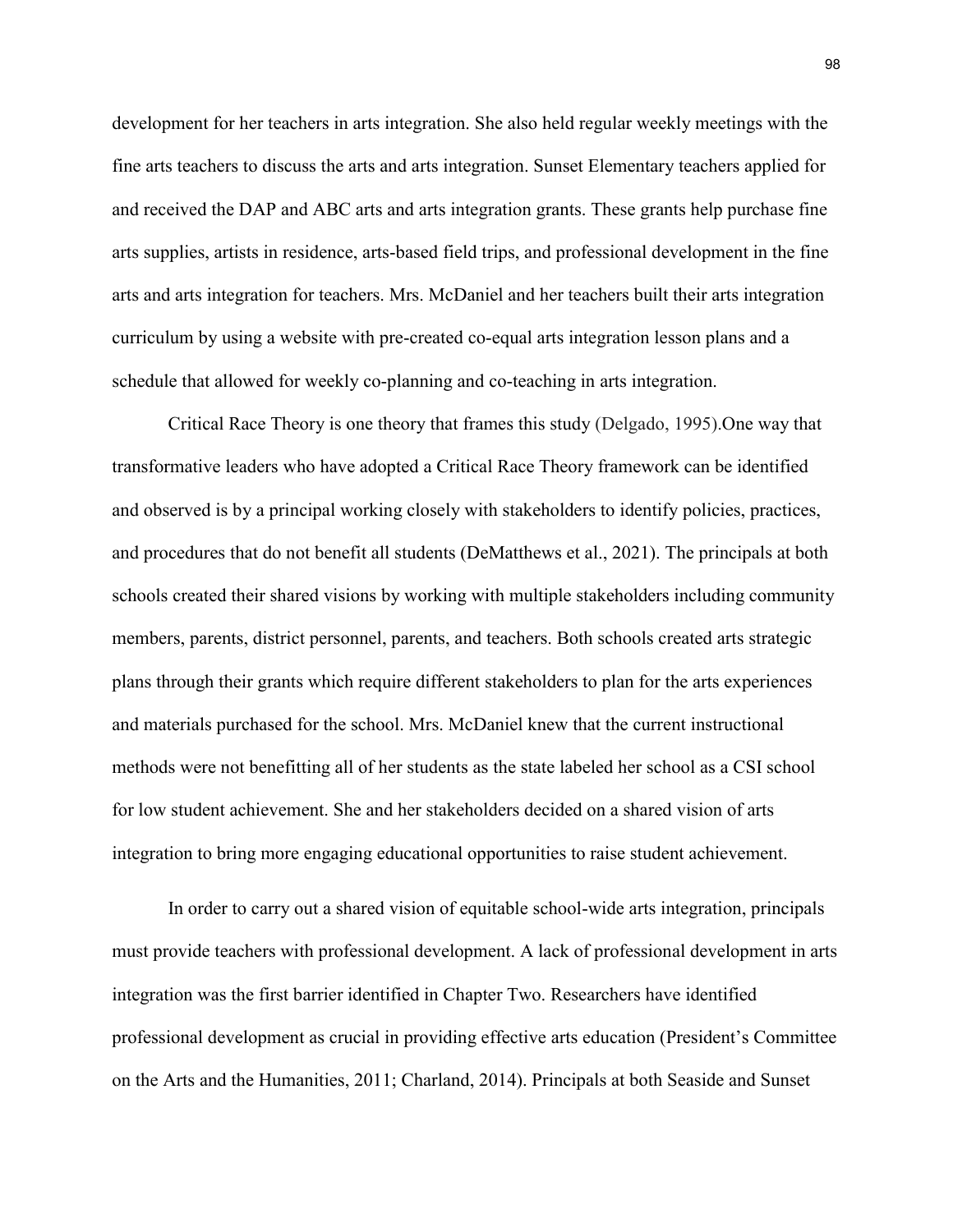development for her teachers in arts integration. She also held regular weekly meetings with the fine arts teachers to discuss the arts and arts integration. Sunset Elementary teachers applied for and received the DAP and ABC arts and arts integration grants. These grants help purchase fine arts supplies, artists in residence, arts-based field trips, and professional development in the fine arts and arts integration for teachers. Mrs. McDaniel and her teachers built their arts integration curriculum by using a website with pre-created co-equal arts integration lesson plans and a schedule that allowed for weekly co-planning and co-teaching in arts integration.

Critical Race Theory is one theory that frames this study (Delgado, 1995).One way that transformative leaders who have adopted a Critical Race Theory framework can be identified and observed is by a principal working closely with stakeholders to identify policies, practices, and procedures that do not benefit all students (DeMatthews et al., 2021). The principals at both schools created their shared visions by working with multiple stakeholders including community members, parents, district personnel, parents, and teachers. Both schools created arts strategic plans through their grants which require different stakeholders to plan for the arts experiences and materials purchased for the school. Mrs. McDaniel knew that the current instructional methods were not benefitting all of her students as the state labeled her school as a CSI school for low student achievement. She and her stakeholders decided on a shared vision of arts integration to bring more engaging educational opportunities to raise student achievement.

In order to carry out a shared vision of equitable school-wide arts integration, principals must provide teachers with professional development. A lack of professional development in arts integration was the first barrier identified in Chapter Two. Researchers have identified professional development as crucial in providing effective arts education (President's Committee on the Arts and the Humanities, 2011; Charland, 2014). Principals at both Seaside and Sunset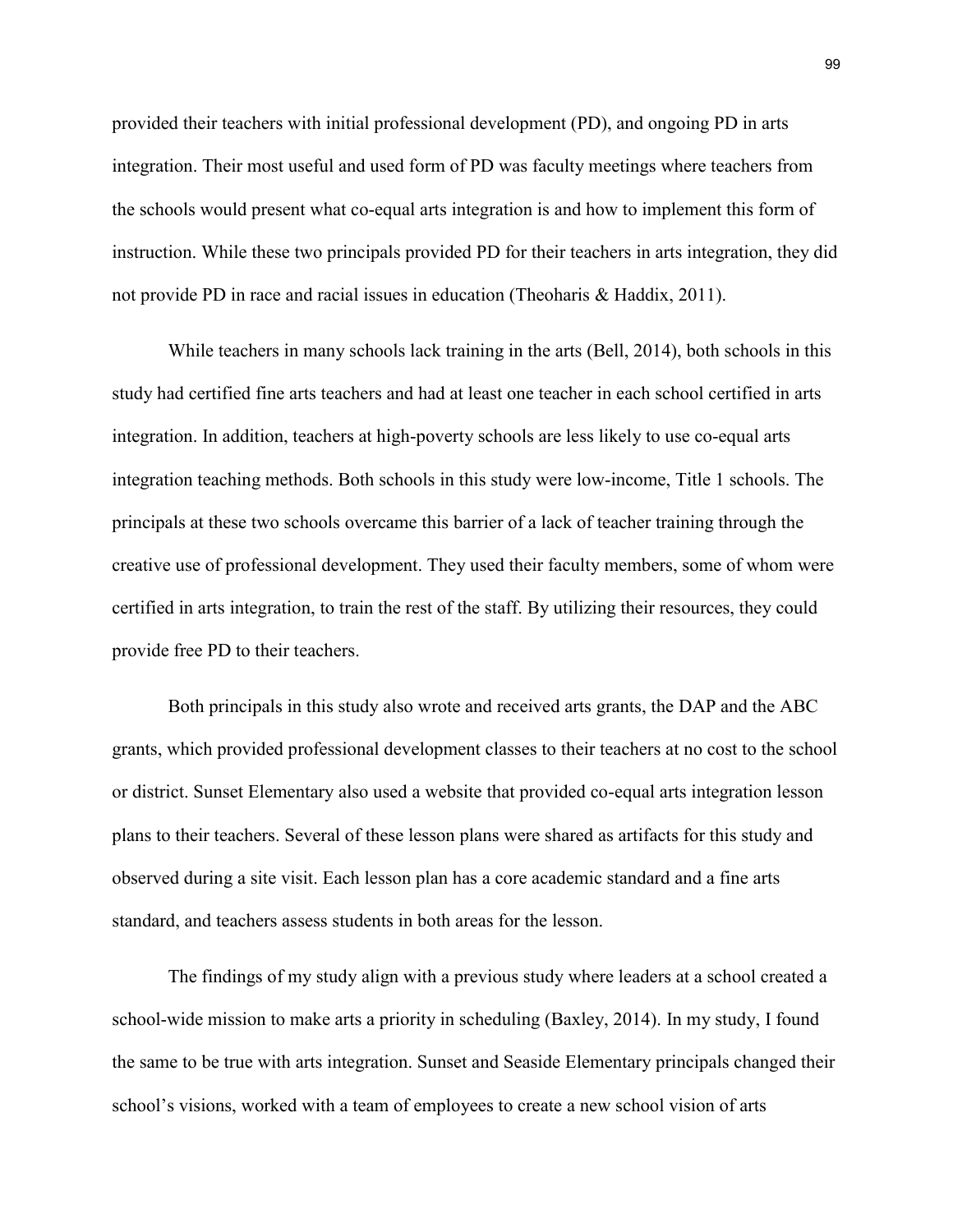provided their teachers with initial professional development (PD), and ongoing PD in arts integration. Their most useful and used form of PD was faculty meetings where teachers from the schools would present what co-equal arts integration is and how to implement this form of instruction. While these two principals provided PD for their teachers in arts integration, they did not provide PD in race and racial issues in education (Theoharis & Haddix, 2011).

While teachers in many schools lack training in the arts (Bell, 2014), both schools in this study had certified fine arts teachers and had at least one teacher in each school certified in arts integration. In addition, teachers at high-poverty schools are less likely to use co-equal arts integration teaching methods. Both schools in this study were low-income, Title 1 schools. The principals at these two schools overcame this barrier of a lack of teacher training through the creative use of professional development. They used their faculty members, some of whom were certified in arts integration, to train the rest of the staff. By utilizing their resources, they could provide free PD to their teachers.

Both principals in this study also wrote and received arts grants, the DAP and the ABC grants, which provided professional development classes to their teachers at no cost to the school or district. Sunset Elementary also used a website that provided co-equal arts integration lesson plans to their teachers. Several of these lesson plans were shared as artifacts for this study and observed during a site visit. Each lesson plan has a core academic standard and a fine arts standard, and teachers assess students in both areas for the lesson.

The findings of my study align with a previous study where leaders at a school created a school-wide mission to make arts a priority in scheduling (Baxley, 2014). In my study, I found the same to be true with arts integration. Sunset and Seaside Elementary principals changed their school's visions, worked with a team of employees to create a new school vision of arts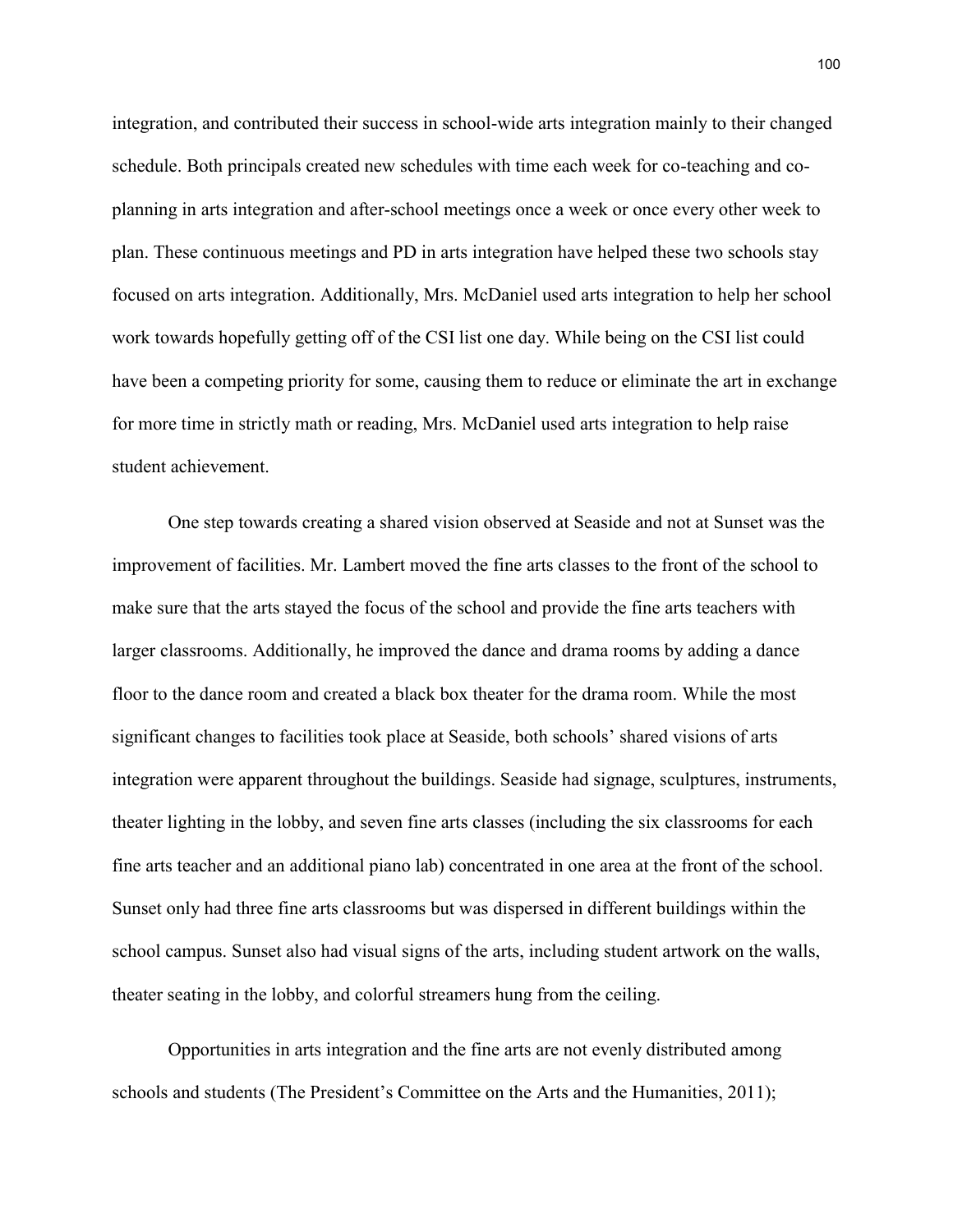integration, and contributed their success in school-wide arts integration mainly to their changed schedule. Both principals created new schedules with time each week for co-teaching and co-planning in arts integration and after-school meetings once a week or once every other week to plan. These continuous meetings and PD in arts integration have helped these two schools stay focused on arts integration. Additionally, Mrs. McDaniel used arts integration to help her school work towards hopefully getting off of the CSI list one day. While being on the CSI list could have been a competing priority for some, causing them to reduce or eliminate the art in exchange for more time in strictly math or reading, Mrs. McDaniel used arts integration to help raise student achievement.

One step towards creating a shared vision observed at Seaside and not at Sunset was the improvement of facilities. Mr. Lambert moved the fine arts classes to the front of the school to make sure that the arts stayed the focus of the school and provide the fine arts teachers with larger classrooms. Additionally, he improved the dance and drama rooms by adding a dance floor to the dance room and created a black box theater for the drama room. While the most significant changes to facilities took place at Seaside, both schools' shared visions of arts integration were apparent throughout the buildings. Seaside had signage, sculptures, instruments, theater lighting in the lobby, and seven fine arts classes (including the six classrooms for each fine arts teacher and an additional piano lab) concentrated in one area at the front of the school. Sunset only had three fine arts classrooms but was dispersed in different buildings within the school campus. Sunset also had visual signs of the arts, including student artwork on the walls, theater seating in the lobby, and colorful streamers hung from the ceiling.

Opportunities in arts integration and the fine arts are not evenly distributed among schools and students (The President's Committee on the Arts and the Humanities, 2011);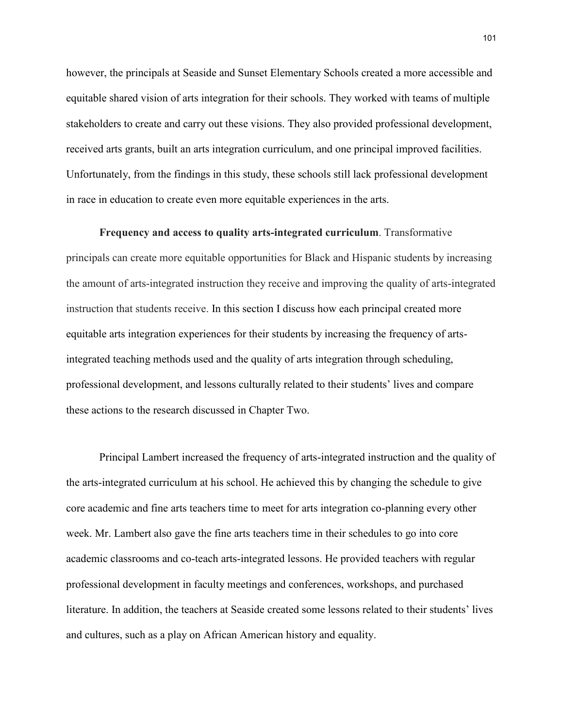however, the principals at Seaside and Sunset Elementary Schools created a more accessible and equitable shared vision of arts integration for their schools. They worked with teams of multiple stakeholders to create and carry out these visions. They also provided professional development, received arts grants, built an arts integration curriculum, and one principal improved facilities. Unfortunately, from the findings in this study, these schools still lack professional development in race in education to create even more equitable experiences in the arts.

**Frequency and access to quality arts-integrated curriculum**. Transformative principals can create more equitable opportunities for Black and Hispanic students by increasing the amount of arts-integrated instruction they receive and improving the quality of arts-integrated instruction that students receive. In this section I discuss how each principal created more equitable arts integration experiences for their students by increasing the frequency of arts-integrated teaching methods used and the quality of arts integration through scheduling, professional development, and lessons culturally related to their students' lives and compare these actions to the research discussed in Chapter Two.

Principal Lambert increased the frequency of arts-integrated instruction and the quality of the arts-integrated curriculum at his school. He achieved this by changing the schedule to give core academic and fine arts teachers time to meet for arts integration co-planning every other week. Mr. Lambert also gave the fine arts teachers time in their schedules to go into core academic classrooms and co-teach arts-integrated lessons. He provided teachers with regular professional development in faculty meetings and conferences, workshops, and purchased literature. In addition, the teachers at Seaside created some lessons related to their students' lives and cultures, such as a play on African American history and equality.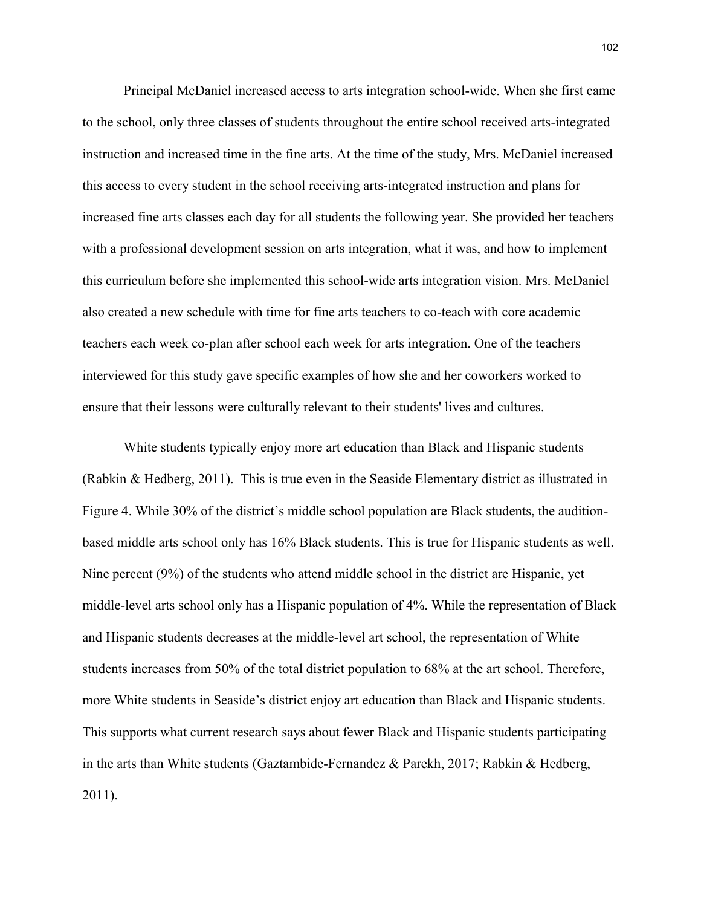Principal McDaniel increased access to arts integration school-wide. When she first came to the school, only three classes of students throughout the entire school received arts-integrated instruction and increased time in the fine arts. At the time of the study, Mrs. McDaniel increased this access to every student in the school receiving arts-integrated instruction and plans for increased fine arts classes each day for all students the following year. She provided her teachers with a professional development session on arts integration, what it was, and how to implement this curriculum before she implemented this school-wide arts integration vision. Mrs. McDaniel also created a new schedule with time for fine arts teachers to co-teach with core academic teachers each week co-plan after school each week for arts integration. One of the teachers interviewed for this study gave specific examples of how she and her coworkers worked to ensure that their lessons were culturally relevant to their students' lives and cultures.

White students typically enjoy more art education than Black and Hispanic students (Rabkin & Hedberg, 2011). This is true even in the Seaside Elementary district as illustrated in Figure 4. While 30% of the district's middle school population are Black students, the audition-based middle arts school only has 16% Black students. This is true for Hispanic students as well. Nine percent (9%) of the students who attend middle school in the district are Hispanic, yet middle-level arts school only has a Hispanic population of 4%. While the representation of Black and Hispanic students decreases at the middle-level art school, the representation of White students increases from 50% of the total district population to 68% at the art school. Therefore, more White students in Seaside's district enjoy art education than Black and Hispanic students. This supports what current research says about fewer Black and Hispanic students participating in the arts than White students (Gaztambide-Fernandez & Parekh, 2017; Rabkin & Hedberg, 2011).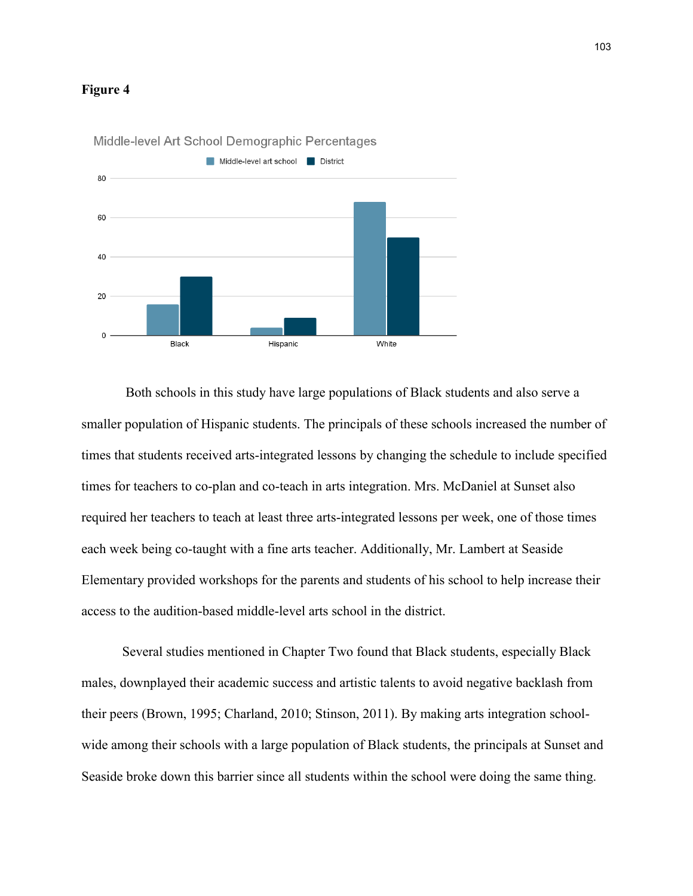**Figure 4**

Middle-level Art School Demographic Percentages

Both schools in this study have large populations of Black students and also serve a smaller population of Hispanic students. The principals of these schools increased the number of times that students received arts-integrated lessons by changing the schedule to include specified times for teachers to co-plan and co-teach in arts integration. Mrs. McDaniel at Sunset also required her teachers to teach at least three arts-integrated lessons per week, one of those times each week being co-taught with a fine arts teacher. Additionally, Mr. Lambert at Seaside Elementary provided workshops for the parents and students of his school to help increase their access to the audition-based middle-level arts school in the district.

Several studies mentioned in Chapter Two found that Black students, especially Black males, downplayed their academic success and artistic talents to avoid negative backlash from their peers (Brown, 1995; Charland, 2010; Stinson, 2011). By making arts integration school-wide among their schools with a large population of Black students, the principals at Sunset and Seaside broke down this barrier since all students within the school were doing the same thing.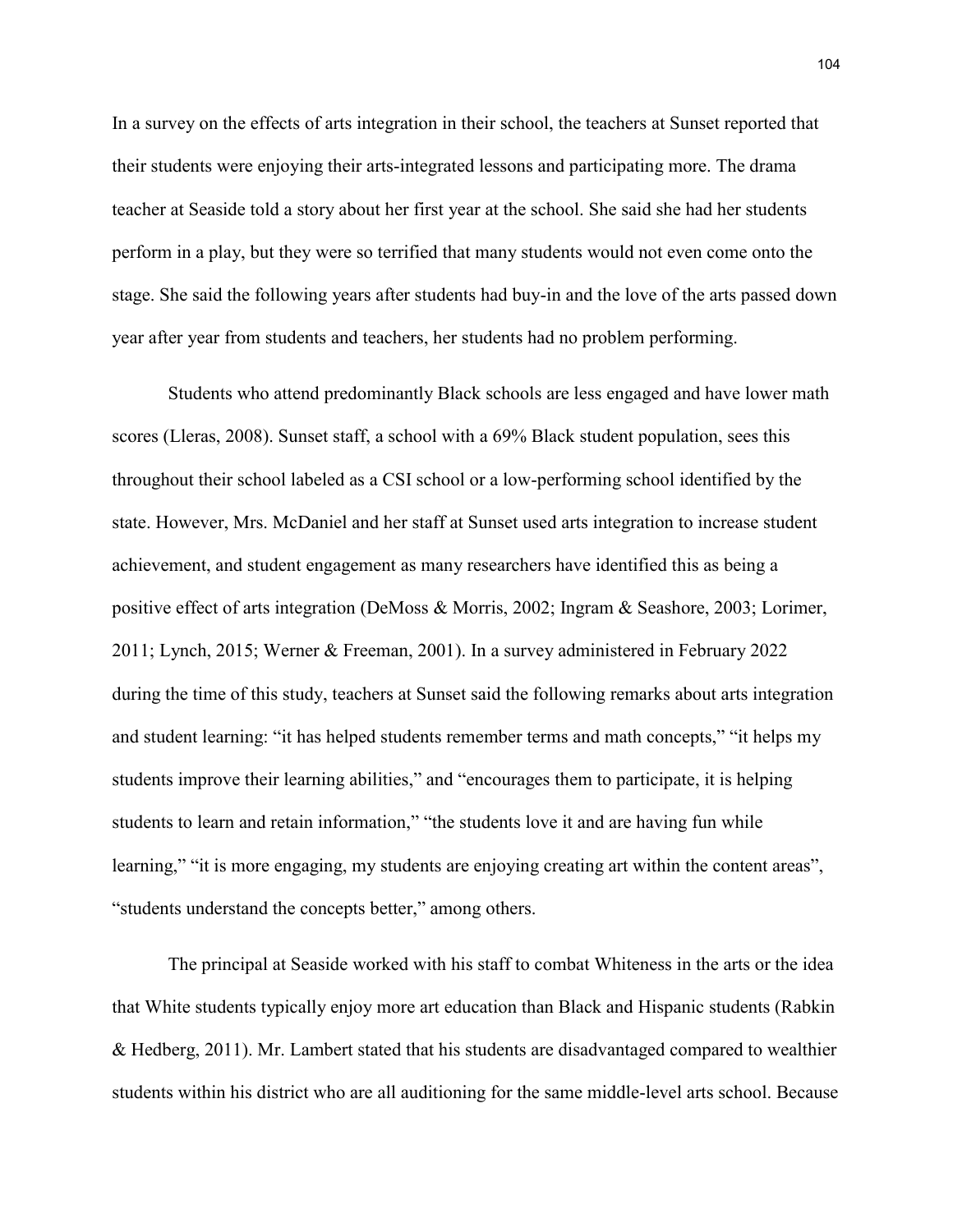In a survey on the effects of arts integration in their school, the teachers at Sunset reported that their students were enjoying their arts-integrated lessons and participating more. The drama teacher at Seaside told a story about her first year at the school. She said she had her students perform in a play, but they were so terrified that many students would not even come onto the stage. She said the following years after students had buy-in and the love of the arts passed down year after year from students and teachers, her students had no problem performing.

Students who attend predominantly Black schools are less engaged and have lower math scores (Lleras, 2008). Sunset staff, a school with a 69% Black student population, sees this throughout their school labeled as a CSI school or a low-performing school identified by the state. However, Mrs. McDaniel and her staff at Sunset used arts integration to increase student achievement, and student engagement as many researchers have identified this as being a positive effect of arts integration (DeMoss & Morris, 2002; Ingram & Seashore, 2003; Lorimer, 2011; Lynch, 2015; Werner & Freeman, 2001). In a survey administered in February 2022 during the time of this study, teachers at Sunset said the following remarks about arts integration and student learning: "it has helped students remember terms and math concepts," "it helps my students improve their learning abilities," and "encourages them to participate, it is helping students to learn and retain information," "the students love it and are having fun while learning," "it is more engaging, my students are enjoying creating art within the content areas", "students understand the concepts better," among others.

The principal at Seaside worked with his staff to combat Whiteness in the arts or the idea that White students typically enjoy more art education than Black and Hispanic students (Rabkin & Hedberg, 2011). Mr. Lambert stated that his students are disadvantaged compared to wealthier students within his district who are all auditioning for the same middle-level arts school. Because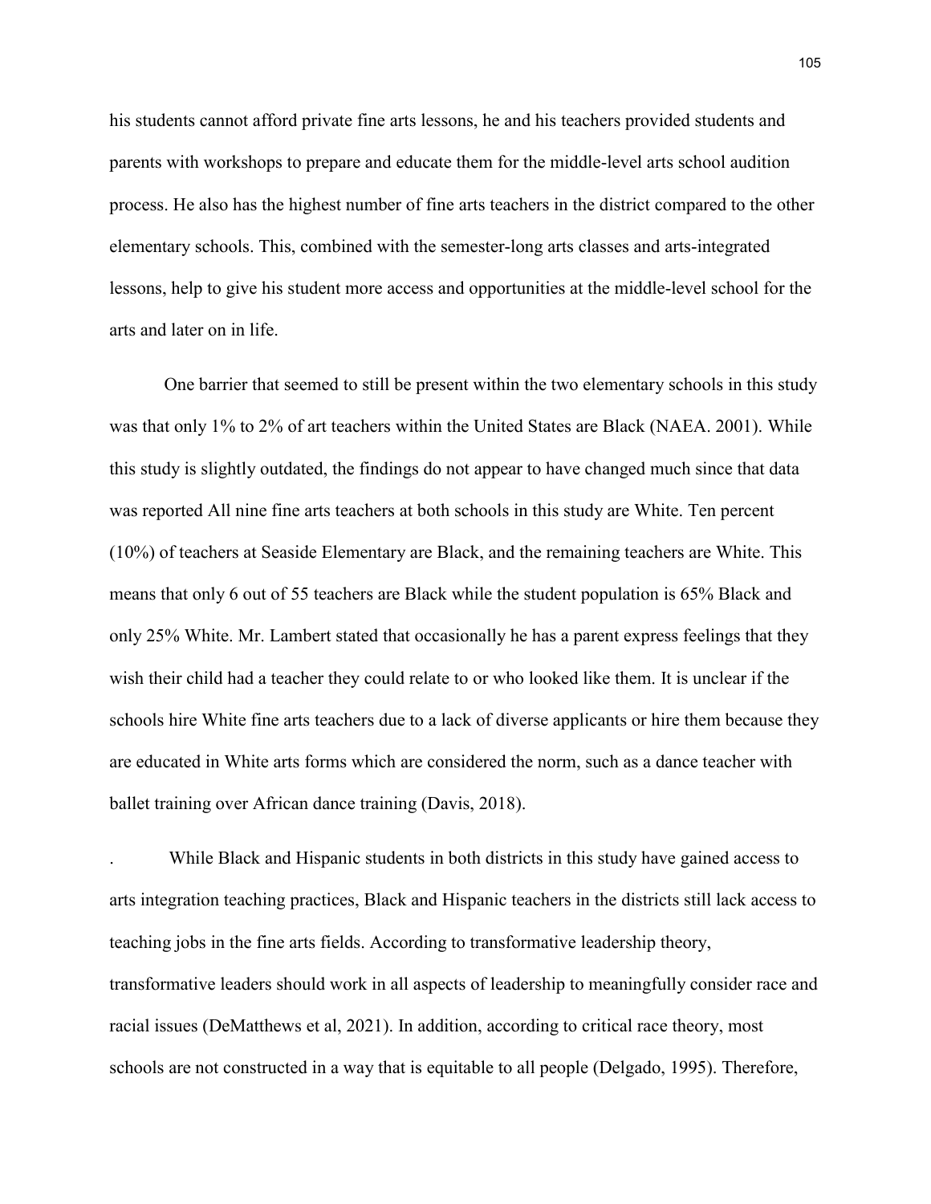his students cannot afford private fine arts lessons, he and his teachers provided students and parents with workshops to prepare and educate them for the middle-level arts school audition process. He also has the highest number of fine arts teachers in the district compared to the other elementary schools. This, combined with the semester-long arts classes and arts-integrated lessons, help to give his student more access and opportunities at the middle-level school for the arts and later on in life.

One barrier that seemed to still be present within the two elementary schools in this study was that only 1% to 2% of art teachers within the United States are Black (NAEA. 2001). While this study is slightly outdated, the findings do not appear to have changed much since that data was reported All nine fine arts teachers at both schools in this study are White. Ten percent (10%) of teachers at Seaside Elementary are Black, and the remaining teachers are White. This means that only 6 out of 55 teachers are Black while the student population is 65% Black and only 25% White. Mr. Lambert stated that occasionally he has a parent express feelings that they wish their child had a teacher they could relate to or who looked like them. It is unclear if the schools hire White fine arts teachers due to a lack of diverse applicants or hire them because they are educated in White arts forms which are considered the norm, such as a dance teacher with ballet training over African dance training (Davis, 2018).

. While Black and Hispanic students in both districts in this study have gained access to arts integration teaching practices, Black and Hispanic teachers in the districts still lack access to teaching jobs in the fine arts fields. According to transformative leadership theory, transformative leaders should work in all aspects of leadership to meaningfully consider race and racial issues (DeMatthews et al, 2021). In addition, according to critical race theory, most schools are not constructed in a way that is equitable to all people (Delgado, 1995). Therefore,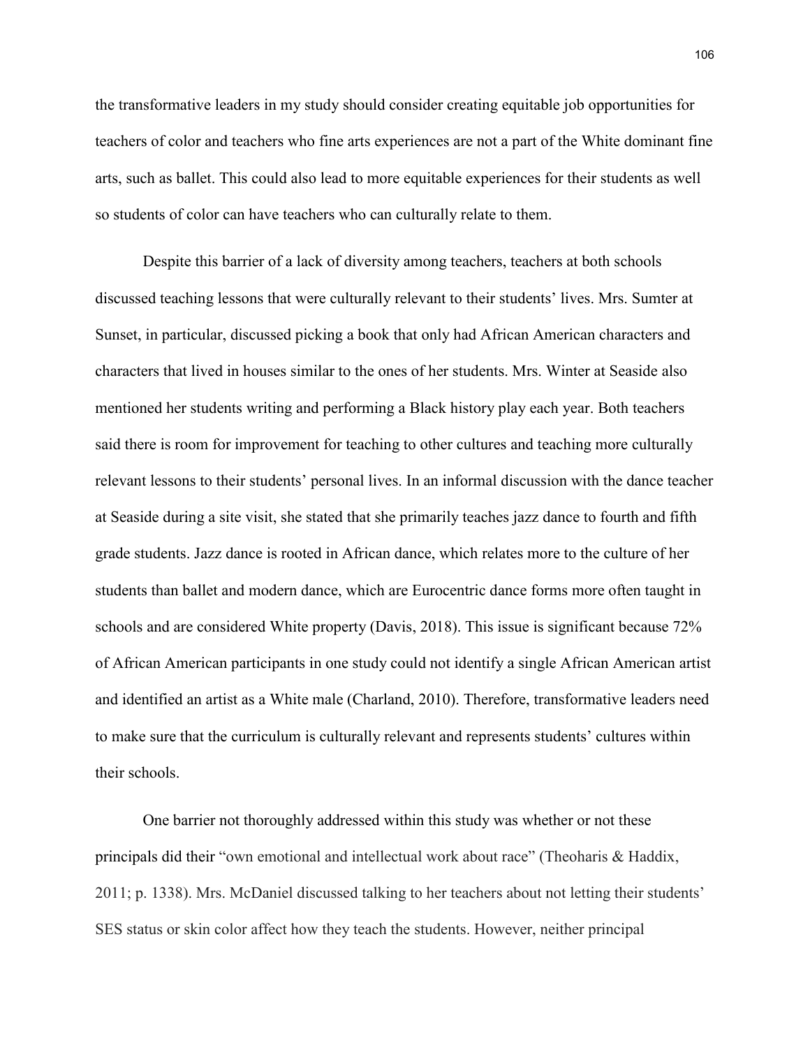the transformative leaders in my study should consider creating equitable job opportunities for teachers of color and teachers who fine arts experiences are not a part of the White dominant fine arts, such as ballet. This could also lead to more equitable experiences for their students as well so students of color can have teachers who can culturally relate to them.

Despite this barrier of a lack of diversity among teachers, teachers at both schools discussed teaching lessons that were culturally relevant to their students' lives. Mrs. Sumter at Sunset, in particular, discussed picking a book that only had African American characters and characters that lived in houses similar to the ones of her students. Mrs. Winter at Seaside also mentioned her students writing and performing a Black history play each year. Both teachers said there is room for improvement for teaching to other cultures and teaching more culturally relevant lessons to their students' personal lives. In an informal discussion with the dance teacher at Seaside during a site visit, she stated that she primarily teaches jazz dance to fourth and fifth grade students. Jazz dance is rooted in African dance, which relates more to the culture of her students than ballet and modern dance, which are Eurocentric dance forms more often taught in schools and are considered White property (Davis, 2018). This issue is significant because 72% of African American participants in one study could not identify a single African American artist and identified an artist as a White male (Charland, 2010). Therefore, transformative leaders need to make sure that the curriculum is culturally relevant and represents students' cultures within their schools.

One barrier not thoroughly addressed within this study was whether or not these principals did their "own emotional and intellectual work about race" (Theoharis & Haddix, 2011; p. 1338). Mrs. McDaniel discussed talking to her teachers about not letting their students' SES status or skin color affect how they teach the students. However, neither principal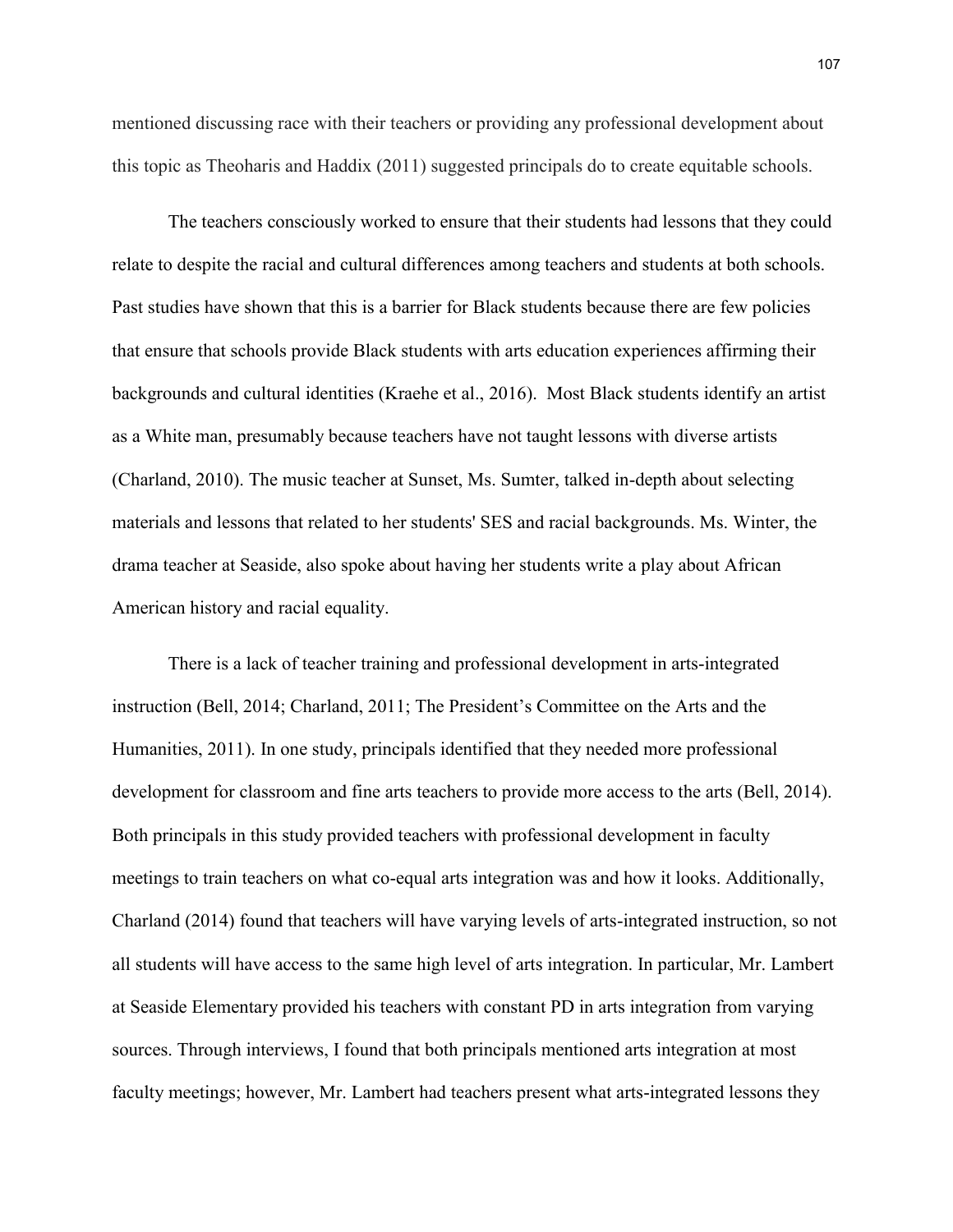mentioned discussing race with their teachers or providing any professional development about this topic as Theoharis and Haddix (2011) suggested principals do to create equitable schools.

The teachers consciously worked to ensure that their students had lessons that they could relate to despite the racial and cultural differences among teachers and students at both schools. Past studies have shown that this is a barrier for Black students because there are few policies that ensure that schools provide Black students with arts education experiences affirming their backgrounds and cultural identities (Kraehe et al., 2016). Most Black students identify an artist as a White man, presumably because teachers have not taught lessons with diverse artists (Charland, 2010). The music teacher at Sunset, Ms. Sumter, talked in-depth about selecting materials and lessons that related to her students' SES and racial backgrounds. Ms. Winter, the drama teacher at Seaside, also spoke about having her students write a play about African American history and racial equality.

There is a lack of teacher training and professional development in arts-integrated instruction (Bell, 2014; Charland, 2011; The President's Committee on the Arts and the Humanities, 2011). In one study, principals identified that they needed more professional development for classroom and fine arts teachers to provide more access to the arts (Bell, 2014). Both principals in this study provided teachers with professional development in faculty meetings to train teachers on what co-equal arts integration was and how it looks. Additionally, Charland (2014) found that teachers will have varying levels of arts-integrated instruction, so not all students will have access to the same high level of arts integration. In particular, Mr. Lambert at Seaside Elementary provided his teachers with constant PD in arts integration from varying sources. Through interviews, I found that both principals mentioned arts integration at most faculty meetings; however, Mr. Lambert had teachers present what arts-integrated lessons they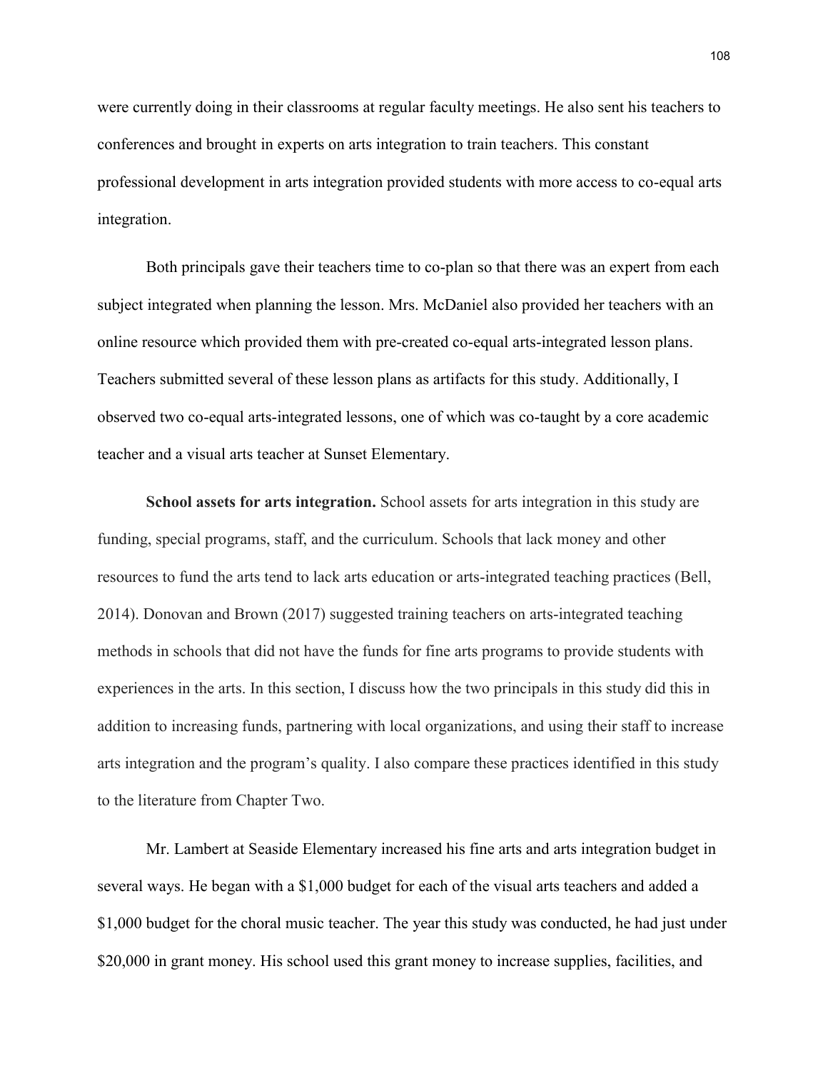were currently doing in their classrooms at regular faculty meetings. He also sent his teachers to conferences and brought in experts on arts integration to train teachers. This constant professional development in arts integration provided students with more access to co-equal arts integration.

Both principals gave their teachers time to co-plan so that there was an expert from each subject integrated when planning the lesson. Mrs. McDaniel also provided her teachers with an online resource which provided them with pre-created co-equal arts-integrated lesson plans. Teachers submitted several of these lesson plans as artifacts for this study. Additionally, I observed two co-equal arts-integrated lessons, one of which was co-taught by a core academic teacher and a visual arts teacher at Sunset Elementary.

**School assets for arts integration.** School assets for arts integration in this study are funding, special programs, staff, and the curriculum. Schools that lack money and other resources to fund the arts tend to lack arts education or arts-integrated teaching practices (Bell, 2014). Donovan and Brown (2017) suggested training teachers on arts-integrated teaching methods in schools that did not have the funds for fine arts programs to provide students with experiences in the arts. In this section, I discuss how the two principals in this study did this in addition to increasing funds, partnering with local organizations, and using their staff to increase arts integration and the program's quality. I also compare these practices identified in this study to the literature from Chapter Two.

Mr. Lambert at Seaside Elementary increased his fine arts and arts integration budget in several ways. He began with a $1,000 budget for each of the visual arts teachers and added a $1,000 budget for the choral music teacher. The year this study was conducted, he had just under $20,000 in grant money. His school used this grant money to increase supplies, facilities, and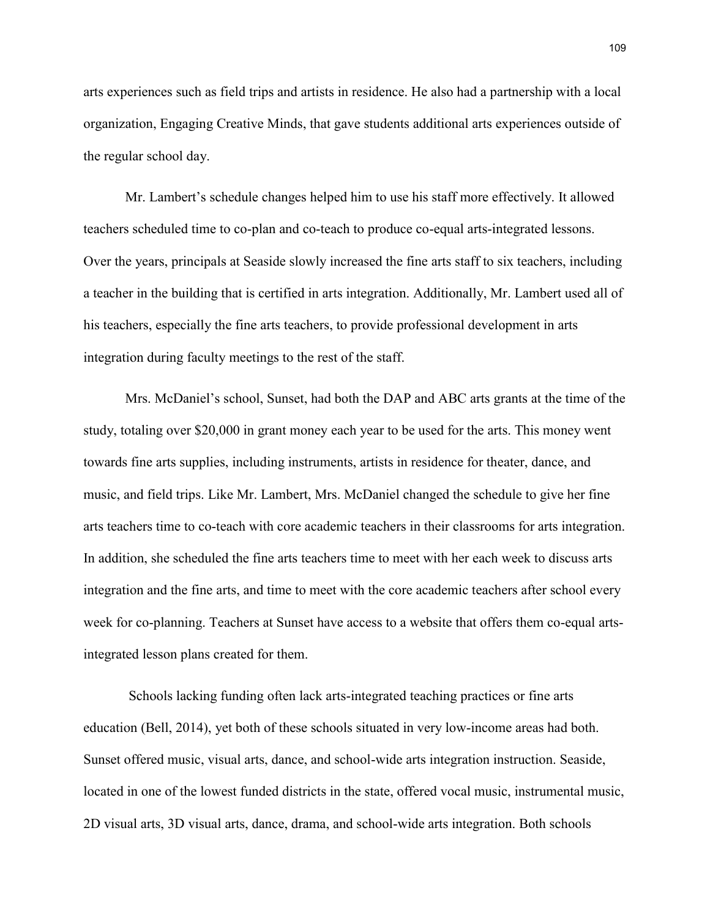arts experiences such as field trips and artists in residence. He also had a partnership with a local organization, Engaging Creative Minds, that gave students additional arts experiences outside of the regular school day.

Mr. Lambert's schedule changes helped him to use his staff more effectively. It allowed teachers scheduled time to co-plan and co-teach to produce co-equal arts-integrated lessons. Over the years, principals at Seaside slowly increased the fine arts staff to six teachers, including a teacher in the building that is certified in arts integration. Additionally, Mr. Lambert used all of his teachers, especially the fine arts teachers, to provide professional development in arts integration during faculty meetings to the rest of the staff.

Mrs. McDaniel's school, Sunset, had both the DAP and ABC arts grants at the time of the study, totaling over $20,000 in grant money each year to be used for the arts. This money went towards fine arts supplies, including instruments, artists in residence for theater, dance, and music, and field trips. Like Mr. Lambert, Mrs. McDaniel changed the schedule to give her fine arts teachers time to co-teach with core academic teachers in their classrooms for arts integration. In addition, she scheduled the fine arts teachers time to meet with her each week to discuss arts integration and the fine arts, and time to meet with the core academic teachers after school every week for co-planning. Teachers at Sunset have access to a website that offers them co-equal arts-integrated lesson plans created for them.

Schools lacking funding often lack arts-integrated teaching practices or fine arts education (Bell, 2014), yet both of these schools situated in very low-income areas had both. Sunset offered music, visual arts, dance, and school-wide arts integration instruction. Seaside, located in one of the lowest funded districts in the state, offered vocal music, instrumental music, 2D visual arts, 3D visual arts, dance, drama, and school-wide arts integration. Both schools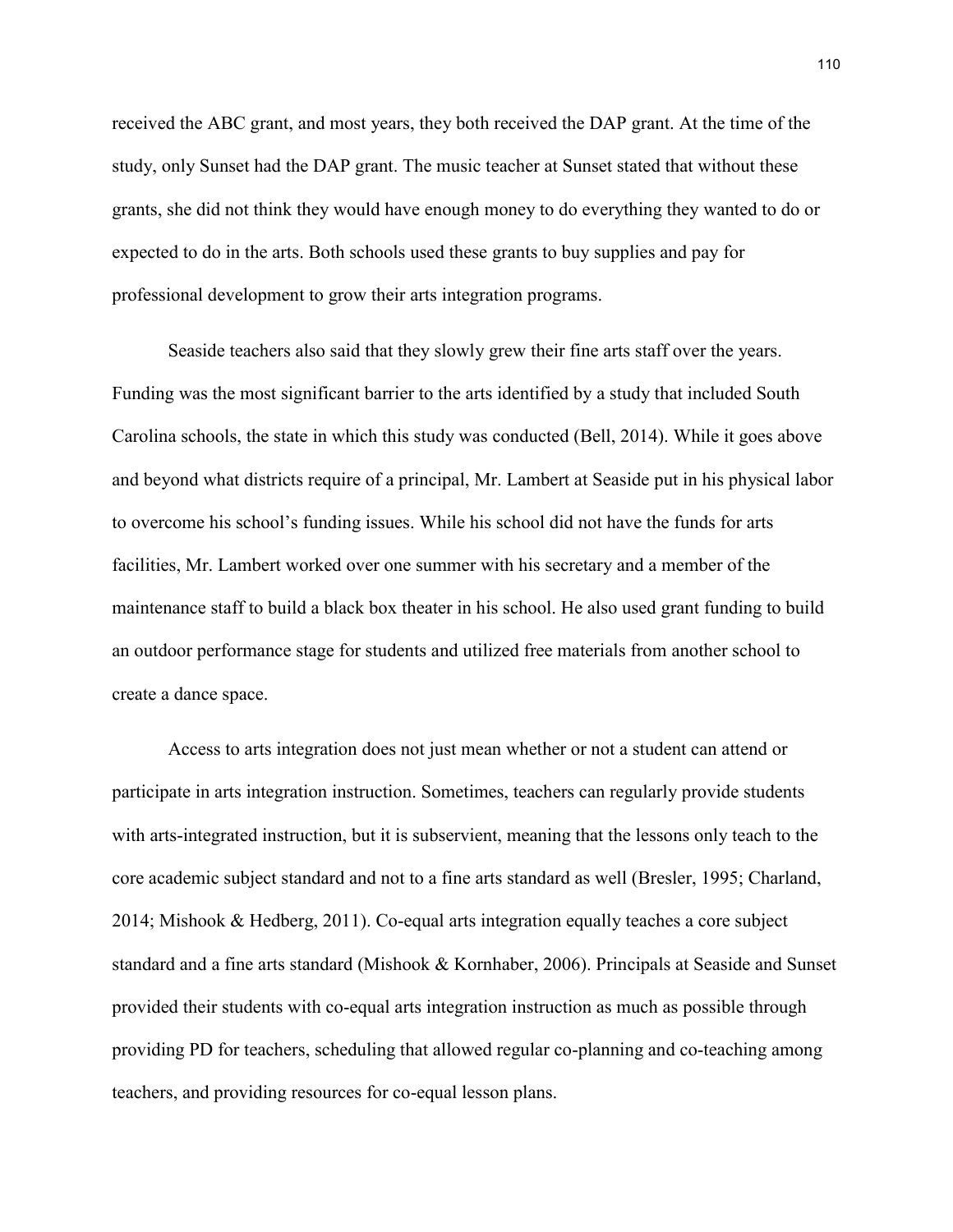received the ABC grant, and most years, they both received the DAP grant. At the time of the study, only Sunset had the DAP grant. The music teacher at Sunset stated that without these grants, she did not think they would have enough money to do everything they wanted to do or expected to do in the arts. Both schools used these grants to buy supplies and pay for professional development to grow their arts integration programs.

Seaside teachers also said that they slowly grew their fine arts staff over the years. Funding was the most significant barrier to the arts identified by a study that included South Carolina schools, the state in which this study was conducted (Bell, 2014). While it goes above and beyond what districts require of a principal, Mr. Lambert at Seaside put in his physical labor to overcome his school's funding issues. While his school did not have the funds for arts facilities, Mr. Lambert worked over one summer with his secretary and a member of the maintenance staff to build a black box theater in his school. He also used grant funding to build an outdoor performance stage for students and utilized free materials from another school to create a dance space.

Access to arts integration does not just mean whether or not a student can attend or participate in arts integration instruction. Sometimes, teachers can regularly provide students with arts-integrated instruction, but it is subservient, meaning that the lessons only teach to the core academic subject standard and not to a fine arts standard as well (Bresler, 1995; Charland, 2014; Mishook & Hedberg, 2011). Co-equal arts integration equally teaches a core subject standard and a fine arts standard (Mishook & Kornhaber, 2006). Principals at Seaside and Sunset provided their students with co-equal arts integration instruction as much as possible through providing PD for teachers, scheduling that allowed regular co-planning and co-teaching among teachers, and providing resources for co-equal lesson plans.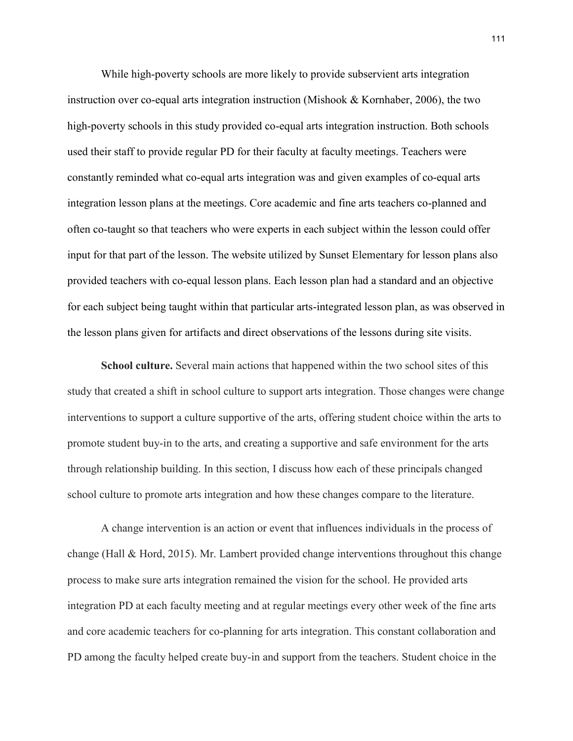While high-poverty schools are more likely to provide subservient arts integration instruction over co-equal arts integration instruction (Mishook & Kornhaber, 2006), the two high-poverty schools in this study provided co-equal arts integration instruction. Both schools used their staff to provide regular PD for their faculty at faculty meetings. Teachers were constantly reminded what co-equal arts integration was and given examples of co-equal arts integration lesson plans at the meetings. Core academic and fine arts teachers co-planned and often co-taught so that teachers who were experts in each subject within the lesson could offer input for that part of the lesson. The website utilized by Sunset Elementary for lesson plans also provided teachers with co-equal lesson plans. Each lesson plan had a standard and an objective for each subject being taught within that particular arts-integrated lesson plan, as was observed in the lesson plans given for artifacts and direct observations of the lessons during site visits.

**School culture.** Several main actions that happened within the two school sites of this study that created a shift in school culture to support arts integration. Those changes were change interventions to support a culture supportive of the arts, offering student choice within the arts to promote student buy-in to the arts, and creating a supportive and safe environment for the arts through relationship building. In this section, I discuss how each of these principals changed school culture to promote arts integration and how these changes compare to the literature.

A change intervention is an action or event that influences individuals in the process of change (Hall & Hord, 2015). Mr. Lambert provided change interventions throughout this change process to make sure arts integration remained the vision for the school. He provided arts integration PD at each faculty meeting and at regular meetings every other week of the fine arts and core academic teachers for co-planning for arts integration. This constant collaboration and PD among the faculty helped create buy-in and support from the teachers. Student choice in the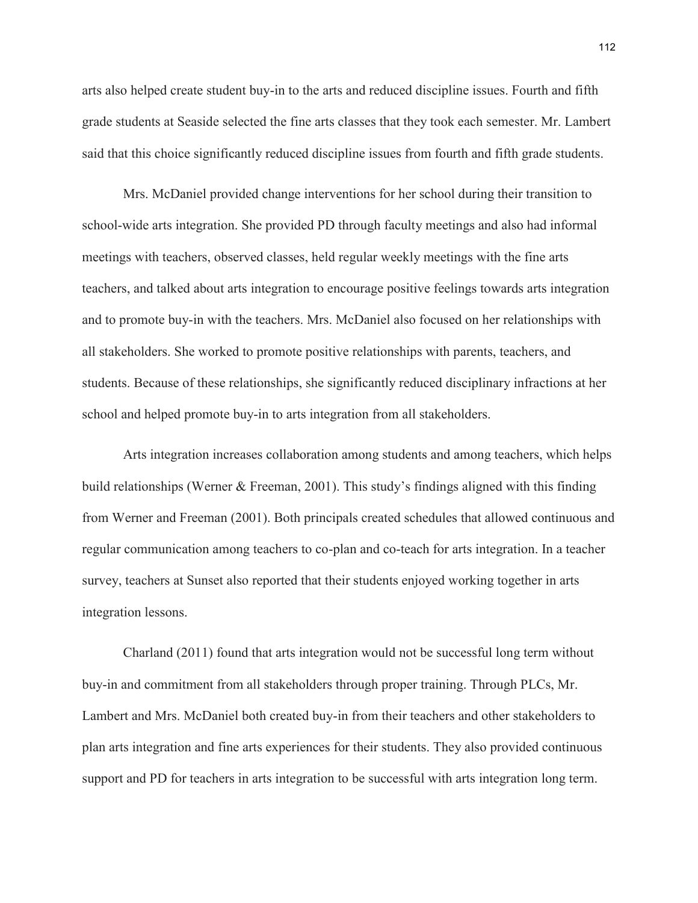arts also helped create student buy-in to the arts and reduced discipline issues. Fourth and fifth grade students at Seaside selected the fine arts classes that they took each semester. Mr. Lambert said that this choice significantly reduced discipline issues from fourth and fifth grade students.

Mrs. McDaniel provided change interventions for her school during their transition to school-wide arts integration. She provided PD through faculty meetings and also had informal meetings with teachers, observed classes, held regular weekly meetings with the fine arts teachers, and talked about arts integration to encourage positive feelings towards arts integration and to promote buy-in with the teachers. Mrs. McDaniel also focused on her relationships with all stakeholders. She worked to promote positive relationships with parents, teachers, and students. Because of these relationships, she significantly reduced disciplinary infractions at her school and helped promote buy-in to arts integration from all stakeholders.

Arts integration increases collaboration among students and among teachers, which helps build relationships (Werner & Freeman, 2001). This study's findings aligned with this finding from Werner and Freeman (2001). Both principals created schedules that allowed continuous and regular communication among teachers to co-plan and co-teach for arts integration. In a teacher survey, teachers at Sunset also reported that their students enjoyed working together in arts integration lessons.

Charland (2011) found that arts integration would not be successful long term without buy-in and commitment from all stakeholders through proper training. Through PLCs, Mr. Lambert and Mrs. McDaniel both created buy-in from their teachers and other stakeholders to plan arts integration and fine arts experiences for their students. They also provided continuous support and PD for teachers in arts integration to be successful with arts integration long term.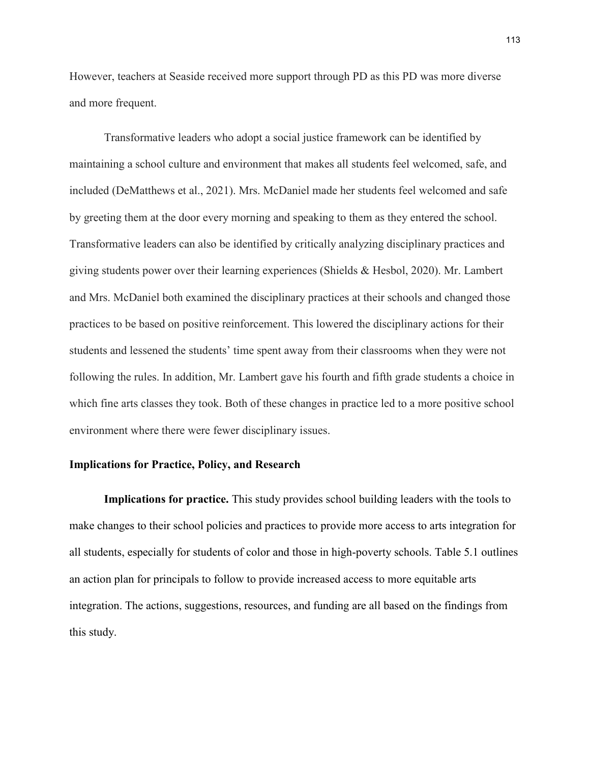However, teachers at Seaside received more support through PD as this PD was more diverse and more frequent.

Transformative leaders who adopt a social justice framework can be identified by maintaining a school culture and environment that makes all students feel welcomed, safe, and included (DeMatthews et al., 2021). Mrs. McDaniel made her students feel welcomed and safe by greeting them at the door every morning and speaking to them as they entered the school. Transformative leaders can also be identified by critically analyzing disciplinary practices and giving students power over their learning experiences (Shields & Hesbol, 2020). Mr. Lambert and Mrs. McDaniel both examined the disciplinary practices at their schools and changed those practices to be based on positive reinforcement. This lowered the disciplinary actions for their students and lessened the students' time spent away from their classrooms when they were not following the rules. In addition, Mr. Lambert gave his fourth and fifth grade students a choice in which fine arts classes they took. Both of these changes in practice led to a more positive school environment where there were fewer disciplinary issues.

### Implications for Practice, Policy, and Research

**Implications for practice.** This study provides school building leaders with the tools to make changes to their school policies and practices to provide more access to arts integration for all students, especially for students of color and those in high-poverty schools. Table 5.1 outlines an action plan for principals to follow to provide increased access to more equitable arts integration. The actions, suggestions, resources, and funding are all based on the findings from this study.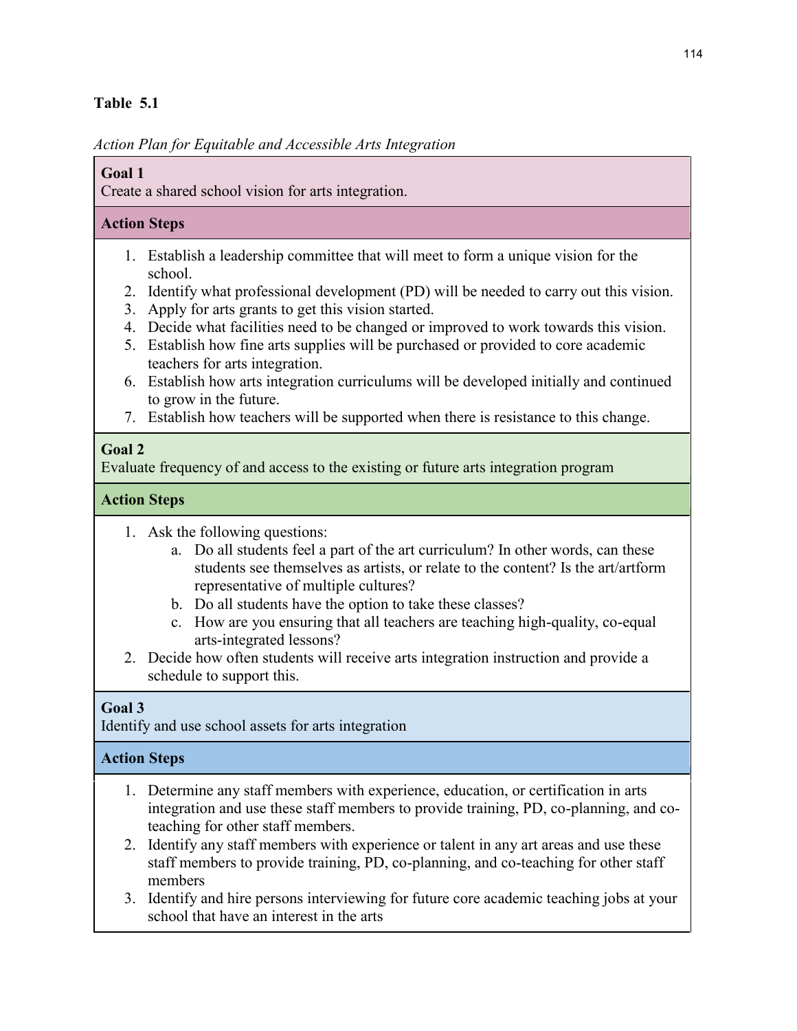**Table 5.1**

*Action Plan for Equitable and Accessible Arts Integration*

**Goal 1**
Create a shared school vision for arts integration.

**Action Steps**

1. Establish a leadership committee that will meet to form a unique vision for the school.
2. Identify what professional development (PD) will be needed to carry out this vision.
3. Apply for arts grants to get this vision started.
4. Decide what facilities need to be changed or improved to work towards this vision.
5. Establish how fine arts supplies will be purchased or provided to core academic teachers for arts integration.
6. Establish how arts integration curriculums will be developed initially and continued to grow in the future.
7. Establish how teachers will be supported when there is resistance to this change.

**Goal 2**
Evaluate frequency of and access to the existing or future arts integration program

**Action Steps**

1. Ask the following questions:
   a. Do all students feel a part of the art curriculum? In other words, can these students see themselves as artists, or relate to the content? Is the art/artform representative of multiple cultures?
   b. Do all students have the option to take these classes?
   c. How are you ensuring that all teachers are teaching high-quality, co-equal arts-integrated lessons?
2. Decide how often students will receive arts integration instruction and provide a schedule to support this.

**Goal 3**
Identify and use school assets for arts integration

**Action Steps**

1. Determine any staff members with experience, education, or certification in arts integration and use these staff members to provide training, PD, co-planning, and co-teaching for other staff members.
2. Identify any staff members with experience or talent in any art areas and use these staff members to provide training, PD, co-planning, and co-teaching for other staff members
3. Identify and hire persons interviewing for future core academic teaching jobs at your school that have an interest in the arts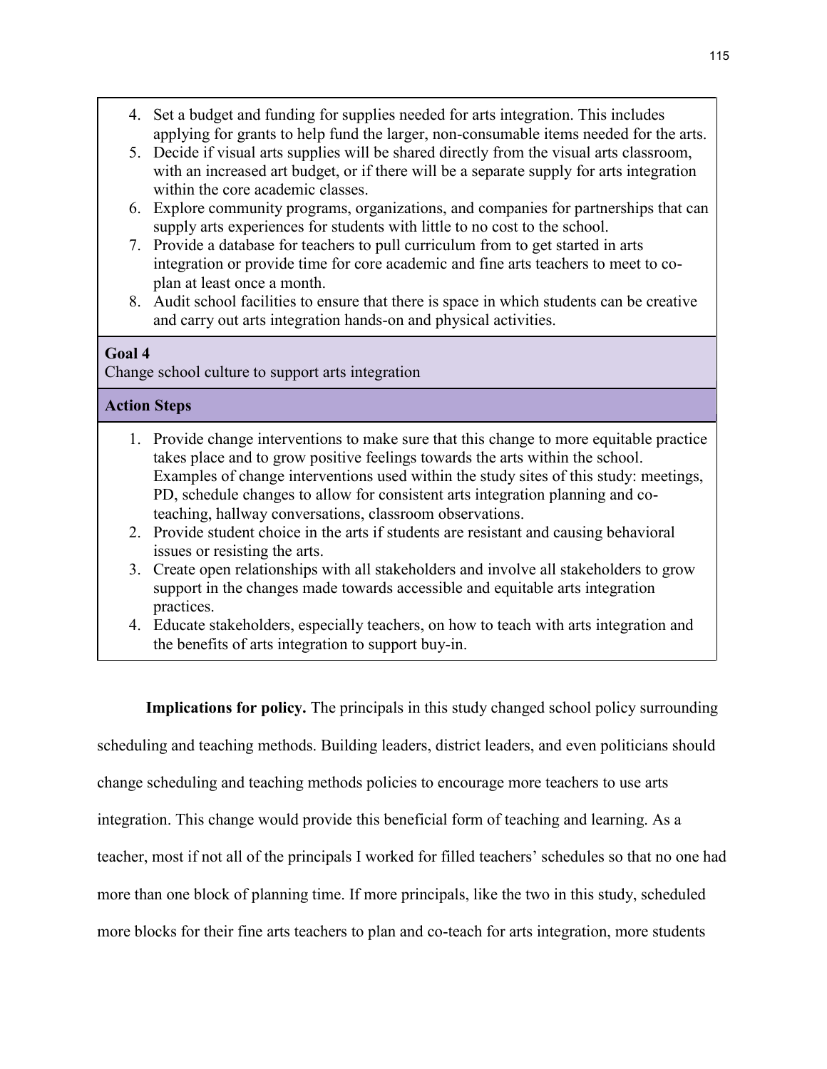4. Set a budget and funding for supplies needed for arts integration. This includes applying for grants to help fund the larger, non-consumable items needed for the arts.
5. Decide if visual arts supplies will be shared directly from the visual arts classroom, with an increased art budget, or if there will be a separate supply for arts integration within the core academic classes.
6. Explore community programs, organizations, and companies for partnerships that can supply arts experiences for students with little to no cost to the school.
7. Provide a database for teachers to pull curriculum from to get started in arts integration or provide time for core academic and fine arts teachers to meet to co-plan at least once a month.
8. Audit school facilities to ensure that there is space in which students can be creative and carry out arts integration hands-on and physical activities.

**Goal 4**
Change school culture to support arts integration

**Action Steps**

1. Provide change interventions to make sure that this change to more equitable practice takes place and to grow positive feelings towards the arts within the school. Examples of change interventions used within the study sites of this study: meetings, PD, schedule changes to allow for consistent arts integration planning and co-teaching, hallway conversations, classroom observations.
2. Provide student choice in the arts if students are resistant and causing behavioral issues or resisting the arts.
3. Create open relationships with all stakeholders and involve all stakeholders to grow support in the changes made towards accessible and equitable arts integration practices.
4. Educate stakeholders, especially teachers, on how to teach with arts integration and the benefits of arts integration to support buy-in.

**Implications for policy.** The principals in this study changed school policy surrounding scheduling and teaching methods. Building leaders, district leaders, and even politicians should change scheduling and teaching methods policies to encourage more teachers to use arts integration. This change would provide this beneficial form of teaching and learning. As a teacher, most if not all of the principals I worked for filled teachers' schedules so that no one had more than one block of planning time. If more principals, like the two in this study, scheduled more blocks for their fine arts teachers to plan and co-teach for arts integration, more students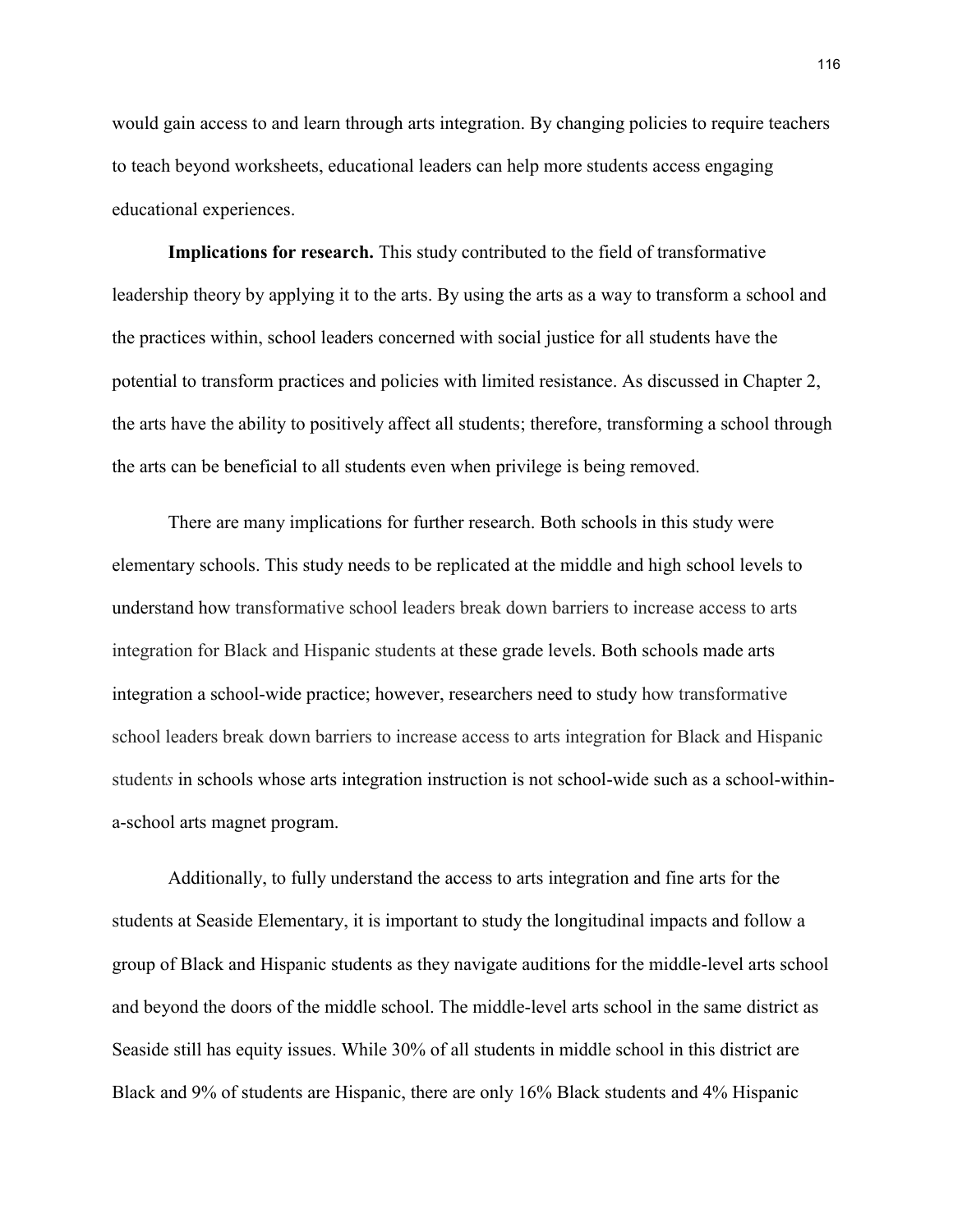would gain access to and learn through arts integration. By changing policies to require teachers to teach beyond worksheets, educational leaders can help more students access engaging educational experiences.

**Implications for research.** This study contributed to the field of transformative leadership theory by applying it to the arts. By using the arts as a way to transform a school and the practices within, school leaders concerned with social justice for all students have the potential to transform practices and policies with limited resistance. As discussed in Chapter 2, the arts have the ability to positively affect all students; therefore, transforming a school through the arts can be beneficial to all students even when privilege is being removed.

There are many implications for further research. Both schools in this study were elementary schools. This study needs to be replicated at the middle and high school levels to understand how transformative school leaders break down barriers to increase access to arts integration for Black and Hispanic students at these grade levels. Both schools made arts integration a school-wide practice; however, researchers need to study how transformative school leaders break down barriers to increase access to arts integration for Black and Hispanic students in schools whose arts integration instruction is not school-wide such as a school-within-a-school arts magnet program.

Additionally, to fully understand the access to arts integration and fine arts for the students at Seaside Elementary, it is important to study the longitudinal impacts and follow a group of Black and Hispanic students as they navigate auditions for the middle-level arts school and beyond the doors of the middle school. The middle-level arts school in the same district as Seaside still has equity issues. While 30% of all students in middle school in this district are Black and 9% of students are Hispanic, there are only 16% Black students and 4% Hispanic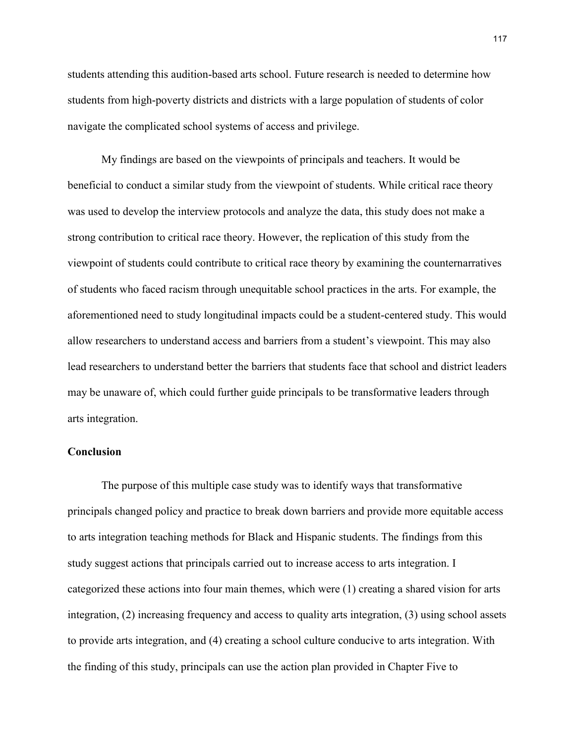students attending this audition-based arts school. Future research is needed to determine how students from high-poverty districts and districts with a large population of students of color navigate the complicated school systems of access and privilege.

My findings are based on the viewpoints of principals and teachers. It would be beneficial to conduct a similar study from the viewpoint of students. While critical race theory was used to develop the interview protocols and analyze the data, this study does not make a strong contribution to critical race theory. However, the replication of this study from the viewpoint of students could contribute to critical race theory by examining the counternarratives of students who faced racism through unequitable school practices in the arts. For example, the aforementioned need to study longitudinal impacts could be a student-centered study. This would allow researchers to understand access and barriers from a student's viewpoint. This may also lead researchers to understand better the barriers that students face that school and district leaders may be unaware of, which could further guide principals to be transformative leaders through arts integration.

## Conclusion

The purpose of this multiple case study was to identify ways that transformative principals changed policy and practice to break down barriers and provide more equitable access to arts integration teaching methods for Black and Hispanic students. The findings from this study suggest actions that principals carried out to increase access to arts integration. I categorized these actions into four main themes, which were (1) creating a shared vision for arts integration, (2) increasing frequency and access to quality arts integration, (3) using school assets to provide arts integration, and (4) creating a school culture conducive to arts integration. With the finding of this study, principals can use the action plan provided in Chapter Five to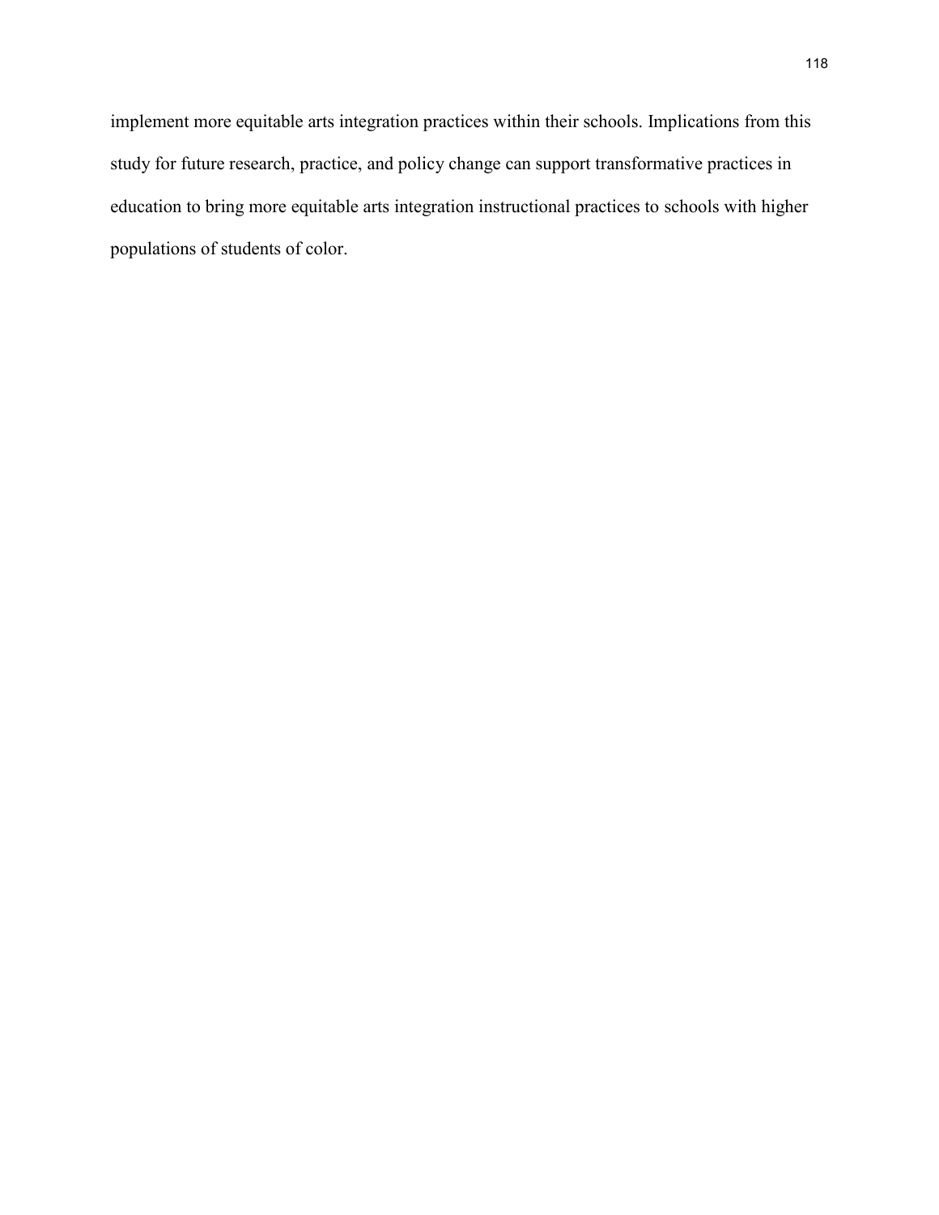implement more equitable arts integration practices within their schools. Implications from this study for future research, practice, and policy change can support transformative practices in education to bring more equitable arts integration instructional practices to schools with higher populations of students of color.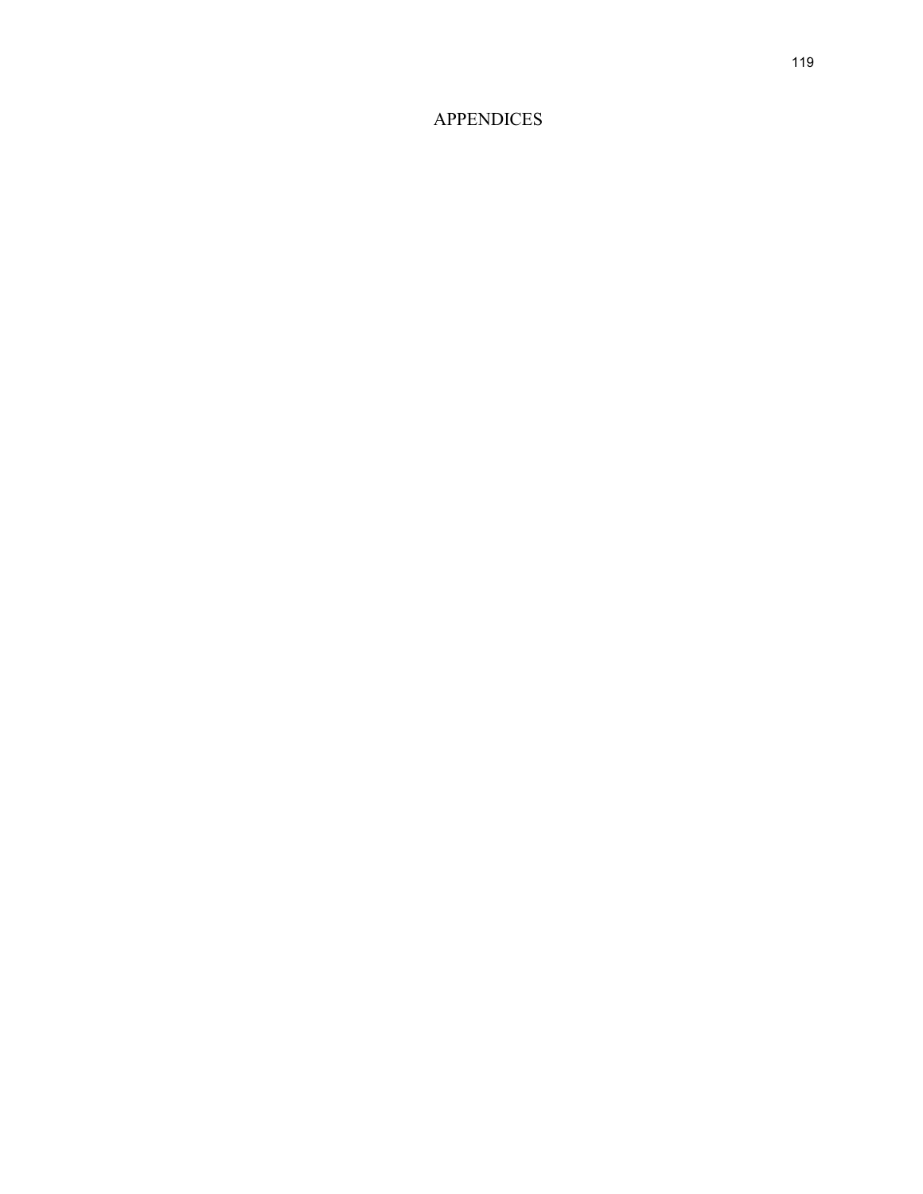# APPENDICES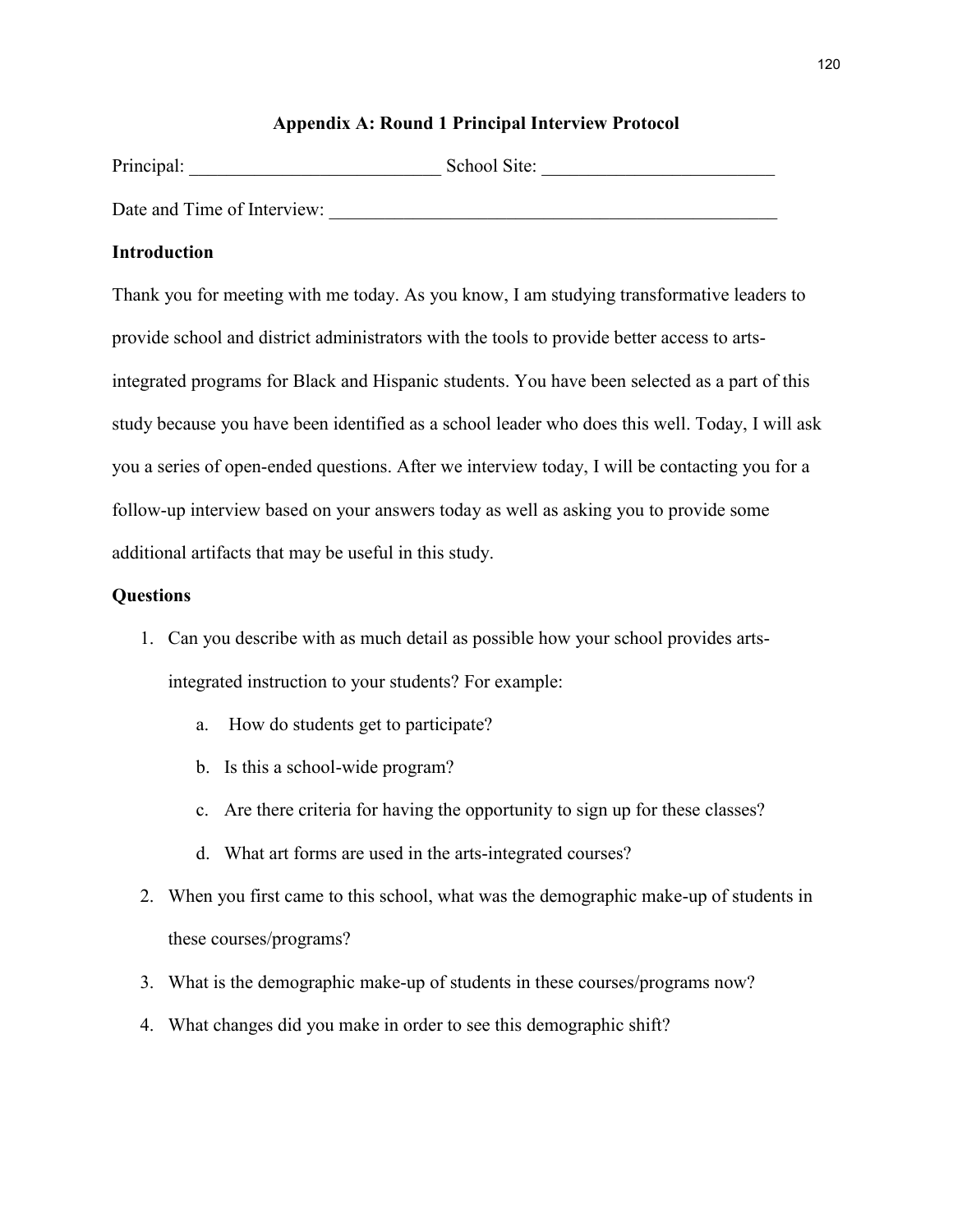# Appendix A: Round 1 Principal Interview Protocol

Principal: ___________________________ School Site: _________________________

Date and Time of Interview: __________________________________________________

## Introduction

Thank you for meeting with me today. As you know, I am studying transformative leaders to provide school and district administrators with the tools to provide better access to arts-integrated programs for Black and Hispanic students. You have been selected as a part of this study because you have been identified as a school leader who does this well. Today, I will ask you a series of open-ended questions. After we interview today, I will be contacting you for a follow-up interview based on your answers today as well as asking you to provide some additional artifacts that may be useful in this study.

## Questions

1. Can you describe with as much detail as possible how your school provides arts-integrated instruction to your students? For example:
    a. How do students get to participate?
    b. Is this a school-wide program?
    c. Are there criteria for having the opportunity to sign up for these classes?
    d. What art forms are used in the arts-integrated courses?
2. When you first came to this school, what was the demographic make-up of students in these courses/programs?
3. What is the demographic make-up of students in these courses/programs now?
4. What changes did you make in order to see this demographic shift?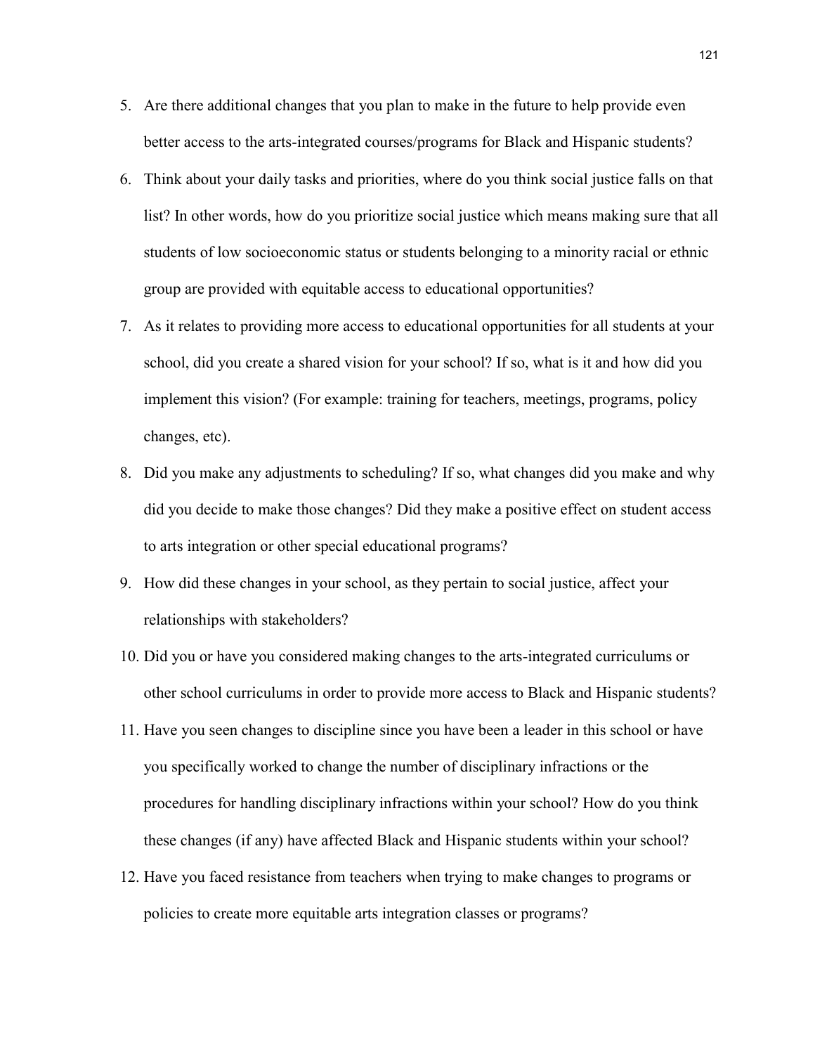5. Are there additional changes that you plan to make in the future to help provide even better access to the arts-integrated courses/programs for Black and Hispanic students?
6. Think about your daily tasks and priorities, where do you think social justice falls on that list? In other words, how do you prioritize social justice which means making sure that all students of low socioeconomic status or students belonging to a minority racial or ethnic group are provided with equitable access to educational opportunities?
7. As it relates to providing more access to educational opportunities for all students at your school, did you create a shared vision for your school? If so, what is it and how did you implement this vision? (For example: training for teachers, meetings, programs, policy changes, etc).
8. Did you make any adjustments to scheduling? If so, what changes did you make and why did you decide to make those changes? Did they make a positive effect on student access to arts integration or other special educational programs?
9. How did these changes in your school, as they pertain to social justice, affect your relationships with stakeholders?
10. Did you or have you considered making changes to the arts-integrated curriculums or other school curriculums in order to provide more access to Black and Hispanic students?
11. Have you seen changes to discipline since you have been a leader in this school or have you specifically worked to change the number of disciplinary infractions or the procedures for handling disciplinary infractions within your school? How do you think these changes (if any) have affected Black and Hispanic students within your school?
12. Have you faced resistance from teachers when trying to make changes to programs or policies to create more equitable arts integration classes or programs?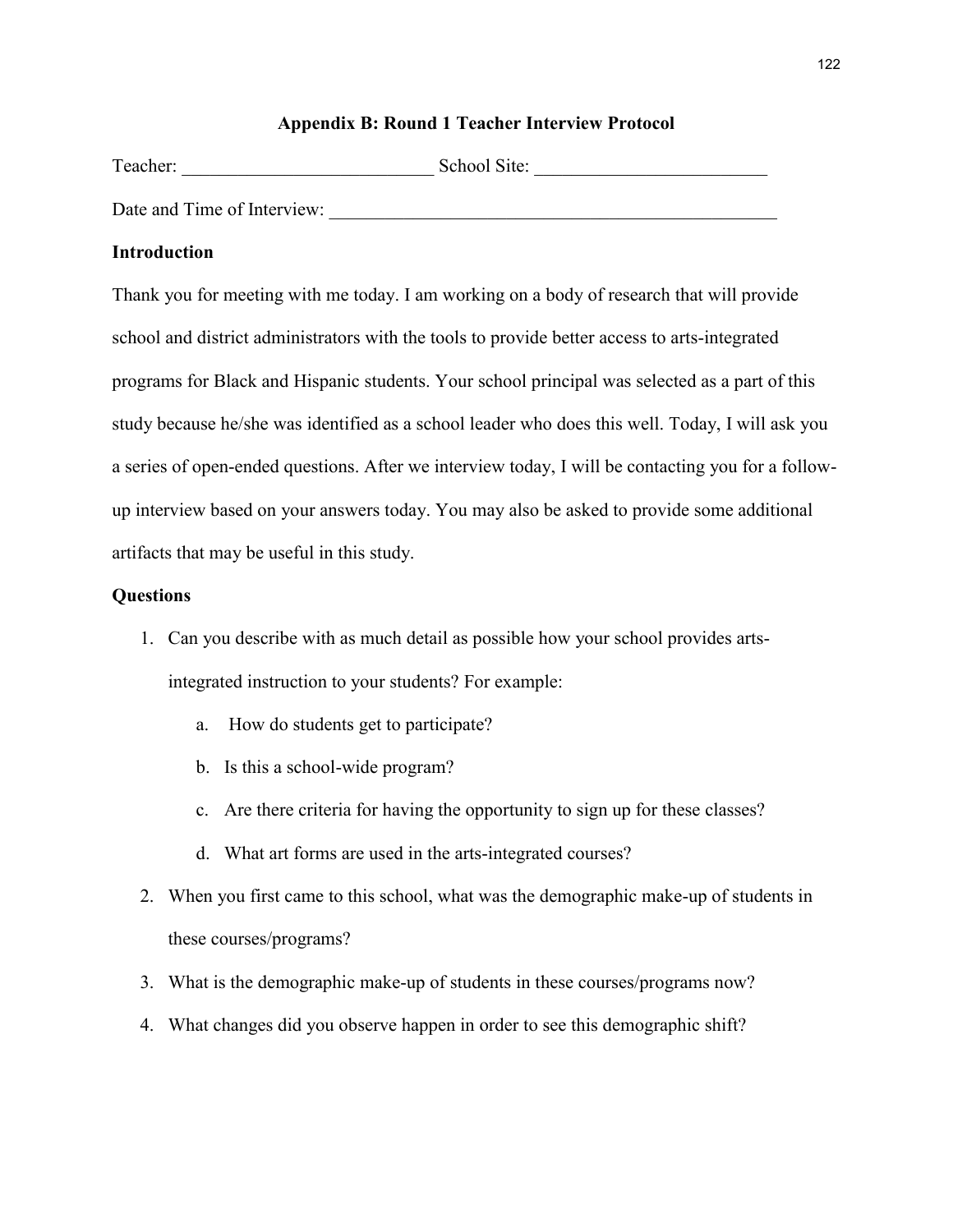## Appendix B: Round 1 Teacher Interview Protocol

Teacher: ___________________________ School Site: _________________________

Date and Time of Interview: ___________________________________________________

### Introduction

Thank you for meeting with me today. I am working on a body of research that will provide school and district administrators with the tools to provide better access to arts-integrated programs for Black and Hispanic students. Your school principal was selected as a part of this study because he/she was identified as a school leader who does this well. Today, I will ask you a series of open-ended questions. After we interview today, I will be contacting you for a follow-up interview based on your answers today. You may also be asked to provide some additional artifacts that may be useful in this study.

### Questions

1. Can you describe with as much detail as possible how your school provides arts-integrated instruction to your students? For example:
   a. How do students get to participate?
   b. Is this a school-wide program?
   c. Are there criteria for having the opportunity to sign up for these classes?
   d. What art forms are used in the arts-integrated courses?
2. When you first came to this school, what was the demographic make-up of students in these courses/programs?
3. What is the demographic make-up of students in these courses/programs now?
4. What changes did you observe happen in order to see this demographic shift?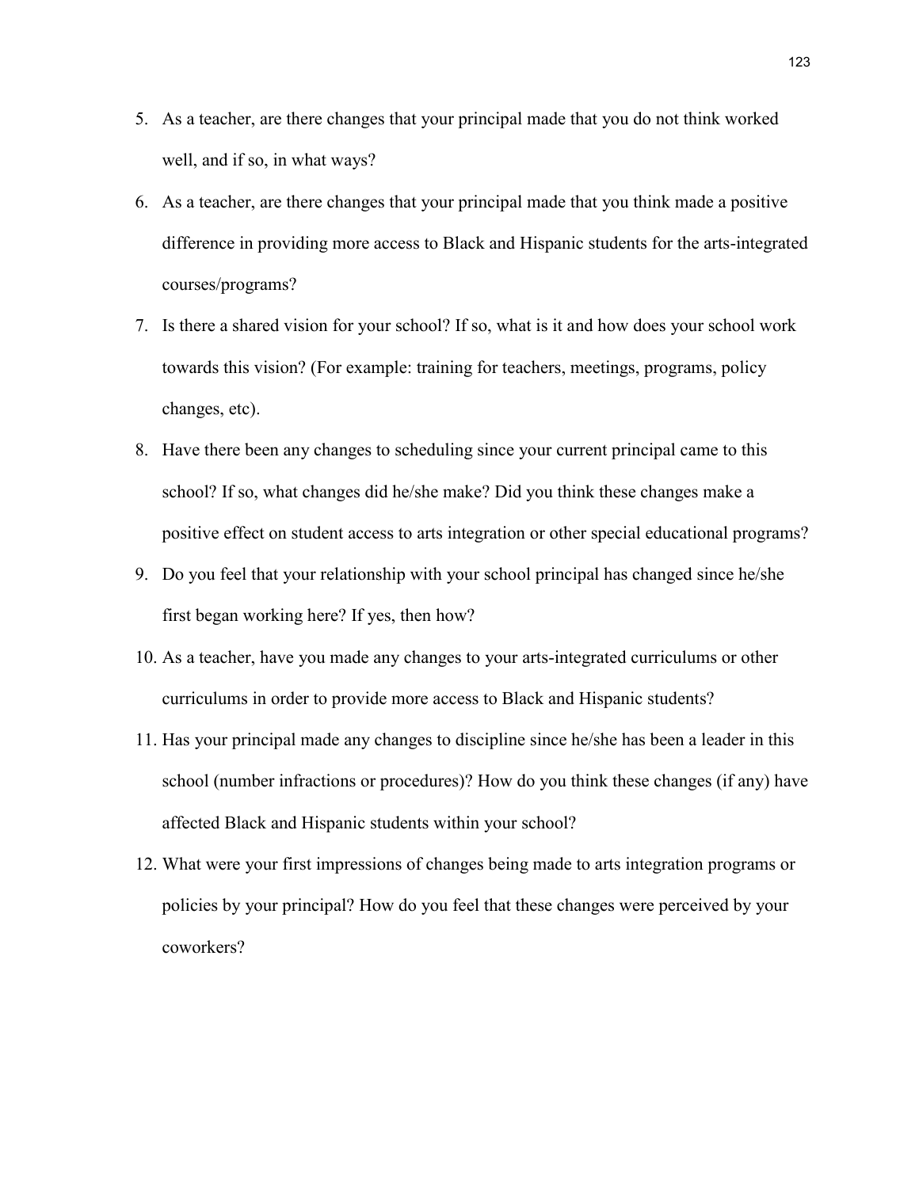5. As a teacher, are there changes that your principal made that you do not think worked well, and if so, in what ways?
6. As a teacher, are there changes that your principal made that you think made a positive difference in providing more access to Black and Hispanic students for the arts-integrated courses/programs?
7. Is there a shared vision for your school? If so, what is it and how does your school work towards this vision? (For example: training for teachers, meetings, programs, policy changes, etc).
8. Have there been any changes to scheduling since your current principal came to this school? If so, what changes did he/she make? Did you think these changes make a positive effect on student access to arts integration or other special educational programs?
9. Do you feel that your relationship with your school principal has changed since he/she first began working here? If yes, then how?
10. As a teacher, have you made any changes to your arts-integrated curriculums or other curriculums in order to provide more access to Black and Hispanic students?
11. Has your principal made any changes to discipline since he/she has been a leader in this school (number infractions or procedures)? How do you think these changes (if any) have affected Black and Hispanic students within your school?
12. What were your first impressions of changes being made to arts integration programs or policies by your principal? How do you feel that these changes were perceived by your coworkers?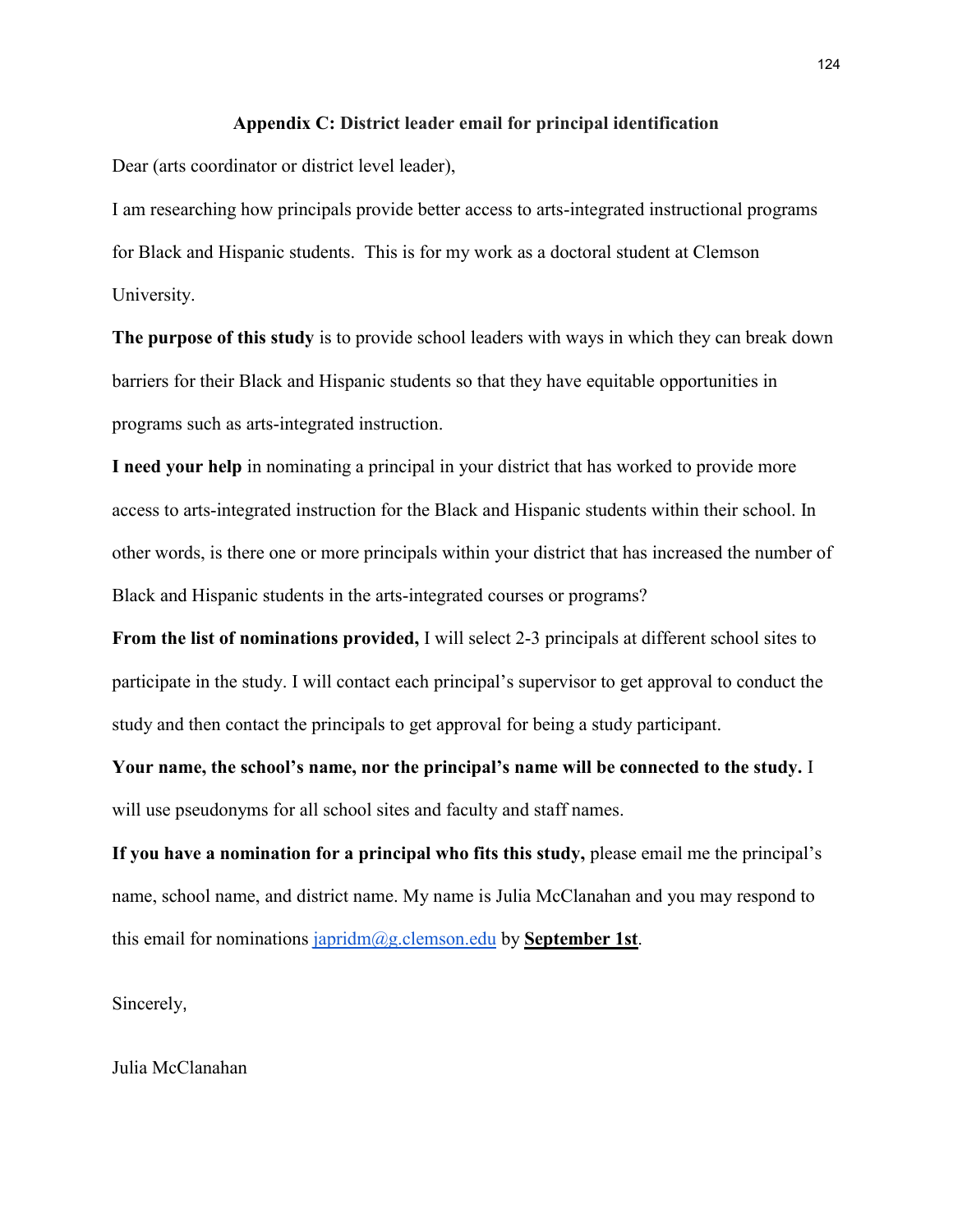## Appendix C: District leader email for principal identification

Dear (arts coordinator or district level leader),

I am researching how principals provide better access to arts-integrated instructional programs for Black and Hispanic students. This is for my work as a doctoral student at Clemson University.

**The purpose of this study** is to provide school leaders with ways in which they can break down barriers for their Black and Hispanic students so that they have equitable opportunities in programs such as arts-integrated instruction.

**I need your help** in nominating a principal in your district that has worked to provide more access to arts-integrated instruction for the Black and Hispanic students within their school. In other words, is there one or more principals within your district that has increased the number of Black and Hispanic students in the arts-integrated courses or programs?

**From the list of nominations provided,** I will select 2-3 principals at different school sites to participate in the study. I will contact each principal's supervisor to get approval to conduct the study and then contact the principals to get approval for being a study participant.

**Your name, the school's name, nor the principal's name will be connected to the study.** I will use pseudonyms for all school sites and faculty and staff names.

**If you have a nomination for a principal who fits this study,** please email me the principal's name, school name, and district name. My name is Julia McClanahan and you may respond to this email for nominations japridm@g.clemson.edu by **September 1st**.

Sincerely,

Julia McClanahan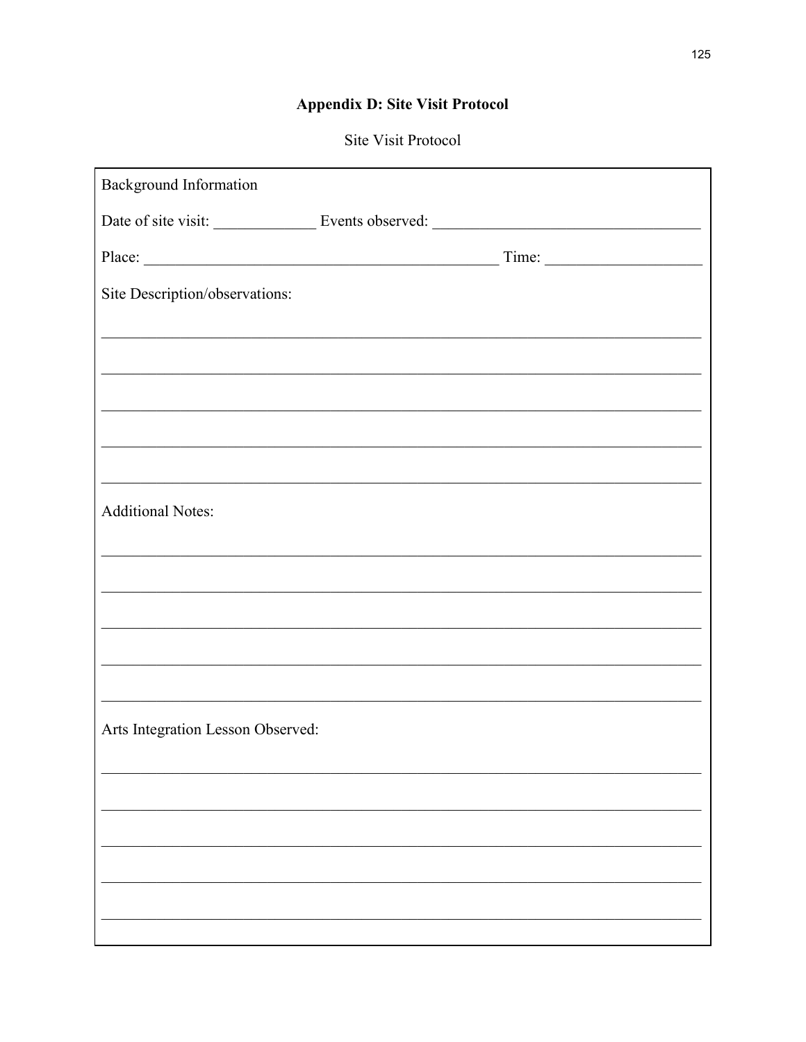# Appendix D: Site Visit Protocol

Site Visit Protocol

Background Information

Date of site visit: _____________ Events observed: _________________________________

Place: _____________________________________________ Time: ___________________

Site Description/observations:

_____________________________________________________________________________

_____________________________________________________________________________

_____________________________________________________________________________

_____________________________________________________________________________

_____________________________________________________________________________

Additional Notes:

_____________________________________________________________________________

_____________________________________________________________________________

_____________________________________________________________________________

_____________________________________________________________________________

_____________________________________________________________________________

Arts Integration Lesson Observed:

_____________________________________________________________________________

_____________________________________________________________________________

_____________________________________________________________________________

_____________________________________________________________________________

_____________________________________________________________________________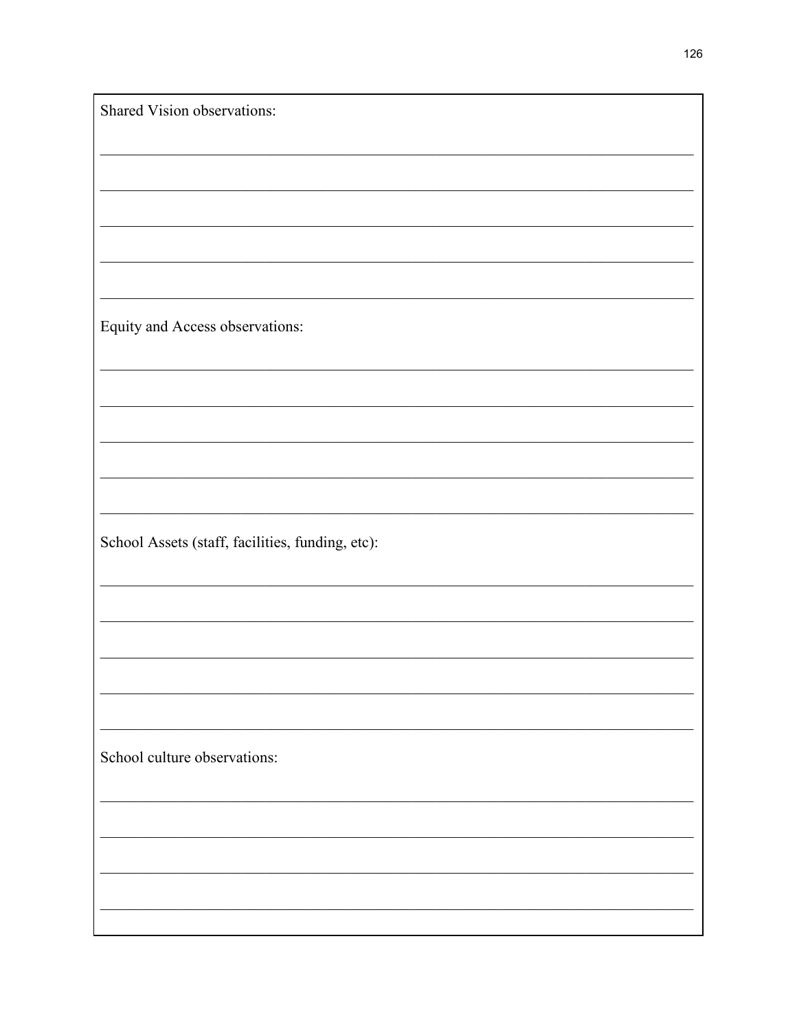Shared Vision observations:

\_\_\_\_\_\_\_\_\_\_\_\_\_\_\_\_\_\_\_\_\_\_\_\_\_\_\_\_\_\_\_\_\_\_\_\_\_\_\_\_\_\_\_\_\_\_\_\_\_\_\_\_\_\_\_\_\_\_\_\_\_\_\_\_\_\_\_\_\_\_

\_\_\_\_\_\_\_\_\_\_\_\_\_\_\_\_\_\_\_\_\_\_\_\_\_\_\_\_\_\_\_\_\_\_\_\_\_\_\_\_\_\_\_\_\_\_\_\_\_\_\_\_\_\_\_\_\_\_\_\_\_\_\_\_\_\_\_\_\_\_

\_\_\_\_\_\_\_\_\_\_\_\_\_\_\_\_\_\_\_\_\_\_\_\_\_\_\_\_\_\_\_\_\_\_\_\_\_\_\_\_\_\_\_\_\_\_\_\_\_\_\_\_\_\_\_\_\_\_\_\_\_\_\_\_\_\_\_\_\_\_

\_\_\_\_\_\_\_\_\_\_\_\_\_\_\_\_\_\_\_\_\_\_\_\_\_\_\_\_\_\_\_\_\_\_\_\_\_\_\_\_\_\_\_\_\_\_\_\_\_\_\_\_\_\_\_\_\_\_\_\_\_\_\_\_\_\_\_\_\_\_

\_\_\_\_\_\_\_\_\_\_\_\_\_\_\_\_\_\_\_\_\_\_\_\_\_\_\_\_\_\_\_\_\_\_\_\_\_\_\_\_\_\_\_\_\_\_\_\_\_\_\_\_\_\_\_\_\_\_\_\_\_\_\_\_\_\_\_\_\_\_

Equity and Access observations:

\_\_\_\_\_\_\_\_\_\_\_\_\_\_\_\_\_\_\_\_\_\_\_\_\_\_\_\_\_\_\_\_\_\_\_\_\_\_\_\_\_\_\_\_\_\_\_\_\_\_\_\_\_\_\_\_\_\_\_\_\_\_\_\_\_\_\_\_\_\_

\_\_\_\_\_\_\_\_\_\_\_\_\_\_\_\_\_\_\_\_\_\_\_\_\_\_\_\_\_\_\_\_\_\_\_\_\_\_\_\_\_\_\_\_\_\_\_\_\_\_\_\_\_\_\_\_\_\_\_\_\_\_\_\_\_\_\_\_\_\_

\_\_\_\_\_\_\_\_\_\_\_\_\_\_\_\_\_\_\_\_\_\_\_\_\_\_\_\_\_\_\_\_\_\_\_\_\_\_\_\_\_\_\_\_\_\_\_\_\_\_\_\_\_\_\_\_\_\_\_\_\_\_\_\_\_\_\_\_\_\_

\_\_\_\_\_\_\_\_\_\_\_\_\_\_\_\_\_\_\_\_\_\_\_\_\_\_\_\_\_\_\_\_\_\_\_\_\_\_\_\_\_\_\_\_\_\_\_\_\_\_\_\_\_\_\_\_\_\_\_\_\_\_\_\_\_\_\_\_\_\_

\_\_\_\_\_\_\_\_\_\_\_\_\_\_\_\_\_\_\_\_\_\_\_\_\_\_\_\_\_\_\_\_\_\_\_\_\_\_\_\_\_\_\_\_\_\_\_\_\_\_\_\_\_\_\_\_\_\_\_\_\_\_\_\_\_\_\_\_\_\_

School Assets (staff, facilities, funding, etc):

\_\_\_\_\_\_\_\_\_\_\_\_\_\_\_\_\_\_\_\_\_\_\_\_\_\_\_\_\_\_\_\_\_\_\_\_\_\_\_\_\_\_\_\_\_\_\_\_\_\_\_\_\_\_\_\_\_\_\_\_\_\_\_\_\_\_\_\_\_\_

\_\_\_\_\_\_\_\_\_\_\_\_\_\_\_\_\_\_\_\_\_\_\_\_\_\_\_\_\_\_\_\_\_\_\_\_\_\_\_\_\_\_\_\_\_\_\_\_\_\_\_\_\_\_\_\_\_\_\_\_\_\_\_\_\_\_\_\_\_\_

\_\_\_\_\_\_\_\_\_\_\_\_\_\_\_\_\_\_\_\_\_\_\_\_\_\_\_\_\_\_\_\_\_\_\_\_\_\_\_\_\_\_\_\_\_\_\_\_\_\_\_\_\_\_\_\_\_\_\_\_\_\_\_\_\_\_\_\_\_\_

\_\_\_\_\_\_\_\_\_\_\_\_\_\_\_\_\_\_\_\_\_\_\_\_\_\_\_\_\_\_\_\_\_\_\_\_\_\_\_\_\_\_\_\_\_\_\_\_\_\_\_\_\_\_\_\_\_\_\_\_\_\_\_\_\_\_\_\_\_\_

\_\_\_\_\_\_\_\_\_\_\_\_\_\_\_\_\_\_\_\_\_\_\_\_\_\_\_\_\_\_\_\_\_\_\_\_\_\_\_\_\_\_\_\_\_\_\_\_\_\_\_\_\_\_\_\_\_\_\_\_\_\_\_\_\_\_\_\_\_\_

School culture observations:

\_\_\_\_\_\_\_\_\_\_\_\_\_\_\_\_\_\_\_\_\_\_\_\_\_\_\_\_\_\_\_\_\_\_\_\_\_\_\_\_\_\_\_\_\_\_\_\_\_\_\_\_\_\_\_\_\_\_\_\_\_\_\_\_\_\_\_\_\_\_

\_\_\_\_\_\_\_\_\_\_\_\_\_\_\_\_\_\_\_\_\_\_\_\_\_\_\_\_\_\_\_\_\_\_\_\_\_\_\_\_\_\_\_\_\_\_\_\_\_\_\_\_\_\_\_\_\_\_\_\_\_\_\_\_\_\_\_\_\_\_

\_\_\_\_\_\_\_\_\_\_\_\_\_\_\_\_\_\_\_\_\_\_\_\_\_\_\_\_\_\_\_\_\_\_\_\_\_\_\_\_\_\_\_\_\_\_\_\_\_\_\_\_\_\_\_\_\_\_\_\_\_\_\_\_\_\_\_\_\_\_

\_\_\_\_\_\_\_\_\_\_\_\_\_\_\_\_\_\_\_\_\_\_\_\_\_\_\_\_\_\_\_\_\_\_\_\_\_\_\_\_\_\_\_\_\_\_\_\_\_\_\_\_\_\_\_\_\_\_\_\_\_\_\_\_\_\_\_\_\_\_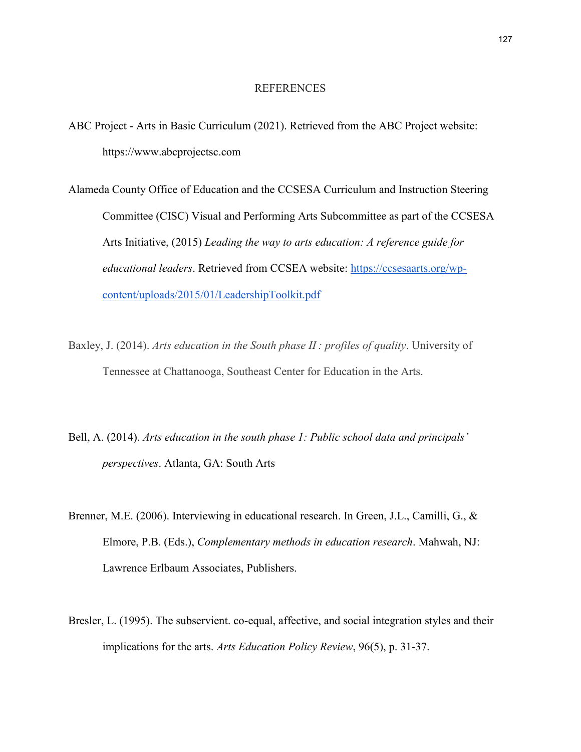# REFERENCES

ABC Project - Arts in Basic Curriculum (2021). Retrieved from the ABC Project website: https://www.abcprojectsc.com

Alameda County Office of Education and the CCSESA Curriculum and Instruction Steering Committee (CISC) Visual and Performing Arts Subcommittee as part of the CCSESA Arts Initiative, (2015) *Leading the way to arts education: A reference guide for educational leaders*. Retrieved from CCSEA website: https://ccsesaarts.org/wp-content/uploads/2015/01/LeadershipToolkit.pdf

Baxley, J. (2014). *Arts education in the South phase II : profiles of quality*. University of Tennessee at Chattanooga, Southeast Center for Education in the Arts.

Bell, A. (2014). *Arts education in the south phase 1: Public school data and principals' perspectives*. Atlanta, GA: South Arts

Brenner, M.E. (2006). Interviewing in educational research. In Green, J.L., Camilli, G., & Elmore, P.B. (Eds.), *Complementary methods in education research*. Mahwah, NJ: Lawrence Erlbaum Associates, Publishers.

Bresler, L. (1995). The subservient. co-equal, affective, and social integration styles and their implications for the arts. *Arts Education Policy Review*, 96(5), p. 31-37.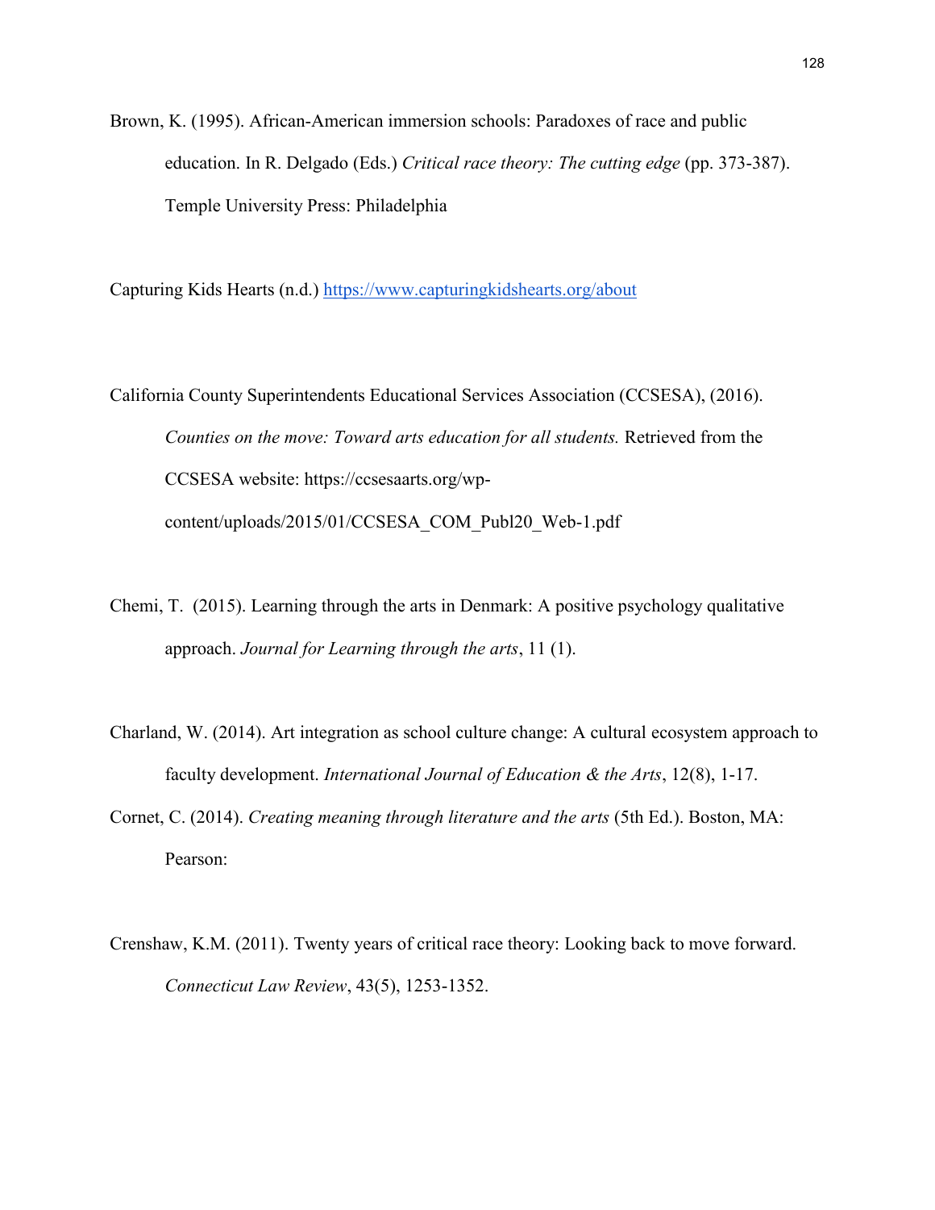Brown, K. (1995). African-American immersion schools: Paradoxes of race and public education. In R. Delgado (Eds.) *Critical race theory: The cutting edge* (pp. 373-387). Temple University Press: Philadelphia

Capturing Kids Hearts (n.d.) https://www.capturingkidshearts.org/about

California County Superintendents Educational Services Association (CCSESA), (2016). *Counties on the move: Toward arts education for all students.* Retrieved from the CCSESA website: https://ccsesaarts.org/wp-content/uploads/2015/01/CCSESA_COM_Publ20_Web-1.pdf

Chemi, T. (2015). Learning through the arts in Denmark: A positive psychology qualitative approach. *Journal for Learning through the arts*, 11 (1).

Charland, W. (2014). Art integration as school culture change: A cultural ecosystem approach to faculty development. *International Journal of Education & the Arts*, 12(8), 1-17.

Cornet, C. (2014). *Creating meaning through literature and the arts* (5th Ed.). Boston, MA: Pearson:

Crenshaw, K.M. (2011). Twenty years of critical race theory: Looking back to move forward. *Connecticut Law Review*, 43(5), 1253-1352.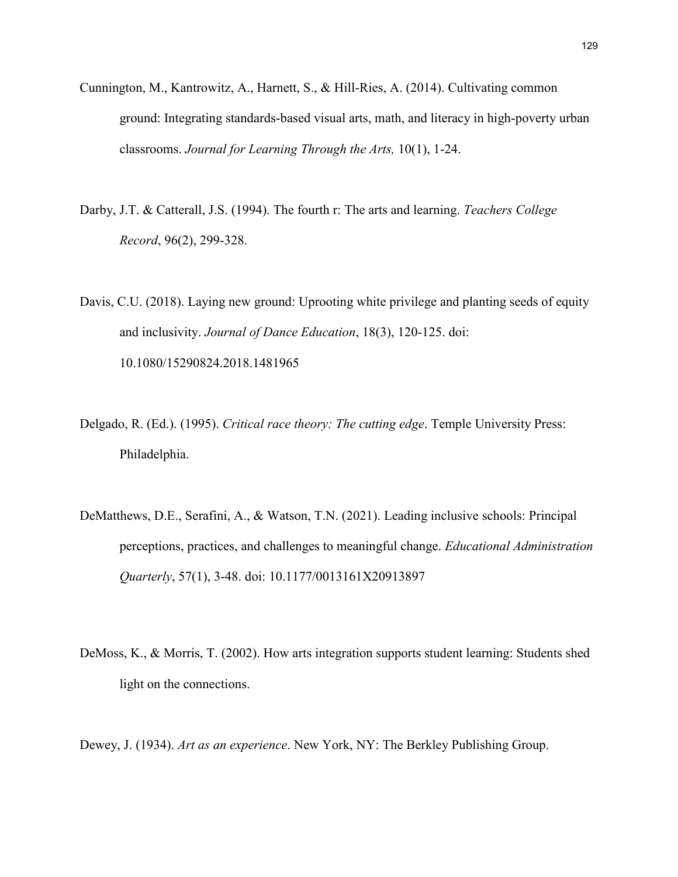Cunnington, M., Kantrowitz, A., Harnett, S., & Hill-Ries, A. (2014). Cultivating common ground: Integrating standards-based visual arts, math, and literacy in high-poverty urban classrooms. *Journal for Learning Through the Arts,* 10(1), 1-24.

Darby, J.T. & Catterall, J.S. (1994). The fourth r: The arts and learning. *Teachers College Record*, 96(2), 299-328.

Davis, C.U. (2018). Laying new ground: Uprooting white privilege and planting seeds of equity and inclusivity. *Journal of Dance Education*, 18(3), 120-125. doi: 10.1080/15290824.2018.1481965

Delgado, R. (Ed.). (1995). *Critical race theory: The cutting edge*. Temple University Press: Philadelphia.

DeMatthews, D.E., Serafini, A., & Watson, T.N. (2021). Leading inclusive schools: Principal perceptions, practices, and challenges to meaningful change. *Educational Administration Quarterly*, 57(1), 3-48. doi: 10.1177/0013161X20913897

DeMoss, K., & Morris, T. (2002). How arts integration supports student learning: Students shed light on the connections.

Dewey, J. (1934). *Art as an experience*. New York, NY: The Berkley Publishing Group.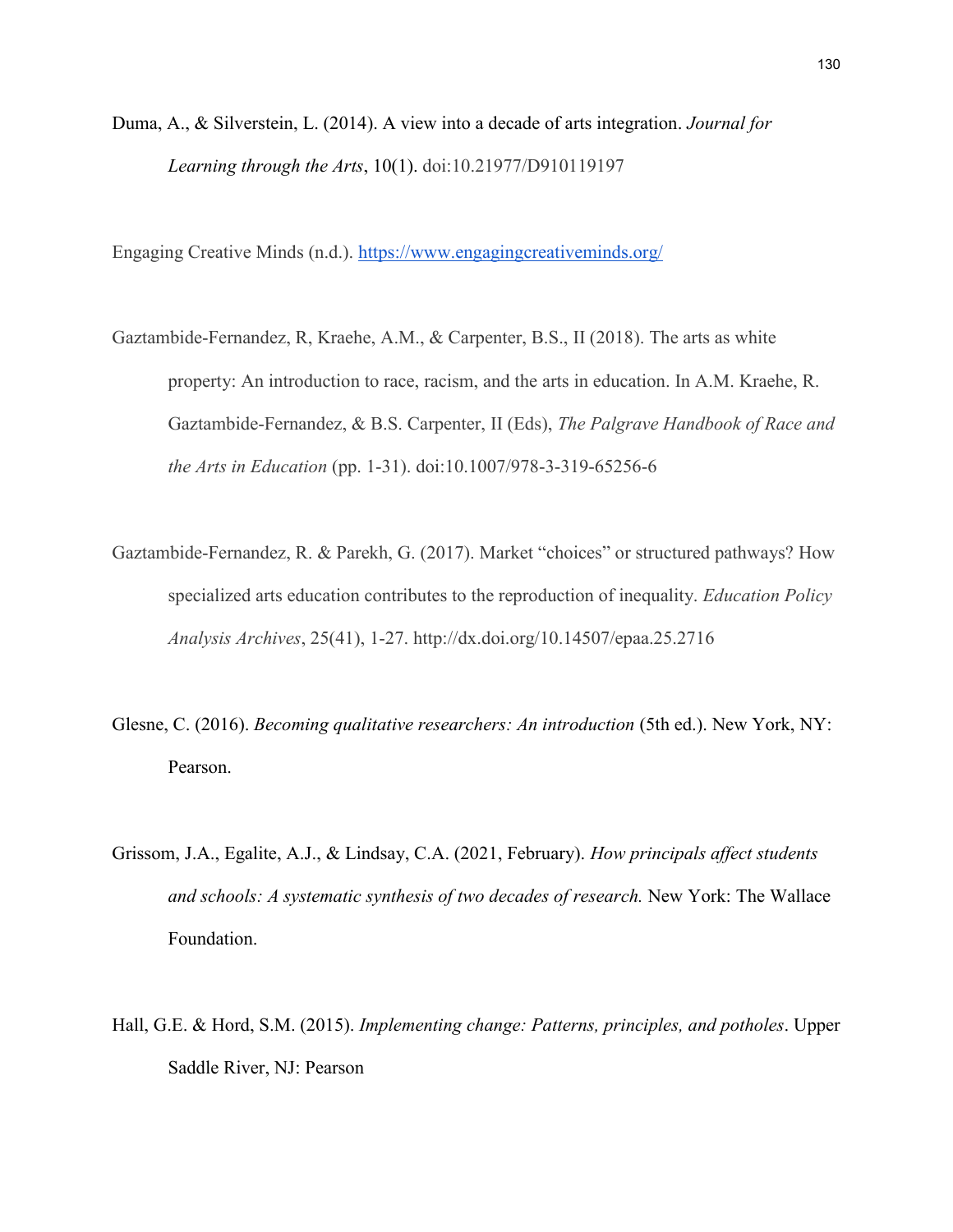Duma, A., & Silverstein, L. (2014). A view into a decade of arts integration. *Journal for Learning through the Arts*, 10(1). doi:10.21977/D910119197

Engaging Creative Minds (n.d.). [https://www.engagingcreativeminds.org/](https://www.engagingcreativeminds.org/)

Gaztambide-Fernandez, R, Kraehe, A.M., & Carpenter, B.S., II (2018). The arts as white property: An introduction to race, racism, and the arts in education. In A.M. Kraehe, R. Gaztambide-Fernandez, & B.S. Carpenter, II (Eds), *The Palgrave Handbook of Race and the Arts in Education* (pp. 1-31). doi:10.1007/978-3-319-65256-6

Gaztambide-Fernandez, R. & Parekh, G. (2017). Market "choices" or structured pathways? How specialized arts education contributes to the reproduction of inequality. *Education Policy Analysis Archives*, 25(41), 1-27. http://dx.doi.org/10.14507/epaa.25.2716

Glesne, C. (2016). *Becoming qualitative researchers: An introduction* (5th ed.). New York, NY: Pearson.

Grissom, J.A., Egalite, A.J., & Lindsay, C.A. (2021, February). *How principals affect students and schools: A systematic synthesis of two decades of research.* New York: The Wallace Foundation.

Hall, G.E. & Hord, S.M. (2015). *Implementing change: Patterns, principles, and potholes*. Upper Saddle River, NJ: Pearson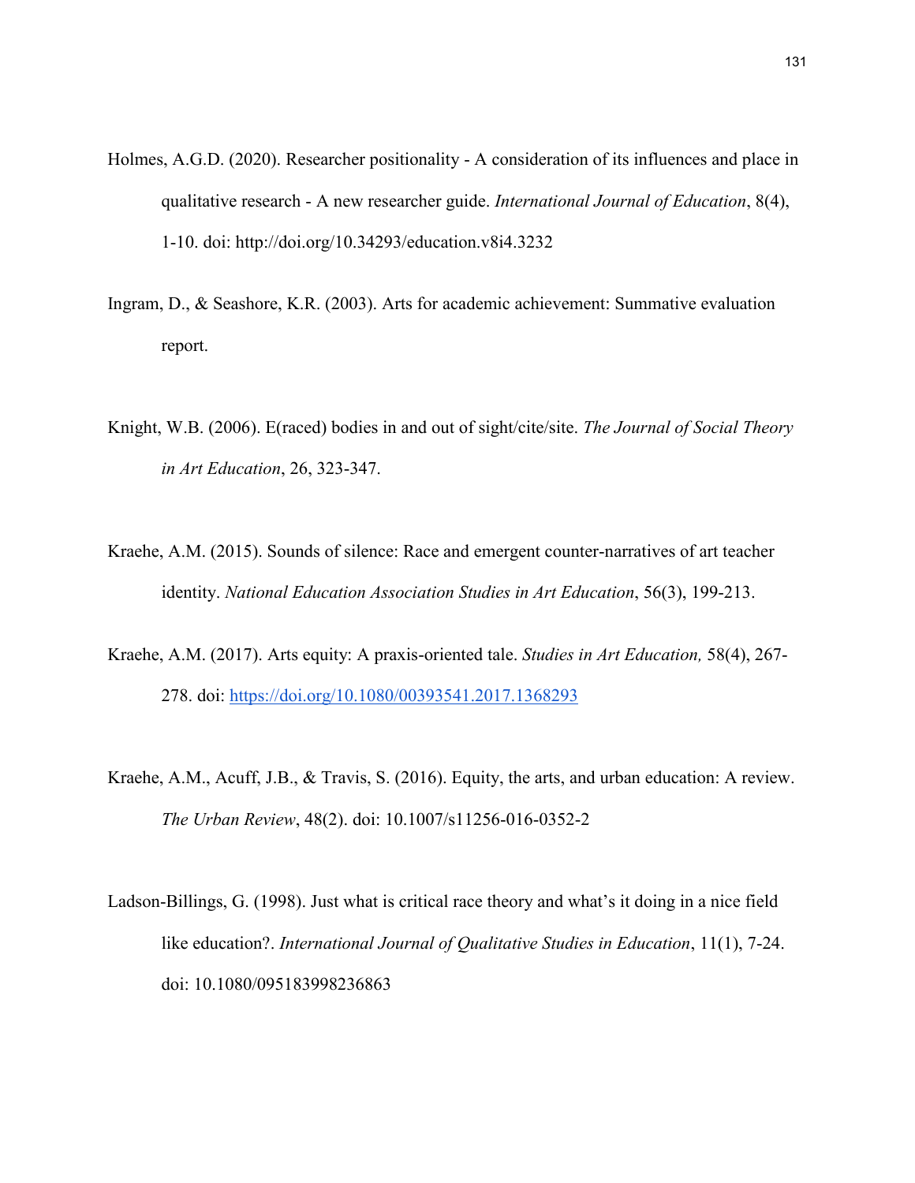Holmes, A.G.D. (2020). Researcher positionality - A consideration of its influences and place in qualitative research - A new researcher guide. *International Journal of Education*, 8(4), 1-10. doi: http://doi.org/10.34293/education.v8i4.3232

Ingram, D., & Seashore, K.R. (2003). Arts for academic achievement: Summative evaluation report.

Knight, W.B. (2006). E(raced) bodies in and out of sight/cite/site. *The Journal of Social Theory in Art Education*, 26, 323-347.

Kraehe, A.M. (2015). Sounds of silence: Race and emergent counter-narratives of art teacher identity. *National Education Association Studies in Art Education*, 56(3), 199-213.

Kraehe, A.M. (2017). Arts equity: A praxis-oriented tale. *Studies in Art Education,* 58(4), 267-278. doi: https://doi.org/10.1080/00393541.2017.1368293

Kraehe, A.M., Acuff, J.B., & Travis, S. (2016). Equity, the arts, and urban education: A review. *The Urban Review*, 48(2). doi: 10.1007/s11256-016-0352-2

Ladson-Billings, G. (1998). Just what is critical race theory and what's it doing in a nice field like education?. *International Journal of Qualitative Studies in Education*, 11(1), 7-24. doi: 10.1080/095183998236863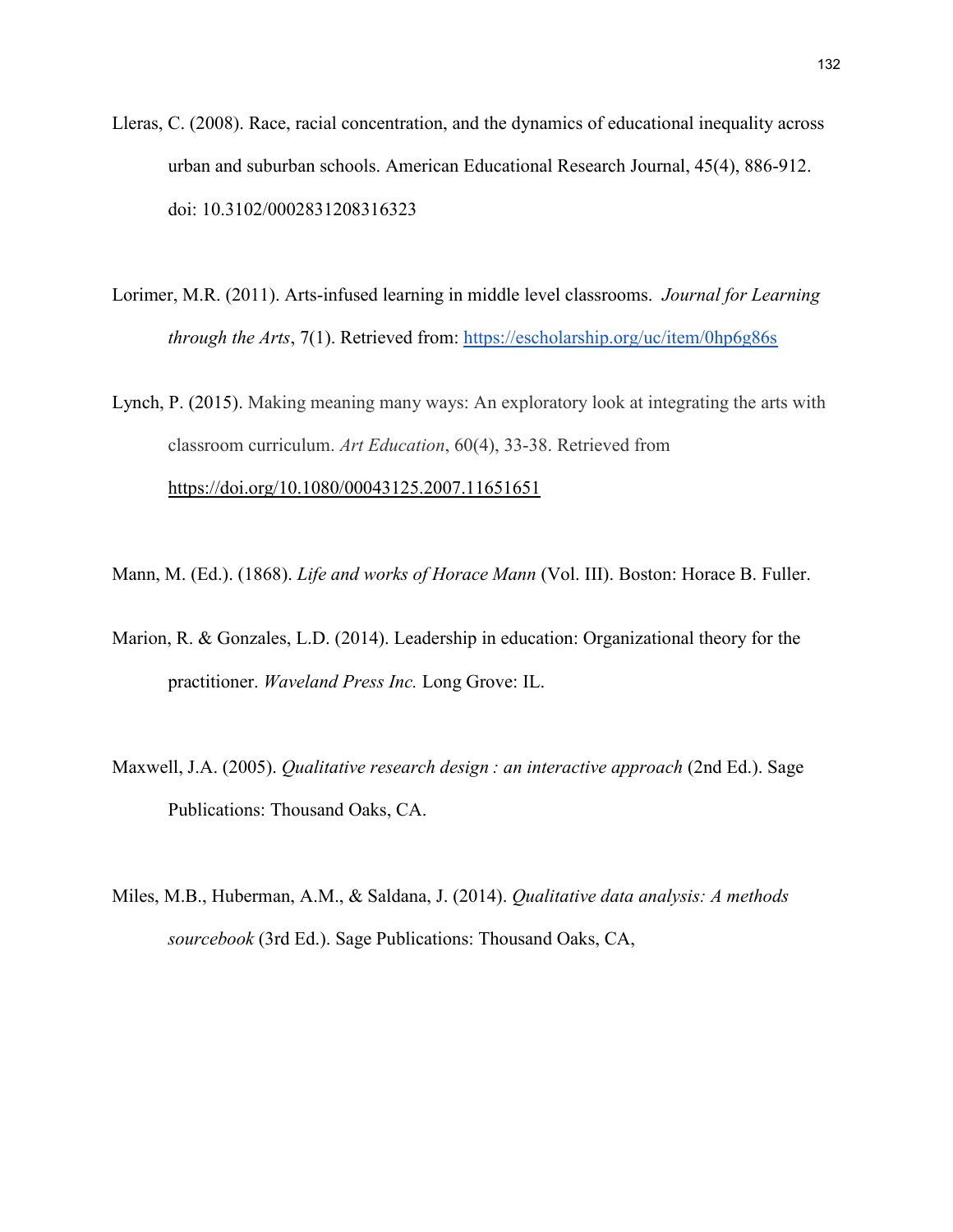Lleras, C. (2008). Race, racial concentration, and the dynamics of educational inequality across urban and suburban schools. American Educational Research Journal, 45(4), 886-912. doi: 10.3102/0002831208316323

Lorimer, M.R. (2011). Arts-infused learning in middle level classrooms. *Journal for Learning through the Arts*, 7(1). Retrieved from: https://escholarship.org/uc/item/0hp6g86s

Lynch, P. (2015). Making meaning many ways: An exploratory look at integrating the arts with classroom curriculum. *Art Education*, 60(4), 33-38. Retrieved from https://doi.org/10.1080/00043125.2007.11651651

Mann, M. (Ed.). (1868). *Life and works of Horace Mann* (Vol. III). Boston: Horace B. Fuller.

Marion, R. & Gonzales, L.D. (2014). Leadership in education: Organizational theory for the practitioner. *Waveland Press Inc.* Long Grove: IL.

Maxwell, J.A. (2005). *Qualitative research design : an interactive approach* (2nd Ed.). Sage Publications: Thousand Oaks, CA.

Miles, M.B., Huberman, A.M., & Saldana, J. (2014). *Qualitative data analysis: A methods sourcebook* (3rd Ed.). Sage Publications: Thousand Oaks, CA,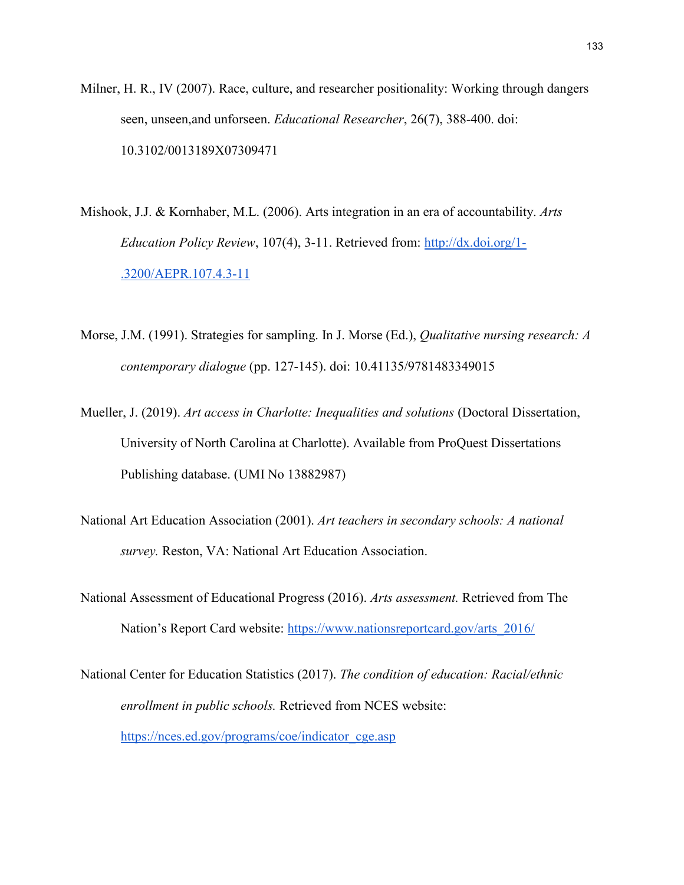Milner, H. R., IV (2007). Race, culture, and researcher positionality: Working through dangers seen, unseen,and unforseen. *Educational Researcher*, 26(7), 388-400. doi: 10.3102/0013189X07309471

Mishook, J.J. & Kornhaber, M.L. (2006). Arts integration in an era of accountability. *Arts Education Policy Review*, 107(4), 3-11. Retrieved from: [http://dx.doi.org/1-.3200/AEPR.107.4.3-11](http://dx.doi.org/1-.3200/AEPR.107.4.3-11)

Morse, J.M. (1991). Strategies for sampling. In J. Morse (Ed.), *Qualitative nursing research: A contemporary dialogue* (pp. 127-145). doi: 10.41135/9781483349015

Mueller, J. (2019). *Art access in Charlotte: Inequalities and solutions* (Doctoral Dissertation, University of North Carolina at Charlotte). Available from ProQuest Dissertations Publishing database. (UMI No 13882987)

National Art Education Association (2001). *Art teachers in secondary schools: A national survey.* Reston, VA: National Art Education Association.

National Assessment of Educational Progress (2016). *Arts assessment.* Retrieved from The Nation's Report Card website: [https://www.nationsreportcard.gov/arts_2016/](https://www.nationsreportcard.gov/arts_2016/)

National Center for Education Statistics (2017). *The condition of education: Racial/ethnic enrollment in public schools.* Retrieved from NCES website: [https://nces.ed.gov/programs/coe/indicator_cge.asp](https://nces.ed.gov/programs/coe/indicator_cge.asp)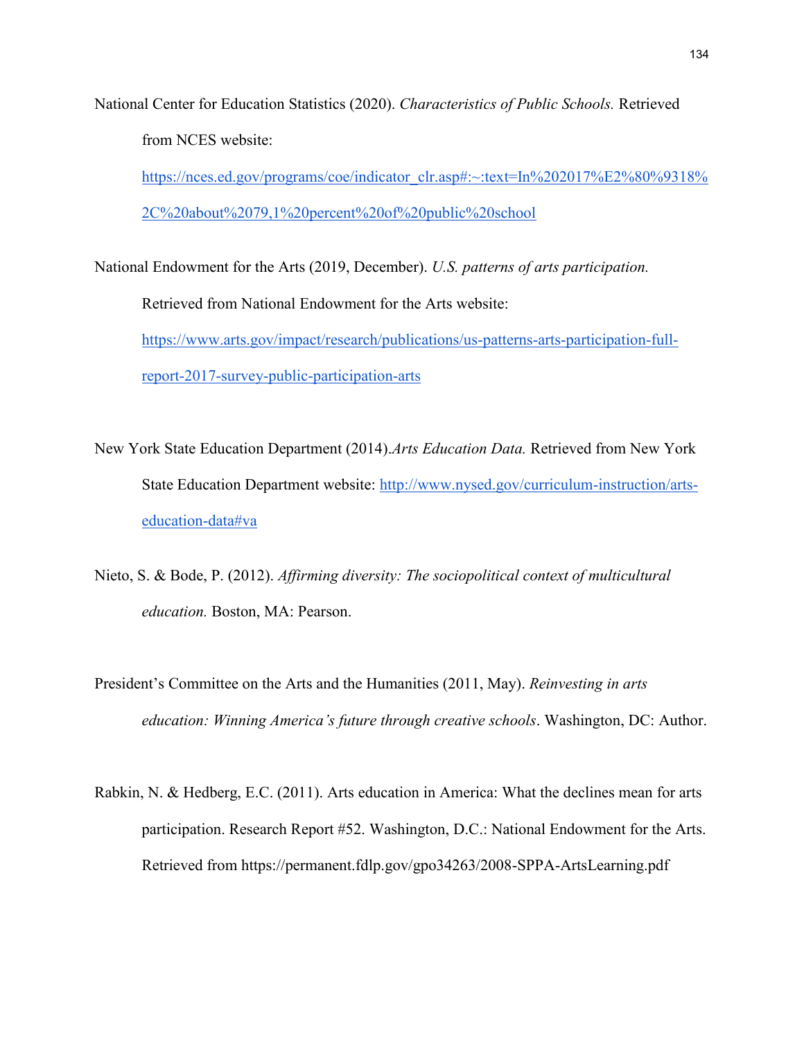National Center for Education Statistics (2020). *Characteristics of Public Schools.* Retrieved from NCES website: https://nces.ed.gov/programs/coe/indicator_clr.asp#:~:text=In%202017%E2%80%9318%2C%20about%2079,1%20percent%20of%20public%20school

National Endowment for the Arts (2019, December). *U.S. patterns of arts participation.* Retrieved from National Endowment for the Arts website: https://www.arts.gov/impact/research/publications/us-patterns-arts-participation-full-report-2017-survey-public-participation-arts

New York State Education Department (2014).*Arts Education Data.* Retrieved from New York State Education Department website: http://www.nysed.gov/curriculum-instruction/arts-education-data#va

Nieto, S. & Bode, P. (2012). *Affirming diversity: The sociopolitical context of multicultural education.* Boston, MA: Pearson.

President's Committee on the Arts and the Humanities (2011, May). *Reinvesting in arts education: Winning America's future through creative schools*. Washington, DC: Author.

Rabkin, N. & Hedberg, E.C. (2011). Arts education in America: What the declines mean for arts participation. Research Report #52. Washington, D.C.: National Endowment for the Arts. Retrieved from https://permanent.fdlp.gov/gpo34263/2008-SPPA-ArtsLearning.pdf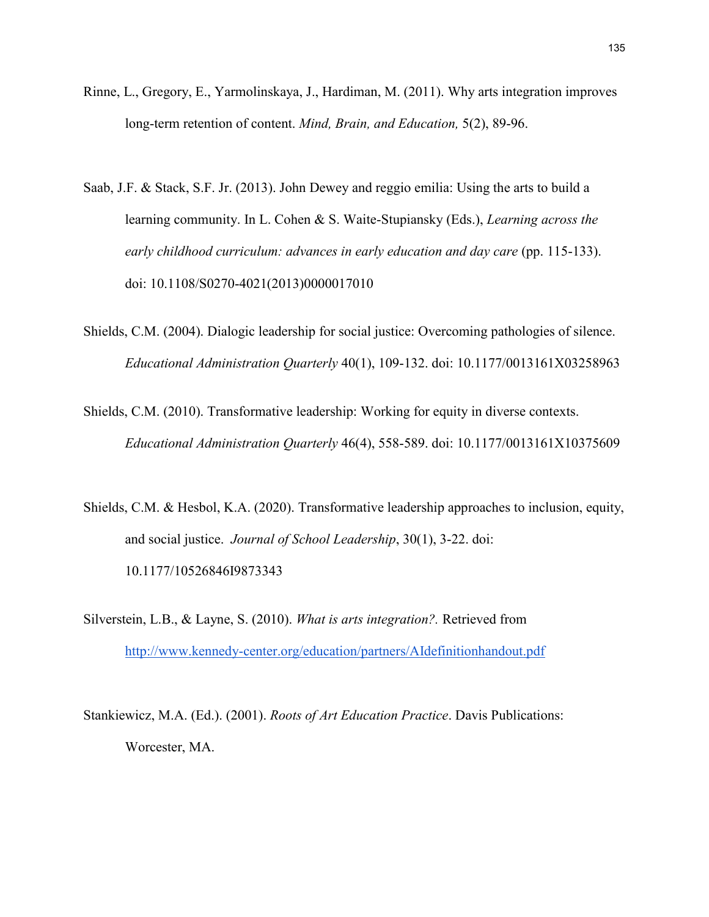Rinne, L., Gregory, E., Yarmolinskaya, J., Hardiman, M. (2011). Why arts integration improves long-term retention of content. *Mind, Brain, and Education,* 5(2), 89-96.

Saab, J.F. & Stack, S.F. Jr. (2013). John Dewey and reggio emilia: Using the arts to build a learning community. In L. Cohen & S. Waite-Stupiansky (Eds.), *Learning across the early childhood curriculum: advances in early education and day care* (pp. 115-133). doi: 10.1108/S0270-4021(2013)0000017010

Shields, C.M. (2004). Dialogic leadership for social justice: Overcoming pathologies of silence. *Educational Administration Quarterly* 40(1), 109-132. doi: 10.1177/0013161X03258963

Shields, C.M. (2010). Transformative leadership: Working for equity in diverse contexts. *Educational Administration Quarterly* 46(4), 558-589. doi: 10.1177/0013161X10375609

Shields, C.M. & Hesbol, K.A. (2020). Transformative leadership approaches to inclusion, equity, and social justice. *Journal of School Leadership*, 30(1), 3-22. doi: 10.1177/10526846I9873343

Silverstein, L.B., & Layne, S. (2010). *What is arts integration?.* Retrieved from http://www.kennedy-center.org/education/partners/AIdefinitionhandout.pdf

Stankiewicz, M.A. (Ed.). (2001). *Roots of Art Education Practice*. Davis Publications: Worcester, MA.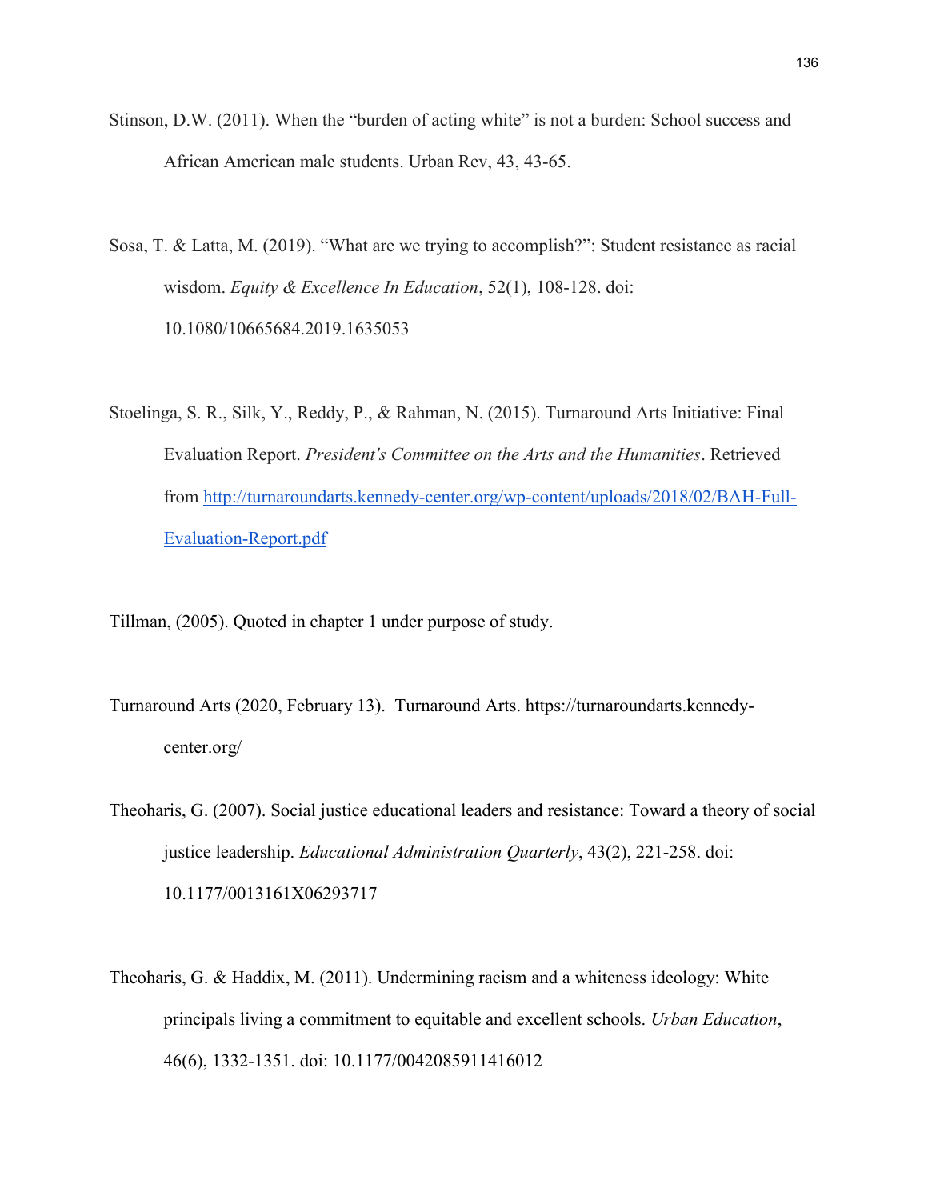Stinson, D.W. (2011). When the "burden of acting white" is not a burden: School success and African American male students. Urban Rev, 43, 43-65.

Sosa, T. & Latta, M. (2019). "What are we trying to accomplish?": Student resistance as racial wisdom. *Equity & Excellence In Education*, 52(1), 108-128. doi: 10.1080/10665684.2019.1635053

Stoelinga, S. R., Silk, Y., Reddy, P., & Rahman, N. (2015). Turnaround Arts Initiative: Final Evaluation Report. *President's Committee on the Arts and the Humanities*. Retrieved from [http://turnaroundarts.kennedy-center.org/wp-content/uploads/2018/02/BAH-Full-Evaluation-Report.pdf](http://turnaroundarts.kennedy-center.org/wp-content/uploads/2018/02/BAH-Full-Evaluation-Report.pdf)

Tillman, (2005). Quoted in chapter 1 under purpose of study.

Turnaround Arts (2020, February 13). Turnaround Arts. https://turnaroundarts.kennedy-center.org/

Theoharis, G. (2007). Social justice educational leaders and resistance: Toward a theory of social justice leadership. *Educational Administration Quarterly*, 43(2), 221-258. doi: 10.1177/0013161X06293717

Theoharis, G. & Haddix, M. (2011). Undermining racism and a whiteness ideology: White principals living a commitment to equitable and excellent schools. *Urban Education*, 46(6), 1332-1351. doi: 10.1177/0042085911416012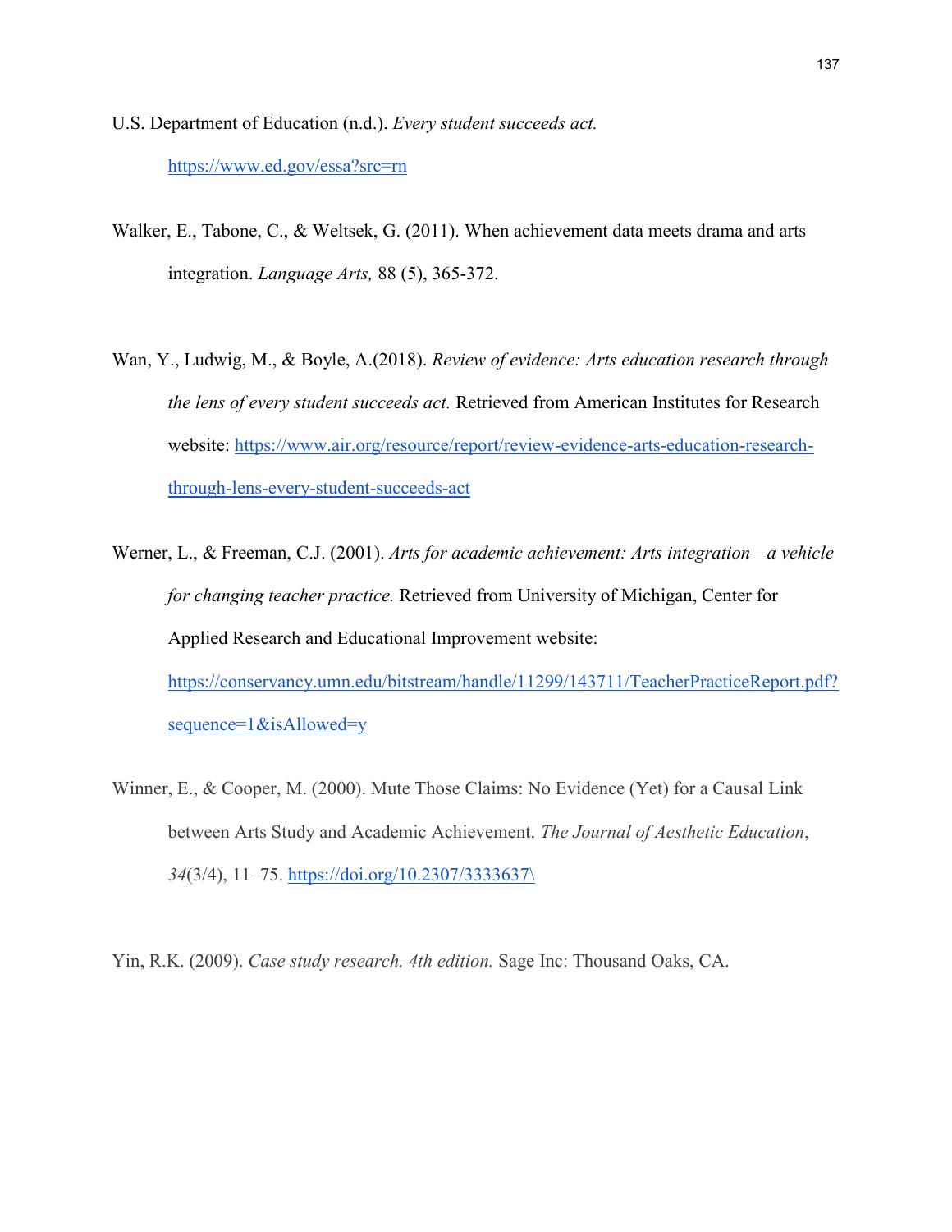U.S. Department of Education (n.d.). *Every student succeeds act.* https://www.ed.gov/essa?src=rn

Walker, E., Tabone, C., & Weltsek, G. (2011). When achievement data meets drama and arts integration. *Language Arts,* 88 (5), 365-372.

Wan, Y., Ludwig, M., & Boyle, A.(2018). *Review of evidence: Arts education research through the lens of every student succeeds act.* Retrieved from American Institutes for Research website: https://www.air.org/resource/report/review-evidence-arts-education-research-through-lens-every-student-succeeds-act

Werner, L., & Freeman, C.J. (2001). *Arts for academic achievement: Arts integration—a vehicle for changing teacher practice.* Retrieved from University of Michigan, Center for Applied Research and Educational Improvement website: https://conservancy.umn.edu/bitstream/handle/11299/143711/TeacherPracticeReport.pdf?sequence=1&isAllowed=y

Winner, E., & Cooper, M. (2000). Mute Those Claims: No Evidence (Yet) for a Causal Link between Arts Study and Academic Achievement. *The Journal of Aesthetic Education*, *34*(3/4), 11–75. https://doi.org/10.2307/3333637\

Yin, R.K. (2009). *Case study research. 4th edition.* Sage Inc: Thousand Oaks, CA.